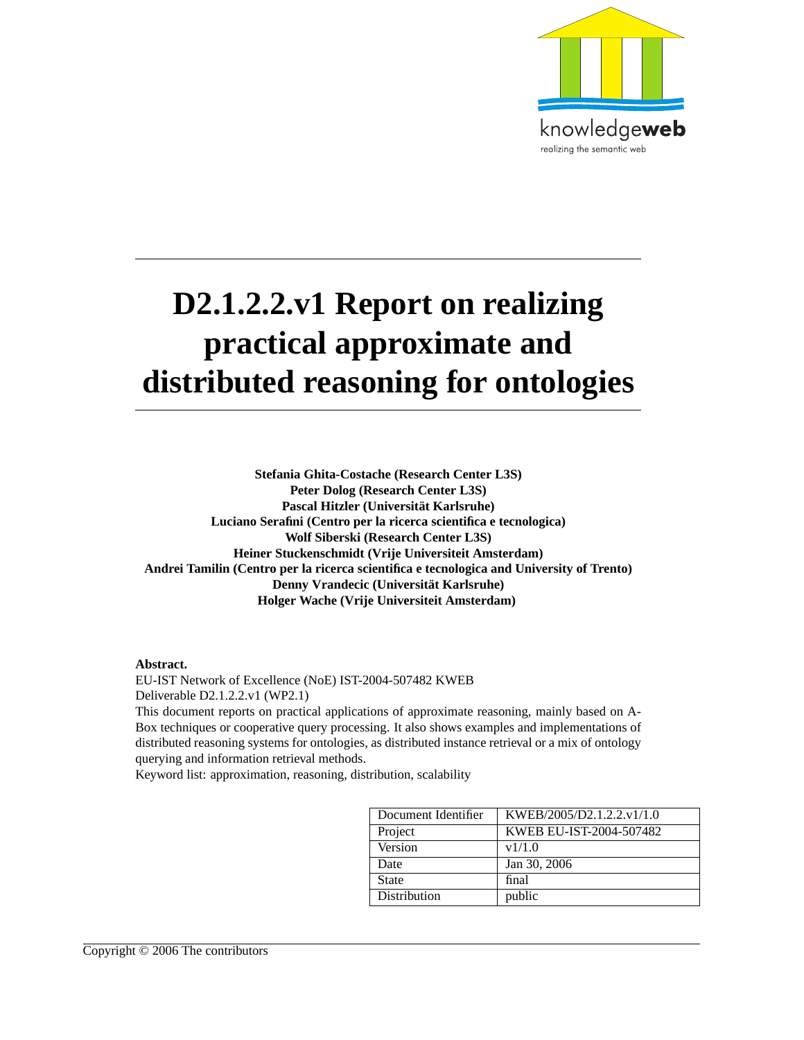knowledgeweb

realizing the semantic web

# D2.1.2.2.v1 Report on realizing practical approximate and distributed reasoning for ontologies

**Stefania Ghita-Costache (Research Center L3S)**
**Peter Dolog (Research Center L3S)**
**Pascal Hitzler (Universität Karlsruhe)**
**Luciano Serafini (Centro per la ricerca scientifica e tecnologica)**
**Wolf Siberski (Research Center L3S)**
**Heiner Stuckenschmidt (Vrije Universiteit Amsterdam)**
**Andrei Tamilin (Centro per la ricerca scientifica e tecnologica and University of Trento)**
**Denny Vrandecic (Universität Karlsruhe)**
**Holger Wache (Vrije Universiteit Amsterdam)**

**Abstract.**
EU-IST Network of Excellence (NoE) IST-2004-507482 KWEB
Deliverable D2.1.2.2.v1 (WP2.1)
This document reports on practical applications of approximate reasoning, mainly based on A-Box techniques or cooperative query processing. It also shows examples and implementations of distributed reasoning systems for ontologies, as distributed instance retrieval or a mix of ontology querying and information retrieval methods.
Keyword list: approximation, reasoning, distribution, scalability

| Document Identifier | KWEB/2005/D2.1.2.2.v1/1.0 |
| --- | --- |
| Project | KWEB EU-IST-2004-507482 |
| Version | v1/1.0 |
| Date | Jan 30, 2006 |
| State | final |
| Distribution | public |

Copyright © 2006 The contributors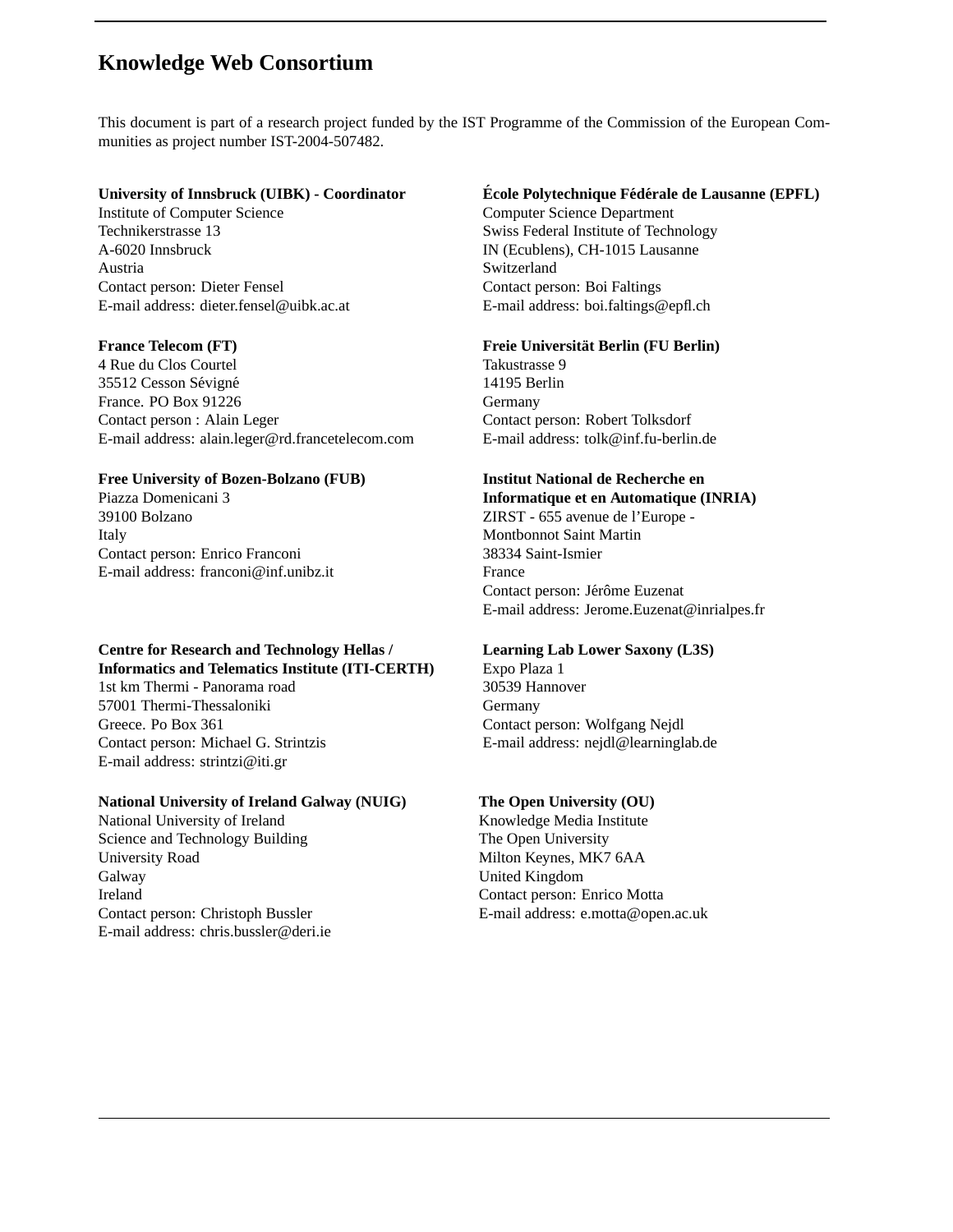# Knowledge Web Consortium

This document is part of a research project funded by the IST Programme of the Commission of the European Communities as project number IST-2004-507482.

**University of Innsbruck (UIBK) - Coordinator**
Institute of Computer Science
Technikerstrasse 13
A-6020 Innsbruck
Austria
Contact person: Dieter Fensel
E-mail address: dieter.fensel@uibk.ac.at

**École Polytechnique Fédérale de Lausanne (EPFL)**
Computer Science Department
Swiss Federal Institute of Technology
IN (Ecublens), CH-1015 Lausanne
Switzerland
Contact person: Boi Faltings
E-mail address: boi.faltings@epfl.ch

**France Telecom (FT)**
4 Rue du Clos Courtel
35512 Cesson Sévigné
France. PO Box 91226
Contact person : Alain Leger
E-mail address: alain.leger@rd.francetelecom.com

**Freie Universität Berlin (FU Berlin)**
Takustrasse 9
14195 Berlin
Germany
Contact person: Robert Tolksdorf
E-mail address: tolk@inf.fu-berlin.de

**Free University of Bozen-Bolzano (FUB)**
Piazza Domenicani 3
39100 Bolzano
Italy
Contact person: Enrico Franconi
E-mail address: franconi@inf.unibz.it

**Institut National de Recherche en Informatique et en Automatique (INRIA)**
ZIRST - 655 avenue de l'Europe -
Montbonnot Saint Martin
38334 Saint-Ismier
France
Contact person: Jérôme Euzenat
E-mail address: Jerome.Euzenat@inrialpes.fr

**Centre for Research and Technology Hellas / Informatics and Telematics Institute (ITI-CERTH)**
1st km Thermi - Panorama road
57001 Thermi-Thessaloniki
Greece. Po Box 361
Contact person: Michael G. Strintzis
E-mail address: strintzi@iti.gr

**Learning Lab Lower Saxony (L3S)**
Expo Plaza 1
30539 Hannover
Germany
Contact person: Wolfgang Nejdl
E-mail address: nejdl@learninglab.de

**National University of Ireland Galway (NUIG)**
National University of Ireland
Science and Technology Building
University Road
Galway
Ireland
Contact person: Christoph Bussler
E-mail address: chris.bussler@deri.ie

**The Open University (OU)**
Knowledge Media Institute
The Open University
Milton Keynes, MK7 6AA
United Kingdom
Contact person: Enrico Motta
E-mail address: e.motta@open.ac.uk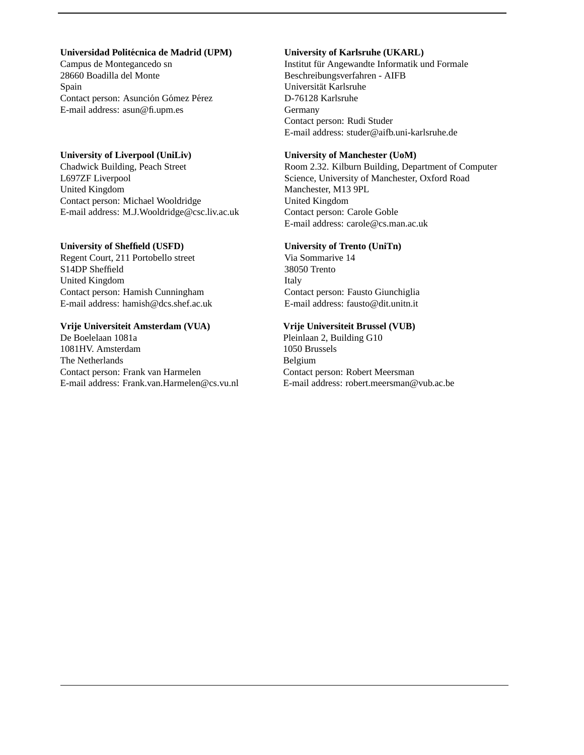**Universidad Politécnica de Madrid (UPM)**
Campus de Montegancedo sn
28660 Boadilla del Monte
Spain
Contact person: Asunción Gómez Pérez
E-mail address: asun@fi.upm.es

**University of Karlsruhe (UKARL)**
Institut für Angewandte Informatik und Formale Beschreibungsverfahren - AIFB
Universität Karlsruhe
D-76128 Karlsruhe
Germany
Contact person: Rudi Studer
E-mail address: studer@aifb.uni-karlsruhe.de

**University of Liverpool (UniLiv)**
Chadwick Building, Peach Street
L697ZF Liverpool
United Kingdom
Contact person: Michael Wooldridge
E-mail address: M.J.Wooldridge@csc.liv.ac.uk

**University of Manchester (UoM)**
Room 2.32. Kilburn Building, Department of Computer Science, University of Manchester, Oxford Road
Manchester, M13 9PL
United Kingdom
Contact person: Carole Goble
E-mail address: carole@cs.man.ac.uk

**University of Sheffield (USFD)**
Regent Court, 211 Portobello street
S14DP Sheffield
United Kingdom
Contact person: Hamish Cunningham
E-mail address: hamish@dcs.shef.ac.uk

**University of Trento (UniTn)**
Via Sommarive 14
38050 Trento
Italy
Contact person: Fausto Giunchiglia
E-mail address: fausto@dit.unitn.it

**Vrije Universiteit Amsterdam (VUA)**
De Boelelaan 1081a
1081HV. Amsterdam
The Netherlands
Contact person: Frank van Harmelen
E-mail address: Frank.van.Harmelen@cs.vu.nl

**Vrije Universiteit Brussel (VUB)**
Pleinlaan 2, Building G10
1050 Brussels
Belgium
Contact person: Robert Meersman
E-mail address: robert.meersman@vub.ac.be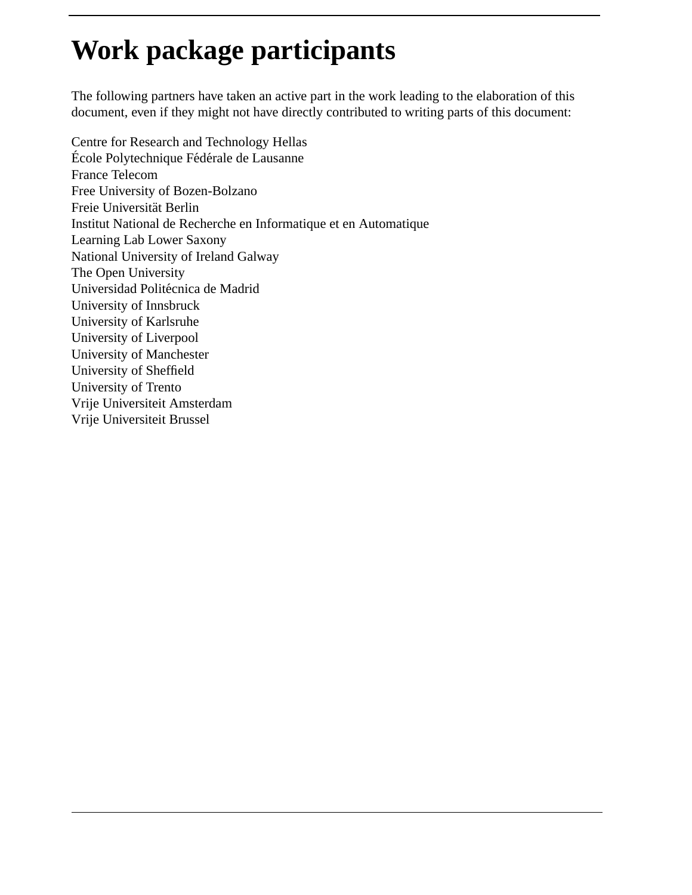# Work package participants

The following partners have taken an active part in the work leading to the elaboration of this document, even if they might not have directly contributed to writing parts of this document:

Centre for Research and Technology Hellas
École Polytechnique Fédérale de Lausanne
France Telecom
Free University of Bozen-Bolzano
Freie Universität Berlin
Institut National de Recherche en Informatique et en Automatique
Learning Lab Lower Saxony
National University of Ireland Galway
The Open University
Universidad Politécnica de Madrid
University of Innsbruck
University of Karlsruhe
University of Liverpool
University of Manchester
University of Sheffield
University of Trento
Vrije Universiteit Amsterdam
Vrije Universiteit Brussel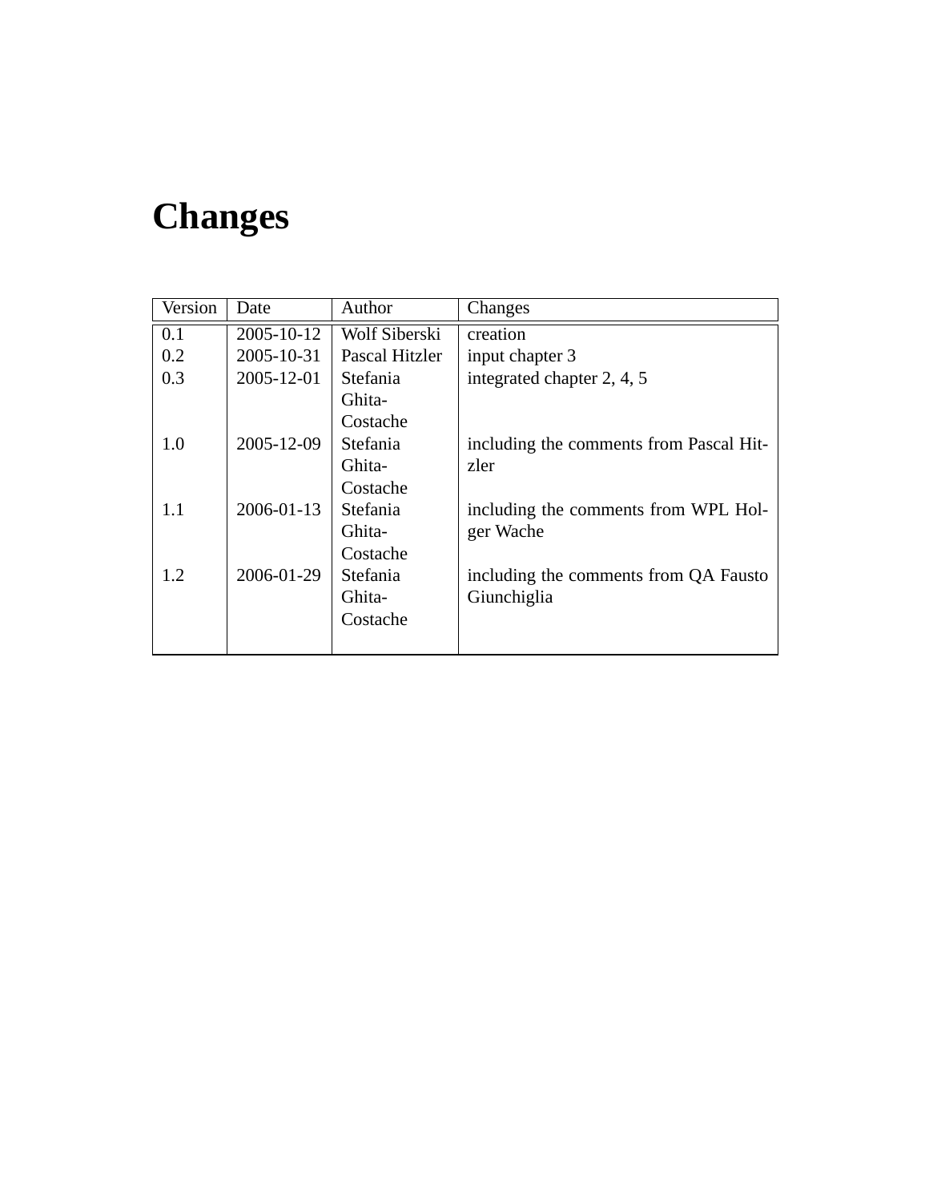# Changes

| Version | Date | Author | Changes |
|---|---|---|---|
| 0.1 | 2005-10-12 | Wolf Siberski | creation |
| 0.2 | 2005-10-31 | Pascal Hitzler | input chapter 3 |
| 0.3 | 2005-12-01 | Stefania Ghita-Costache | integrated chapter 2, 4, 5 |
| 1.0 | 2005-12-09 | Stefania Ghita-Costache | including the comments from Pascal Hitzler |
| 1.1 | 2006-01-13 | Stefania Ghita-Costache | including the comments from WPL Holger Wache |
| 1.2 | 2006-01-29 | Stefania Ghita-Costache | including the comments from QA Fausto Giunchiglia |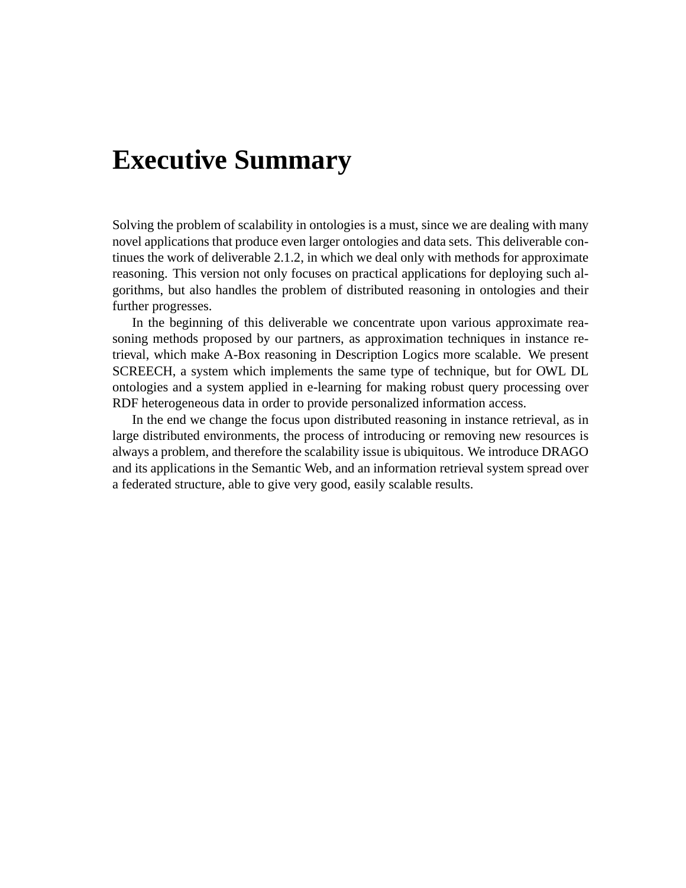# Executive Summary

Solving the problem of scalability in ontologies is a must, since we are dealing with many novel applications that produce even larger ontologies and data sets. This deliverable continues the work of deliverable 2.1.2, in which we deal only with methods for approximate reasoning. This version not only focuses on practical applications for deploying such algorithms, but also handles the problem of distributed reasoning in ontologies and their further progresses.

In the beginning of this deliverable we concentrate upon various approximate reasoning methods proposed by our partners, as approximation techniques in instance retrieval, which make A-Box reasoning in Description Logics more scalable. We present SCREECH, a system which implements the same type of technique, but for OWL DL ontologies and a system applied in e-learning for making robust query processing over RDF heterogeneous data in order to provide personalized information access.

In the end we change the focus upon distributed reasoning in instance retrieval, as in large distributed environments, the process of introducing or removing new resources is always a problem, and therefore the scalability issue is ubiquitous. We introduce DRAGO and its applications in the Semantic Web, and an information retrieval system spread over a federated structure, able to give very good, easily scalable results.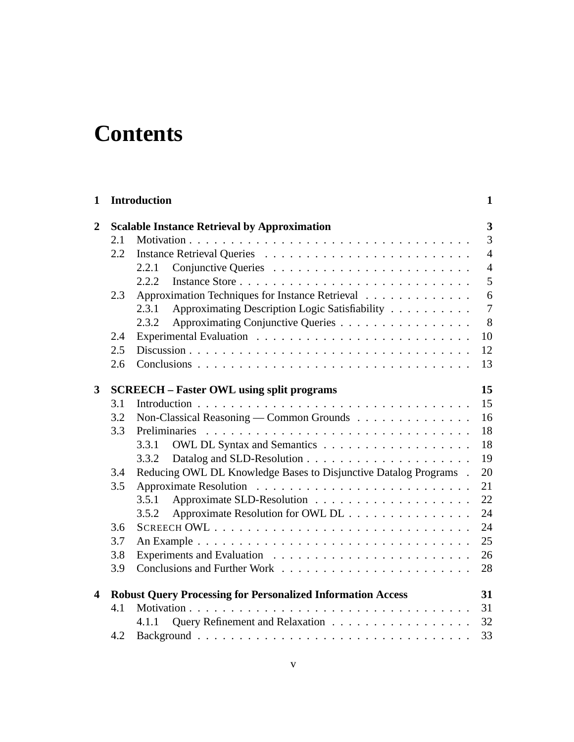# Contents

| | | | |
|---|---|---|---|
| **1** | **Introduction** | | **1** |
| **2** | **Scalable Instance Retrieval by Approximation** | | **3** |
| | 2.1 | Motivation | 3 |
| | 2.2 | Instance Retrieval Queries | 4 |
| | | 2.2.1 Conjunctive Queries | 4 |
| | | 2.2.2 Instance Store | 5 |
| | 2.3 | Approximation Techniques for Instance Retrieval | 6 |
| | | 2.3.1 Approximating Description Logic Satisfiability | 7 |
| | | 2.3.2 Approximating Conjunctive Queries | 8 |
| | 2.4 | Experimental Evaluation | 10 |
| | 2.5 | Discussion | 12 |
| | 2.6 | Conclusions | 13 |
| **3** | **SCREECH – Faster OWL using split programs** | | **15** |
| | 3.1 | Introduction | 15 |
| | 3.2 | Non-Classical Reasoning — Common Grounds | 16 |
| | 3.3 | Preliminaries | 18 |
| | | 3.3.1 OWL DL Syntax and Semantics | 18 |
| | | 3.3.2 Datalog and SLD-Resolution | 19 |
| | 3.4 | Reducing OWL DL Knowledge Bases to Disjunctive Datalog Programs | 20 |
| | 3.5 | Approximate Resolution | 21 |
| | | 3.5.1 Approximate SLD-Resolution | 22 |
| | | 3.5.2 Approximate Resolution for OWL DL | 24 |
| | 3.6 | SCREECH OWL | 24 |
| | 3.7 | An Example | 25 |
| | 3.8 | Experiments and Evaluation | 26 |
| | 3.9 | Conclusions and Further Work | 28 |
| **4** | **Robust Query Processing for Personalized Information Access** | | **31** |
| | 4.1 | Motivation | 31 |
| | | 4.1.1 Query Refinement and Relaxation | 32 |
| | 4.2 | Background | 33 |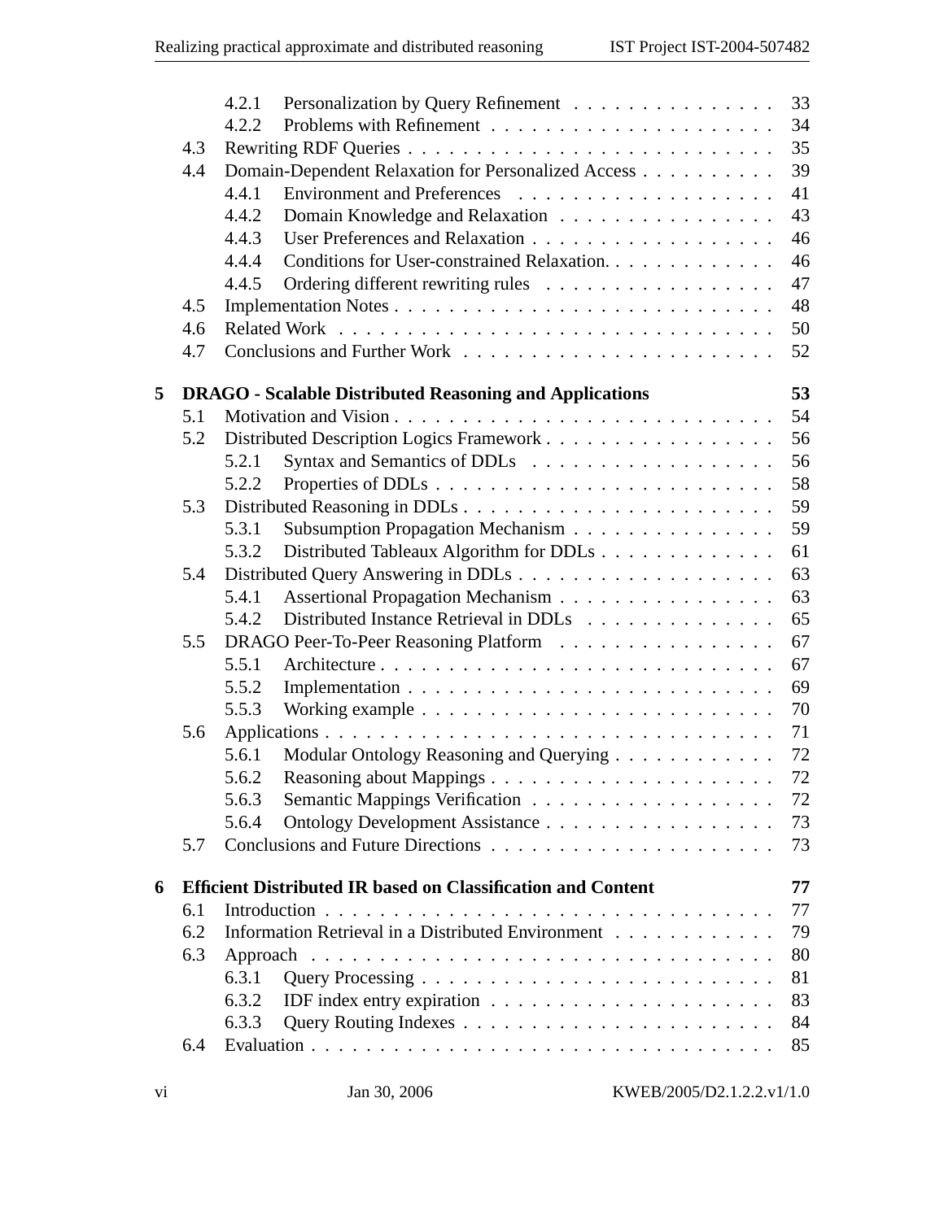- 4.2.1 Personalization by Query Refinement . . . . . . . . . . . . . . . 33
- 4.2.2 Problems with Refinement . . . . . . . . . . . . . . . . . . . . . 34
- 4.3 Rewriting RDF Queries . . . . . . . . . . . . . . . . . . . . . . . . . . . 35
- 4.4 Domain-Dependent Relaxation for Personalized Access . . . . . . . . . . 39
  - 4.4.1 Environment and Preferences . . . . . . . . . . . . . . . . . . . 41
  - 4.4.2 Domain Knowledge and Relaxation . . . . . . . . . . . . . . . . 43
  - 4.4.3 User Preferences and Relaxation . . . . . . . . . . . . . . . . . . 46
  - 4.4.4 Conditions for User-constrained Relaxation. . . . . . . . . . . . . 46
  - 4.4.5 Ordering different rewriting rules . . . . . . . . . . . . . . . . . 47
- 4.5 Implementation Notes . . . . . . . . . . . . . . . . . . . . . . . . . . . 48
- 4.6 Related Work . . . . . . . . . . . . . . . . . . . . . . . . . . . . . . . 50
- 4.7 Conclusions and Further Work . . . . . . . . . . . . . . . . . . . . . . 52

**5 DRAGO - Scalable Distributed Reasoning and Applications 53**

- 5.1 Motivation and Vision . . . . . . . . . . . . . . . . . . . . . . . . . . . 54
- 5.2 Distributed Description Logics Framework . . . . . . . . . . . . . . . . . 56
  - 5.2.1 Syntax and Semantics of DDLs . . . . . . . . . . . . . . . . . . 56
  - 5.2.2 Properties of DDLs . . . . . . . . . . . . . . . . . . . . . . . . . 58
- 5.3 Distributed Reasoning in DDLs . . . . . . . . . . . . . . . . . . . . . . . 59
  - 5.3.1 Subsumption Propagation Mechanism . . . . . . . . . . . . . . . 59
  - 5.3.2 Distributed Tableaux Algorithm for DDLs . . . . . . . . . . . . . 61
- 5.4 Distributed Query Answering in DDLs . . . . . . . . . . . . . . . . . . . 63
  - 5.4.1 Assertional Propagation Mechanism . . . . . . . . . . . . . . . . 63
  - 5.4.2 Distributed Instance Retrieval in DDLs . . . . . . . . . . . . . . 65
- 5.5 DRAGO Peer-To-Peer Reasoning Platform . . . . . . . . . . . . . . . . 67
  - 5.5.1 Architecture . . . . . . . . . . . . . . . . . . . . . . . . . . . . . 67
  - 5.5.2 Implementation . . . . . . . . . . . . . . . . . . . . . . . . . . . 69
  - 5.5.3 Working example . . . . . . . . . . . . . . . . . . . . . . . . . . 70
- 5.6 Applications . . . . . . . . . . . . . . . . . . . . . . . . . . . . . . . . 71
  - 5.6.1 Modular Ontology Reasoning and Querying . . . . . . . . . . . . 72
  - 5.6.2 Reasoning about Mappings . . . . . . . . . . . . . . . . . . . . . 72
  - 5.6.3 Semantic Mappings Verification . . . . . . . . . . . . . . . . . . 72
  - 5.6.4 Ontology Development Assistance . . . . . . . . . . . . . . . . . 73
- 5.7 Conclusions and Future Directions . . . . . . . . . . . . . . . . . . . . 73

**6 Efficient Distributed IR based on Classification and Content 77**

- 6.1 Introduction . . . . . . . . . . . . . . . . . . . . . . . . . . . . . . . . . 77
- 6.2 Information Retrieval in a Distributed Environment . . . . . . . . . . . . 79
- 6.3 Approach . . . . . . . . . . . . . . . . . . . . . . . . . . . . . . . . . . 80
  - 6.3.1 Query Processing . . . . . . . . . . . . . . . . . . . . . . . . . . 81
  - 6.3.2 IDF index entry expiration . . . . . . . . . . . . . . . . . . . . . 83
  - 6.3.3 Query Routing Indexes . . . . . . . . . . . . . . . . . . . . . . . 84
- 6.4 Evaluation . . . . . . . . . . . . . . . . . . . . . . . . . . . . . . . . . 85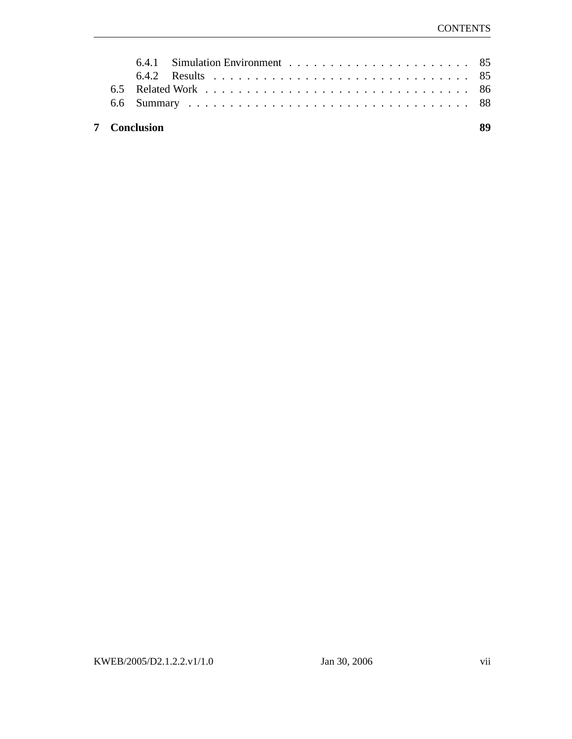- 6.4.1 Simulation Environment . . . . . . . . . . . . . . . . . . . . . . 85
- 6.4.2 Results . . . . . . . . . . . . . . . . . . . . . . . . . . . . . . . . 85
- 6.5 Related Work . . . . . . . . . . . . . . . . . . . . . . . . . . . . . . . . 86
- 6.6 Summary . . . . . . . . . . . . . . . . . . . . . . . . . . . . . . . . . . 88

**7 Conclusion** **89**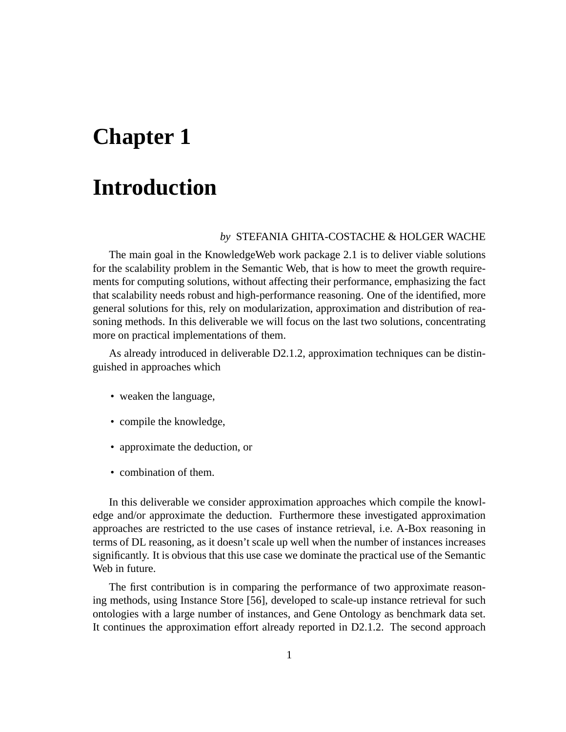# Chapter 1

# Introduction

*by* STEFANIA GHITA-COSTACHE & HOLGER WACHE

The main goal in the KnowledgeWeb work package 2.1 is to deliver viable solutions for the scalability problem in the Semantic Web, that is how to meet the growth requirements for computing solutions, without affecting their performance, emphasizing the fact that scalability needs robust and high-performance reasoning. One of the identified, more general solutions for this, rely on modularization, approximation and distribution of reasoning methods. In this deliverable we will focus on the last two solutions, concentrating more on practical implementations of them.

As already introduced in deliverable D2.1.2, approximation techniques can be distinguished in approaches which

- weaken the language,
- compile the knowledge,
- approximate the deduction, or
- combination of them.

In this deliverable we consider approximation approaches which compile the knowledge and/or approximate the deduction. Furthermore these investigated approximation approaches are restricted to the use cases of instance retrieval, i.e. A-Box reasoning in terms of DL reasoning, as it doesn't scale up well when the number of instances increases significantly. It is obvious that this use case we dominate the practical use of the Semantic Web in future.

The first contribution is in comparing the performance of two approximate reasoning methods, using Instance Store [56], developed to scale-up instance retrieval for such ontologies with a large number of instances, and Gene Ontology as benchmark data set. It continues the approximation effort already reported in D2.1.2. The second approach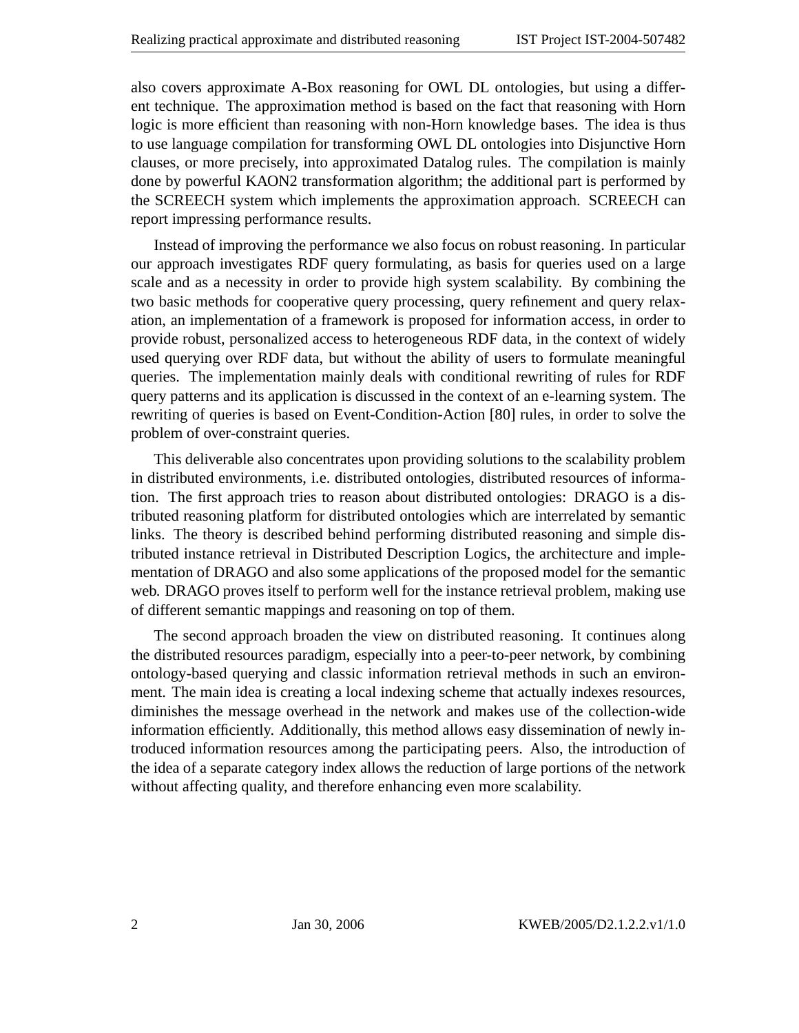also covers approximate A-Box reasoning for OWL DL ontologies, but using a different technique. The approximation method is based on the fact that reasoning with Horn logic is more efficient than reasoning with non-Horn knowledge bases. The idea is thus to use language compilation for transforming OWL DL ontologies into Disjunctive Horn clauses, or more precisely, into approximated Datalog rules. The compilation is mainly done by powerful KAON2 transformation algorithm; the additional part is performed by the SCREECH system which implements the approximation approach. SCREECH can report impressing performance results.

Instead of improving the performance we also focus on robust reasoning. In particular our approach investigates RDF query formulating, as basis for queries used on a large scale and as a necessity in order to provide high system scalability. By combining the two basic methods for cooperative query processing, query refinement and query relaxation, an implementation of a framework is proposed for information access, in order to provide robust, personalized access to heterogeneous RDF data, in the context of widely used querying over RDF data, but without the ability of users to formulate meaningful queries. The implementation mainly deals with conditional rewriting of rules for RDF query patterns and its application is discussed in the context of an e-learning system. The rewriting of queries is based on Event-Condition-Action [80] rules, in order to solve the problem of over-constraint queries.

This deliverable also concentrates upon providing solutions to the scalability problem in distributed environments, i.e. distributed ontologies, distributed resources of information. The first approach tries to reason about distributed ontologies: DRAGO is a distributed reasoning platform for distributed ontologies which are interrelated by semantic links. The theory is described behind performing distributed reasoning and simple distributed instance retrieval in Distributed Description Logics, the architecture and implementation of DRAGO and also some applications of the proposed model for the semantic web. DRAGO proves itself to perform well for the instance retrieval problem, making use of different semantic mappings and reasoning on top of them.

The second approach broaden the view on distributed reasoning. It continues along the distributed resources paradigm, especially into a peer-to-peer network, by combining ontology-based querying and classic information retrieval methods in such an environment. The main idea is creating a local indexing scheme that actually indexes resources, diminishes the message overhead in the network and makes use of the collection-wide information efficiently. Additionally, this method allows easy dissemination of newly introduced information resources among the participating peers. Also, the introduction of the idea of a separate category index allows the reduction of large portions of the network without affecting quality, and therefore enhancing even more scalability.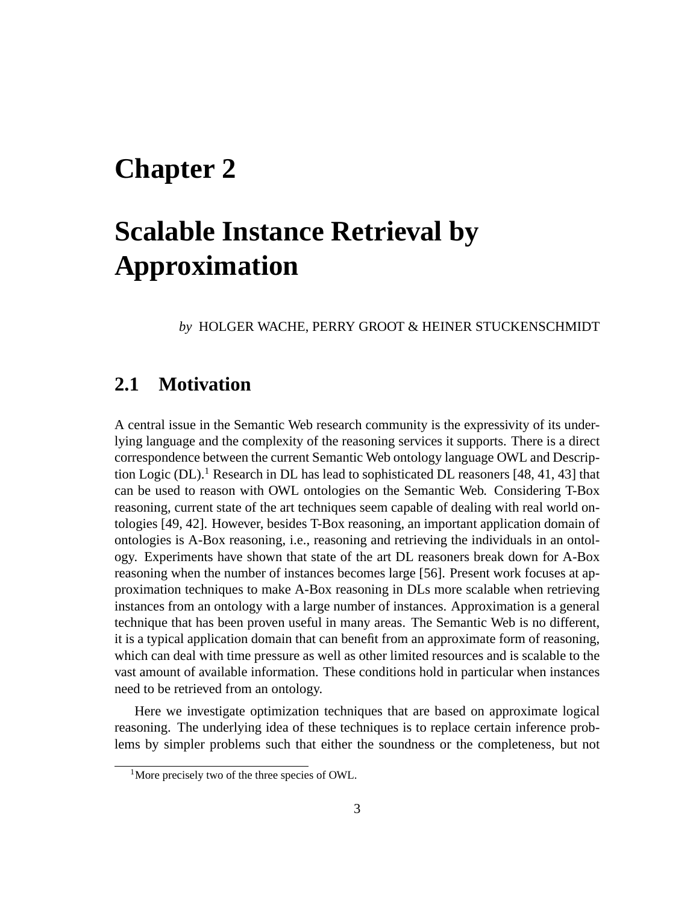# Chapter 2

# Scalable Instance Retrieval by Approximation

*by* HOLGER WACHE, PERRY GROOT & HEINER STUCKENSCHMIDT

## 2.1 Motivation

A central issue in the Semantic Web research community is the expressivity of its underlying language and the complexity of the reasoning services it supports. There is a direct correspondence between the current Semantic Web ontology language OWL and Description Logic (DL).[1] Research in DL has lead to sophisticated DL reasoners [48, 41, 43] that can be used to reason with OWL ontologies on the Semantic Web. Considering T-Box reasoning, current state of the art techniques seem capable of dealing with real world ontologies [49, 42]. However, besides T-Box reasoning, an important application domain of ontologies is A-Box reasoning, i.e., reasoning and retrieving the individuals in an ontology. Experiments have shown that state of the art DL reasoners break down for A-Box reasoning when the number of instances becomes large [56]. Present work focuses at approximation techniques to make A-Box reasoning in DLs more scalable when retrieving instances from an ontology with a large number of instances. Approximation is a general technique that has been proven useful in many areas. The Semantic Web is no different, it is a typical application domain that can benefit from an approximate form of reasoning, which can deal with time pressure as well as other limited resources and is scalable to the vast amount of available information. These conditions hold in particular when instances need to be retrieved from an ontology.

Here we investigate optimization techniques that are based on approximate logical reasoning. The underlying idea of these techniques is to replace certain inference problems by simpler problems such that either the soundness or the completeness, but not

[1] More precisely two of the three species of OWL.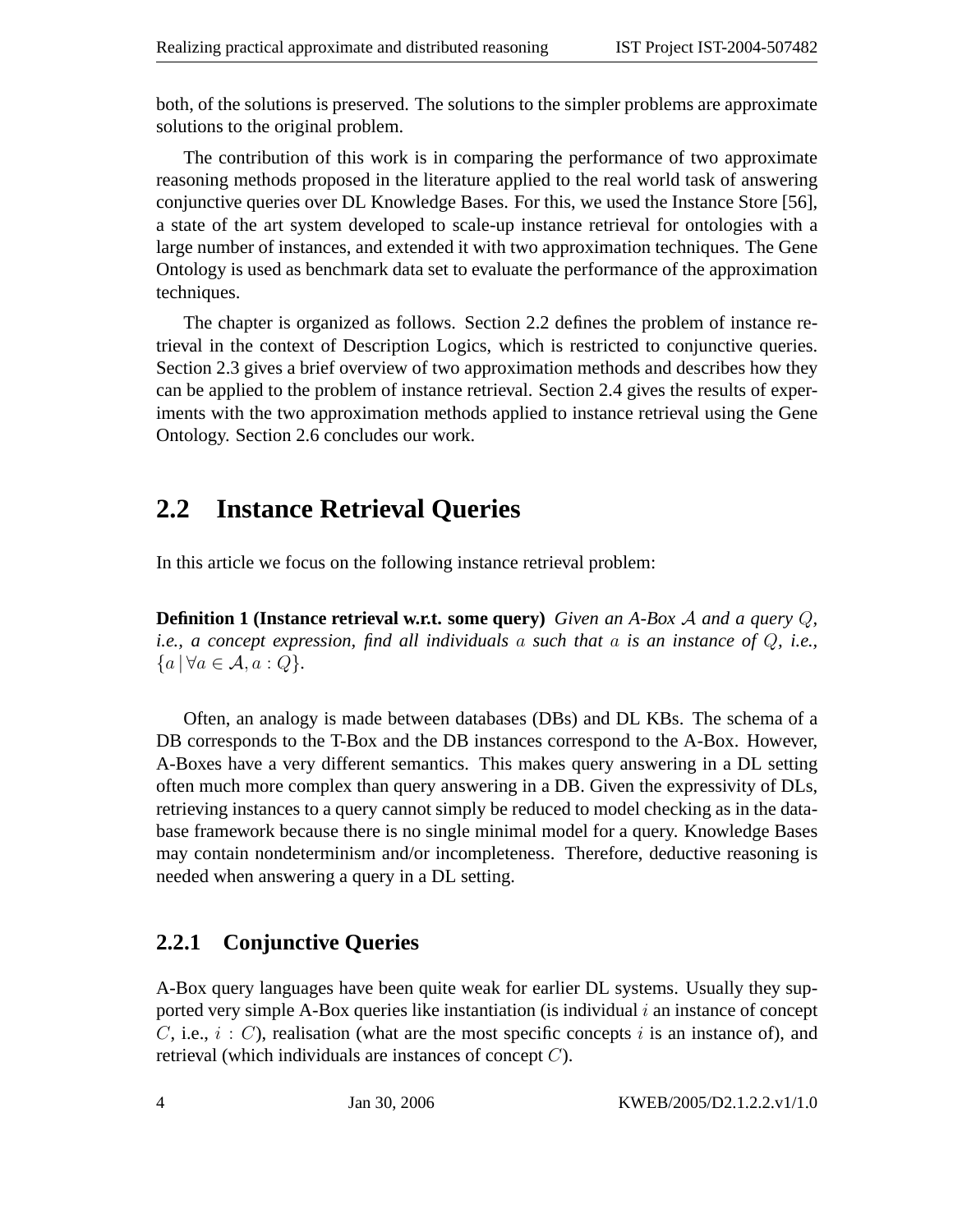both, of the solutions is preserved. The solutions to the simpler problems are approximate solutions to the original problem.

The contribution of this work is in comparing the performance of two approximate reasoning methods proposed in the literature applied to the real world task of answering conjunctive queries over DL Knowledge Bases. For this, we used the Instance Store [56], a state of the art system developed to scale-up instance retrieval for ontologies with a large number of instances, and extended it with two approximation techniques. The Gene Ontology is used as benchmark data set to evaluate the performance of the approximation techniques.

The chapter is organized as follows. Section 2.2 defines the problem of instance retrieval in the context of Description Logics, which is restricted to conjunctive queries. Section 2.3 gives a brief overview of two approximation methods and describes how they can be applied to the problem of instance retrieval. Section 2.4 gives the results of experiments with the two approximation methods applied to instance retrieval using the Gene Ontology. Section 2.6 concludes our work.

## 2.2 Instance Retrieval Queries

In this article we focus on the following instance retrieval problem:

**Definition 1 (Instance retrieval w.r.t. some query)** *Given an A-Box $\mathcal{A}$ and a query $Q$, i.e., a concept expression, find all individuals $a$ such that $a$ is an instance of $Q$, i.e., $\{a \mid \forall a \in \mathcal{A}, a : Q\}$.*

Often, an analogy is made between databases (DBs) and DL KBs. The schema of a DB corresponds to the T-Box and the DB instances correspond to the A-Box. However, A-Boxes have a very different semantics. This makes query answering in a DL setting often much more complex than query answering in a DB. Given the expressivity of DLs, retrieving instances to a query cannot simply be reduced to model checking as in the database framework because there is no single minimal model for a query. Knowledge Bases may contain nondeterminism and/or incompleteness. Therefore, deductive reasoning is needed when answering a query in a DL setting.

### 2.2.1 Conjunctive Queries

A-Box query languages have been quite weak for earlier DL systems. Usually they supported very simple A-Box queries like instantiation (is individual $i$ an instance of concept $C$, i.e., $i : C$), realisation (what are the most specific concepts $i$ is an instance of), and retrieval (which individuals are instances of concept $C$).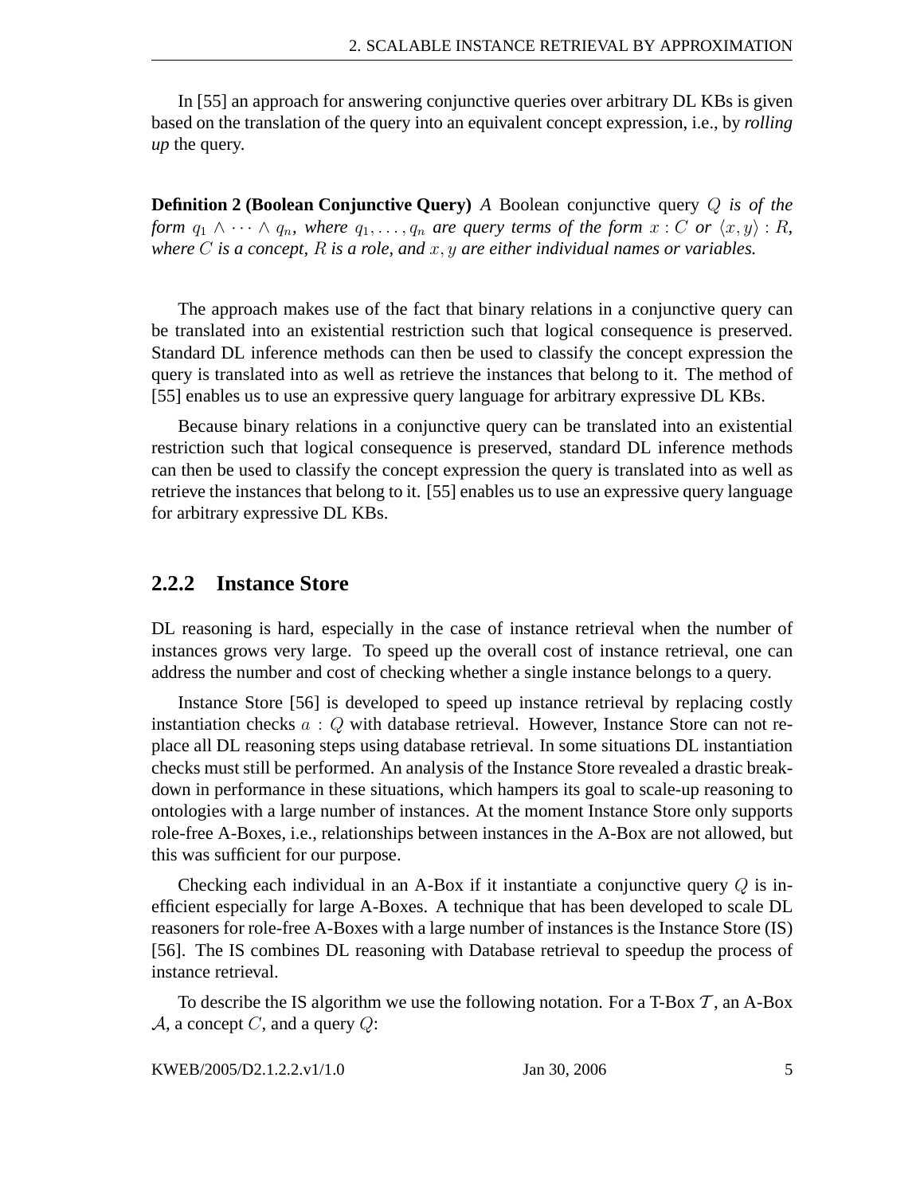In [55] an approach for answering conjunctive queries over arbitrary DL KBs is given based on the translation of the query into an equivalent concept expression, i.e., by *rolling up* the query.

**Definition 2 (Boolean Conjunctive Query)** *A* Boolean conjunctive query $Q$ *is of the form* $q_1 \wedge \cdots \wedge q_n$*, where* $q_1, \ldots, q_n$ *are query terms of the form* $x : C$ *or* $\langle x, y \rangle : R$*, where* $C$ *is a concept,* $R$ *is a role, and* $x, y$ *are either individual names or variables.*

The approach makes use of the fact that binary relations in a conjunctive query can be translated into an existential restriction such that logical consequence is preserved. Standard DL inference methods can then be used to classify the concept expression the query is translated into as well as retrieve the instances that belong to it. The method of [55] enables us to use an expressive query language for arbitrary expressive DL KBs.

Because binary relations in a conjunctive query can be translated into an existential restriction such that logical consequence is preserved, standard DL inference methods can then be used to classify the concept expression the query is translated into as well as retrieve the instances that belong to it. [55] enables us to use an expressive query language for arbitrary expressive DL KBs.

### 2.2.2 Instance Store

DL reasoning is hard, especially in the case of instance retrieval when the number of instances grows very large. To speed up the overall cost of instance retrieval, one can address the number and cost of checking whether a single instance belongs to a query.

Instance Store [56] is developed to speed up instance retrieval by replacing costly instantiation checks $a : Q$ with database retrieval. However, Instance Store can not replace all DL reasoning steps using database retrieval. In some situations DL instantiation checks must still be performed. An analysis of the Instance Store revealed a drastic breakdown in performance in these situations, which hampers its goal to scale-up reasoning to ontologies with a large number of instances. At the moment Instance Store only supports role-free A-Boxes, i.e., relationships between instances in the A-Box are not allowed, but this was sufficient for our purpose.

Checking each individual in an A-Box if it instantiate a conjunctive query $Q$ is inefficient especially for large A-Boxes. A technique that has been developed to scale DL reasoners for role-free A-Boxes with a large number of instances is the Instance Store (IS) [56]. The IS combines DL reasoning with Database retrieval to speedup the process of instance retrieval.

To describe the IS algorithm we use the following notation. For a T-Box $\mathcal{T}$, an A-Box $\mathcal{A}$, a concept $C$, and a query $Q$: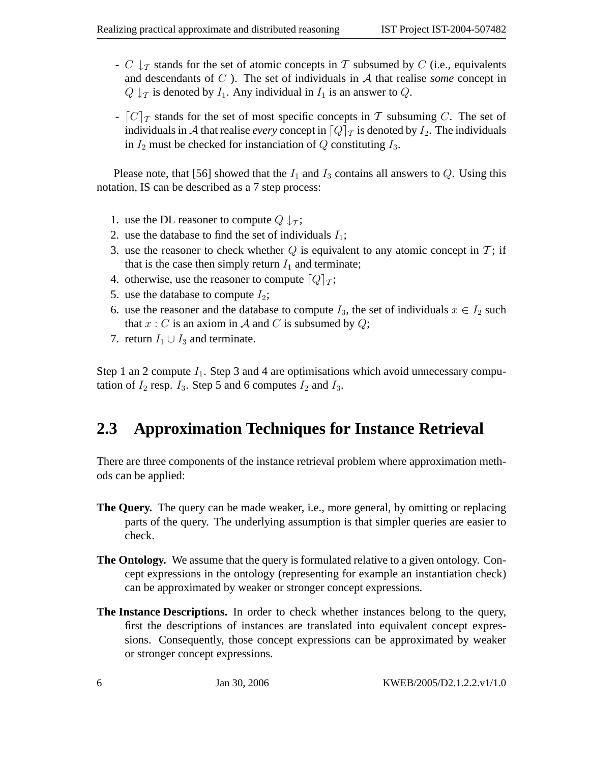- $C \downarrow_{\mathcal{T}}$ stands for the set of atomic concepts in $\mathcal{T}$ subsumed by $C$ (i.e., equivalents and descendants of $C$ ). The set of individuals in $\mathcal{A}$ that realise *some* concept in $Q \downarrow_{\mathcal{T}}$ is denoted by $I_1$. Any individual in $I_1$ is an answer to $Q$.
- $\lceil C \rceil_{\mathcal{T}}$ stands for the set of most specific concepts in $\mathcal{T}$ subsuming $C$. The set of individuals in $\mathcal{A}$ that realise *every* concept in $\lceil Q \rceil_{\mathcal{T}}$ is denoted by $I_2$. The individuals in $I_2$ must be checked for instanciation of $Q$ constituting $I_3$.

Please note, that [56] showed that the $I_1$ and $I_3$ contains all answers to $Q$. Using this notation, IS can be described as a 7 step process:

1. use the DL reasoner to compute $Q \downarrow_{\mathcal{T}}$;
2. use the database to find the set of individuals $I_1$;
3. use the reasoner to check whether $Q$ is equivalent to any atomic concept in $\mathcal{T}$; if that is the case then simply return $I_1$ and terminate;
4. otherwise, use the reasoner to compute $\lceil Q \rceil_{\mathcal{T}}$;
5. use the database to compute $I_2$;
6. use the reasoner and the database to compute $I_3$, the set of individuals $x \in I_2$ such that $x : C$ is an axiom in $\mathcal{A}$ and $C$ is subsumed by $Q$;
7. return $I_1 \cup I_3$ and terminate.

Step 1 an 2 compute $I_1$. Step 3 and 4 are optimisations which avoid unnecessary computation of $I_2$ resp. $I_3$. Step 5 and 6 computes $I_2$ and $I_3$.

## 2.3 Approximation Techniques for Instance Retrieval

There are three components of the instance retrieval problem where approximation methods can be applied:

**The Query.** The query can be made weaker, i.e., more general, by omitting or replacing parts of the query. The underlying assumption is that simpler queries are easier to check.

**The Ontology.** We assume that the query is formulated relative to a given ontology. Concept expressions in the ontology (representing for example an instantiation check) can be approximated by weaker or stronger concept expressions.

**The Instance Descriptions.** In order to check whether instances belong to the query, first the descriptions of instances are translated into equivalent concept expressions. Consequently, those concept expressions can be approximated by weaker or stronger concept expressions.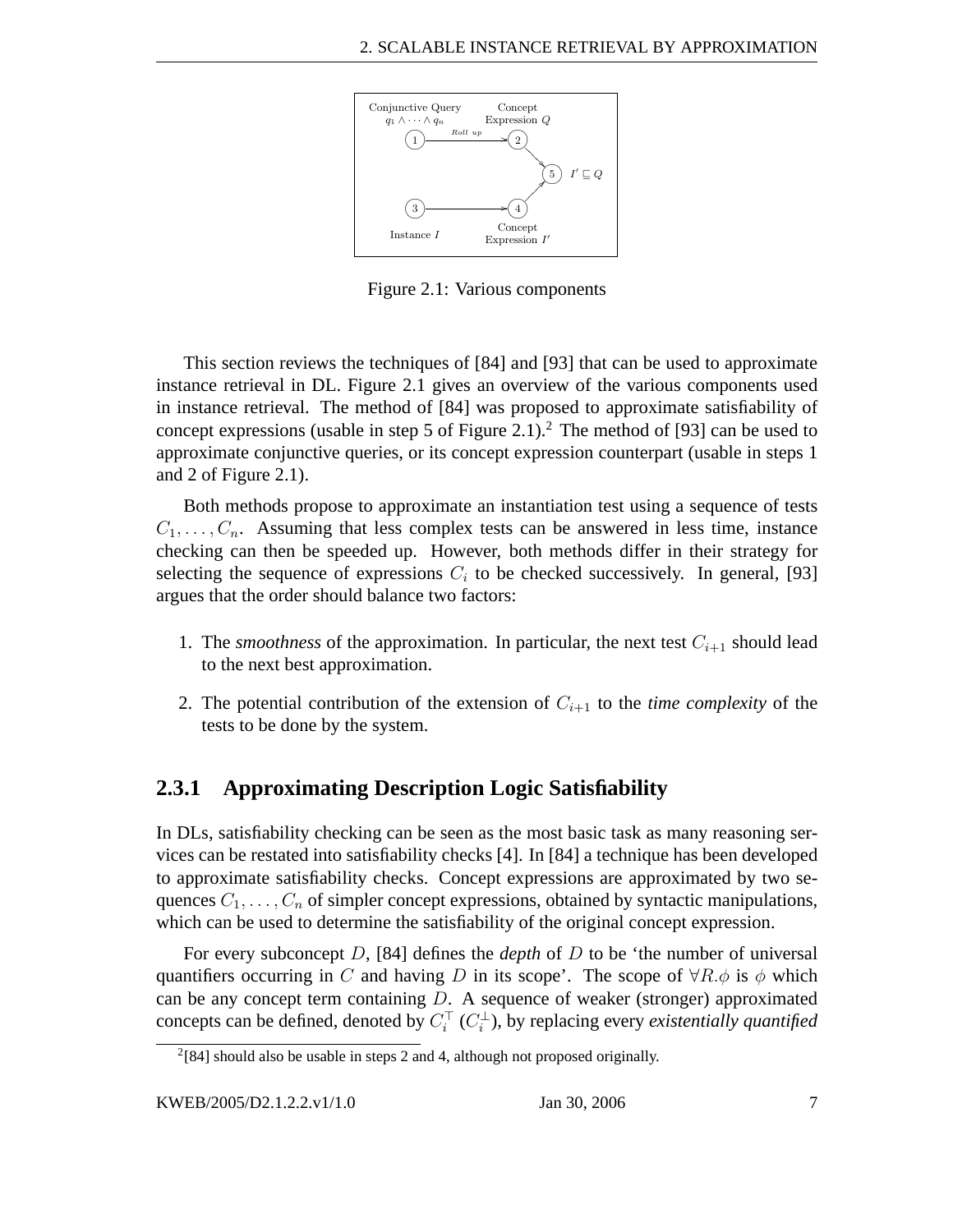Figure 2.1: Various components

This section reviews the techniques of [84] and [93] that can be used to approximate instance retrieval in DL. Figure 2.1 gives an overview of the various components used in instance retrieval. The method of [84] was proposed to approximate satisfiability of concept expressions (usable in step 5 of Figure 2.1).[2] The method of [93] can be used to approximate conjunctive queries, or its concept expression counterpart (usable in steps 1 and 2 of Figure 2.1).

Both methods propose to approximate an instantiation test using a sequence of tests $C_1, \ldots, C_n$. Assuming that less complex tests can be answered in less time, instance checking can then be speeded up. However, both methods differ in their strategy for selecting the sequence of expressions $C_i$ to be checked successively. In general, [93] argues that the order should balance two factors:

1. The *smoothness* of the approximation. In particular, the next test $C_{i+1}$ should lead to the next best approximation.
2. The potential contribution of the extension of $C_{i+1}$ to the *time complexity* of the tests to be done by the system.

### 2.3.1 Approximating Description Logic Satisfiability

In DLs, satisfiability checking can be seen as the most basic task as many reasoning services can be restated into satisfiability checks [4]. In [84] a technique has been developed to approximate satisfiability checks. Concept expressions are approximated by two sequences $C_1, \ldots, C_n$ of simpler concept expressions, obtained by syntactic manipulations, which can be used to determine the satisfiability of the original concept expression.

For every subconcept $D$, [84] defines the *depth* of $D$ to be 'the number of universal quantifiers occurring in $C$ and having $D$ in its scope'. The scope of $\forall R.\phi$ is $\phi$ which can be any concept term containing $D$. A sequence of weaker (stronger) approximated concepts can be defined, denoted by $C_i^\top$ ($C_i^\bot$), by replacing every *existentially quantified*

[2] [84] should also be usable in steps 2 and 4, although not proposed originally.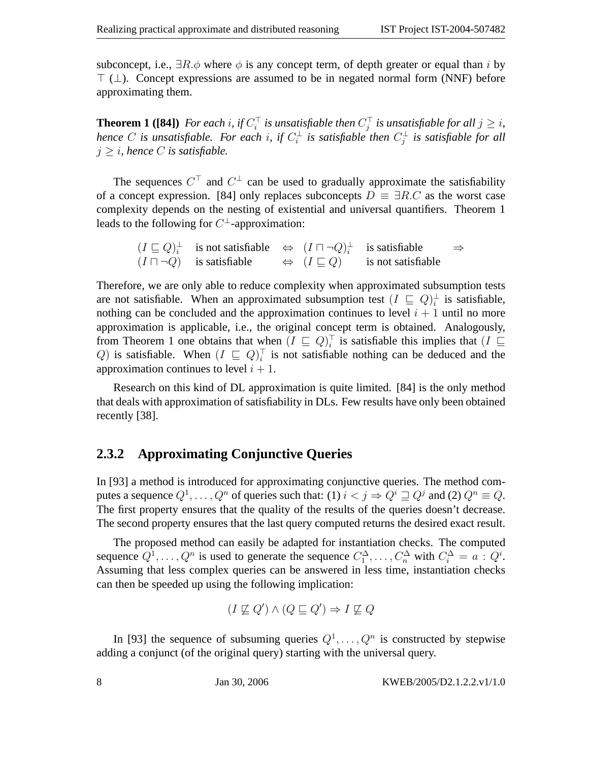subconcept, i.e., $\exists R.\phi$ where $\phi$ is any concept term, of depth greater or equal than $i$ by $\top$ ($\bot$). Concept expressions are assumed to be in negated normal form (NNF) before approximating them.

**Theorem 1 ([84])** *For each $i$, if $C_i^\top$ is unsatisfiable then $C_j^\top$ is unsatisfiable for all $j \geq i$, hence $C$ is unsatisfiable. For each $i$, if $C_i^\bot$ is satisfiable then $C_j^\bot$ is satisfiable for all $j \geq i$, hence $C$ is satisfiable.*

The sequences $C^\top$ and $C^\bot$ can be used to gradually approximate the satisfiability of a concept expression. [84] only replaces subconcepts $D \equiv \exists R.C$ as the worst case complexity depends on the nesting of existential and universal quantifiers. Theorem 1 leads to the following for $C^\bot$-approximation:

$$
\begin{array}{llclll}
(I \sqsubseteq Q)_i^\bot & \text{is not satisfiable} & \Leftrightarrow & (I \sqcap \neg Q)_i^\bot & \text{is satisfiable} & \Rightarrow \\
(I \sqcap \neg Q) & \text{is satisfiable} & \Leftrightarrow & (I \sqsubseteq Q) & \text{is not satisfiable} &
\end{array}
$$

Therefore, we are only able to reduce complexity when approximated subsumption tests are not satisfiable. When an approximated subsumption test $(I \sqsubseteq Q)_i^\bot$ is satisfiable, nothing can be concluded and the approximation continues to level $i+1$ until no more approximation is applicable, i.e., the original concept term is obtained. Analogously, from Theorem 1 one obtains that when $(I \sqsubseteq Q)_i^\top$ is satisfiable this implies that $(I \sqsubseteq Q)$ is satisfiable. When $(I \sqsubseteq Q)_i^\top$ is not satisfiable nothing can be deduced and the approximation continues to level $i+1$.

Research on this kind of DL approximation is quite limited. [84] is the only method that deals with approximation of satisfiability in DLs. Few results have only been obtained recently [38].

### 2.3.2 Approximating Conjunctive Queries

In [93] a method is introduced for approximating conjunctive queries. The method computes a sequence $Q^1, \ldots, Q^n$ of queries such that: (1) $i < j \Rightarrow Q^i \sqsupseteq Q^j$ and (2) $Q^n \equiv Q$. The first property ensures that the quality of the results of the queries doesn't decrease. The second property ensures that the last query computed returns the desired exact result.

The proposed method can easily be adapted for instantiation checks. The computed sequence $Q^1, \ldots, Q^n$ is used to generate the sequence $C_1^\Delta, \ldots, C_n^\Delta$ with $C_i^\Delta = a : Q^i$. Assuming that less complex queries can be answered in less time, instantiation checks can then be speeded up using the following implication:

$$(I \not\sqsubseteq Q') \wedge (Q \sqsubseteq Q') \Rightarrow I \not\sqsubseteq Q$$

In [93] the sequence of subsuming queries $Q^1, \ldots, Q^n$ is constructed by stepwise adding a conjunct (of the original query) starting with the universal query.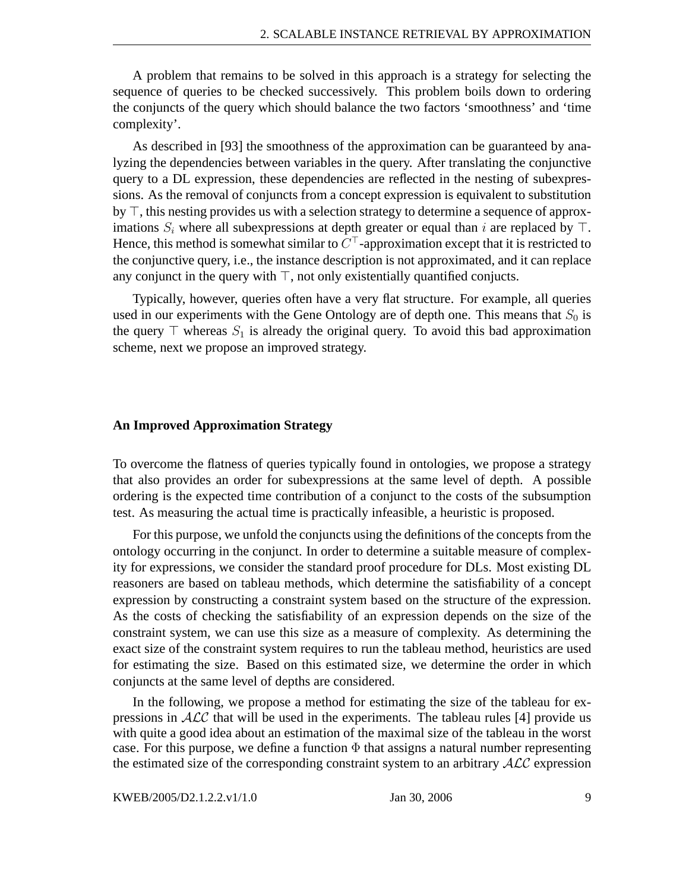A problem that remains to be solved in this approach is a strategy for selecting the sequence of queries to be checked successively. This problem boils down to ordering the conjuncts of the query which should balance the two factors 'smoothness' and 'time complexity'.

As described in [93] the smoothness of the approximation can be guaranteed by analyzing the dependencies between variables in the query. After translating the conjunctive query to a DL expression, these dependencies are reflected in the nesting of subexpressions. As the removal of conjuncts from a concept expression is equivalent to substitution by $\top$, this nesting provides us with a selection strategy to determine a sequence of approximations $S_i$ where all subexpressions at depth greater or equal than $i$ are replaced by $\top$. Hence, this method is somewhat similar to $C^\top$-approximation except that it is restricted to the conjunctive query, i.e., the instance description is not approximated, and it can replace any conjunct in the query with $\top$, not only existentially quantified conjucts.

Typically, however, queries often have a very flat structure. For example, all queries used in our experiments with the Gene Ontology are of depth one. This means that $S_0$ is the query $\top$ whereas $S_1$ is already the original query. To avoid this bad approximation scheme, next we propose an improved strategy.

**An Improved Approximation Strategy**

To overcome the flatness of queries typically found in ontologies, we propose a strategy that also provides an order for subexpressions at the same level of depth. A possible ordering is the expected time contribution of a conjunct to the costs of the subsumption test. As measuring the actual time is practically infeasible, a heuristic is proposed.

For this purpose, we unfold the conjuncts using the definitions of the concepts from the ontology occurring in the conjunct. In order to determine a suitable measure of complexity for expressions, we consider the standard proof procedure for DLs. Most existing DL reasoners are based on tableau methods, which determine the satisfiability of a concept expression by constructing a constraint system based on the structure of the expression. As the costs of checking the satisfiability of an expression depends on the size of the constraint system, we can use this size as a measure of complexity. As determining the exact size of the constraint system requires to run the tableau method, heuristics are used for estimating the size. Based on this estimated size, we determine the order in which conjuncts at the same level of depths are considered.

In the following, we propose a method for estimating the size of the tableau for expressions in $\mathcal{ALC}$ that will be used in the experiments. The tableau rules [4] provide us with quite a good idea about an estimation of the maximal size of the tableau in the worst case. For this purpose, we define a function $\Phi$ that assigns a natural number representing the estimated size of the corresponding constraint system to an arbitrary $\mathcal{ALC}$ expression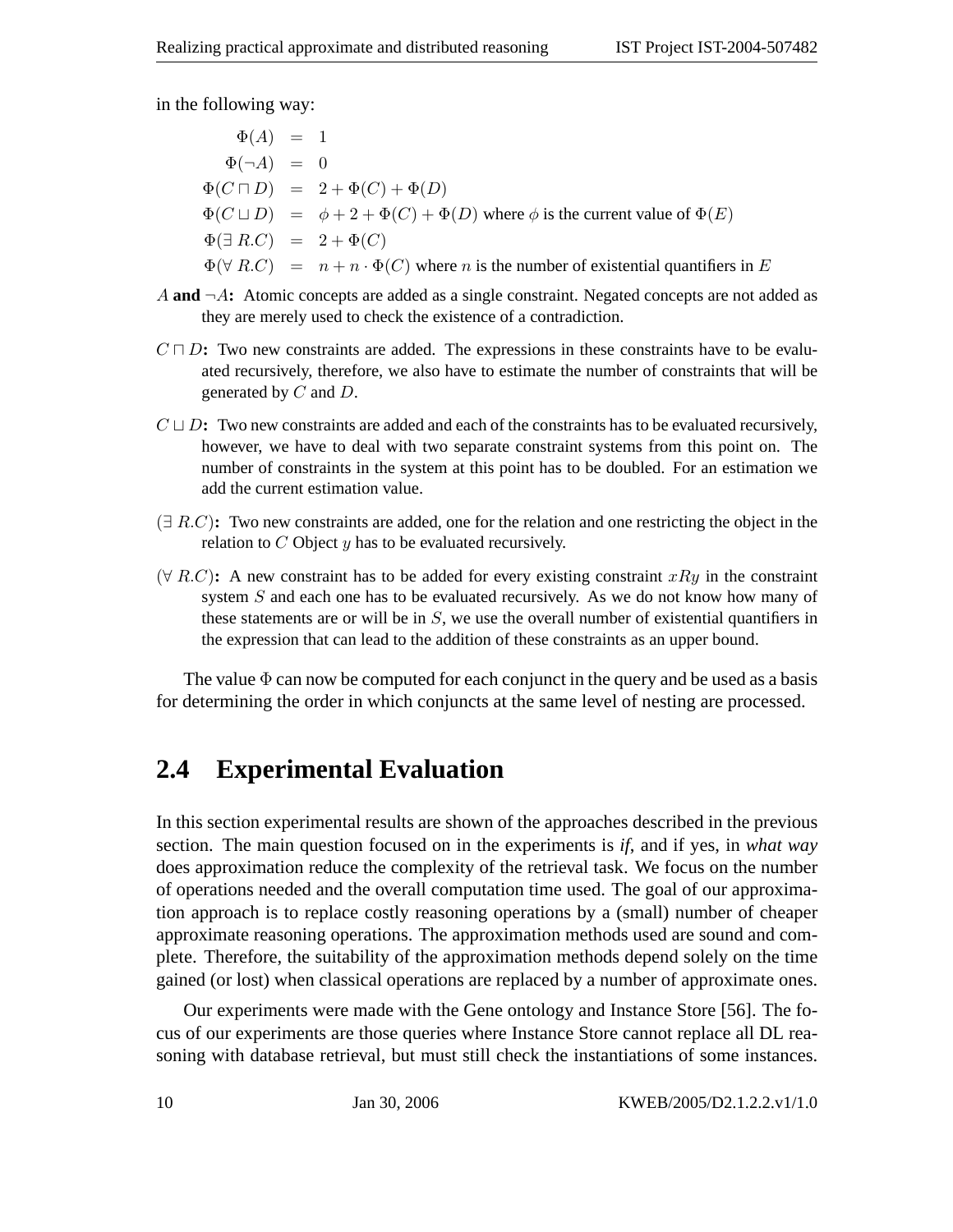in the following way:

$$
\begin{aligned}
\Phi(A) &= 1 \\
\Phi(\neg A) &= 0 \\
\Phi(C \sqcap D) &= 2 + \Phi(C) + \Phi(D) \\
\Phi(C \sqcup D) &= \phi + 2 + \Phi(C) + \Phi(D) \text{ where } \phi \text{ is the current value of } \Phi(E) \\
\Phi(\exists\, R.C) &= 2 + \Phi(C) \\
\Phi(\forall\, R.C) &= n + n \cdot \Phi(C) \text{ where } n \text{ is the number of existential quantifiers in } E
\end{aligned}
$$

$A$ **and** $\neg A$**:** Atomic concepts are added as a single constraint. Negated concepts are not added as they are merely used to check the existence of a contradiction.

$C \sqcap D$**:** Two new constraints are added. The expressions in these constraints have to be evaluated recursively, therefore, we also have to estimate the number of constraints that will be generated by $C$ and $D$.

$C \sqcup D$**:** Two new constraints are added and each of the constraints has to be evaluated recursively, however, we have to deal with two separate constraint systems from this point on. The number of constraints in the system at this point has to be doubled. For an estimation we add the current estimation value.

$(\exists\, R.C)$**:** Two new constraints are added, one for the relation and one restricting the object in the relation to $C$ Object $y$ has to be evaluated recursively.

$(\forall\, R.C)$**:** A new constraint has to be added for every existing constraint $xRy$ in the constraint system $S$ and each one has to be evaluated recursively. As we do not know how many of these statements are or will be in $S$, we use the overall number of existential quantifiers in the expression that can lead to the addition of these constraints as an upper bound.

The value $\Phi$ can now be computed for each conjunct in the query and be used as a basis for determining the order in which conjuncts at the same level of nesting are processed.

## 2.4 Experimental Evaluation

In this section experimental results are shown of the approaches described in the previous section. The main question focused on in the experiments is *if*, and if yes, in *what way* does approximation reduce the complexity of the retrieval task. We focus on the number of operations needed and the overall computation time used. The goal of our approximation approach is to replace costly reasoning operations by a (small) number of cheaper approximate reasoning operations. The approximation methods used are sound and complete. Therefore, the suitability of the approximation methods depend solely on the time gained (or lost) when classical operations are replaced by a number of approximate ones.

Our experiments were made with the Gene ontology and Instance Store [56]. The focus of our experiments are those queries where Instance Store cannot replace all DL reasoning with database retrieval, but must still check the instantiations of some instances.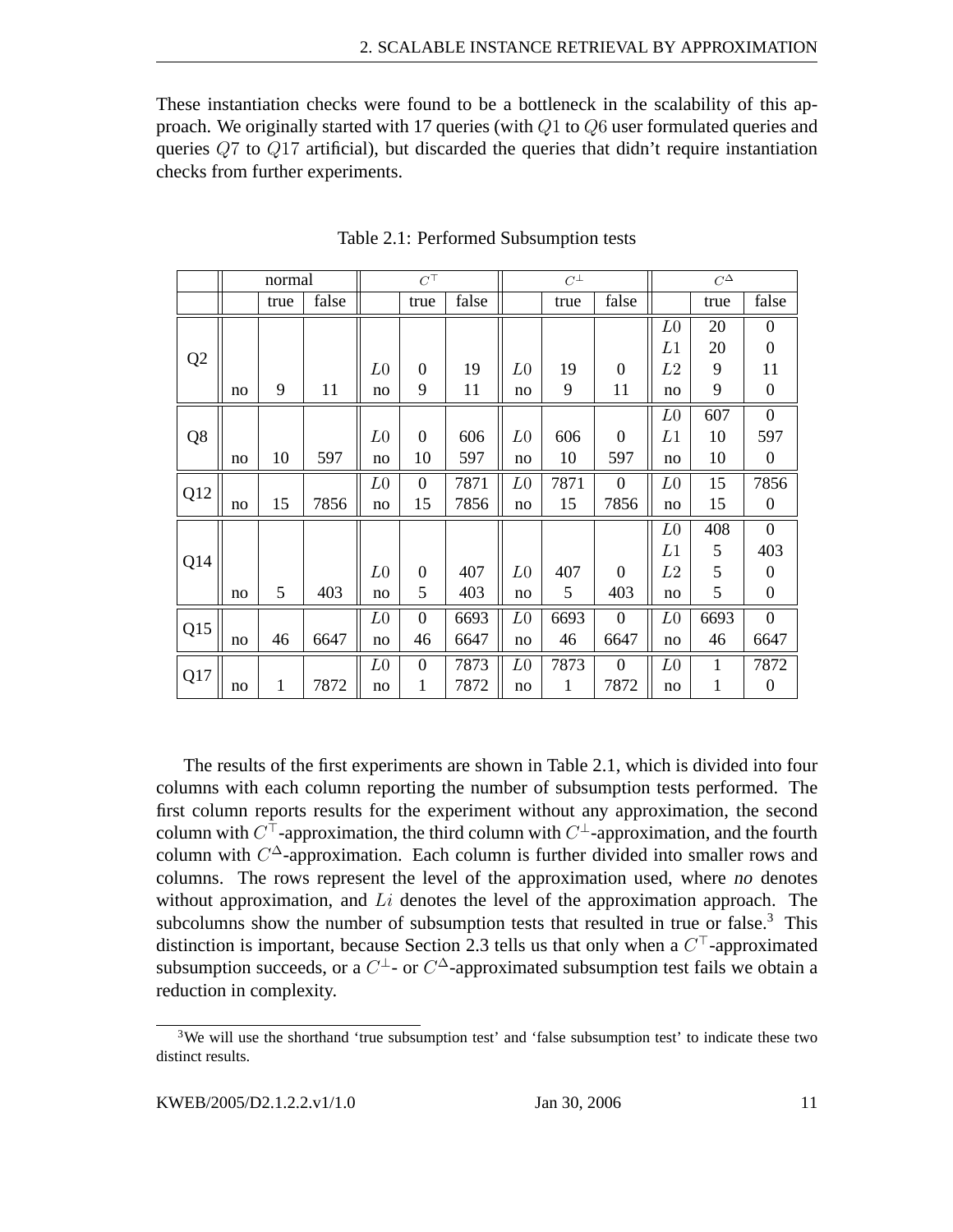These instantiation checks were found to be a bottleneck in the scalability of this approach. We originally started with 17 queries (with $Q1$ to $Q6$ user formulated queries and queries $Q7$ to $Q17$ artificial), but discarded the queries that didn't require instantiation checks from further experiments.

Table 2.1: Performed Subsumption tests

| | normal | | | $C^{\top}$ | | | $C^{\perp}$ | | | $C^{\Delta}$ | | |
|---|---|---|---|---|---|---|---|---|---|---|---|---|
| | | true | false | | true | false | | true | false | | true | false |
| Q2 | | | | | | | | | | $L0$ | 20 | 0 |
| | | | | | | | | | | $L1$ | 20 | 0 |
| | | | | $L0$ | 0 | 19 | $L0$ | 19 | 0 | $L2$ | 9 | 11 |
| | no | 9 | 11 | no | 9 | 11 | no | 9 | 11 | no | 9 | 0 |
| Q8 | | | | | | | | | | $L0$ | 607 | 0 |
| | | | | $L0$ | 0 | 606 | $L0$ | 606 | 0 | $L1$ | 10 | 597 |
| | no | 10 | 597 | no | 10 | 597 | no | 10 | 597 | no | 10 | 0 |
| Q12 | | | | $L0$ | 0 | 7871 | $L0$ | 7871 | 0 | $L0$ | 15 | 7856 |
| | no | 15 | 7856 | no | 15 | 7856 | no | 15 | 7856 | no | 15 | 0 |
| Q14 | | | | | | | | | | $L0$ | 408 | 0 |
| | | | | | | | | | | $L1$ | 5 | 403 |
| | | | | $L0$ | 0 | 407 | $L0$ | 407 | 0 | $L2$ | 5 | 0 |
| | no | 5 | 403 | no | 5 | 403 | no | 5 | 403 | no | 5 | 0 |
| Q15 | | | | $L0$ | 0 | 6693 | $L0$ | 6693 | 0 | $L0$ | 6693 | 0 |
| | no | 46 | 6647 | no | 46 | 6647 | no | 46 | 6647 | no | 46 | 6647 |
| Q17 | | | | $L0$ | 0 | 7873 | $L0$ | 7873 | 0 | $L0$ | 1 | 7872 |
| | no | 1 | 7872 | no | 1 | 7872 | no | 1 | 7872 | no | 1 | 0 |

The results of the first experiments are shown in Table 2.1, which is divided into four columns with each column reporting the number of subsumption tests performed. The first column reports results for the experiment without any approximation, the second column with $C^{\top}$-approximation, the third column with $C^{\perp}$-approximation, and the fourth column with $C^{\Delta}$-approximation. Each column is further divided into smaller rows and columns. The rows represent the level of the approximation used, where *no* denotes without approximation, and $Li$ denotes the level of the approximation approach. The subcolumns show the number of subsumption tests that resulted in true or false.[3] This distinction is important, because Section 2.3 tells us that only when a $C^{\top}$-approximated subsumption succeeds, or a $C^{\perp}$- or $C^{\Delta}$-approximated subsumption test fails we obtain a reduction in complexity.

[3]We will use the shorthand 'true subsumption test' and 'false subsumption test' to indicate these two distinct results.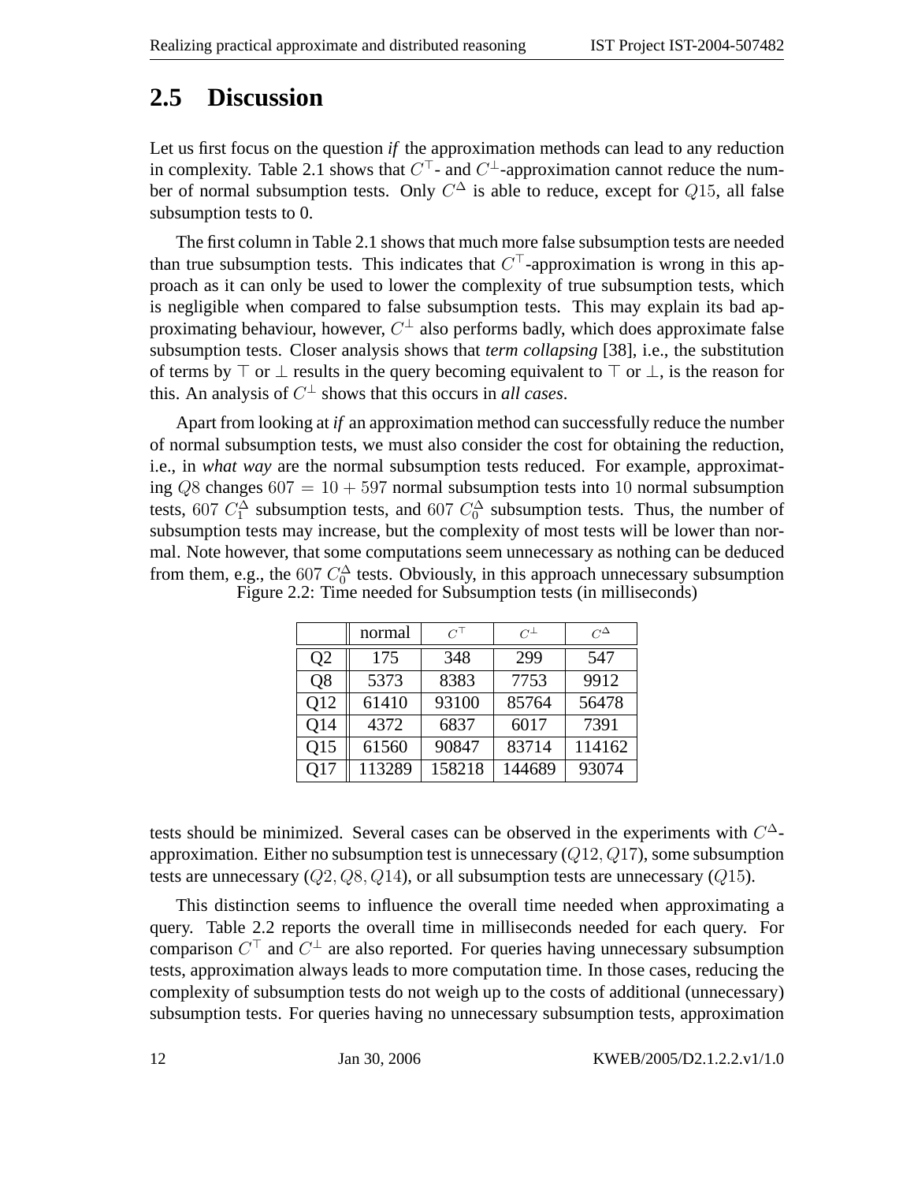## 2.5 Discussion

Let us first focus on the question *if* the approximation methods can lead to any reduction in complexity. Table 2.1 shows that $C^{\top}$- and $C^{\perp}$-approximation cannot reduce the number of normal subsumption tests. Only $C^{\Delta}$ is able to reduce, except for $Q15$, all false subsumption tests to 0.

The first column in Table 2.1 shows that much more false subsumption tests are needed than true subsumption tests. This indicates that $C^{\top}$-approximation is wrong in this approach as it can only be used to lower the complexity of true subsumption tests, which is negligible when compared to false subsumption tests. This may explain its bad approximating behaviour, however, $C^{\perp}$ also performs badly, which does approximate false subsumption tests. Closer analysis shows that *term collapsing* [38], i.e., the substitution of terms by $\top$ or $\perp$ results in the query becoming equivalent to $\top$ or $\perp$, is the reason for this. An analysis of $C^{\perp}$ shows that this occurs in *all cases*.

Apart from looking at *if* an approximation method can successfully reduce the number of normal subsumption tests, we must also consider the cost for obtaining the reduction, i.e., in *what way* are the normal subsumption tests reduced. For example, approximating $Q8$ changes $607 = 10 + 597$ normal subsumption tests into $10$ normal subsumption tests, $607$ $C_1^{\Delta}$ subsumption tests, and $607$ $C_0^{\Delta}$ subsumption tests. Thus, the number of subsumption tests may increase, but the complexity of most tests will be lower than normal. Note however, that some computations seem unnecessary as nothing can be deduced from them, e.g., the $607$ $C_0^{\Delta}$ tests. Obviously, in this approach unnecessary subsumption tests should be minimized. Several cases can be observed in the experiments with $C^{\Delta}$-approximation. Either no subsumption test is unnecessary ($Q12, Q17$), some subsumption tests are unnecessary ($Q2, Q8, Q14$), or all subsumption tests are unnecessary ($Q15$).

Figure 2.2: Time needed for Subsumption tests (in milliseconds)

| | normal | $C^{\top}$ | $C^{\perp}$ | $C^{\Delta}$ |
|---|---|---|---|---|
| Q2 | 175 | 348 | 299 | 547 |
| Q8 | 5373 | 8383 | 7753 | 9912 |
| Q12 | 61410 | 93100 | 85764 | 56478 |
| Q14 | 4372 | 6837 | 6017 | 7391 |
| Q15 | 61560 | 90847 | 83714 | 114162 |
| Q17 | 113289 | 158218 | 144689 | 93074 |

This distinction seems to influence the overall time needed when approximating a query. Table 2.2 reports the overall time in milliseconds needed for each query. For comparison $C^{\top}$ and $C^{\perp}$ are also reported. For queries having unnecessary subsumption tests, approximation always leads to more computation time. In those cases, reducing the complexity of subsumption tests do not weigh up to the costs of additional (unnecessary) subsumption tests. For queries having no unnecessary subsumption tests, approximation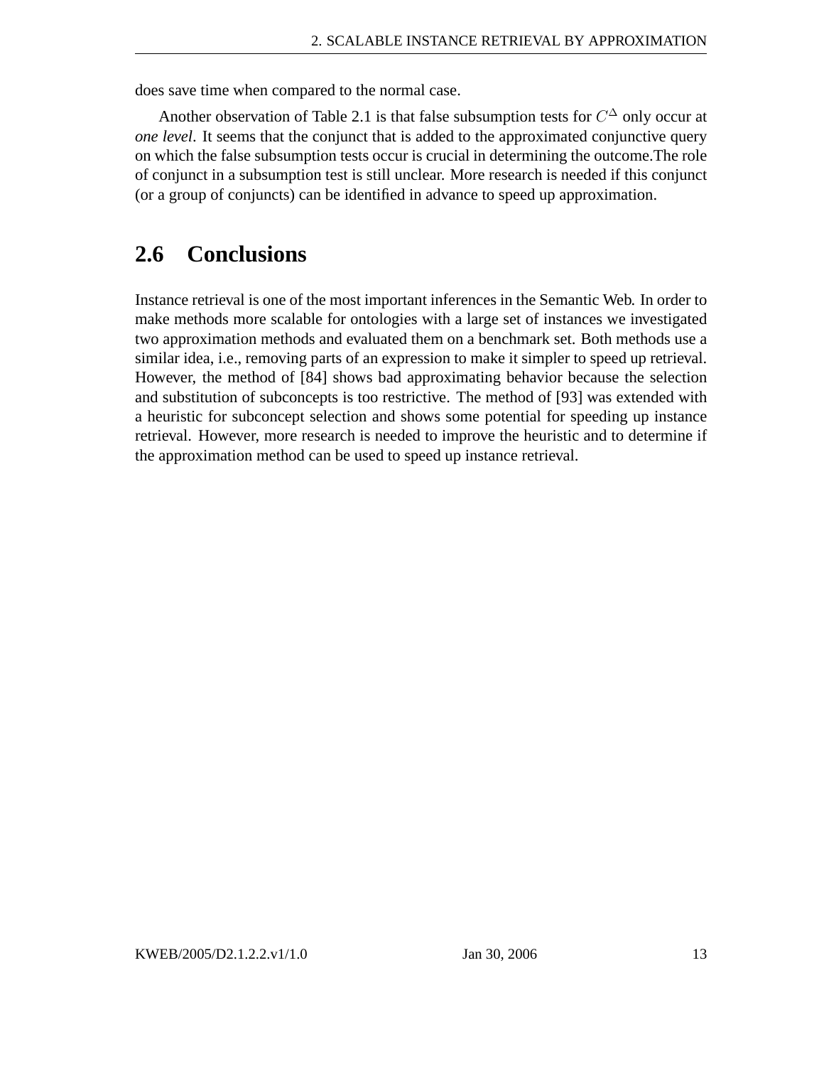does save time when compared to the normal case.

Another observation of Table 2.1 is that false subsumption tests for $C^{\Delta}$ only occur at *one level*. It seems that the conjunct that is added to the approximated conjunctive query on which the false subsumption tests occur is crucial in determining the outcome.The role of conjunct in a subsumption test is still unclear. More research is needed if this conjunct (or a group of conjuncts) can be identified in advance to speed up approximation.

## 2.6 Conclusions

Instance retrieval is one of the most important inferences in the Semantic Web. In order to make methods more scalable for ontologies with a large set of instances we investigated two approximation methods and evaluated them on a benchmark set. Both methods use a similar idea, i.e., removing parts of an expression to make it simpler to speed up retrieval. However, the method of [84] shows bad approximating behavior because the selection and substitution of subconcepts is too restrictive. The method of [93] was extended with a heuristic for subconcept selection and shows some potential for speeding up instance retrieval. However, more research is needed to improve the heuristic and to determine if the approximation method can be used to speed up instance retrieval.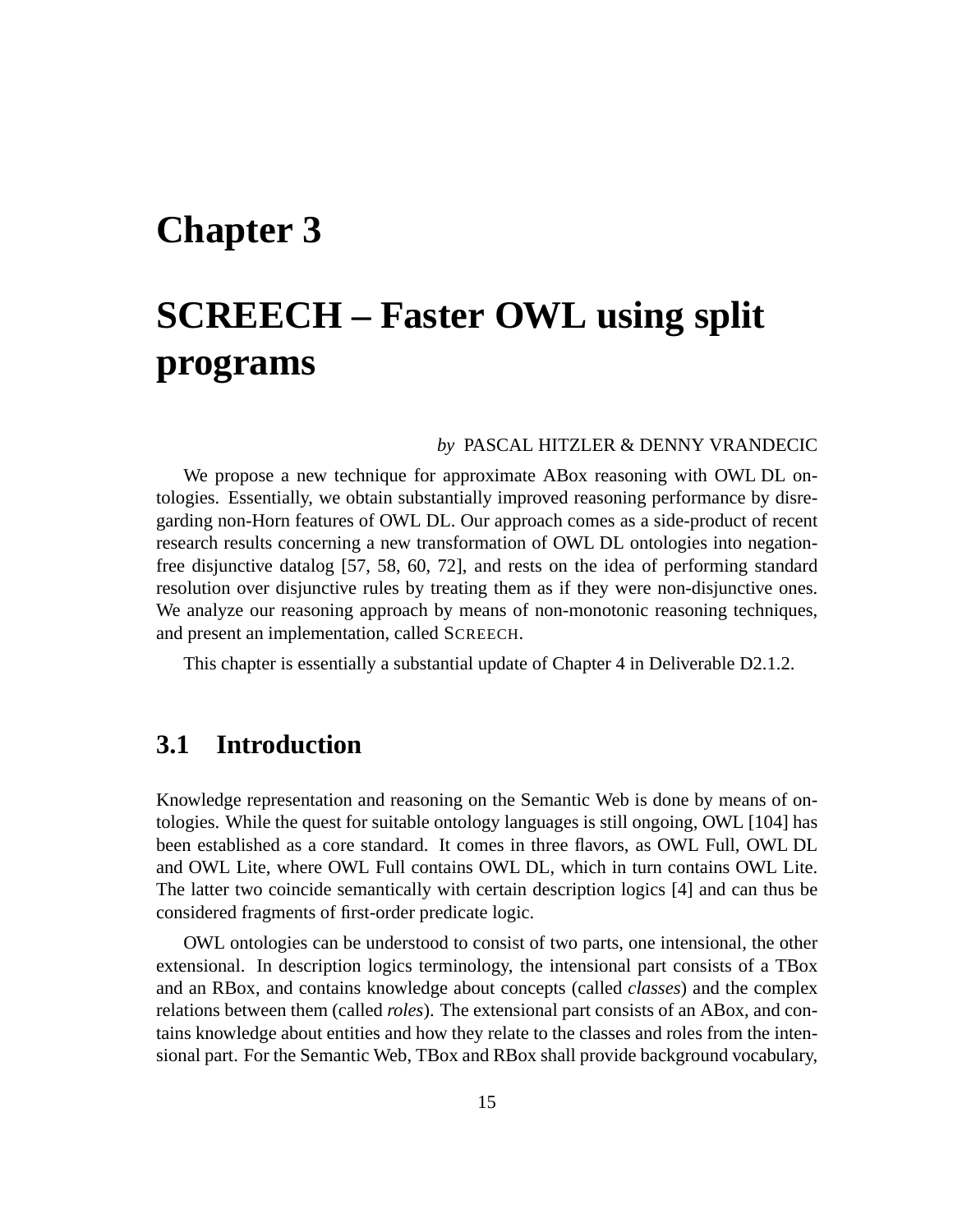# Chapter 3

# SCREECH – Faster OWL using split programs

*by* PASCAL HITZLER & DENNY VRANDECIC

We propose a new technique for approximate ABox reasoning with OWL DL ontologies. Essentially, we obtain substantially improved reasoning performance by disregarding non-Horn features of OWL DL. Our approach comes as a side-product of recent research results concerning a new transformation of OWL DL ontologies into negation-free disjunctive datalog [57, 58, 60, 72], and rests on the idea of performing standard resolution over disjunctive rules by treating them as if they were non-disjunctive ones. We analyze our reasoning approach by means of non-monotonic reasoning techniques, and present an implementation, called SCREECH.

This chapter is essentially a substantial update of Chapter 4 in Deliverable D2.1.2.

## 3.1 Introduction

Knowledge representation and reasoning on the Semantic Web is done by means of ontologies. While the quest for suitable ontology languages is still ongoing, OWL [104] has been established as a core standard. It comes in three flavors, as OWL Full, OWL DL and OWL Lite, where OWL Full contains OWL DL, which in turn contains OWL Lite. The latter two coincide semantically with certain description logics [4] and can thus be considered fragments of first-order predicate logic.

OWL ontologies can be understood to consist of two parts, one intensional, the other extensional. In description logics terminology, the intensional part consists of a TBox and an RBox, and contains knowledge about concepts (called *classes*) and the complex relations between them (called *roles*). The extensional part consists of an ABox, and contains knowledge about entities and how they relate to the classes and roles from the intensional part. For the Semantic Web, TBox and RBox shall provide background vocabulary,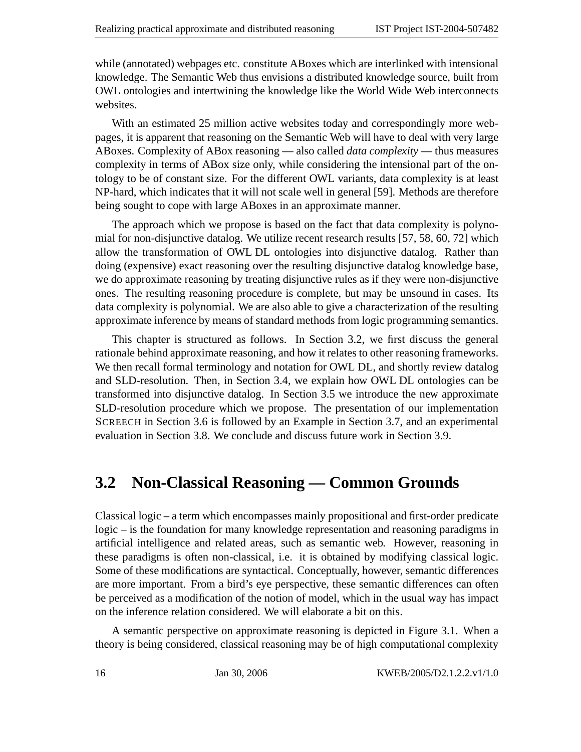while (annotated) webpages etc. constitute ABoxes which are interlinked with intensional knowledge. The Semantic Web thus envisions a distributed knowledge source, built from OWL ontologies and intertwining the knowledge like the World Wide Web interconnects websites.

With an estimated 25 million active websites today and correspondingly more webpages, it is apparent that reasoning on the Semantic Web will have to deal with very large ABoxes. Complexity of ABox reasoning — also called *data complexity* — thus measures complexity in terms of ABox size only, while considering the intensional part of the ontology to be of constant size. For the different OWL variants, data complexity is at least NP-hard, which indicates that it will not scale well in general [59]. Methods are therefore being sought to cope with large ABoxes in an approximate manner.

The approach which we propose is based on the fact that data complexity is polynomial for non-disjunctive datalog. We utilize recent research results [57, 58, 60, 72] which allow the transformation of OWL DL ontologies into disjunctive datalog. Rather than doing (expensive) exact reasoning over the resulting disjunctive datalog knowledge base, we do approximate reasoning by treating disjunctive rules as if they were non-disjunctive ones. The resulting reasoning procedure is complete, but may be unsound in cases. Its data complexity is polynomial. We are also able to give a characterization of the resulting approximate inference by means of standard methods from logic programming semantics.

This chapter is structured as follows. In Section 3.2, we first discuss the general rationale behind approximate reasoning, and how it relates to other reasoning frameworks. We then recall formal terminology and notation for OWL DL, and shortly review datalog and SLD-resolution. Then, in Section 3.4, we explain how OWL DL ontologies can be transformed into disjunctive datalog. In Section 3.5 we introduce the new approximate SLD-resolution procedure which we propose. The presentation of our implementation SCREECH in Section 3.6 is followed by an Example in Section 3.7, and an experimental evaluation in Section 3.8. We conclude and discuss future work in Section 3.9.

## 3.2 Non-Classical Reasoning — Common Grounds

Classical logic – a term which encompasses mainly propositional and first-order predicate logic – is the foundation for many knowledge representation and reasoning paradigms in artificial intelligence and related areas, such as semantic web. However, reasoning in these paradigms is often non-classical, i.e. it is obtained by modifying classical logic. Some of these modifications are syntactical. Conceptually, however, semantic differences are more important. From a bird's eye perspective, these semantic differences can often be perceived as a modification of the notion of model, which in the usual way has impact on the inference relation considered. We will elaborate a bit on this.

A semantic perspective on approximate reasoning is depicted in Figure 3.1. When a theory is being considered, classical reasoning may be of high computational complexity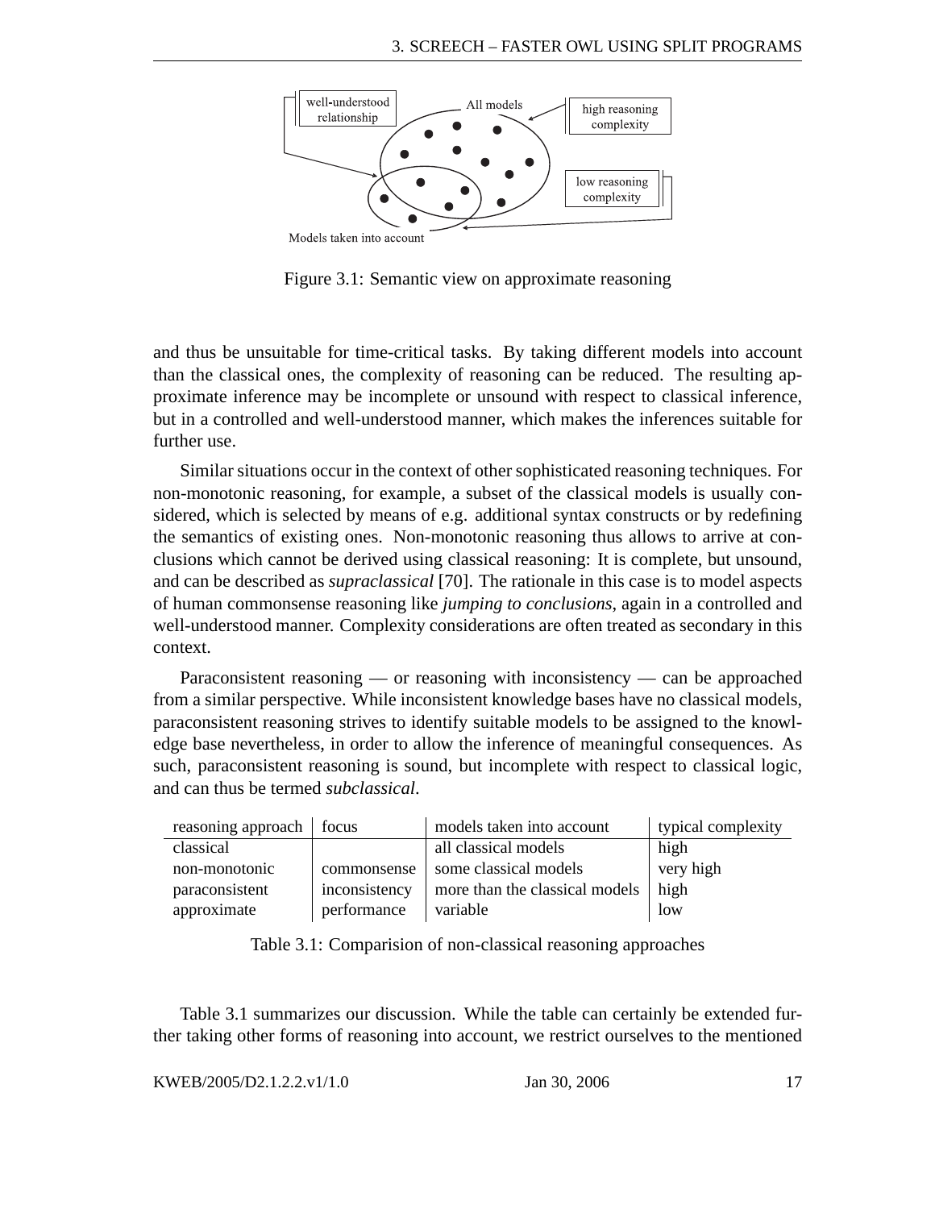Figure 3.1: Semantic view on approximate reasoning

and thus be unsuitable for time-critical tasks. By taking different models into account than the classical ones, the complexity of reasoning can be reduced. The resulting approximate inference may be incomplete or unsound with respect to classical inference, but in a controlled and well-understood manner, which makes the inferences suitable for further use.

Similar situations occur in the context of other sophisticated reasoning techniques. For non-monotonic reasoning, for example, a subset of the classical models is usually considered, which is selected by means of e.g. additional syntax constructs or by redefining the semantics of existing ones. Non-monotonic reasoning thus allows to arrive at conclusions which cannot be derived using classical reasoning: It is complete, but unsound, and can be described as *supraclassical* [70]. The rationale in this case is to model aspects of human commonsense reasoning like *jumping to conclusions*, again in a controlled and well-understood manner. Complexity considerations are often treated as secondary in this context.

Paraconsistent reasoning — or reasoning with inconsistency — can be approached from a similar perspective. While inconsistent knowledge bases have no classical models, paraconsistent reasoning strives to identify suitable models to be assigned to the knowledge base nevertheless, in order to allow the inference of meaningful consequences. As such, paraconsistent reasoning is sound, but incomplete with respect to classical logic, and can thus be termed *subclassical*.

| reasoning approach | focus | models taken into account | typical complexity |
|---|---|---|---|
| classical | | all classical models | high |
| non-monotonic | commonsense | some classical models | very high |
| paraconsistent | inconsistency | more than the classical models | high |
| approximate | performance | variable | low |

Table 3.1: Comparision of non-classical reasoning approaches

Table 3.1 summarizes our discussion. While the table can certainly be extended further taking other forms of reasoning into account, we restrict ourselves to the mentioned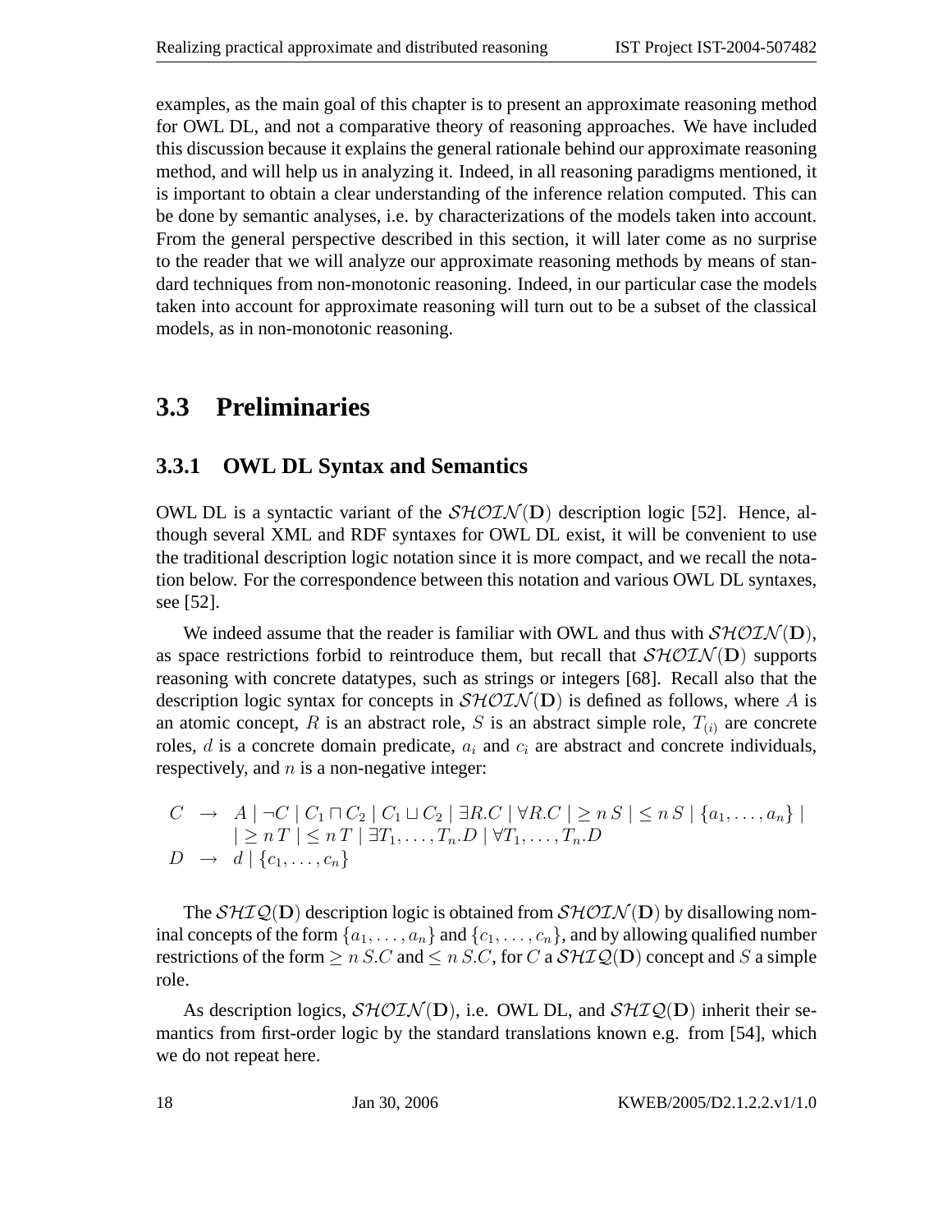examples, as the main goal of this chapter is to present an approximate reasoning method for OWL DL, and not a comparative theory of reasoning approaches. We have included this discussion because it explains the general rationale behind our approximate reasoning method, and will help us in analyzing it. Indeed, in all reasoning paradigms mentioned, it is important to obtain a clear understanding of the inference relation computed. This can be done by semantic analyses, i.e. by characterizations of the models taken into account. From the general perspective described in this section, it will later come as no surprise to the reader that we will analyze our approximate reasoning methods by means of standard techniques from non-monotonic reasoning. Indeed, in our particular case the models taken into account for approximate reasoning will turn out to be a subset of the classical models, as in non-monotonic reasoning.

## 3.3 Preliminaries

### 3.3.1 OWL DL Syntax and Semantics

OWL DL is a syntactic variant of the $\mathcal{SHOIN}(\mathbf{D})$ description logic [52]. Hence, although several XML and RDF syntaxes for OWL DL exist, it will be convenient to use the traditional description logic notation since it is more compact, and we recall the notation below. For the correspondence between this notation and various OWL DL syntaxes, see [52].

We indeed assume that the reader is familiar with OWL and thus with $\mathcal{SHOIN}(\mathbf{D})$, as space restrictions forbid to reintroduce them, but recall that $\mathcal{SHOIN}(\mathbf{D})$ supports reasoning with concrete datatypes, such as strings or integers [68]. Recall also that the description logic syntax for concepts in $\mathcal{SHOIN}(\mathbf{D})$ is defined as follows, where $A$ is an atomic concept, $R$ is an abstract role, $S$ is an abstract simple role, $T_{(i)}$ are concrete roles, $d$ is a concrete domain predicate, $a_i$ and $c_i$ are abstract and concrete individuals, respectively, and $n$ is a non-negative integer:

$$
\begin{array}{rcl}
C & \rightarrow & A \mid \neg C \mid C_1 \sqcap C_2 \mid C_1 \sqcup C_2 \mid \exists R.C \mid \forall R.C \mid \geq n\,S \mid \leq n\,S \mid \{a_1, \ldots, a_n\} \mid \\
 & & \mid \geq n\,T \mid \leq n\,T \mid \exists T_1, \ldots, T_n.D \mid \forall T_1, \ldots, T_n.D \\
D & \rightarrow & d \mid \{c_1, \ldots, c_n\}
\end{array}
$$

The $\mathcal{SHIQ}(\mathbf{D})$ description logic is obtained from $\mathcal{SHOIN}(\mathbf{D})$ by disallowing nominal concepts of the form $\{a_1, \ldots, a_n\}$ and $\{c_1, \ldots, c_n\}$, and by allowing qualified number restrictions of the form $\geq n\,S.C$ and $\leq n\,S.C$, for $C$ a $\mathcal{SHIQ}(\mathbf{D})$ concept and $S$ a simple role.

As description logics, $\mathcal{SHOIN}(\mathbf{D})$, i.e. OWL DL, and $\mathcal{SHIQ}(\mathbf{D})$ inherit their semantics from first-order logic by the standard translations known e.g. from [54], which we do not repeat here.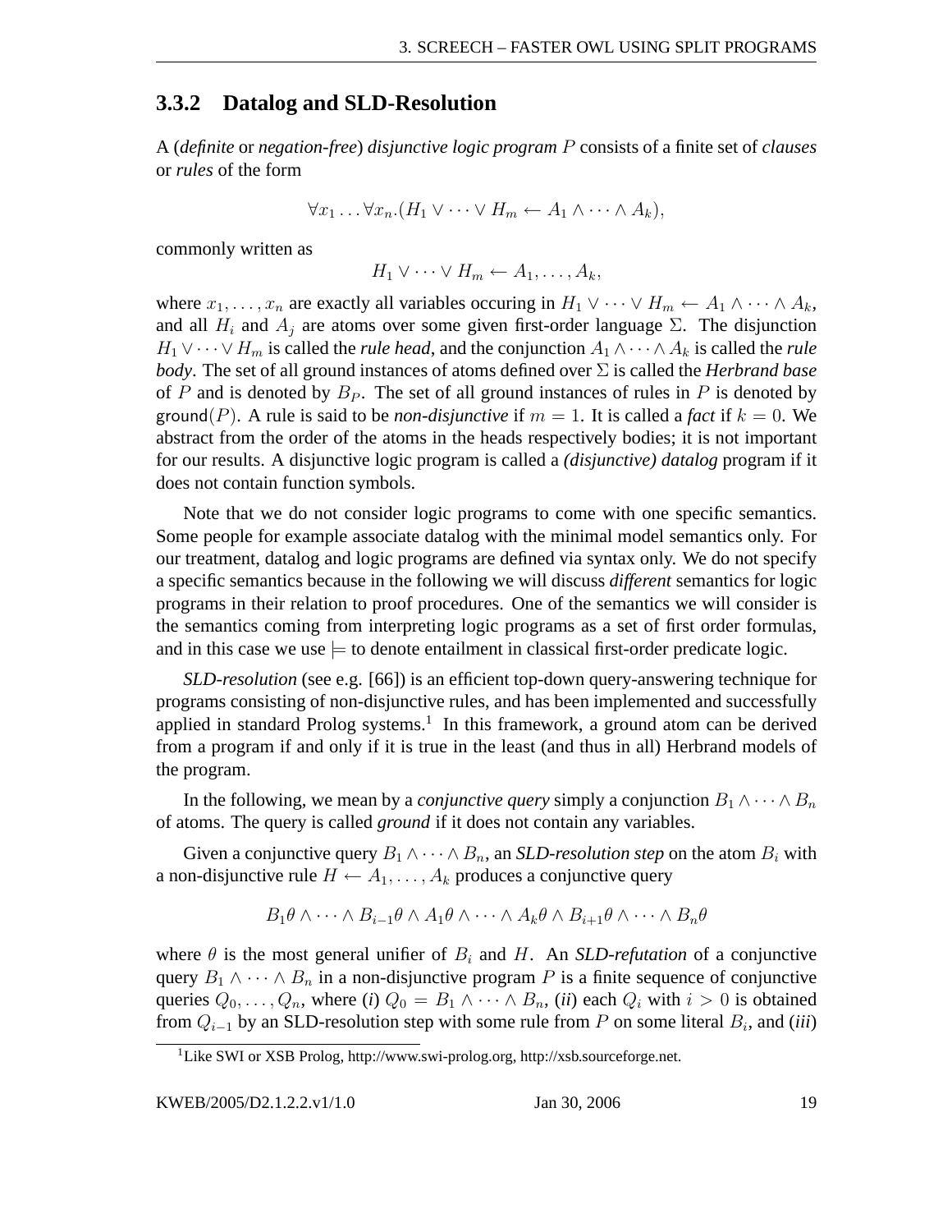### 3.3.2 Datalog and SLD-Resolution

A (*definite* or *negation-free*) *disjunctive logic program* $P$ consists of a finite set of *clauses* or *rules* of the form

$$\forall x_1 \ldots \forall x_n.(H_1 \vee \cdots \vee H_m \leftarrow A_1 \wedge \cdots \wedge A_k),$$

commonly written as

$$H_1 \vee \cdots \vee H_m \leftarrow A_1, \ldots, A_k,$$

where $x_1, \ldots, x_n$ are exactly all variables occuring in $H_1 \vee \cdots \vee H_m \leftarrow A_1 \wedge \cdots \wedge A_k$, and all $H_i$ and $A_j$ are atoms over some given first-order language $\Sigma$. The disjunction $H_1 \vee \cdots \vee H_m$ is called the ***rule head***, and the conjunction $A_1 \wedge \cdots \wedge A_k$ is called the ***rule body***. The set of all ground instances of atoms defined over $\Sigma$ is called the ***Herbrand base*** of $P$ and is denoted by $B_P$. The set of all ground instances of rules in $P$ is denoted by $\mathsf{ground}(P)$. A rule is said to be ***non-disjunctive*** if $m = 1$. It is called a ***fact*** if $k = 0$. We abstract from the order of the atoms in the heads respectively bodies; it is not important for our results. A disjunctive logic program is called a ***(disjunctive) datalog*** program if it does not contain function symbols.

Note that we do not consider logic programs to come with one specific semantics. Some people for example associate datalog with the minimal model semantics only. For our treatment, datalog and logic programs are defined via syntax only. We do not specify a specific semantics because in the following we will discuss ***different*** semantics for logic programs in their relation to proof procedures. One of the semantics we will consider is the semantics coming from interpreting logic programs as a set of first order formulas, and in this case we use $\models$ to denote entailment in classical first-order predicate logic.

*SLD-resolution* (see e.g. [66]) is an efficient top-down query-answering technique for programs consisting of non-disjunctive rules, and has been implemented and successfully applied in standard Prolog systems.[1] In this framework, a ground atom can be derived from a program if and only if it is true in the least (and thus in all) Herbrand models of the program.

In the following, we mean by a *conjunctive query* simply a conjunction $B_1 \wedge \cdots \wedge B_n$ of atoms. The query is called *ground* if it does not contain any variables.

Given a conjunctive query $B_1 \wedge \cdots \wedge B_n$, an ***SLD-resolution step*** on the atom $B_i$ with a non-disjunctive rule $H \leftarrow A_1, \ldots, A_k$ produces a conjunctive query

$$B_1\theta \wedge \cdots \wedge B_{i-1}\theta \wedge A_1\theta \wedge \cdots \wedge A_k\theta \wedge B_{i+1}\theta \wedge \cdots \wedge B_n\theta$$

where $\theta$ is the most general unifier of $B_i$ and $H$. An ***SLD-refutation*** of a conjunctive query $B_1 \wedge \cdots \wedge B_n$ in a non-disjunctive program $P$ is a finite sequence of conjunctive queries $Q_0, \ldots, Q_n$, where (*i*) $Q_0 = B_1 \wedge \cdots \wedge B_n$, (*ii*) each $Q_i$ with $i > 0$ is obtained from $Q_{i-1}$ by an SLD-resolution step with some rule from $P$ on some literal $B_i$, and (*iii*)

[1] Like SWI or XSB Prolog, http://www.swi-prolog.org, http://xsb.sourceforge.net.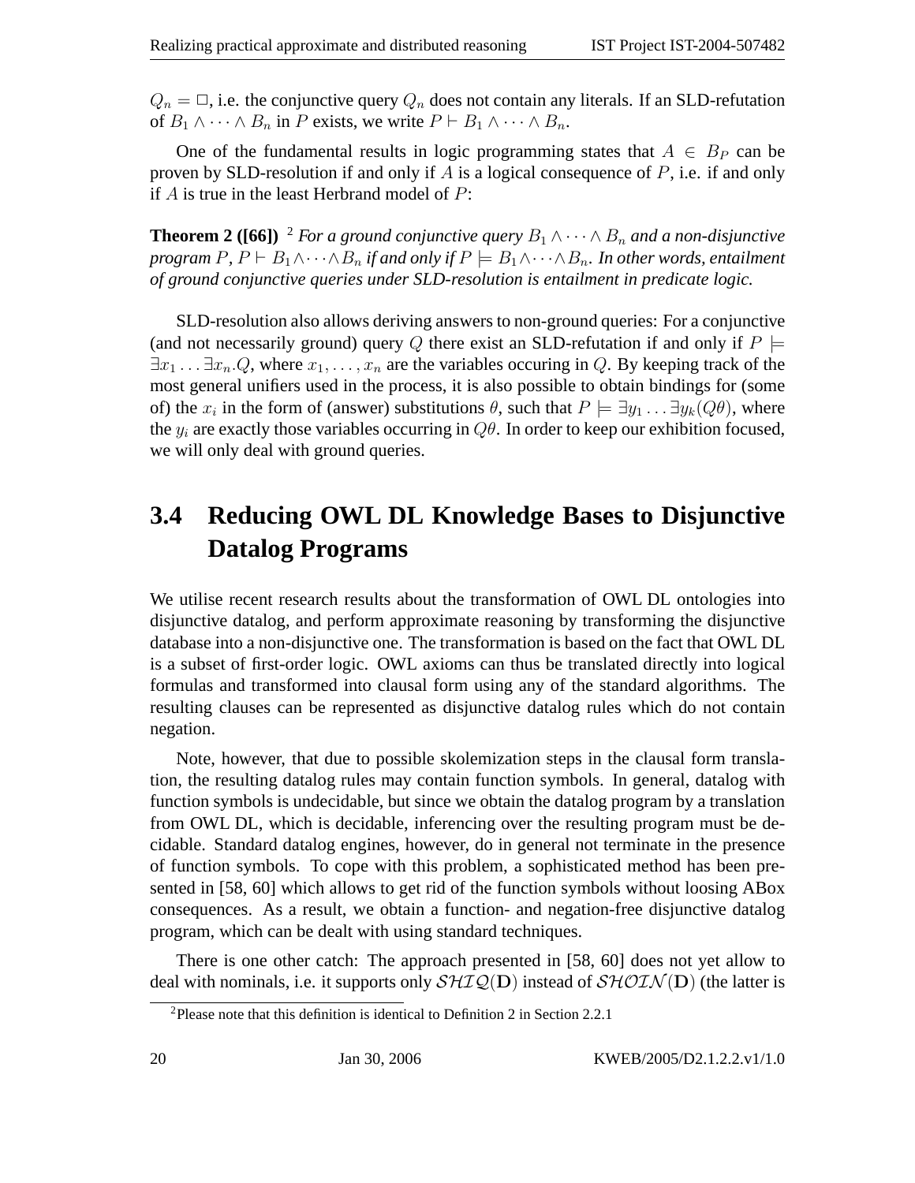$Q_n = \square$, i.e. the conjunctive query $Q_n$ does not contain any literals. If an SLD-refutation of $B_1 \wedge \cdots \wedge B_n$ in $P$ exists, we write $P \vdash B_1 \wedge \cdots \wedge B_n$.

One of the fundamental results in logic programming states that $A \in B_P$ can be proven by SLD-resolution if and only if $A$ is a logical consequence of $P$, i.e. if and only if $A$ is true in the least Herbrand model of $P$:

**Theorem 2 ([66])** [2] *For a ground conjunctive query $B_1 \wedge \cdots \wedge B_n$ and a non-disjunctive program $P$, $P \vdash B_1 \wedge \cdots \wedge B_n$ if and only if $P \models B_1 \wedge \cdots \wedge B_n$. In other words, entailment of ground conjunctive queries under SLD-resolution is entailment in predicate logic.*

SLD-resolution also allows deriving answers to non-ground queries: For a conjunctive (and not necessarily ground) query $Q$ there exist an SLD-refutation if and only if $P \models \exists x_1 \ldots \exists x_n.Q$, where $x_1, \ldots, x_n$ are the variables occuring in $Q$. By keeping track of the most general unifiers used in the process, it is also possible to obtain bindings for (some of) the $x_i$ in the form of (answer) substitutions $\theta$, such that $P \models \exists y_1 \ldots \exists y_k(Q\theta)$, where the $y_i$ are exactly those variables occurring in $Q\theta$. In order to keep our exhibition focused, we will only deal with ground queries.

## 3.4 Reducing OWL DL Knowledge Bases to Disjunctive Datalog Programs

We utilise recent research results about the transformation of OWL DL ontologies into disjunctive datalog, and perform approximate reasoning by transforming the disjunctive database into a non-disjunctive one. The transformation is based on the fact that OWL DL is a subset of first-order logic. OWL axioms can thus be translated directly into logical formulas and transformed into clausal form using any of the standard algorithms. The resulting clauses can be represented as disjunctive datalog rules which do not contain negation.

Note, however, that due to possible skolemization steps in the clausal form translation, the resulting datalog rules may contain function symbols. In general, datalog with function symbols is undecidable, but since we obtain the datalog program by a translation from OWL DL, which is decidable, inferencing over the resulting program must be decidable. Standard datalog engines, however, do in general not terminate in the presence of function symbols. To cope with this problem, a sophisticated method has been presented in [58, 60] which allows to get rid of the function symbols without loosing ABox consequences. As a result, we obtain a function- and negation-free disjunctive datalog program, which can be dealt with using standard techniques.

There is one other catch: The approach presented in [58, 60] does not yet allow to deal with nominals, i.e. it supports only $\mathcal{SHIQ}(\mathbf{D})$ instead of $\mathcal{SHOIN}(\mathbf{D})$ (the latter is

[2] Please note that this definition is identical to Definition 2 in Section 2.2.1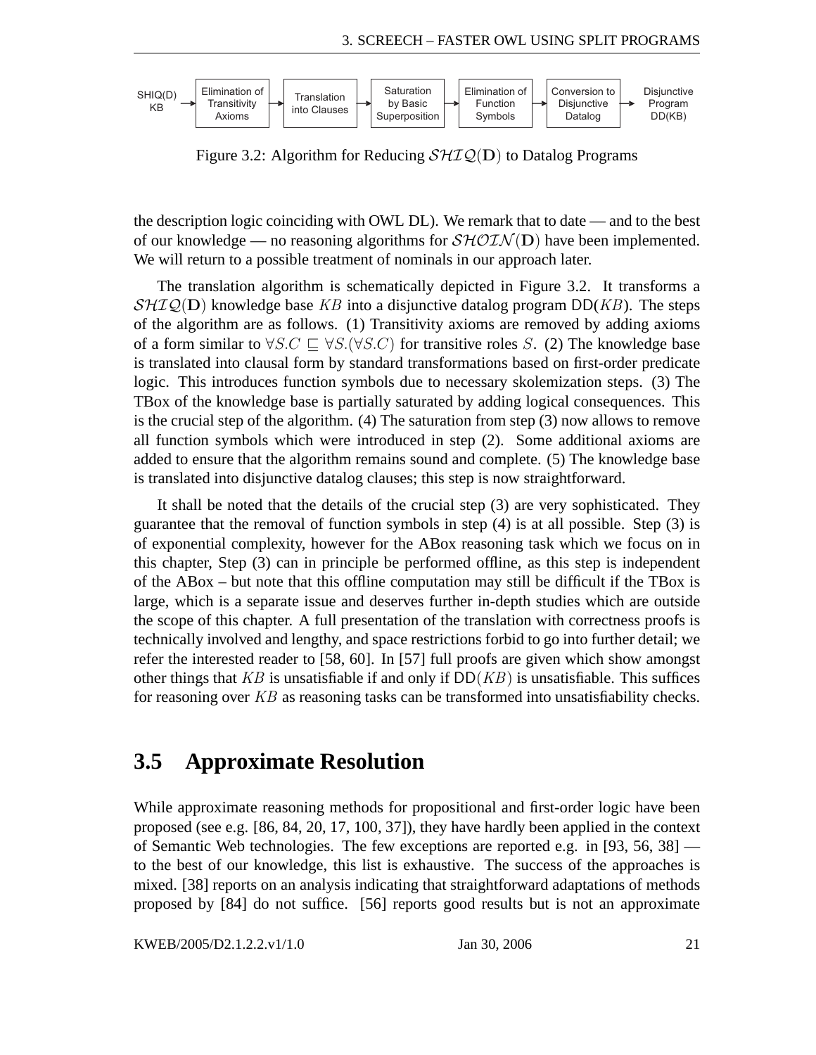SHIQ(D) KB → Elimination of Transitivity Axioms → Translation into Clauses → Saturation by Basic Superposition → Elimination of Function Symbols → Conversion to Disjunctive Datalog → Disjunctive Program DD(KB)

Figure 3.2: Algorithm for Reducing $\mathcal{SHIQ}(\mathbf{D})$ to Datalog Programs

the description logic coinciding with OWL DL). We remark that to date — and to the best of our knowledge — no reasoning algorithms for $\mathcal{SHOIN}(\mathbf{D})$ have been implemented. We will return to a possible treatment of nominals in our approach later.

The translation algorithm is schematically depicted in Figure 3.2. It transforms a $\mathcal{SHIQ}(\mathbf{D})$ knowledge base $KB$ into a disjunctive datalog program $\mathsf{DD}(KB)$. The steps of the algorithm are as follows. (1) Transitivity axioms are removed by adding axioms of a form similar to $\forall S.C \sqsubseteq \forall S.(\forall S.C)$ for transitive roles $S$. (2) The knowledge base is translated into clausal form by standard transformations based on first-order predicate logic. This introduces function symbols due to necessary skolemization steps. (3) The TBox of the knowledge base is partially saturated by adding logical consequences. This is the crucial step of the algorithm. (4) The saturation from step (3) now allows to remove all function symbols which were introduced in step (2). Some additional axioms are added to ensure that the algorithm remains sound and complete. (5) The knowledge base is translated into disjunctive datalog clauses; this step is now straightforward.

It shall be noted that the details of the crucial step (3) are very sophisticated. They guarantee that the removal of function symbols in step (4) is at all possible. Step (3) is of exponential complexity, however for the ABox reasoning task which we focus on in this chapter, Step (3) can in principle be performed offline, as this step is independent of the ABox – but note that this offline computation may still be difficult if the TBox is large, which is a separate issue and deserves further in-depth studies which are outside the scope of this chapter. A full presentation of the translation with correctness proofs is technically involved and lengthy, and space restrictions forbid to go into further detail; we refer the interested reader to [58, 60]. In [57] full proofs are given which show amongst other things that $KB$ is unsatisfiable if and only if $\mathsf{DD}(KB)$ is unsatisfiable. This suffices for reasoning over $KB$ as reasoning tasks can be transformed into unsatisfiability checks.

## 3.5 Approximate Resolution

While approximate reasoning methods for propositional and first-order logic have been proposed (see e.g. [86, 84, 20, 17, 100, 37]), they have hardly been applied in the context of Semantic Web technologies. The few exceptions are reported e.g. in [93, 56, 38] — to the best of our knowledge, this list is exhaustive. The success of the approaches is mixed. [38] reports on an analysis indicating that straightforward adaptations of methods proposed by [84] do not suffice. [56] reports good results but is not an approximate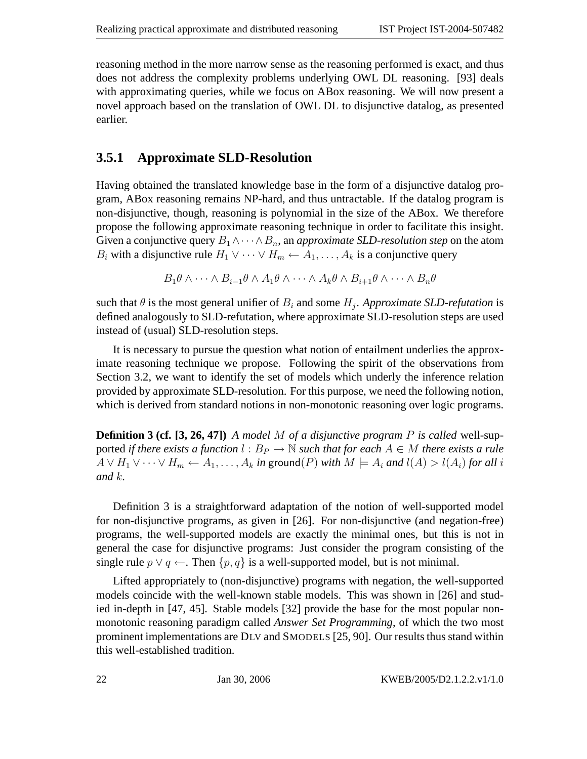reasoning method in the more narrow sense as the reasoning performed is exact, and thus does not address the complexity problems underlying OWL DL reasoning. [93] deals with approximating queries, while we focus on ABox reasoning. We will now present a novel approach based on the translation of OWL DL to disjunctive datalog, as presented earlier.

### 3.5.1 Approximate SLD-Resolution

Having obtained the translated knowledge base in the form of a disjunctive datalog program, ABox reasoning remains NP-hard, and thus untractable. If the datalog program is non-disjunctive, though, reasoning is polynomial in the size of the ABox. We therefore propose the following approximate reasoning technique in order to facilitate this insight. Given a conjunctive query $B_1 \wedge \cdots \wedge B_n$, an *approximate SLD-resolution step* on the atom $B_i$ with a disjunctive rule $H_1 \vee \cdots \vee H_m \leftarrow A_1, \ldots, A_k$ is a conjunctive query

$$B_1\theta \wedge \cdots \wedge B_{i-1}\theta \wedge A_1\theta \wedge \cdots \wedge A_k\theta \wedge B_{i+1}\theta \wedge \cdots \wedge B_n\theta$$

such that $\theta$ is the most general unifier of $B_i$ and some $H_j$. *Approximate SLD-refutation* is defined analogously to SLD-refutation, where approximate SLD-resolution steps are used instead of (usual) SLD-resolution steps.

It is necessary to pursue the question what notion of entailment underlies the approximate reasoning technique we propose. Following the spirit of the observations from Section 3.2, we want to identify the set of models which underly the inference relation provided by approximate SLD-resolution. For this purpose, we need the following notion, which is derived from standard notions in non-monotonic reasoning over logic programs.

**Definition 3 (cf. [3, 26, 47])** *A model $M$ of a disjunctive program $P$ is called* well-supported *if there exists a function $l : B_P \rightarrow \mathbb{N}$ such that for each $A \in M$ there exists a rule $A \vee H_1 \vee \cdots \vee H_m \leftarrow A_1, \ldots, A_k$ in $\mathsf{ground}(P)$ with $M \models A_i$ and $l(A) > l(A_i)$ for all $i$ and $k$.*

Definition 3 is a straightforward adaptation of the notion of well-supported model for non-disjunctive programs, as given in [26]. For non-disjunctive (and negation-free) programs, the well-supported models are exactly the minimal ones, but this is not in general the case for disjunctive programs: Just consider the program consisting of the single rule $p \vee q \leftarrow$. Then $\{p, q\}$ is a well-supported model, but is not minimal.

Lifted appropriately to (non-disjunctive) programs with negation, the well-supported models coincide with the well-known stable models. This was shown in [26] and studied in-depth in [47, 45]. Stable models [32] provide the base for the most popular non-monotonic reasoning paradigm called *Answer Set Programming*, of which the two most prominent implementations are DLV and SMODELS [25, 90]. Our results thus stand within this well-established tradition.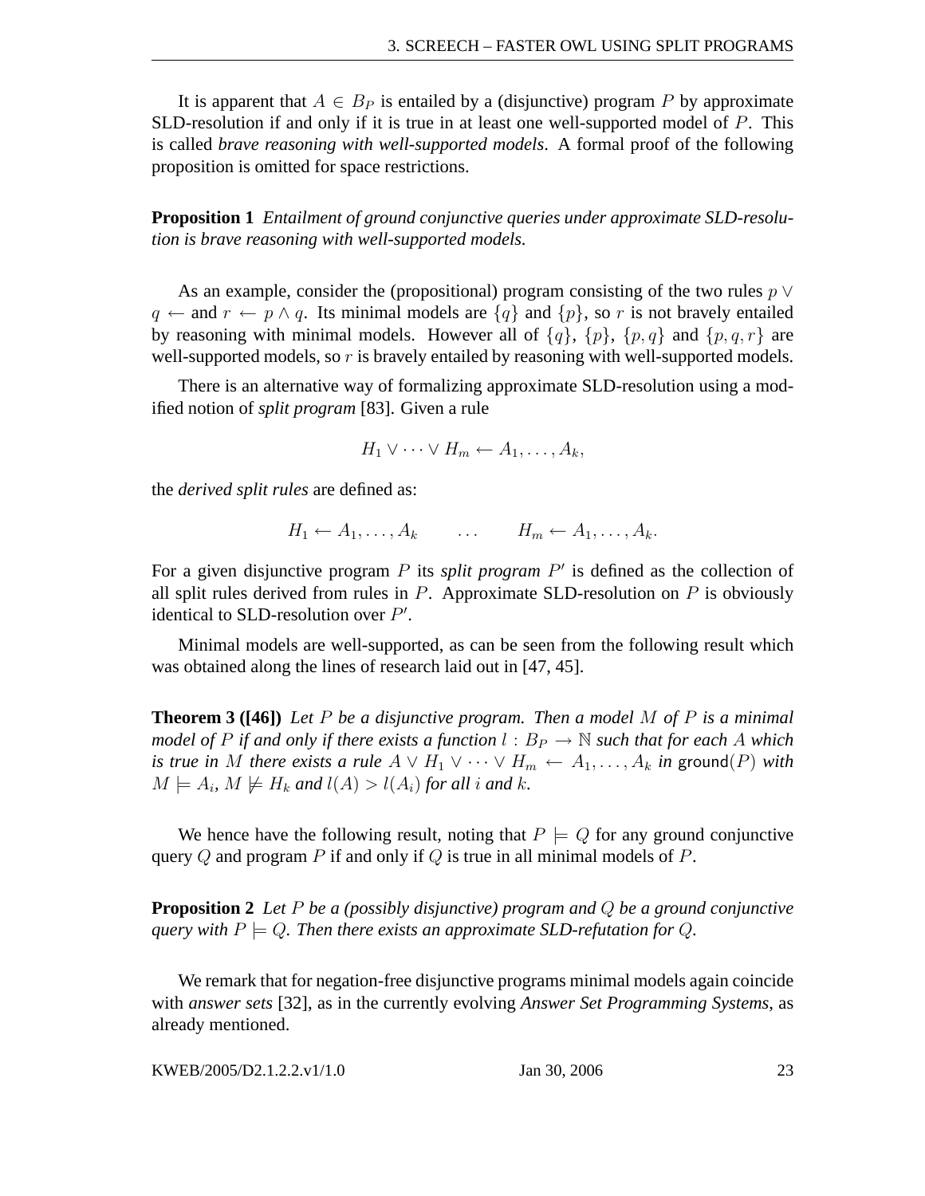It is apparent that $A \in B_P$ is entailed by a (disjunctive) program $P$ by approximate SLD-resolution if and only if it is true in at least one well-supported model of $P$. This is called *brave reasoning with well-supported models*. A formal proof of the following proposition is omitted for space restrictions.

**Proposition 1** *Entailment of ground conjunctive queries under approximate SLD-resolution is brave reasoning with well-supported models.*

As an example, consider the (propositional) program consisting of the two rules $p \vee q \leftarrow$ and $r \leftarrow p \wedge q$. Its minimal models are $\{q\}$ and $\{p\}$, so $r$ is not bravely entailed by reasoning with minimal models. However all of $\{q\}$, $\{p\}$, $\{p, q\}$ and $\{p, q, r\}$ are well-supported models, so $r$ is bravely entailed by reasoning with well-supported models.

There is an alternative way of formalizing approximate SLD-resolution using a modified notion of *split program* [83]. Given a rule

$$H_1 \vee \cdots \vee H_m \leftarrow A_1, \ldots, A_k,$$

the *derived split rules* are defined as:

$$H_1 \leftarrow A_1, \ldots, A_k \qquad \ldots \qquad H_m \leftarrow A_1, \ldots, A_k.$$

For a given disjunctive program $P$ its *split program* $P'$ is defined as the collection of all split rules derived from rules in $P$. Approximate SLD-resolution on $P$ is obviously identical to SLD-resolution over $P'$.

Minimal models are well-supported, as can be seen from the following result which was obtained along the lines of research laid out in [47, 45].

**Theorem 3 ([46])** *Let $P$ be a disjunctive program. Then a model $M$ of $P$ is a minimal model of $P$ if and only if there exists a function $l : B_P \rightarrow \mathbb{N}$ such that for each $A$ which is true in $M$ there exists a rule $A \vee H_1 \vee \cdots \vee H_m \leftarrow A_1, \ldots, A_k$ in $\mathsf{ground}(P)$ with $M \models A_i$, $M \not\models H_k$ and $l(A) > l(A_i)$ for all $i$ and $k$.*

We hence have the following result, noting that $P \models Q$ for any ground conjunctive query $Q$ and program $P$ if and only if $Q$ is true in all minimal models of $P$.

**Proposition 2** *Let $P$ be a (possibly disjunctive) program and $Q$ be a ground conjunctive query with $P \models Q$. Then there exists an approximate SLD-refutation for $Q$.*

We remark that for negation-free disjunctive programs minimal models again coincide with *answer sets* [32], as in the currently evolving *Answer Set Programming Systems*, as already mentioned.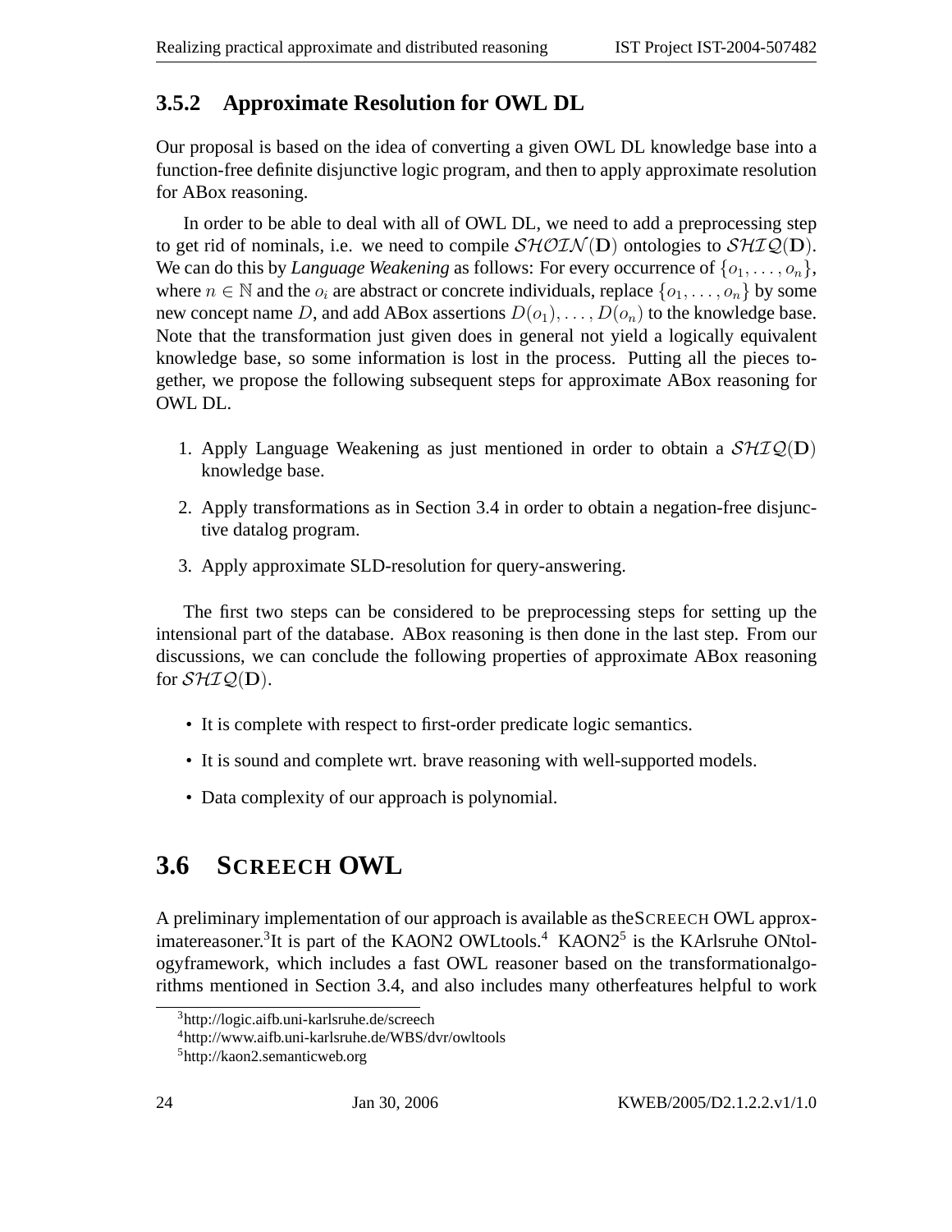### 3.5.2 Approximate Resolution for OWL DL

Our proposal is based on the idea of converting a given OWL DL knowledge base into a function-free definite disjunctive logic program, and then to apply approximate resolution for ABox reasoning.

In order to be able to deal with all of OWL DL, we need to add a preprocessing step to get rid of nominals, i.e. we need to compile $\mathcal{SHOIN}(\mathbf{D})$ ontologies to $\mathcal{SHIQ}(\mathbf{D})$. We can do this by *Language Weakening* as follows: For every occurrence of $\{o_1, \ldots, o_n\}$, where $n \in \mathbb{N}$ and the $o_i$ are abstract or concrete individuals, replace $\{o_1, \ldots, o_n\}$ by some new concept name $D$, and add ABox assertions $D(o_1), \ldots, D(o_n)$ to the knowledge base. Note that the transformation just given does in general not yield a logically equivalent knowledge base, so some information is lost in the process. Putting all the pieces together, we propose the following subsequent steps for approximate ABox reasoning for OWL DL.

1. Apply Language Weakening as just mentioned in order to obtain a $\mathcal{SHIQ}(\mathbf{D})$ knowledge base.
2. Apply transformations as in Section 3.4 in order to obtain a negation-free disjunctive datalog program.
3. Apply approximate SLD-resolution for query-answering.

The first two steps can be considered to be preprocessing steps for setting up the intensional part of the database. ABox reasoning is then done in the last step. From our discussions, we can conclude the following properties of approximate ABox reasoning for $\mathcal{SHIQ}(\mathbf{D})$.

- It is complete with respect to first-order predicate logic semantics.
- It is sound and complete wrt. brave reasoning with well-supported models.
- Data complexity of our approach is polynomial.

## 3.6 SCREECH OWL

A preliminary implementation of our approach is available as theSCREECH OWL approximatereasoner.[3]It is part of the KAON2 OWLtools.[4] KAON2[5] is the KArlsruhe ONtologyframework, which includes a fast OWL reasoner based on the transformationalgorithms mentioned in Section 3.4, and also includes many otherfeatures helpful to work

[3]http://logic.aifb.uni-karlsruhe.de/screech

[4]http://www.aifb.uni-karlsruhe.de/WBS/dvr/owltools

[5]http://kaon2.semanticweb.org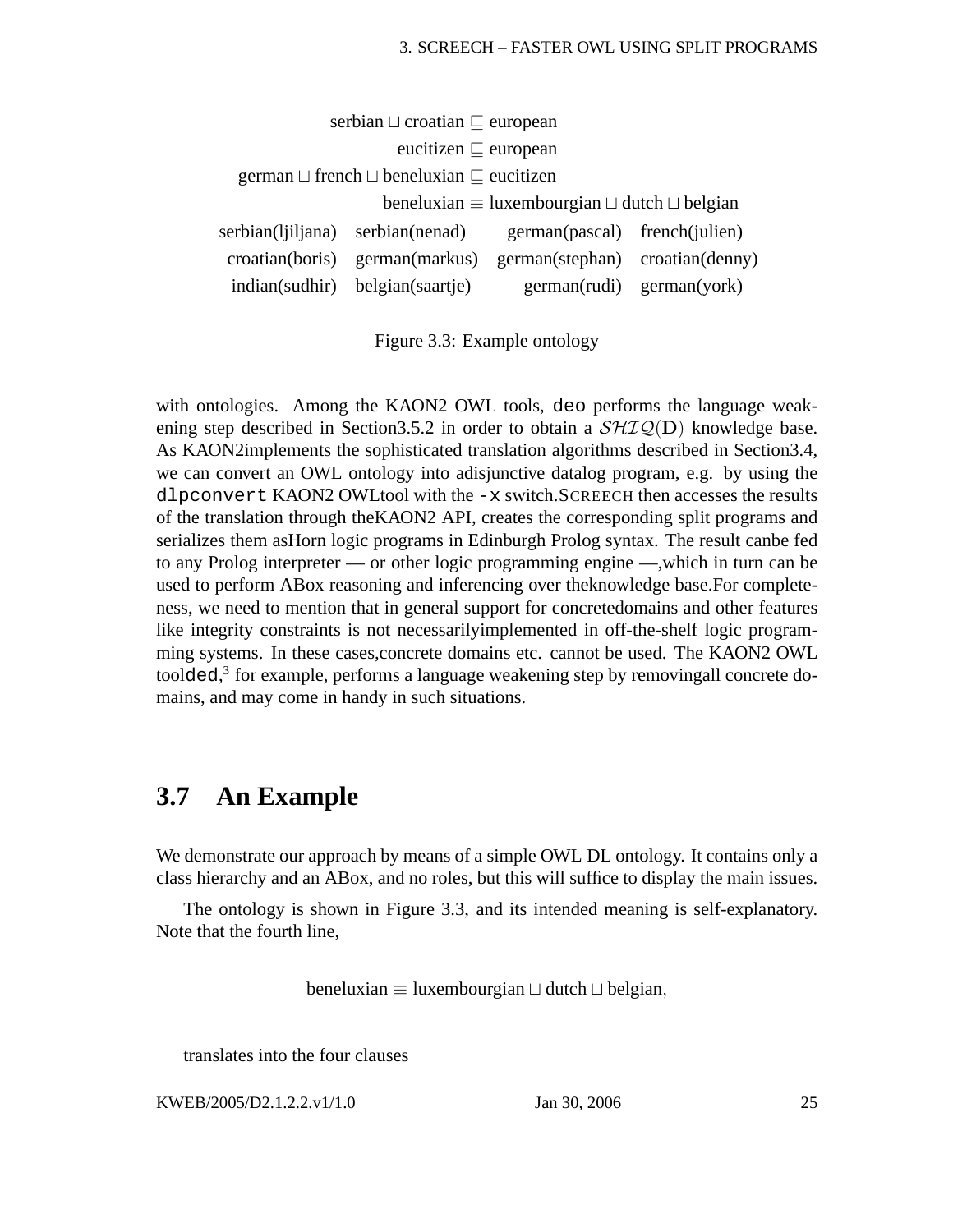$$\text{serbian} \sqcup \text{croatian} \sqsubseteq \text{european}$$
$$\text{eucitizen} \sqsubseteq \text{european}$$
$$\text{german} \sqcup \text{french} \sqcup \text{beneluxian} \sqsubseteq \text{eucitizen}$$
$$\text{beneluxian} \equiv \text{luxembourgian} \sqcup \text{dutch} \sqcup \text{belgian}$$

| | | | |
|---|---|---|---|
| serbian(ljiljana) | serbian(nenad) | german(pascal) | french(julien) |
| croatian(boris) | german(markus) | german(stephan) | croatian(denny) |
| indian(sudhir) | belgian(saartje) | german(rudi) | german(york) |

Figure 3.3: Example ontology

with ontologies. Among the KAON2 OWL tools, `deo` performs the language weakening step described in Section3.5.2 in order to obtain a $\mathcal{SHIQ}(\mathbf{D})$ knowledge base. As KAON2implements the sophisticated translation algorithms described in Section3.4, we can convert an OWL ontology into adisjunctive datalog program, e.g. by using the `dlpconvert` KAON2 OWLtool with the `-x` switch.SCREECH then accesses the results of the translation through theKAON2 API, creates the corresponding split programs and serializes them asHorn logic programs in Edinburgh Prolog syntax. The result canbe fed to any Prolog interpreter — or other logic programming engine —,which in turn can be used to perform ABox reasoning and inferencing over theknowledge base.For completeness, we need to mention that in general support for concretedomains and other features like integrity constraints is not necessarilyimplemented in off-the-shelf logic programming systems. In these cases,concrete domains etc. cannot be used. The KAON2 OWL tool`ded`,[3] for example, performs a language weakening step by removingall concrete domains, and may come in handy in such situations.

## 3.7 An Example

We demonstrate our approach by means of a simple OWL DL ontology. It contains only a class hierarchy and an ABox, and no roles, but this will suffice to display the main issues.

The ontology is shown in Figure 3.3, and its intended meaning is self-explanatory. Note that the fourth line,

$$\text{beneluxian} \equiv \text{luxembourgian} \sqcup \text{dutch} \sqcup \text{belgian},$$

translates into the four clauses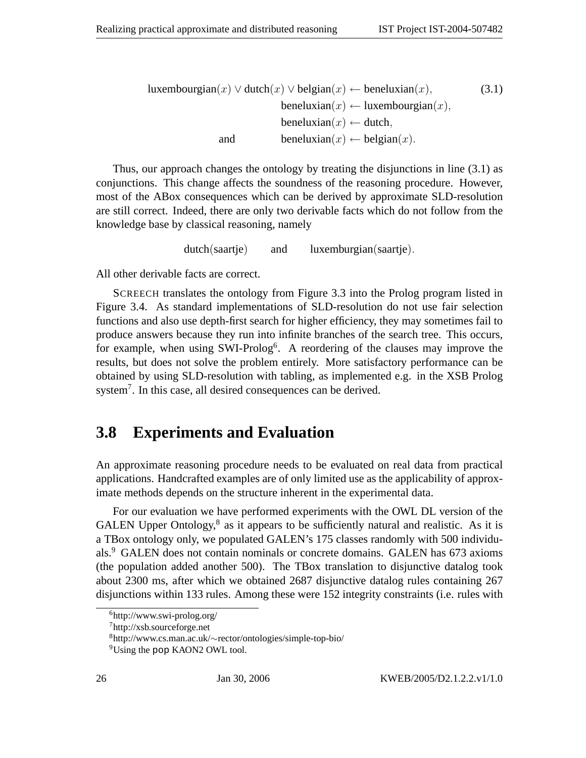$$
\begin{aligned}
\text{luxembourgian}(x) \vee \text{dutch}(x) \vee \text{belgian}(x) &\leftarrow \text{beneluxian}(x), \qquad (3.1)\\
\text{beneluxian}(x) &\leftarrow \text{luxembourgian}(x),\\
\text{beneluxian}(x) &\leftarrow \text{dutch},\\
\text{and} \qquad \text{beneluxian}(x) &\leftarrow \text{belgian}(x).
\end{aligned}
$$

Thus, our approach changes the ontology by treating the disjunctions in line (3.1) as conjunctions. This change affects the soundness of the reasoning procedure. However, most of the ABox consequences which can be derived by approximate SLD-resolution are still correct. Indeed, there are only two derivable facts which do not follow from the knowledge base by classical reasoning, namely

$$
\text{dutch}(\text{saartje}) \qquad \text{and} \qquad \text{luxemburgian}(\text{saartje}).
$$

All other derivable facts are correct.

SCREECH translates the ontology from Figure 3.3 into the Prolog program listed in Figure 3.4. As standard implementations of SLD-resolution do not use fair selection functions and also use depth-first search for higher efficiency, they may sometimes fail to produce answers because they run into infinite branches of the search tree. This occurs, for example, when using SWI-Prolog[6]. A reordering of the clauses may improve the results, but does not solve the problem entirely. More satisfactory performance can be obtained by using SLD-resolution with tabling, as implemented e.g. in the XSB Prolog system[7]. In this case, all desired consequences can be derived.

## 3.8 Experiments and Evaluation

An approximate reasoning procedure needs to be evaluated on real data from practical applications. Handcrafted examples are of only limited use as the applicability of approximate methods depends on the structure inherent in the experimental data.

For our evaluation we have performed experiments with the OWL DL version of the GALEN Upper Ontology,[8] as it appears to be sufficiently natural and realistic. As it is a TBox ontology only, we populated GALEN's 175 classes randomly with 500 individuals.[9] GALEN does not contain nominals or concrete domains. GALEN has 673 axioms (the population added another 500). The TBox translation to disjunctive datalog took about 2300 ms, after which we obtained 2687 disjunctive datalog rules containing 267 disjunctions within 133 rules. Among these were 152 integrity constraints (i.e. rules with

---

[6] http://www.swi-prolog.org/

[7] http://xsb.sourceforge.net

[8] http://www.cs.man.ac.uk/∼rector/ontologies/simple-top-bio/

[9] Using the pop KAON2 OWL tool.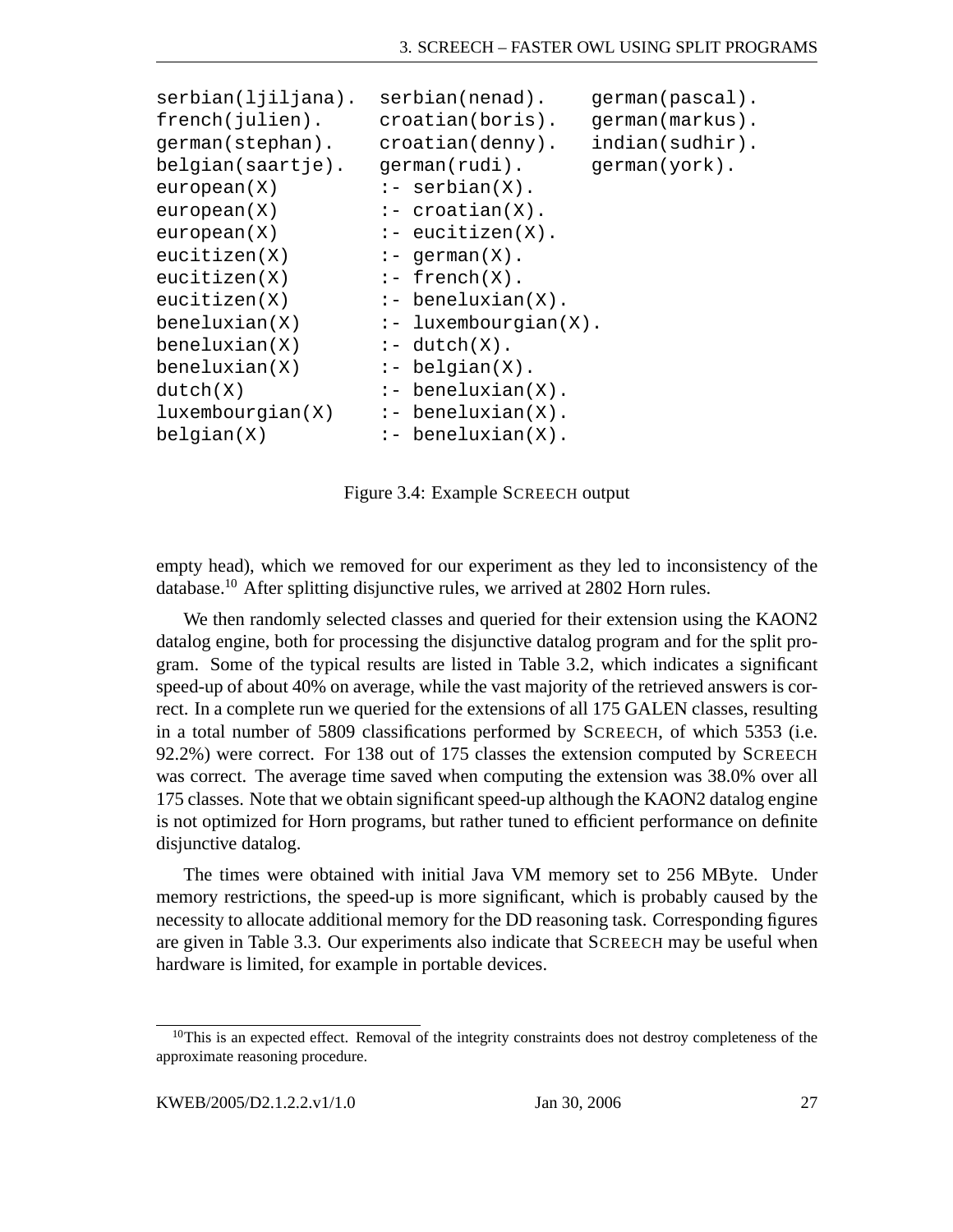```
serbian(ljiljana).   serbian(nenad).     german(pascal).
french(julien).      croatian(boris).    german(markus).
german(stephan).     croatian(denny).    indian(sudhir).
belgian(saartje).    german(rudi).       german(york).
european(X)          :- serbian(X).
european(X)          :- croatian(X).
european(X)          :- eucitizen(X).
eucitizen(X)         :- german(X).
eucitizen(X)         :- french(X).
eucitizen(X)         :- beneluxian(X).
beneluxian(X)        :- luxembourgian(X).
beneluxian(X)        :- dutch(X).
beneluxian(X)        :- belgian(X).
dutch(X)             :- beneluxian(X).
luxembourgian(X)     :- beneluxian(X).
belgian(X)           :- beneluxian(X).
```

Figure 3.4: Example SCREECH output

empty head), which we removed for our experiment as they led to inconsistency of the database.[10] After splitting disjunctive rules, we arrived at 2802 Horn rules.

We then randomly selected classes and queried for their extension using the KAON2 datalog engine, both for processing the disjunctive datalog program and for the split program. Some of the typical results are listed in Table 3.2, which indicates a significant speed-up of about 40% on average, while the vast majority of the retrieved answers is correct. In a complete run we queried for the extensions of all 175 GALEN classes, resulting in a total number of 5809 classifications performed by SCREECH, of which 5353 (i.e. 92.2%) were correct. For 138 out of 175 classes the extension computed by SCREECH was correct. The average time saved when computing the extension was 38.0% over all 175 classes. Note that we obtain significant speed-up although the KAON2 datalog engine is not optimized for Horn programs, but rather tuned to efficient performance on definite disjunctive datalog.

The times were obtained with initial Java VM memory set to 256 MByte. Under memory restrictions, the speed-up is more significant, which is probably caused by the necessity to allocate additional memory for the DD reasoning task. Corresponding figures are given in Table 3.3. Our experiments also indicate that SCREECH may be useful when hardware is limited, for example in portable devices.

[10] This is an expected effect. Removal of the integrity constraints does not destroy completeness of the approximate reasoning procedure.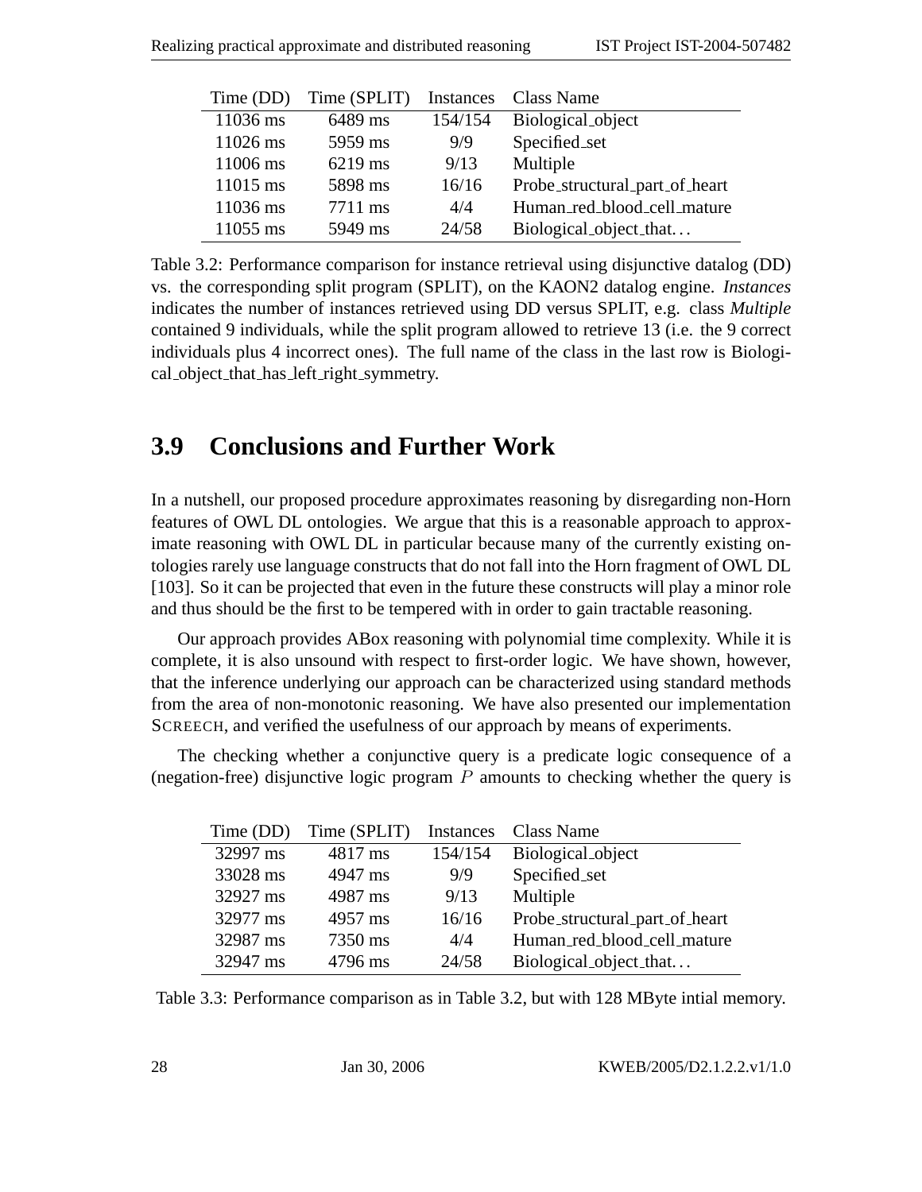| Time (DD) | Time (SPLIT) | Instances | Class Name |
|---|---|---|---|
| 11036 ms | 6489 ms | 154/154 | Biological_object |
| 11026 ms | 5959 ms | 9/9 | Specified_set |
| 11006 ms | 6219 ms | 9/13 | Multiple |
| 11015 ms | 5898 ms | 16/16 | Probe_structural_part_of_heart |
| 11036 ms | 7711 ms | 4/4 | Human_red_blood_cell_mature |
| 11055 ms | 5949 ms | 24/58 | Biological_object_that… |

Table 3.2: Performance comparison for instance retrieval using disjunctive datalog (DD) vs. the corresponding split program (SPLIT), on the KAON2 datalog engine. *Instances* indicates the number of instances retrieved using DD versus SPLIT, e.g. class *Multiple* contained 9 individuals, while the split program allowed to retrieve 13 (i.e. the 9 correct individuals plus 4 incorrect ones). The full name of the class in the last row is Biological_object_that_has_left_right_symmetry.

## 3.9 Conclusions and Further Work

In a nutshell, our proposed procedure approximates reasoning by disregarding non-Horn features of OWL DL ontologies. We argue that this is a reasonable approach to approximate reasoning with OWL DL in particular because many of the currently existing ontologies rarely use language constructs that do not fall into the Horn fragment of OWL DL [103]. So it can be projected that even in the future these constructs will play a minor role and thus should be the first to be tempered with in order to gain tractable reasoning.

Our approach provides ABox reasoning with polynomial time complexity. While it is complete, it is also unsound with respect to first-order logic. We have shown, however, that the inference underlying our approach can be characterized using standard methods from the area of non-monotonic reasoning. We have also presented our implementation SCREECH, and verified the usefulness of our approach by means of experiments.

The checking whether a conjunctive query is a predicate logic consequence of a (negation-free) disjunctive logic program $P$ amounts to checking whether the query is

| Time (DD) | Time (SPLIT) | Instances | Class Name |
|---|---|---|---|
| 32997 ms | 4817 ms | 154/154 | Biological_object |
| 33028 ms | 4947 ms | 9/9 | Specified_set |
| 32927 ms | 4987 ms | 9/13 | Multiple |
| 32977 ms | 4957 ms | 16/16 | Probe_structural_part_of_heart |
| 32987 ms | 7350 ms | 4/4 | Human_red_blood_cell_mature |
| 32947 ms | 4796 ms | 24/58 | Biological_object_that… |

Table 3.3: Performance comparison as in Table 3.2, but with 128 MByte intial memory.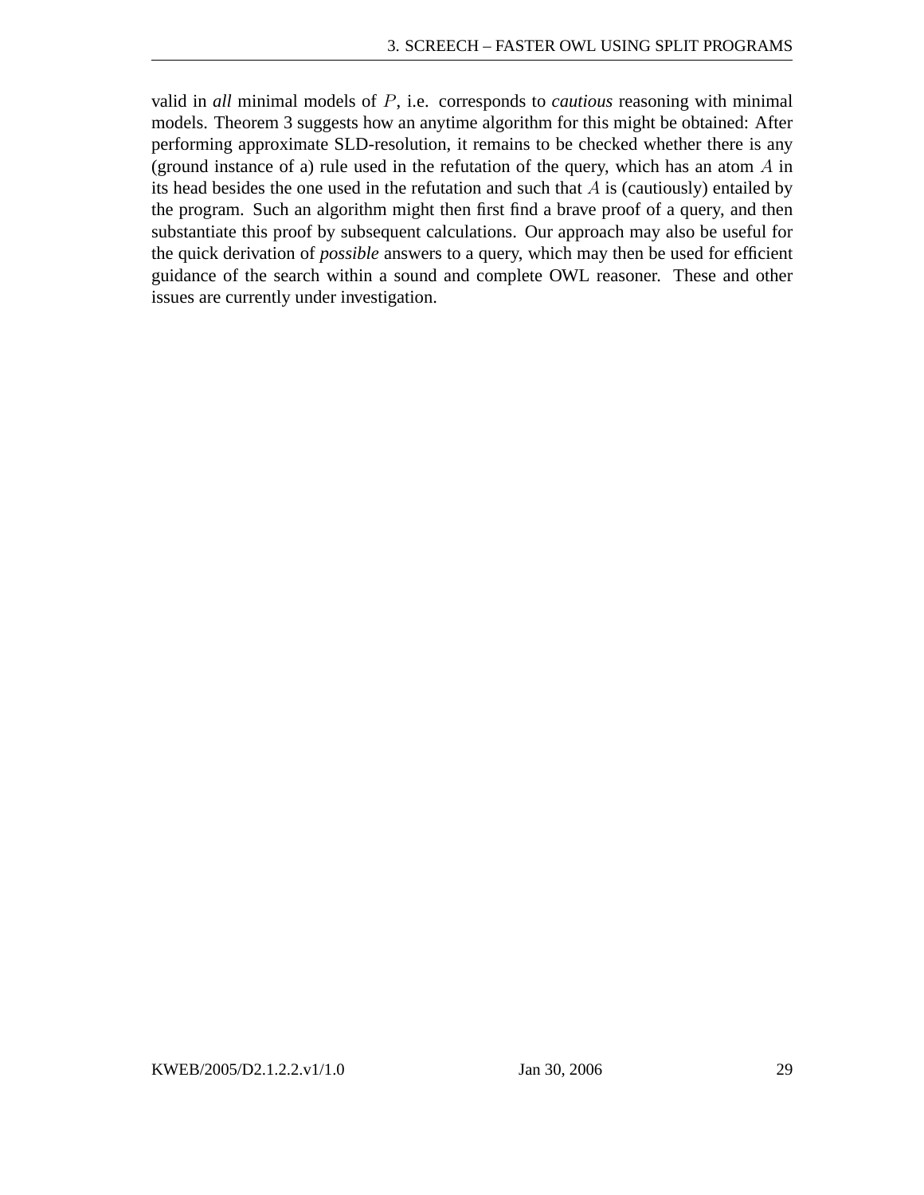valid in *all* minimal models of $P$, i.e. corresponds to *cautious* reasoning with minimal models. Theorem 3 suggests how an anytime algorithm for this might be obtained: After performing approximate SLD-resolution, it remains to be checked whether there is any (ground instance of a) rule used in the refutation of the query, which has an atom $A$ in its head besides the one used in the refutation and such that $A$ is (cautiously) entailed by the program. Such an algorithm might then first find a brave proof of a query, and then substantiate this proof by subsequent calculations. Our approach may also be useful for the quick derivation of *possible* answers to a query, which may then be used for efficient guidance of the search within a sound and complete OWL reasoner. These and other issues are currently under investigation.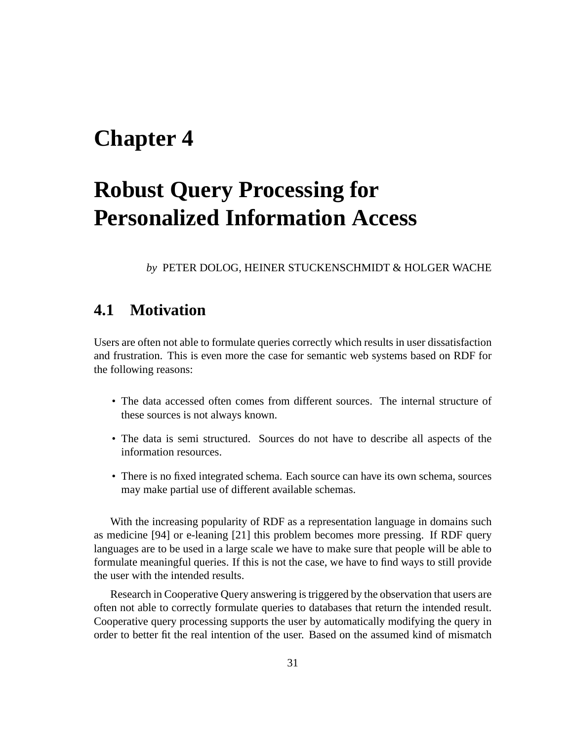# Chapter 4

# Robust Query Processing for Personalized Information Access

*by* PETER DOLOG, HEINER STUCKENSCHMIDT & HOLGER WACHE

## 4.1 Motivation

Users are often not able to formulate queries correctly which results in user dissatisfaction and frustration. This is even more the case for semantic web systems based on RDF for the following reasons:

- The data accessed often comes from different sources. The internal structure of these sources is not always known.
- The data is semi structured. Sources do not have to describe all aspects of the information resources.
- There is no fixed integrated schema. Each source can have its own schema, sources may make partial use of different available schemas.

With the increasing popularity of RDF as a representation language in domains such as medicine [94] or e-leaning [21] this problem becomes more pressing. If RDF query languages are to be used in a large scale we have to make sure that people will be able to formulate meaningful queries. If this is not the case, we have to find ways to still provide the user with the intended results.

Research in Cooperative Query answering is triggered by the observation that users are often not able to correctly formulate queries to databases that return the intended result. Cooperative query processing supports the user by automatically modifying the query in order to better fit the real intention of the user. Based on the assumed kind of mismatch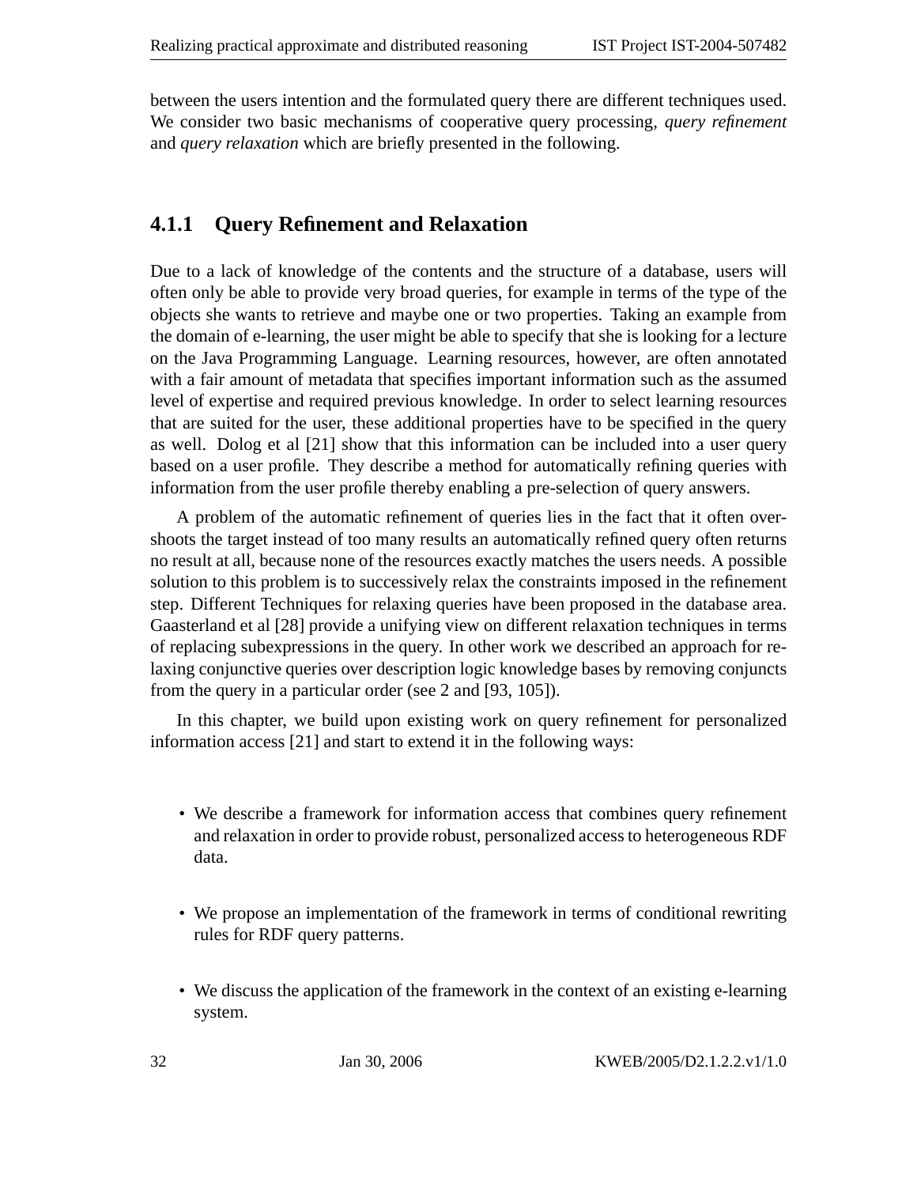between the users intention and the formulated query there are different techniques used. We consider two basic mechanisms of cooperative query processing, *query refinement* and *query relaxation* which are briefly presented in the following.

### 4.1.1 Query Refinement and Relaxation

Due to a lack of knowledge of the contents and the structure of a database, users will often only be able to provide very broad queries, for example in terms of the type of the objects she wants to retrieve and maybe one or two properties. Taking an example from the domain of e-learning, the user might be able to specify that she is looking for a lecture on the Java Programming Language. Learning resources, however, are often annotated with a fair amount of metadata that specifies important information such as the assumed level of expertise and required previous knowledge. In order to select learning resources that are suited for the user, these additional properties have to be specified in the query as well. Dolog et al [21] show that this information can be included into a user query based on a user profile. They describe a method for automatically refining queries with information from the user profile thereby enabling a pre-selection of query answers.

A problem of the automatic refinement of queries lies in the fact that it often overshoots the target instead of too many results an automatically refined query often returns no result at all, because none of the resources exactly matches the users needs. A possible solution to this problem is to successively relax the constraints imposed in the refinement step. Different Techniques for relaxing queries have been proposed in the database area. Gaasterland et al [28] provide a unifying view on different relaxation techniques in terms of replacing subexpressions in the query. In other work we described an approach for relaxing conjunctive queries over description logic knowledge bases by removing conjuncts from the query in a particular order (see 2 and [93, 105]).

In this chapter, we build upon existing work on query refinement for personalized information access [21] and start to extend it in the following ways:

- We describe a framework for information access that combines query refinement and relaxation in order to provide robust, personalized access to heterogeneous RDF data.
- We propose an implementation of the framework in terms of conditional rewriting rules for RDF query patterns.
- We discuss the application of the framework in the context of an existing e-learning system.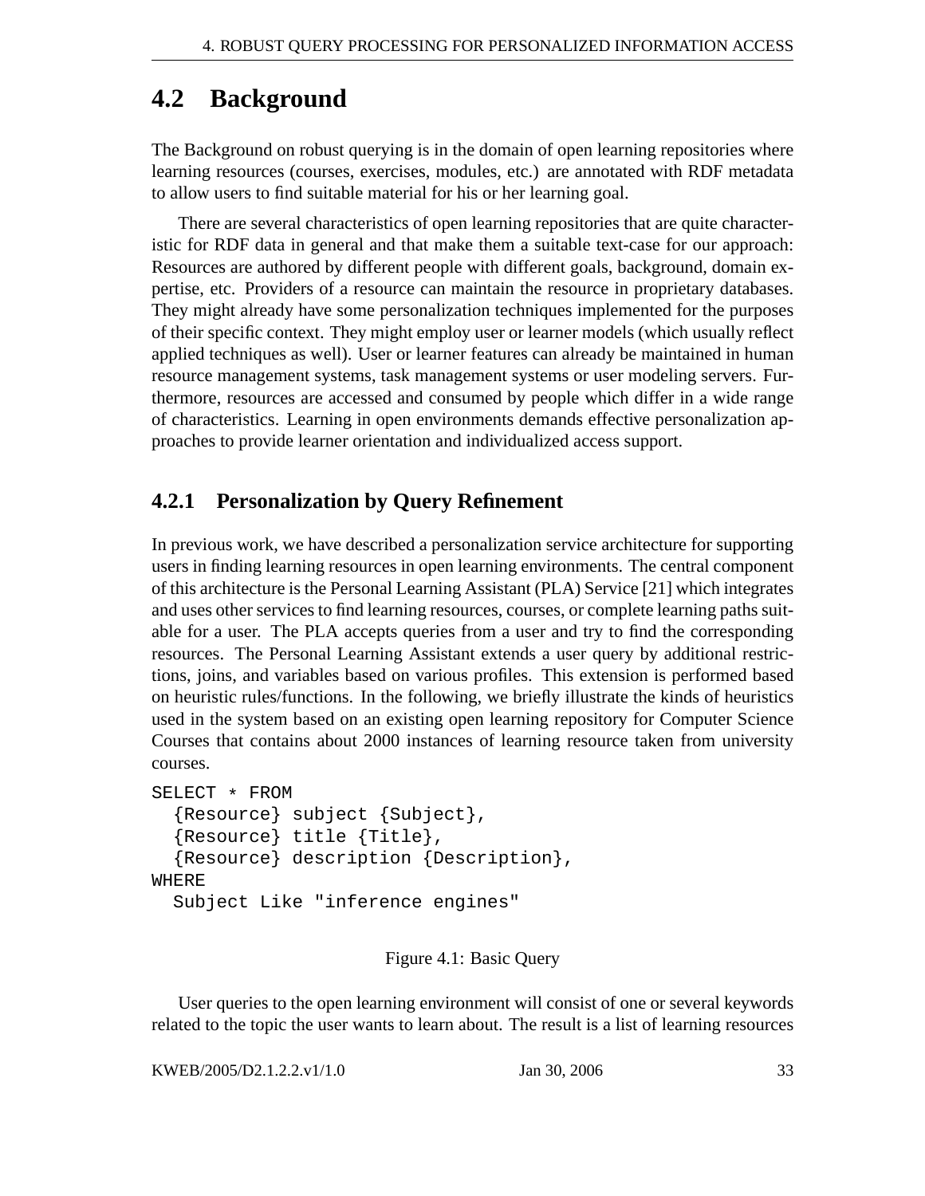## 4.2 Background

The Background on robust querying is in the domain of open learning repositories where learning resources (courses, exercises, modules, etc.) are annotated with RDF metadata to allow users to find suitable material for his or her learning goal.

There are several characteristics of open learning repositories that are quite characteristic for RDF data in general and that make them a suitable text-case for our approach: Resources are authored by different people with different goals, background, domain expertise, etc. Providers of a resource can maintain the resource in proprietary databases. They might already have some personalization techniques implemented for the purposes of their specific context. They might employ user or learner models (which usually reflect applied techniques as well). User or learner features can already be maintained in human resource management systems, task management systems or user modeling servers. Furthermore, resources are accessed and consumed by people which differ in a wide range of characteristics. Learning in open environments demands effective personalization approaches to provide learner orientation and individualized access support.

### 4.2.1 Personalization by Query Refinement

In previous work, we have described a personalization service architecture for supporting users in finding learning resources in open learning environments. The central component of this architecture is the Personal Learning Assistant (PLA) Service [21] which integrates and uses other services to find learning resources, courses, or complete learning paths suitable for a user. The PLA accepts queries from a user and try to find the corresponding resources. The Personal Learning Assistant extends a user query by additional restrictions, joins, and variables based on various profiles. This extension is performed based on heuristic rules/functions. In the following, we briefly illustrate the kinds of heuristics used in the system based on an existing open learning repository for Computer Science Courses that contains about 2000 instances of learning resource taken from university courses.

```
SELECT * FROM
  {Resource} subject {Subject},
  {Resource} title {Title},
  {Resource} description {Description},
WHERE
  Subject Like "inference engines"
```

Figure 4.1: Basic Query

User queries to the open learning environment will consist of one or several keywords related to the topic the user wants to learn about. The result is a list of learning resources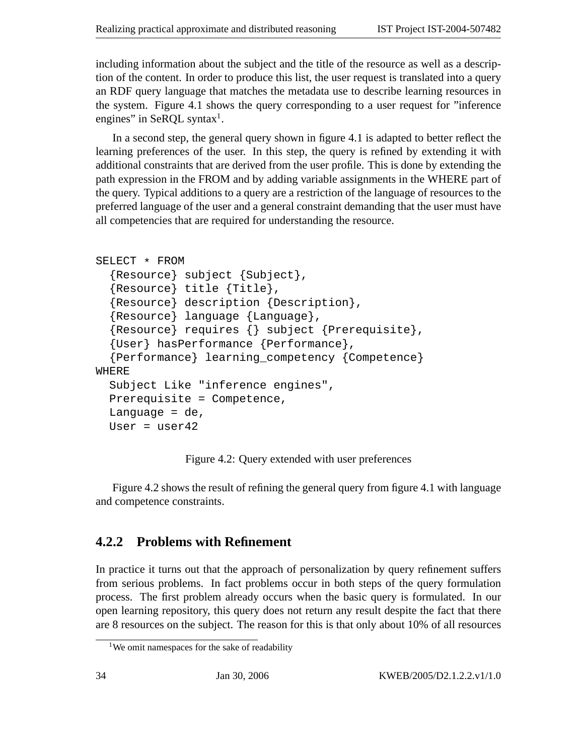including information about the subject and the title of the resource as well as a description of the content. In order to produce this list, the user request is translated into a query an RDF query language that matches the metadata use to describe learning resources in the system. Figure 4.1 shows the query corresponding to a user request for "inference engines" in SeRQL syntax[1].

In a second step, the general query shown in figure 4.1 is adapted to better reflect the learning preferences of the user. In this step, the query is refined by extending it with additional constraints that are derived from the user profile. This is done by extending the path expression in the FROM and by adding variable assignments in the WHERE part of the query. Typical additions to a query are a restriction of the language of resources to the preferred language of the user and a general constraint demanding that the user must have all competencies that are required for understanding the resource.

```
SELECT * FROM
  {Resource} subject {Subject},
  {Resource} title {Title},
  {Resource} description {Description},
  {Resource} language {Language},
  {Resource} requires {} subject {Prerequisite},
  {User} hasPerformance {Performance},
  {Performance} learning_competency {Competence}
WHERE
  Subject Like "inference engines",
  Prerequisite = Competence,
  Language = de,
  User = user42
```

Figure 4.2: Query extended with user preferences

Figure 4.2 shows the result of refining the general query from figure 4.1 with language and competence constraints.

### 4.2.2 Problems with Refinement

In practice it turns out that the approach of personalization by query refinement suffers from serious problems. In fact problems occur in both steps of the query formulation process. The first problem already occurs when the basic query is formulated. In our open learning repository, this query does not return any result despite the fact that there are 8 resources on the subject. The reason for this is that only about 10% of all resources

[1] We omit namespaces for the sake of readability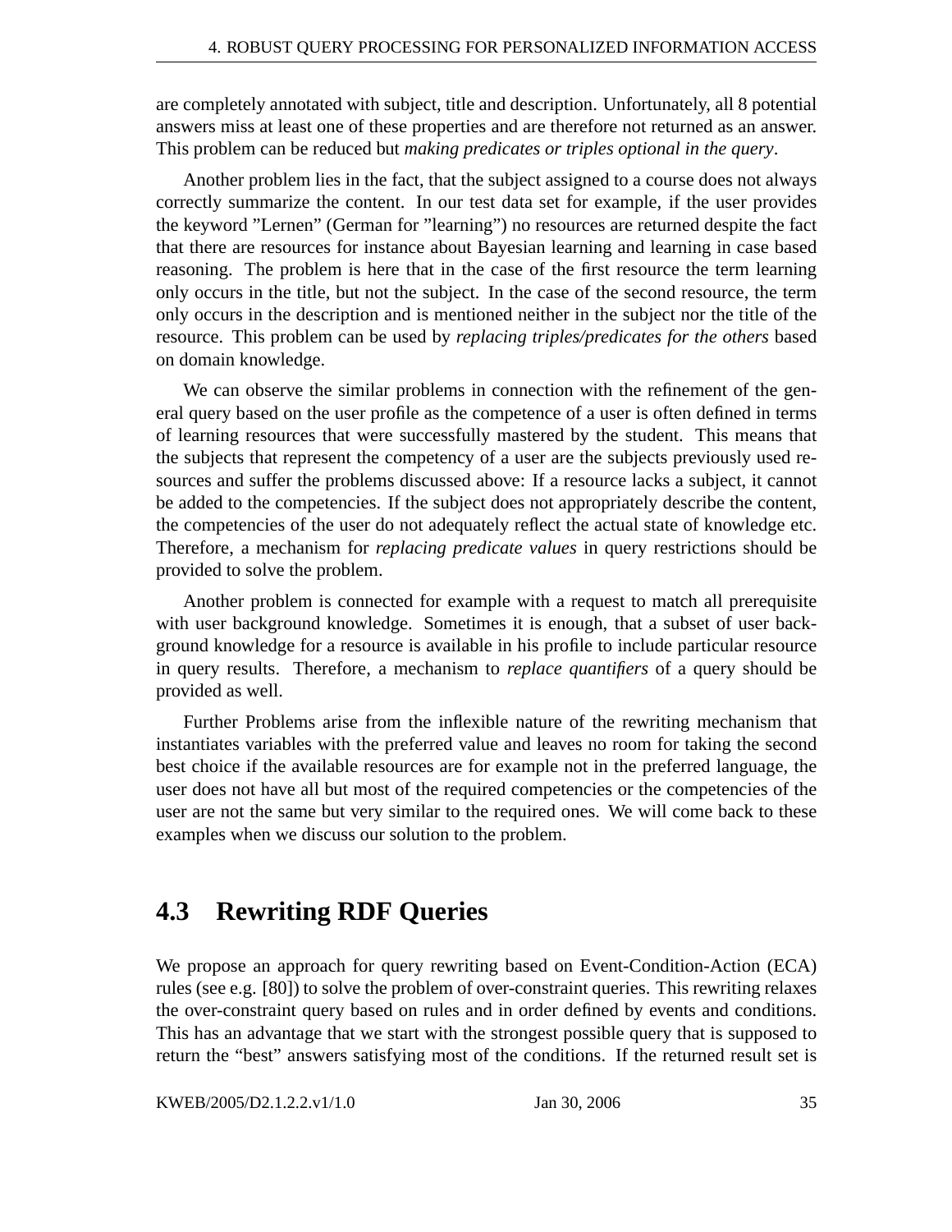are completely annotated with subject, title and description. Unfortunately, all 8 potential answers miss at least one of these properties and are therefore not returned as an answer. This problem can be reduced but *making predicates or triples optional in the query*.

Another problem lies in the fact, that the subject assigned to a course does not always correctly summarize the content. In our test data set for example, if the user provides the keyword "Lernen" (German for "learning") no resources are returned despite the fact that there are resources for instance about Bayesian learning and learning in case based reasoning. The problem is here that in the case of the first resource the term learning only occurs in the title, but not the subject. In the case of the second resource, the term only occurs in the description and is mentioned neither in the subject nor the title of the resource. This problem can be used by *replacing triples/predicates for the others* based on domain knowledge.

We can observe the similar problems in connection with the refinement of the general query based on the user profile as the competence of a user is often defined in terms of learning resources that were successfully mastered by the student. This means that the subjects that represent the competency of a user are the subjects previously used resources and suffer the problems discussed above: If a resource lacks a subject, it cannot be added to the competencies. If the subject does not appropriately describe the content, the competencies of the user do not adequately reflect the actual state of knowledge etc. Therefore, a mechanism for *replacing predicate values* in query restrictions should be provided to solve the problem.

Another problem is connected for example with a request to match all prerequisite with user background knowledge. Sometimes it is enough, that a subset of user background knowledge for a resource is available in his profile to include particular resource in query results. Therefore, a mechanism to *replace quantifiers* of a query should be provided as well.

Further Problems arise from the inflexible nature of the rewriting mechanism that instantiates variables with the preferred value and leaves no room for taking the second best choice if the available resources are for example not in the preferred language, the user does not have all but most of the required competencies or the competencies of the user are not the same but very similar to the required ones. We will come back to these examples when we discuss our solution to the problem.

## 4.3 Rewriting RDF Queries

We propose an approach for query rewriting based on Event-Condition-Action (ECA) rules (see e.g. [80]) to solve the problem of over-constraint queries. This rewriting relaxes the over-constraint query based on rules and in order defined by events and conditions. This has an advantage that we start with the strongest possible query that is supposed to return the "best" answers satisfying most of the conditions. If the returned result set is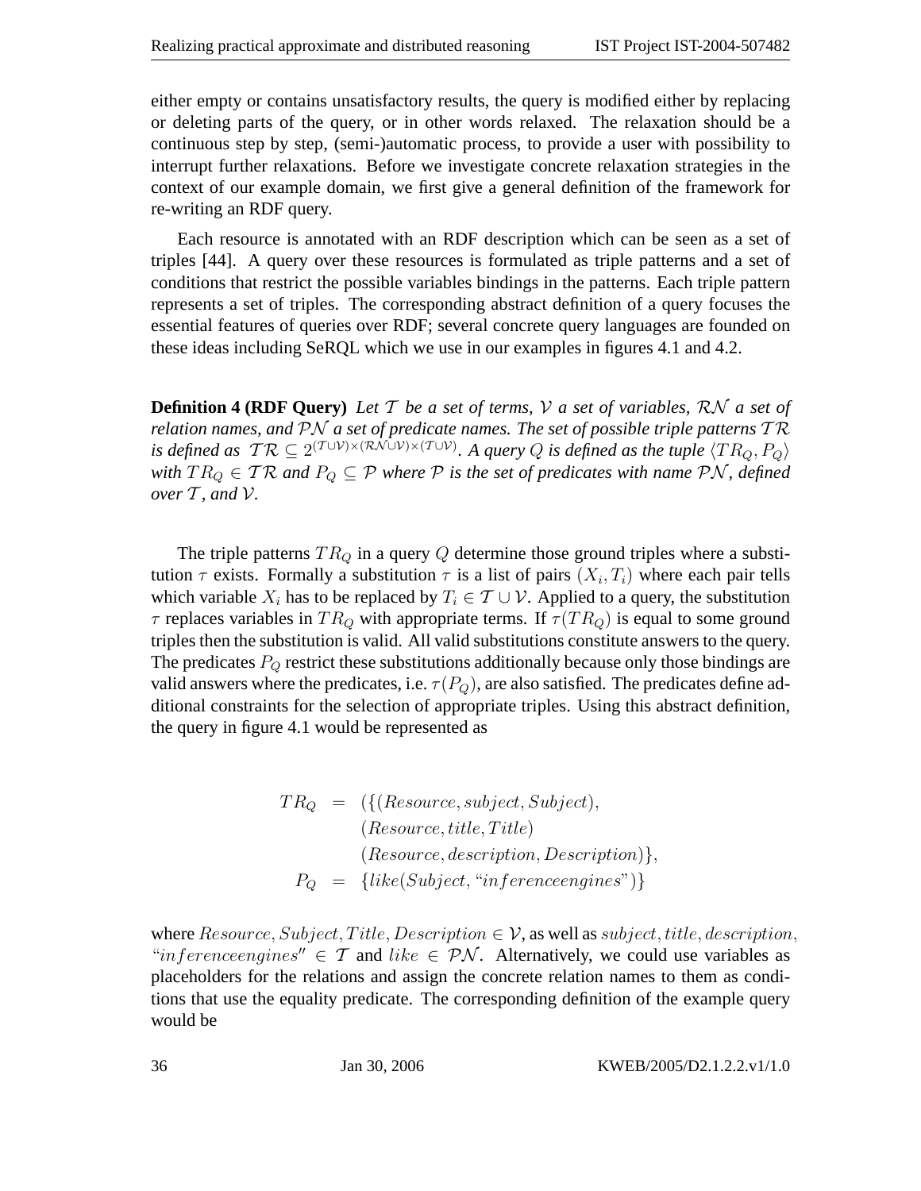either empty or contains unsatisfactory results, the query is modified either by replacing or deleting parts of the query, or in other words relaxed. The relaxation should be a continuous step by step, (semi-)automatic process, to provide a user with possibility to interrupt further relaxations. Before we investigate concrete relaxation strategies in the context of our example domain, we first give a general definition of the framework for re-writing an RDF query.

Each resource is annotated with an RDF description which can be seen as a set of triples [44]. A query over these resources is formulated as triple patterns and a set of conditions that restrict the possible variables bindings in the patterns. Each triple pattern represents a set of triples. The corresponding abstract definition of a query focuses the essential features of queries over RDF; several concrete query languages are founded on these ideas including SeRQL which we use in our examples in figures 4.1 and 4.2.

**Definition 4 (RDF Query)** *Let $\mathcal{T}$ be a set of terms, $\mathcal{V}$ a set of variables, $\mathcal{RN}$ a set of relation names, and $\mathcal{PN}$ a set of predicate names. The set of possible triple patterns $\mathcal{TR}$ is defined as $\mathcal{TR} \subseteq 2^{(\mathcal{T}\cup\mathcal{V})\times(\mathcal{RN}\cup\mathcal{V})\times(\mathcal{T}\cup\mathcal{V})}$. A query $Q$ is defined as the tuple $\langle TR_Q, P_Q \rangle$ with $TR_Q \in \mathcal{TR}$ and $P_Q \subseteq \mathcal{P}$ where $\mathcal{P}$ is the set of predicates with name $\mathcal{PN}$, defined over $\mathcal{T}$, and $\mathcal{V}$.*

The triple patterns $TR_Q$ in a query $Q$ determine those ground triples where a substitution $\tau$ exists. Formally a substitution $\tau$ is a list of pairs $(X_i, T_i)$ where each pair tells which variable $X_i$ has to be replaced by $T_i \in \mathcal{T} \cup \mathcal{V}$. Applied to a query, the substitution $\tau$ replaces variables in $TR_Q$ with appropriate terms. If $\tau(TR_Q)$ is equal to some ground triples then the substitution is valid. All valid substitutions constitute answers to the query. The predicates $P_Q$ restrict these substitutions additionally because only those bindings are valid answers where the predicates, i.e. $\tau(P_Q)$, are also satisfied. The predicates define additional constraints for the selection of appropriate triples. Using this abstract definition, the query in figure 4.1 would be represented as

$$
\begin{aligned}
TR_Q &= (\{(Resource, subject, Subject), \\
&\quad\ (Resource, title, Title) \\
&\quad\ (Resource, description, Description)\}, \\
P_Q &= \{like(Subject, \text{“}inferenceengines\text{”})\}
\end{aligned}
$$

where $Resource, Subject, Title, Description \in \mathcal{V}$, as well as $subject, title, description$, “$inferenceengines'' \in \mathcal{T}$ and $like \in \mathcal{PN}$. Alternatively, we could use variables as placeholders for the relations and assign the concrete relation names to them as conditions that use the equality predicate. The corresponding definition of the example query would be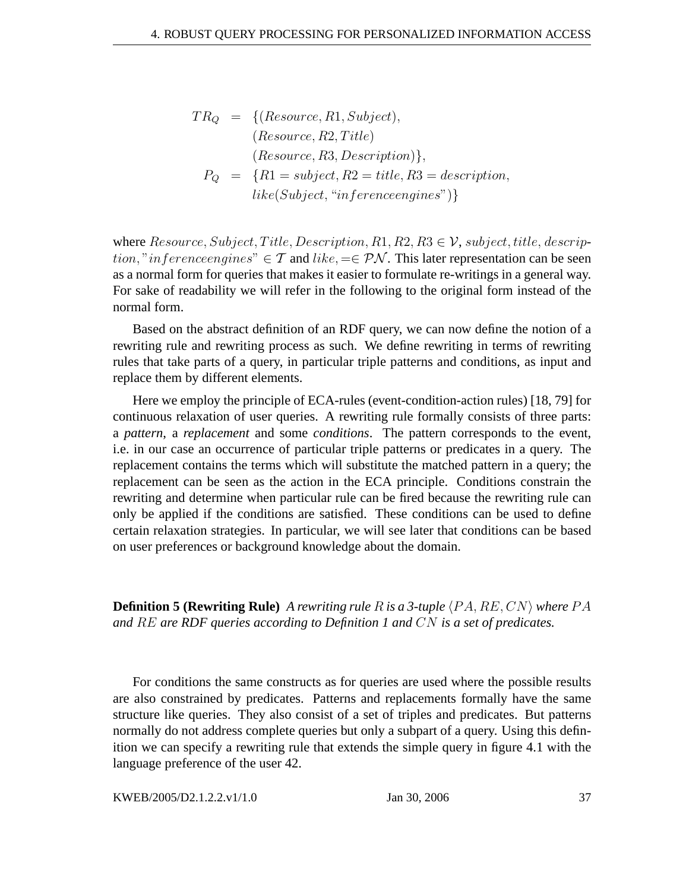$$
\begin{aligned}
TR_Q &= \{(Resource, R1, Subject),\\
&\quad (Resource, R2, Title)\\
&\quad (Resource, R3, Description)\},\\
P_Q &= \{R1 = subject, R2 = title, R3 = description,\\
&\quad like(Subject, \text{“}inferenceengines\text{”})\}
\end{aligned}
$$

where $Resource, Subject, Title, Description, R1, R2, R3 \in \mathcal{V}$, $subject, title, description, \text{"}inferenceengines\text{"} \in \mathcal{T}$ and $like, = \in \mathcal{PN}$. This later representation can be seen as a normal form for queries that makes it easier to formulate re-writings in a general way. For sake of readability we will refer in the following to the original form instead of the normal form.

Based on the abstract definition of an RDF query, we can now define the notion of a rewriting rule and rewriting process as such. We define rewriting in terms of rewriting rules that take parts of a query, in particular triple patterns and conditions, as input and replace them by different elements.

Here we employ the principle of ECA-rules (event-condition-action rules) [18, 79] for continuous relaxation of user queries. A rewriting rule formally consists of three parts: a *pattern*, a *replacement* and some *conditions*. The pattern corresponds to the event, i.e. in our case an occurrence of particular triple patterns or predicates in a query. The replacement contains the terms which will substitute the matched pattern in a query; the replacement can be seen as the action in the ECA principle. Conditions constrain the rewriting and determine when particular rule can be fired because the rewriting rule can only be applied if the conditions are satisfied. These conditions can be used to define certain relaxation strategies. In particular, we will see later that conditions can be based on user preferences or background knowledge about the domain.

**Definition 5 (Rewriting Rule)** *A rewriting rule $R$ is a 3-tuple $\langle PA, RE, CN \rangle$ where $PA$ and $RE$ are RDF queries according to Definition 1 and $CN$ is a set of predicates.*

For conditions the same constructs as for queries are used where the possible results are also constrained by predicates. Patterns and replacements formally have the same structure like queries. They also consist of a set of triples and predicates. But patterns normally do not address complete queries but only a subpart of a query. Using this definition we can specify a rewriting rule that extends the simple query in figure 4.1 with the language preference of the user 42.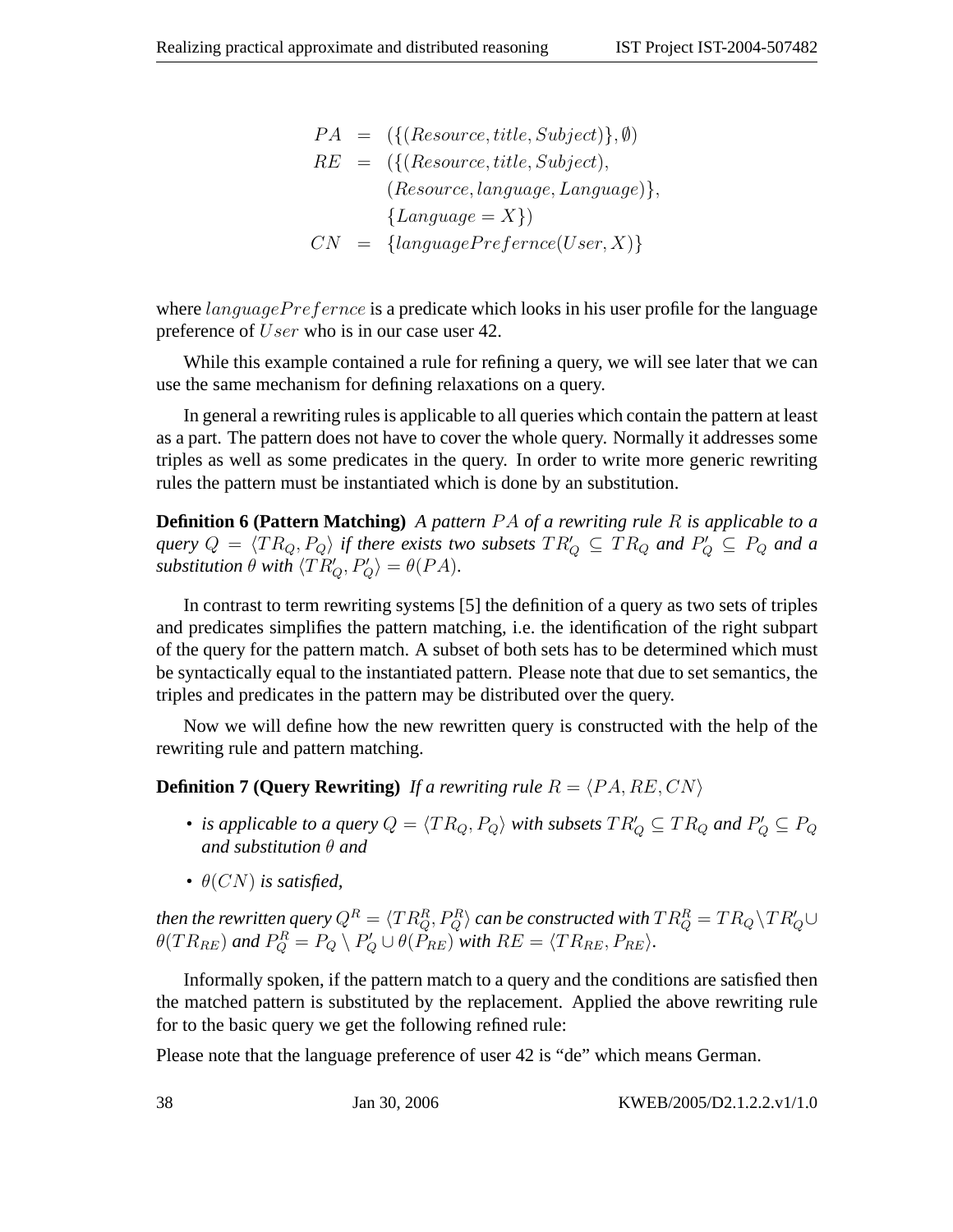$$
\begin{aligned}
PA &= (\{(Resource, title, Subject)\}, \emptyset) \\
RE &= (\{(Resource, title, Subject), \\
&\quad (Resource, language, Language)\}, \\
&\quad \{Language = X\}) \\
CN &= \{languagePrefernce(User, X)\}
\end{aligned}
$$

where $languagePrefernce$ is a predicate which looks in his user profile for the language preference of $User$ who is in our case user 42.

While this example contained a rule for refining a query, we will see later that we can use the same mechanism for defining relaxations on a query.

In general a rewriting rules is applicable to all queries which contain the pattern at least as a part. The pattern does not have to cover the whole query. Normally it addresses some triples as well as some predicates in the query. In order to write more generic rewriting rules the pattern must be instantiated which is done by an substitution.

**Definition 6 (Pattern Matching)** *A pattern $PA$ of a rewriting rule $R$ is applicable to a query $Q = \langle TR_Q, P_Q \rangle$ if there exists two subsets $TR'_Q \subseteq TR_Q$ and $P'_Q \subseteq P_Q$ and a substitution $\theta$ with $\langle TR'_Q, P'_Q \rangle = \theta(PA)$.*

In contrast to term rewriting systems [5] the definition of a query as two sets of triples and predicates simplifies the pattern matching, i.e. the identification of the right subpart of the query for the pattern match. A subset of both sets has to be determined which must be syntactically equal to the instantiated pattern. Please note that due to set semantics, the triples and predicates in the pattern may be distributed over the query.

Now we will define how the new rewritten query is constructed with the help of the rewriting rule and pattern matching.

**Definition 7 (Query Rewriting)** *If a rewriting rule $R = \langle PA, RE, CN \rangle$*

- *is applicable to a query $Q = \langle TR_Q, P_Q \rangle$ with subsets $TR'_Q \subseteq TR_Q$ and $P'_Q \subseteq P_Q$ and substitution $\theta$ and*
- *$\theta(CN)$ is satisfied,*

*then the rewritten query $Q^R = \langle TR^R_Q, P^R_Q \rangle$ can be constructed with $TR^R_Q = TR_Q \setminus TR'_Q \cup \theta(TR_{RE})$ and $P^R_Q = P_Q \setminus P'_Q \cup \theta(P_{RE})$ with $RE = \langle TR_{RE}, P_{RE} \rangle$.*

Informally spoken, if the pattern match to a query and the conditions are satisfied then the matched pattern is substituted by the replacement. Applied the above rewriting rule for to the basic query we get the following refined rule:

Please note that the language preference of user 42 is “de” which means German.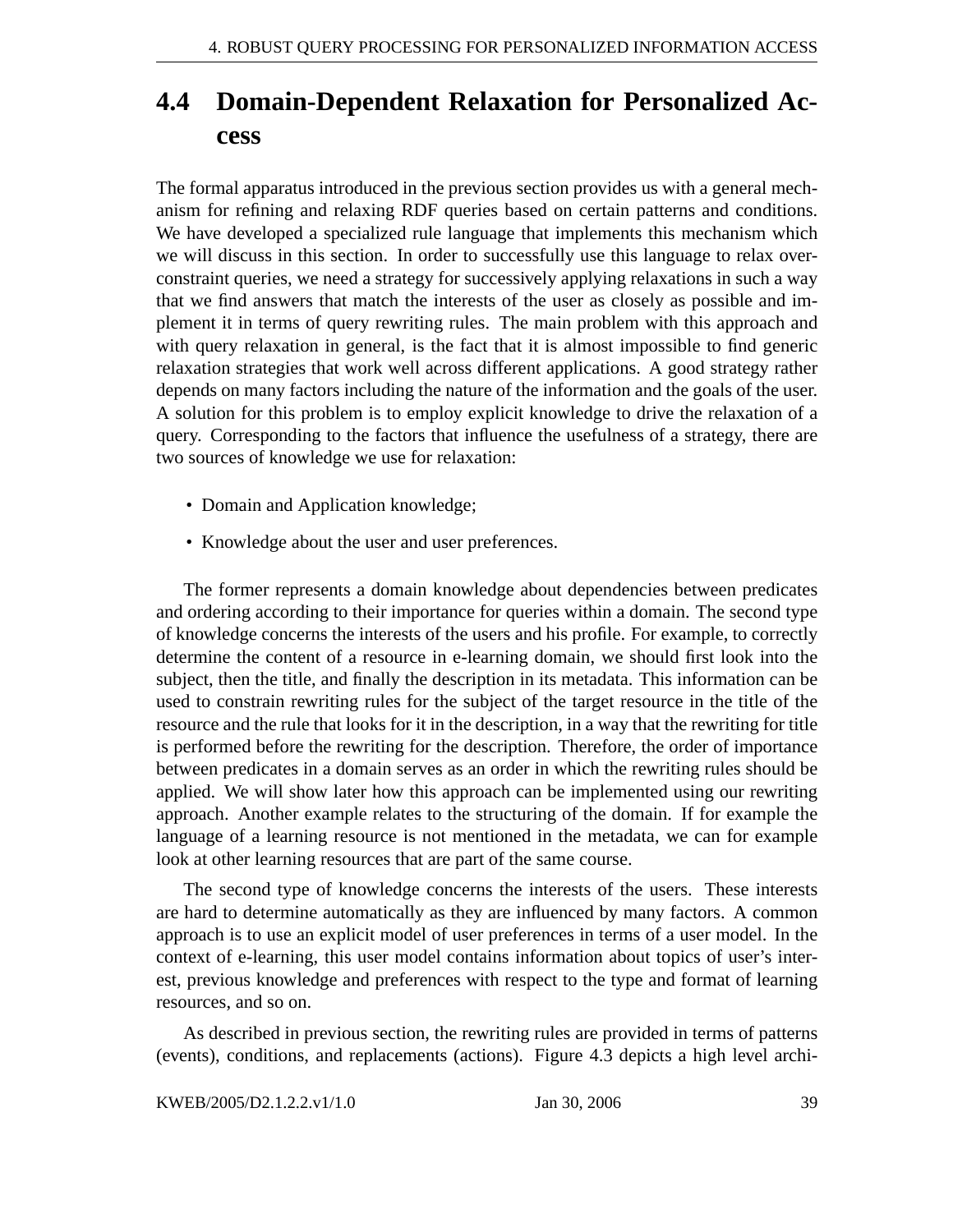## 4.4 Domain-Dependent Relaxation for Personalized Access

The formal apparatus introduced in the previous section provides us with a general mechanism for refining and relaxing RDF queries based on certain patterns and conditions. We have developed a specialized rule language that implements this mechanism which we will discuss in this section. In order to successfully use this language to relax over-constraint queries, we need a strategy for successively applying relaxations in such a way that we find answers that match the interests of the user as closely as possible and implement it in terms of query rewriting rules. The main problem with this approach and with query relaxation in general, is the fact that it is almost impossible to find generic relaxation strategies that work well across different applications. A good strategy rather depends on many factors including the nature of the information and the goals of the user. A solution for this problem is to employ explicit knowledge to drive the relaxation of a query. Corresponding to the factors that influence the usefulness of a strategy, there are two sources of knowledge we use for relaxation:

- Domain and Application knowledge;
- Knowledge about the user and user preferences.

The former represents a domain knowledge about dependencies between predicates and ordering according to their importance for queries within a domain. The second type of knowledge concerns the interests of the users and his profile. For example, to correctly determine the content of a resource in e-learning domain, we should first look into the subject, then the title, and finally the description in its metadata. This information can be used to constrain rewriting rules for the subject of the target resource in the title of the resource and the rule that looks for it in the description, in a way that the rewriting for title is performed before the rewriting for the description. Therefore, the order of importance between predicates in a domain serves as an order in which the rewriting rules should be applied. We will show later how this approach can be implemented using our rewriting approach. Another example relates to the structuring of the domain. If for example the language of a learning resource is not mentioned in the metadata, we can for example look at other learning resources that are part of the same course.

The second type of knowledge concerns the interests of the users. These interests are hard to determine automatically as they are influenced by many factors. A common approach is to use an explicit model of user preferences in terms of a user model. In the context of e-learning, this user model contains information about topics of user's interest, previous knowledge and preferences with respect to the type and format of learning resources, and so on.

As described in previous section, the rewriting rules are provided in terms of patterns (events), conditions, and replacements (actions). Figure 4.3 depicts a high level archi-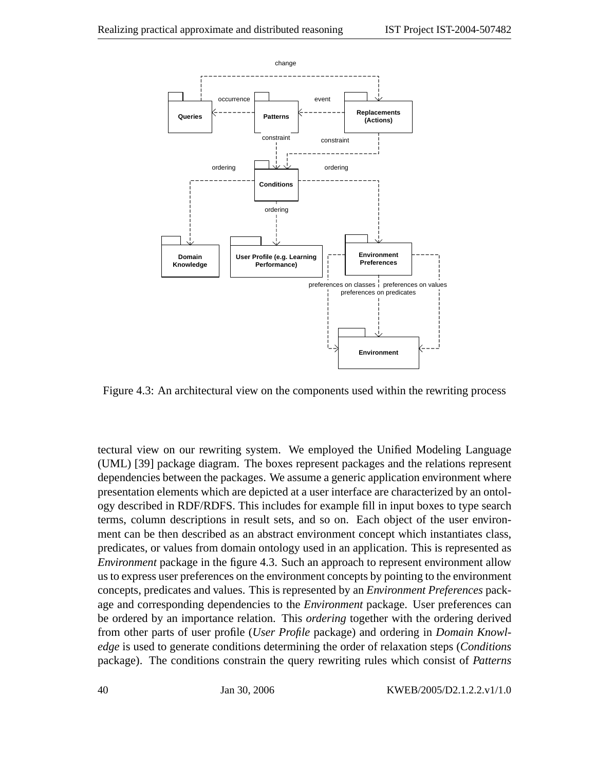Figure 4.3: An architectural view on the components used within the rewriting process

tectural view on our rewriting system. We employed the Unified Modeling Language (UML) [39] package diagram. The boxes represent packages and the relations represent dependencies between the packages. We assume a generic application environment where presentation elements which are depicted at a user interface are characterized by an ontology described in RDF/RDFS. This includes for example fill in input boxes to type search terms, column descriptions in result sets, and so on. Each object of the user environment can be then described as an abstract environment concept which instantiates class, predicates, or values from domain ontology used in an application. This is represented as *Environment* package in the figure 4.3. Such an approach to represent environment allow us to express user preferences on the environment concepts by pointing to the environment concepts, predicates and values. This is represented by an *Environment Preferences* package and corresponding dependencies to the *Environment* package. User preferences can be ordered by an importance relation. This *ordering* together with the ordering derived from other parts of user profile (*User Profile* package) and ordering in *Domain Knowledge* is used to generate conditions determining the order of relaxation steps (*Conditions* package). The conditions constrain the query rewriting rules which consist of *Patterns*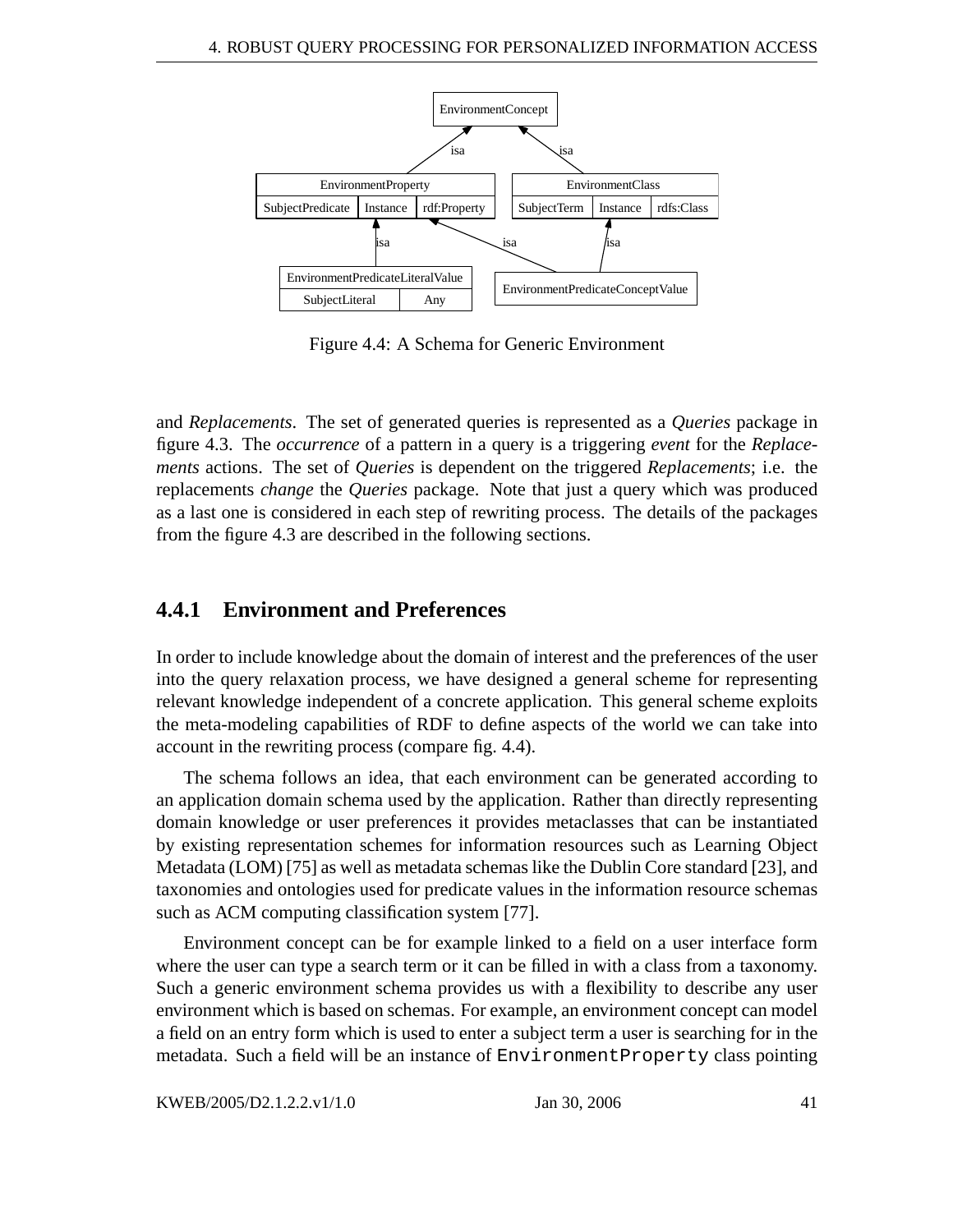Figure 4.4: A Schema for Generic Environment

and *Replacements*. The set of generated queries is represented as a *Queries* package in figure 4.3. The *occurrence* of a pattern in a query is a triggering *event* for the *Replacements* actions. The set of *Queries* is dependent on the triggered *Replacements*; i.e. the replacements *change* the *Queries* package. Note that just a query which was produced as a last one is considered in each step of rewriting process. The details of the packages from the figure 4.3 are described in the following sections.

### 4.4.1 Environment and Preferences

In order to include knowledge about the domain of interest and the preferences of the user into the query relaxation process, we have designed a general scheme for representing relevant knowledge independent of a concrete application. This general scheme exploits the meta-modeling capabilities of RDF to define aspects of the world we can take into account in the rewriting process (compare fig. 4.4).

The schema follows an idea, that each environment can be generated according to an application domain schema used by the application. Rather than directly representing domain knowledge or user preferences it provides metaclasses that can be instantiated by existing representation schemes for information resources such as Learning Object Metadata (LOM) [75] as well as metadata schemas like the Dublin Core standard [23], and taxonomies and ontologies used for predicate values in the information resource schemas such as ACM computing classification system [77].

Environment concept can be for example linked to a field on a user interface form where the user can type a search term or it can be filled in with a class from a taxonomy. Such a generic environment schema provides us with a flexibility to describe any user environment which is based on schemas. For example, an environment concept can model a field on an entry form which is used to enter a subject term a user is searching for in the metadata. Such a field will be an instance of `EnvironmentProperty` class pointing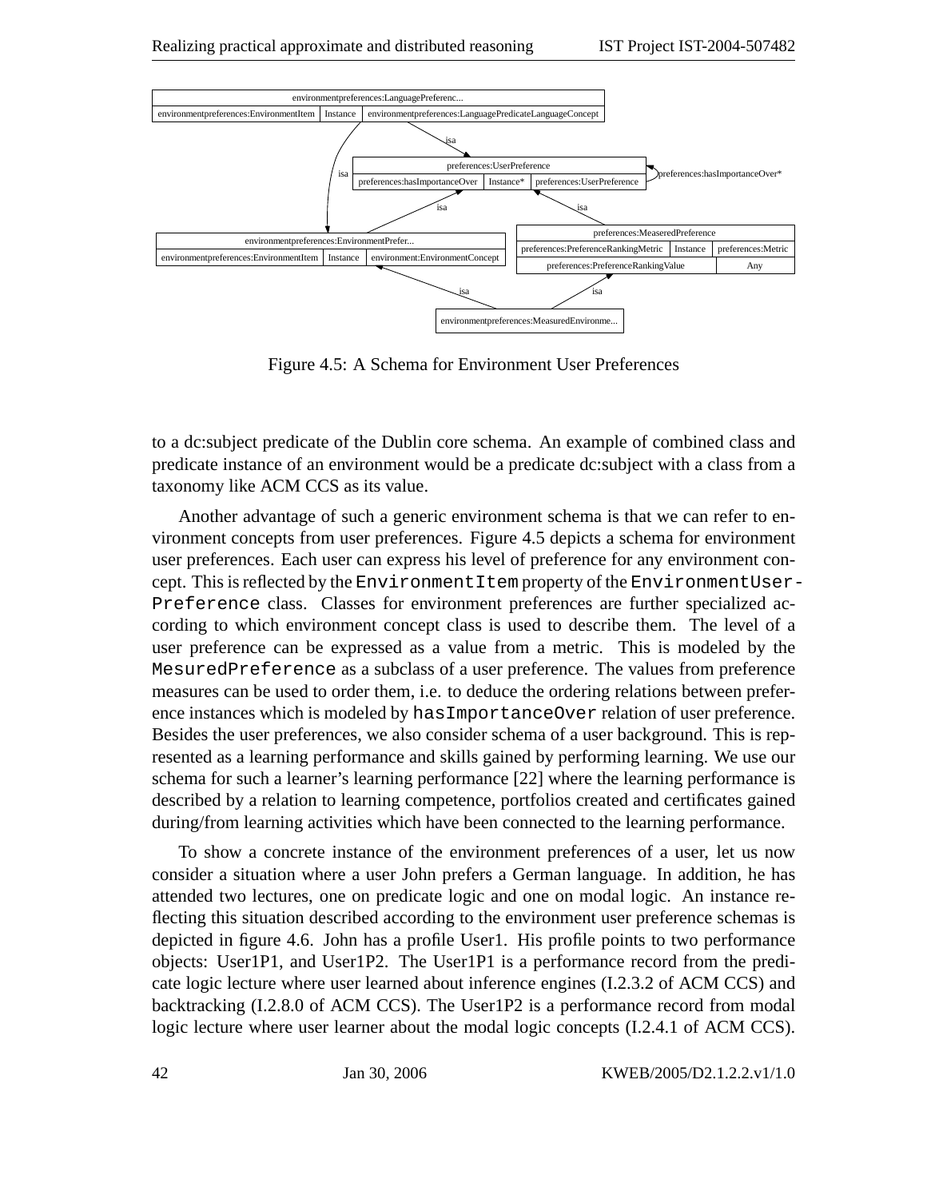Figure 4.5: A Schema for Environment User Preferences

to a dc:subject predicate of the Dublin core schema. An example of combined class and predicate instance of an environment would be a predicate dc:subject with a class from a taxonomy like ACM CCS as its value.

Another advantage of such a generic environment schema is that we can refer to environment concepts from user preferences. Figure 4.5 depicts a schema for environment user preferences. Each user can express his level of preference for any environment concept. This is reflected by the `EnvironmentItem` property of the `EnvironmentUserPreference` class. Classes for environment preferences are further specialized according to which environment concept class is used to describe them. The level of a user preference can be expressed as a value from a metric. This is modeled by the `MesuredPreference` as a subclass of a user preference. The values from preference measures can be used to order them, i.e. to deduce the ordering relations between preference instances which is modeled by `hasImportanceOver` relation of user preference. Besides the user preferences, we also consider schema of a user background. This is represented as a learning performance and skills gained by performing learning. We use our schema for such a learner's learning performance [22] where the learning performance is described by a relation to learning competence, portfolios created and certificates gained during/from learning activities which have been connected to the learning performance.

To show a concrete instance of the environment preferences of a user, let us now consider a situation where a user John prefers a German language. In addition, he has attended two lectures, one on predicate logic and one on modal logic. An instance reflecting this situation described according to the environment user preference schemas is depicted in figure 4.6. John has a profile User1. His profile points to two performance objects: User1P1, and User1P2. The User1P1 is a performance record from the predicate logic lecture where user learned about inference engines (I.2.3.2 of ACM CCS) and backtracking (I.2.8.0 of ACM CCS). The User1P2 is a performance record from modal logic lecture where user learner about the modal logic concepts (I.2.4.1 of ACM CCS).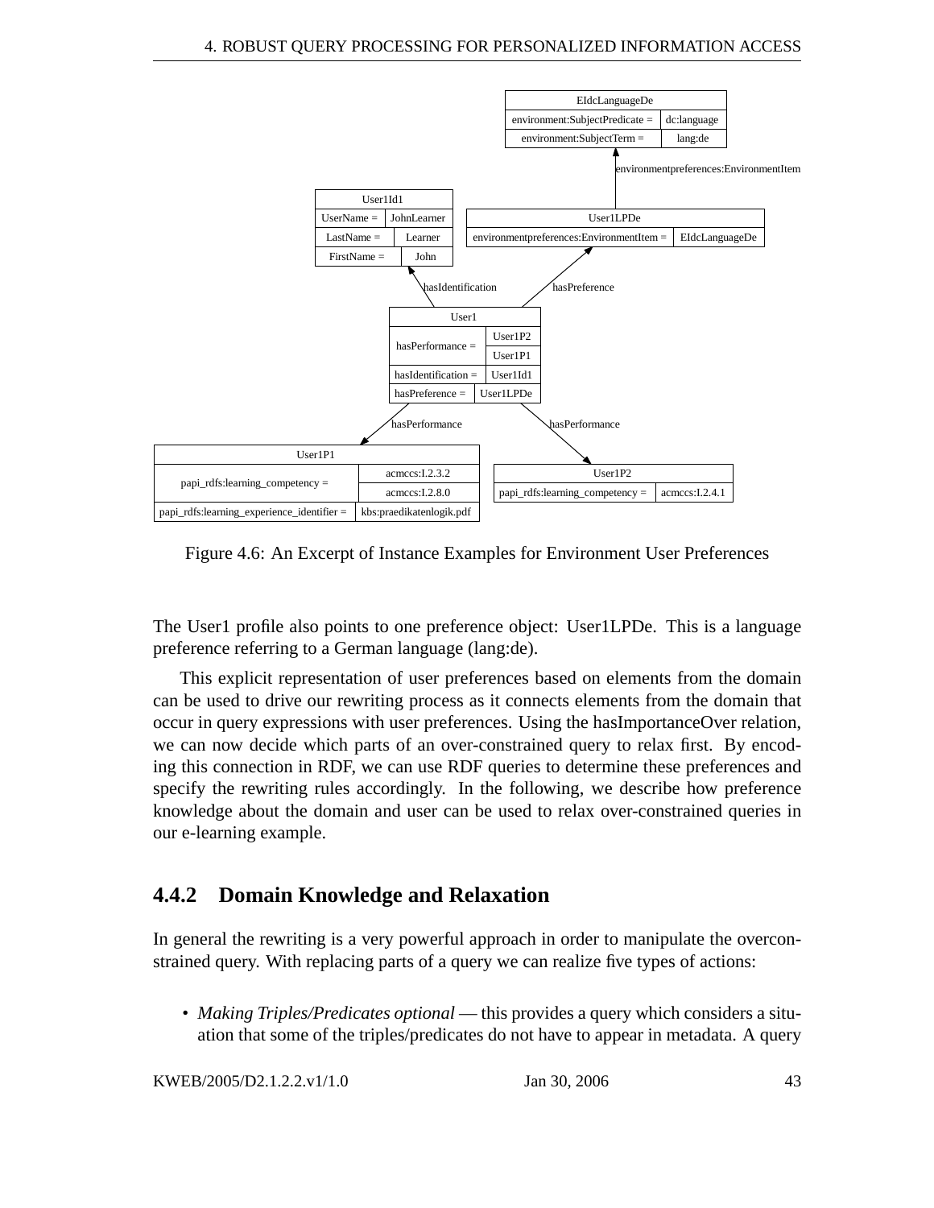Figure 4.6: An Excerpt of Instance Examples for Environment User Preferences

The User1 profile also points to one preference object: User1LPDe. This is a language preference referring to a German language (lang:de).

This explicit representation of user preferences based on elements from the domain can be used to drive our rewriting process as it connects elements from the domain that occur in query expressions with user preferences. Using the hasImportanceOver relation, we can now decide which parts of an over-constrained query to relax first. By encoding this connection in RDF, we can use RDF queries to determine these preferences and specify the rewriting rules accordingly. In the following, we describe how preference knowledge about the domain and user can be used to relax over-constrained queries in our e-learning example.

### 4.4.2 Domain Knowledge and Relaxation

In general the rewriting is a very powerful approach in order to manipulate the overconstrained query. With replacing parts of a query we can realize five types of actions:

- *Making Triples/Predicates optional* — this provides a query which considers a situation that some of the triples/predicates do not have to appear in metadata. A query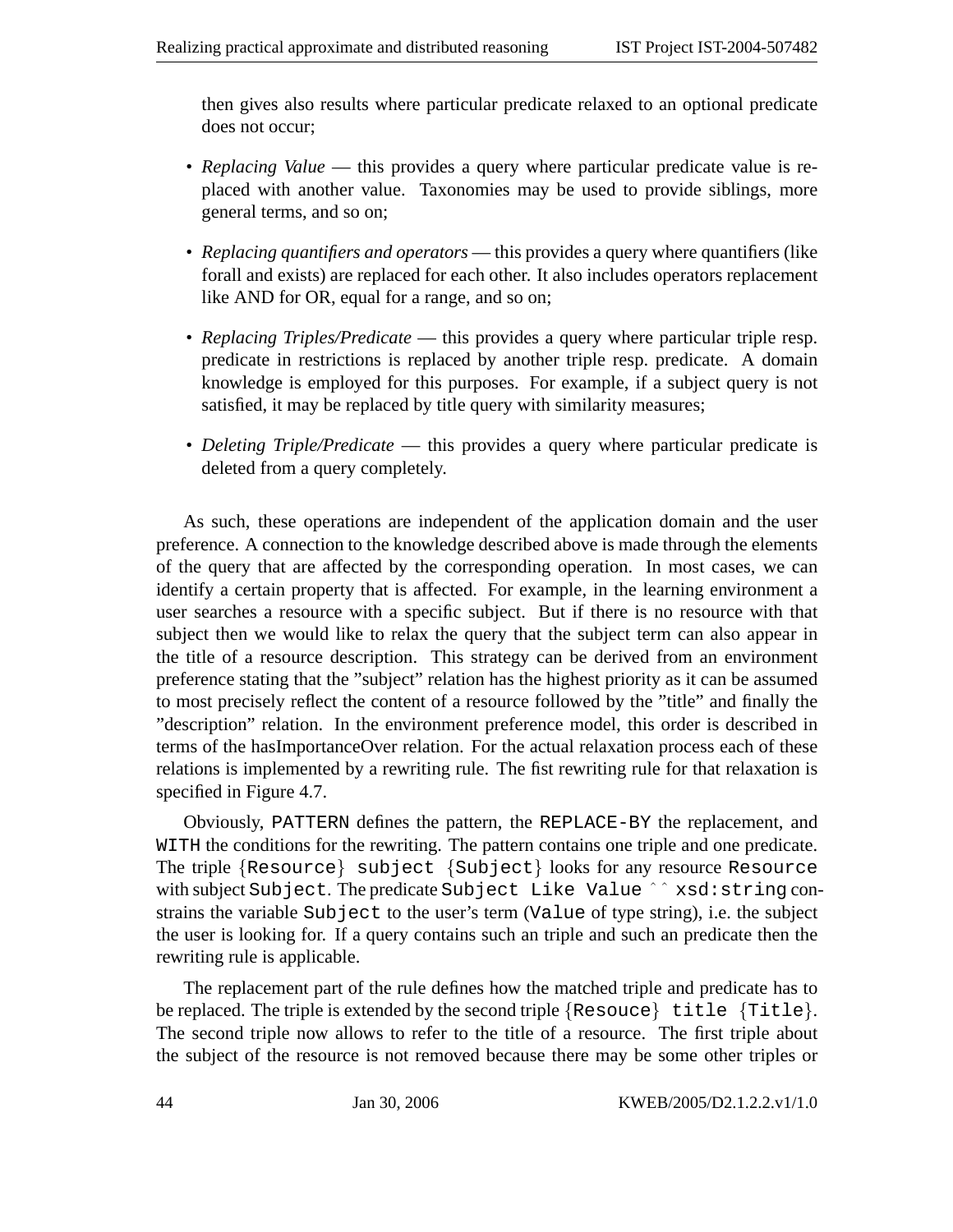then gives also results where particular predicate relaxed to an optional predicate does not occur;

- *Replacing Value* — this provides a query where particular predicate value is replaced with another value. Taxonomies may be used to provide siblings, more general terms, and so on;
- *Replacing quantifiers and operators* — this provides a query where quantifiers (like forall and exists) are replaced for each other. It also includes operators replacement like AND for OR, equal for a range, and so on;
- *Replacing Triples/Predicate* — this provides a query where particular triple resp. predicate in restrictions is replaced by another triple resp. predicate. A domain knowledge is employed for this purposes. For example, if a subject query is not satisfied, it may be replaced by title query with similarity measures;
- *Deleting Triple/Predicate* — this provides a query where particular predicate is deleted from a query completely.

As such, these operations are independent of the application domain and the user preference. A connection to the knowledge described above is made through the elements of the query that are affected by the corresponding operation. In most cases, we can identify a certain property that is affected. For example, in the learning environment a user searches a resource with a specific subject. But if there is no resource with that subject then we would like to relax the query that the subject term can also appear in the title of a resource description. This strategy can be derived from an environment preference stating that the "subject" relation has the highest priority as it can be assumed to most precisely reflect the content of a resource followed by the "title" and finally the "description" relation. In the environment preference model, this order is described in terms of the hasImportanceOver relation. For the actual relaxation process each of these relations is implemented by a rewriting rule. The fist rewriting rule for that relaxation is specified in Figure 4.7.

Obviously, `PATTERN` defines the pattern, the `REPLACE-BY` the replacement, and `WITH` the conditions for the rewriting. The pattern contains one triple and one predicate. The triple {`Resource`} `subject` {`Subject`} looks for any resource `Resource` with subject `Subject`. The predicate `Subject Like Value ^^ xsd:string` constrains the variable `Subject` to the user's term (`Value` of type string), i.e. the subject the user is looking for. If a query contains such an triple and such an predicate then the rewriting rule is applicable.

The replacement part of the rule defines how the matched triple and predicate has to be replaced. The triple is extended by the second triple {`Resouce`} `title` {`Title`}. The second triple now allows to refer to the title of a resource. The first triple about the subject of the resource is not removed because there may be some other triples or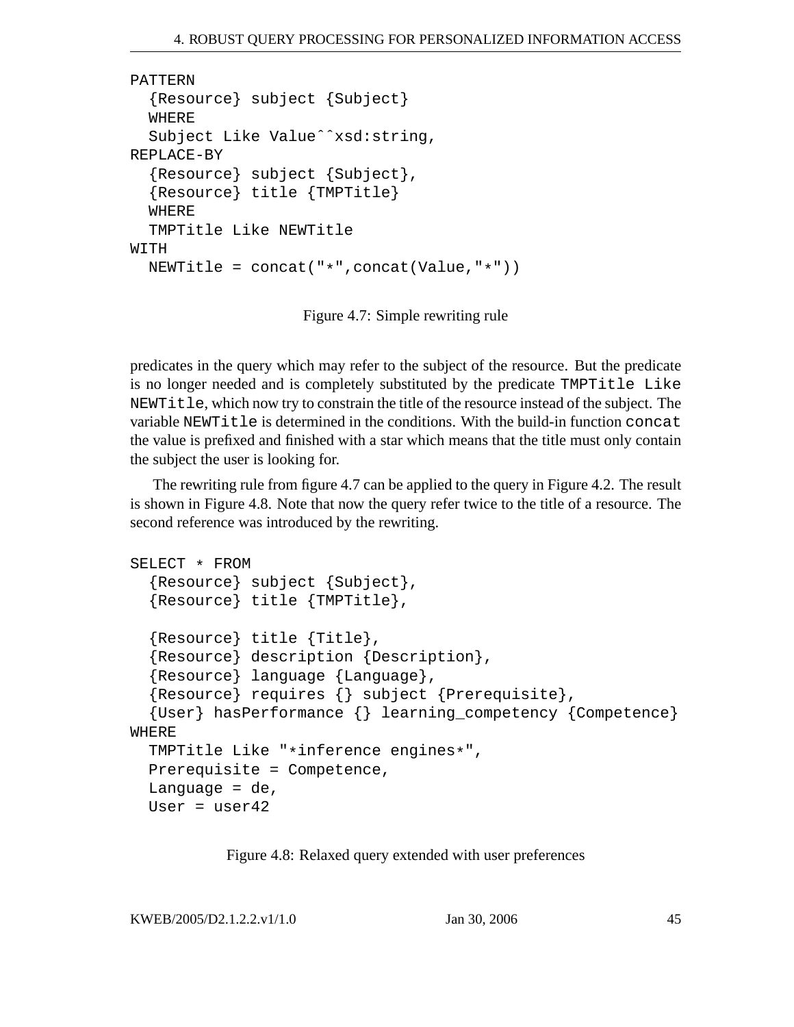```
PATTERN
  {Resource} subject {Subject}
  WHERE
  Subject Like Value^^xsd:string,
REPLACE-BY
  {Resource} subject {Subject},
  {Resource} title {TMPTitle}
  WHERE
  TMPTitle Like NEWTitle
WITH
  NEWTitle = concat("*",concat(Value,"*"))
```

Figure 4.7: Simple rewriting rule

predicates in the query which may refer to the subject of the resource. But the predicate is no longer needed and is completely substituted by the predicate `TMPTitle Like NEWTitle`, which now try to constrain the title of the resource instead of the subject. The variable `NEWTitle` is determined in the conditions. With the build-in function `concat` the value is prefixed and finished with a star which means that the title must only contain the subject the user is looking for.

The rewriting rule from figure 4.7 can be applied to the query in Figure 4.2. The result is shown in Figure 4.8. Note that now the query refer twice to the title of a resource. The second reference was introduced by the rewriting.

```
SELECT * FROM
  {Resource} subject {Subject},
  {Resource} title {TMPTitle},

  {Resource} title {Title},
  {Resource} description {Description},
  {Resource} language {Language},
  {Resource} requires {} subject {Prerequisite},
  {User} hasPerformance {} learning_competency {Competence}
WHERE
  TMPTitle Like "*inference engines*",
  Prerequisite = Competence,
  Language = de,
  User = user42
```

Figure 4.8: Relaxed query extended with user preferences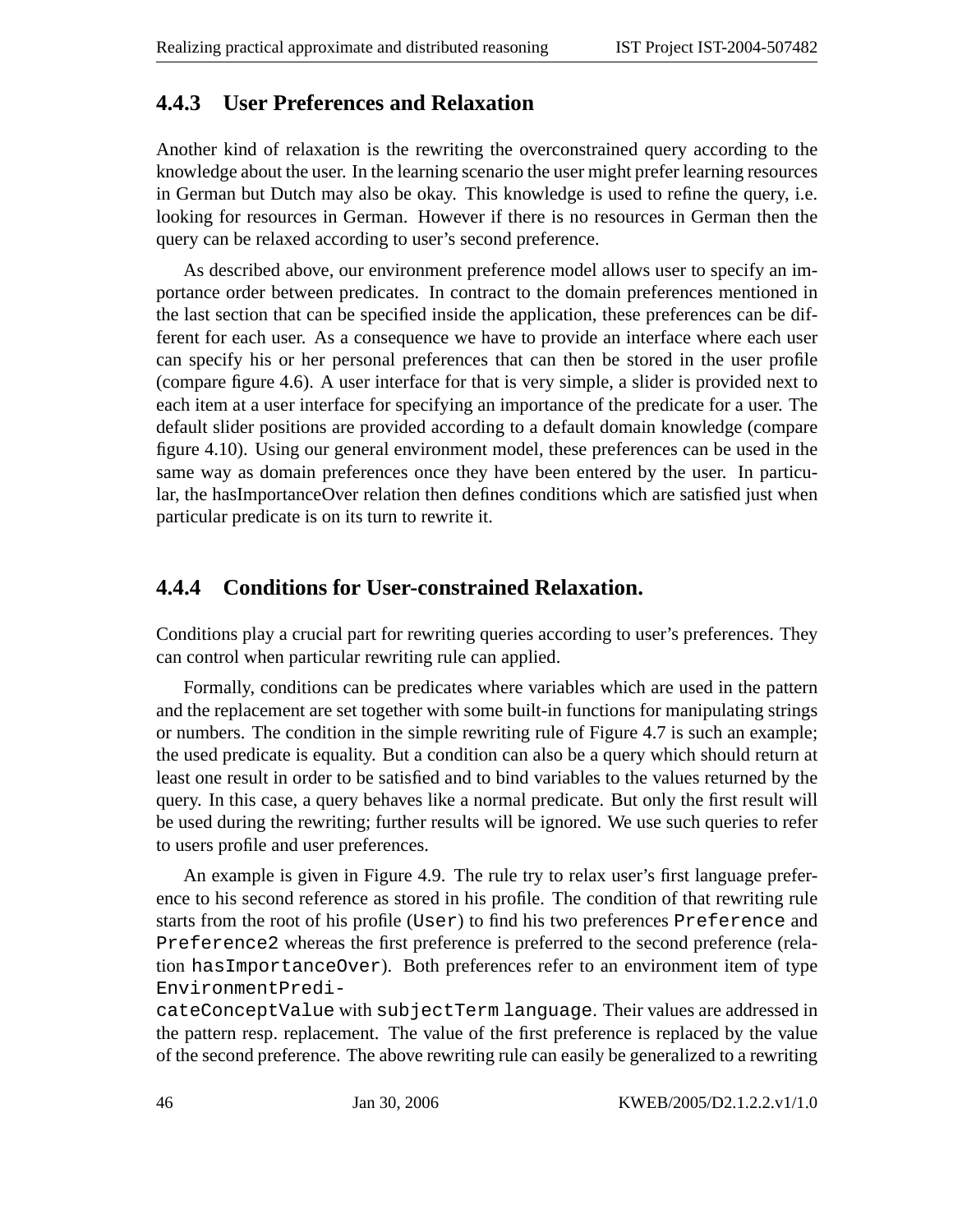### 4.4.3 User Preferences and Relaxation

Another kind of relaxation is the rewriting the overconstrained query according to the knowledge about the user. In the learning scenario the user might prefer learning resources in German but Dutch may also be okay. This knowledge is used to refine the query, i.e. looking for resources in German. However if there is no resources in German then the query can be relaxed according to user's second preference.

As described above, our environment preference model allows user to specify an importance order between predicates. In contract to the domain preferences mentioned in the last section that can be specified inside the application, these preferences can be different for each user. As a consequence we have to provide an interface where each user can specify his or her personal preferences that can then be stored in the user profile (compare figure 4.6). A user interface for that is very simple, a slider is provided next to each item at a user interface for specifying an importance of the predicate for a user. The default slider positions are provided according to a default domain knowledge (compare figure 4.10). Using our general environment model, these preferences can be used in the same way as domain preferences once they have been entered by the user. In particular, the hasImportanceOver relation then defines conditions which are satisfied just when particular predicate is on its turn to rewrite it.

### 4.4.4 Conditions for User-constrained Relaxation.

Conditions play a crucial part for rewriting queries according to user's preferences. They can control when particular rewriting rule can applied.

Formally, conditions can be predicates where variables which are used in the pattern and the replacement are set together with some built-in functions for manipulating strings or numbers. The condition in the simple rewriting rule of Figure 4.7 is such an example; the used predicate is equality. But a condition can also be a query which should return at least one result in order to be satisfied and to bind variables to the values returned by the query. In this case, a query behaves like a normal predicate. But only the first result will be used during the rewriting; further results will be ignored. We use such queries to refer to users profile and user preferences.

An example is given in Figure 4.9. The rule try to relax user's first language preference to his second reference as stored in his profile. The condition of that rewriting rule starts from the root of his profile (`User`) to find his two preferences `Preference` and `Preference2` whereas the first preference is preferred to the second preference (relation `hasImportanceOver`). Both preferences refer to an environment item of type `EnvironmentPredicateConceptValue` with `subjectTerm language`. Their values are addressed in the pattern resp. replacement. The value of the first preference is replaced by the value of the second preference. The above rewriting rule can easily be generalized to a rewriting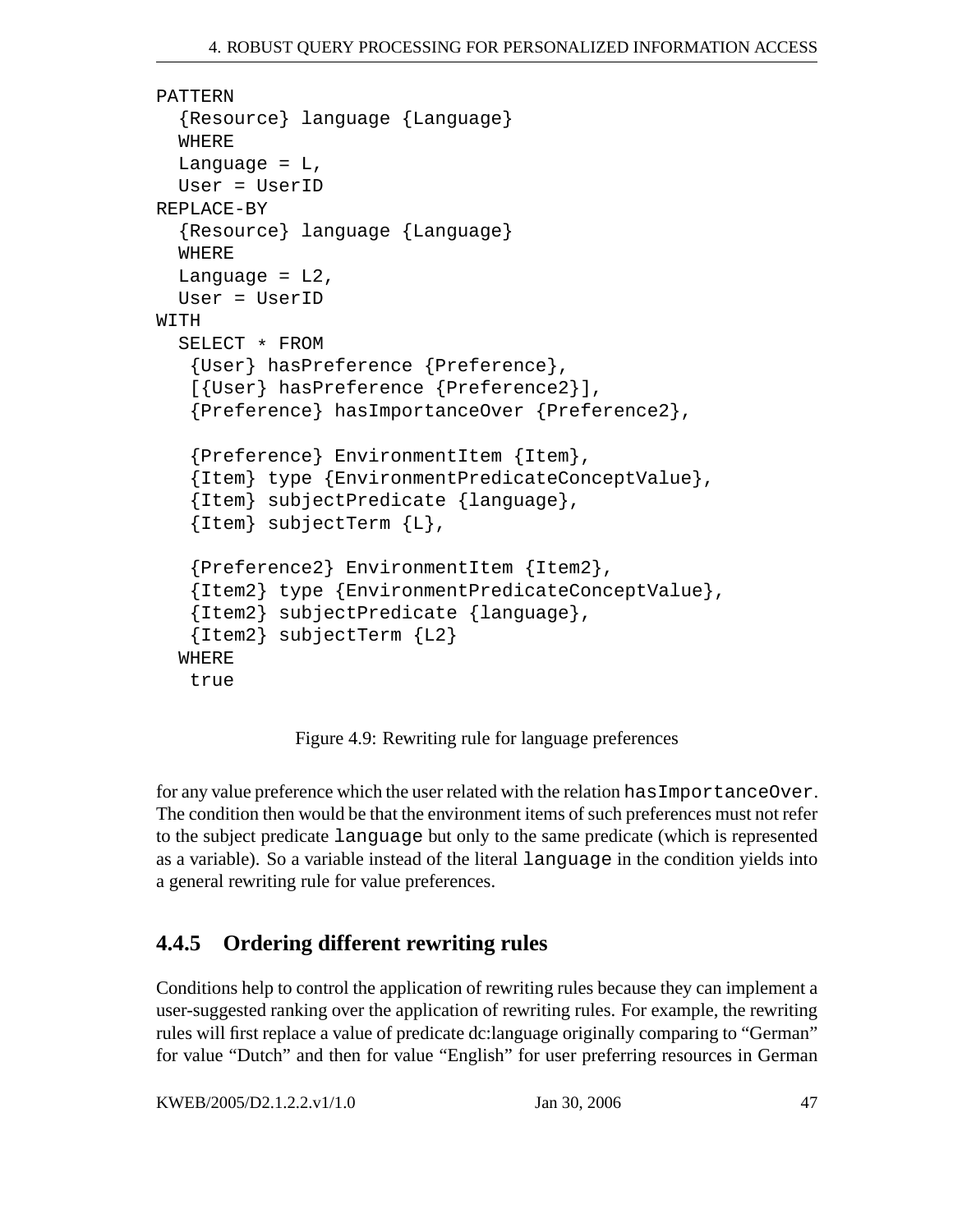```
PATTERN
  {Resource} language {Language}
  WHERE
  Language = L,
  User = UserID
REPLACE-BY
  {Resource} language {Language}
  WHERE
  Language = L2,
  User = UserID
WITH
  SELECT * FROM
   {User} hasPreference {Preference},
   [{User} hasPreference {Preference2}],
   {Preference} hasImportanceOver {Preference2},

   {Preference} EnvironmentItem {Item},
   {Item} type {EnvironmentPredicateConceptValue},
   {Item} subjectPredicate {language},
   {Item} subjectTerm {L},

   {Preference2} EnvironmentItem {Item2},
   {Item2} type {EnvironmentPredicateConceptValue},
   {Item2} subjectPredicate {language},
   {Item2} subjectTerm {L2}
  WHERE
   true
```

Figure 4.9: Rewriting rule for language preferences

for any value preference which the user related with the relation `hasImportanceOver`. The condition then would be that the environment items of such preferences must not refer to the subject predicate `language` but only to the same predicate (which is represented as a variable). So a variable instead of the literal `language` in the condition yields into a general rewriting rule for value preferences.

### 4.4.5 Ordering different rewriting rules

Conditions help to control the application of rewriting rules because they can implement a user-suggested ranking over the application of rewriting rules. For example, the rewriting rules will first replace a value of predicate dc:language originally comparing to "German" for value "Dutch" and then for value "English" for user preferring resources in German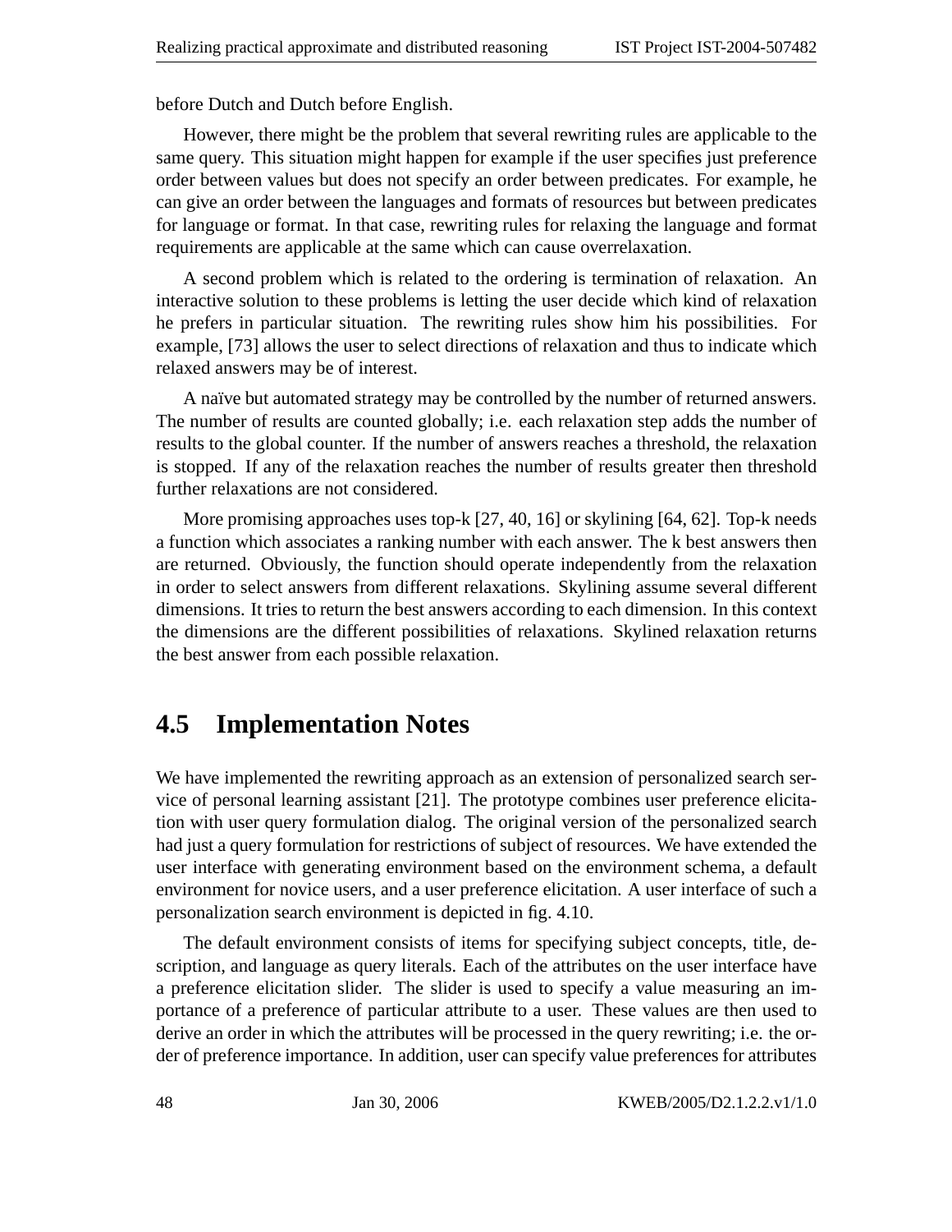before Dutch and Dutch before English.

However, there might be the problem that several rewriting rules are applicable to the same query. This situation might happen for example if the user specifies just preference order between values but does not specify an order between predicates. For example, he can give an order between the languages and formats of resources but between predicates for language or format. In that case, rewriting rules for relaxing the language and format requirements are applicable at the same which can cause overrelaxation.

A second problem which is related to the ordering is termination of relaxation. An interactive solution to these problems is letting the user decide which kind of relaxation he prefers in particular situation. The rewriting rules show him his possibilities. For example, [73] allows the user to select directions of relaxation and thus to indicate which relaxed answers may be of interest.

A naïve but automated strategy may be controlled by the number of returned answers. The number of results are counted globally; i.e. each relaxation step adds the number of results to the global counter. If the number of answers reaches a threshold, the relaxation is stopped. If any of the relaxation reaches the number of results greater then threshold further relaxations are not considered.

More promising approaches uses top-k [27, 40, 16] or skylining [64, 62]. Top-k needs a function which associates a ranking number with each answer. The k best answers then are returned. Obviously, the function should operate independently from the relaxation in order to select answers from different relaxations. Skylining assume several different dimensions. It tries to return the best answers according to each dimension. In this context the dimensions are the different possibilities of relaxations. Skylined relaxation returns the best answer from each possible relaxation.

## 4.5 Implementation Notes

We have implemented the rewriting approach as an extension of personalized search service of personal learning assistant [21]. The prototype combines user preference elicitation with user query formulation dialog. The original version of the personalized search had just a query formulation for restrictions of subject of resources. We have extended the user interface with generating environment based on the environment schema, a default environment for novice users, and a user preference elicitation. A user interface of such a personalization search environment is depicted in fig. 4.10.

The default environment consists of items for specifying subject concepts, title, description, and language as query literals. Each of the attributes on the user interface have a preference elicitation slider. The slider is used to specify a value measuring an importance of a preference of particular attribute to a user. These values are then used to derive an order in which the attributes will be processed in the query rewriting; i.e. the order of preference importance. In addition, user can specify value preferences for attributes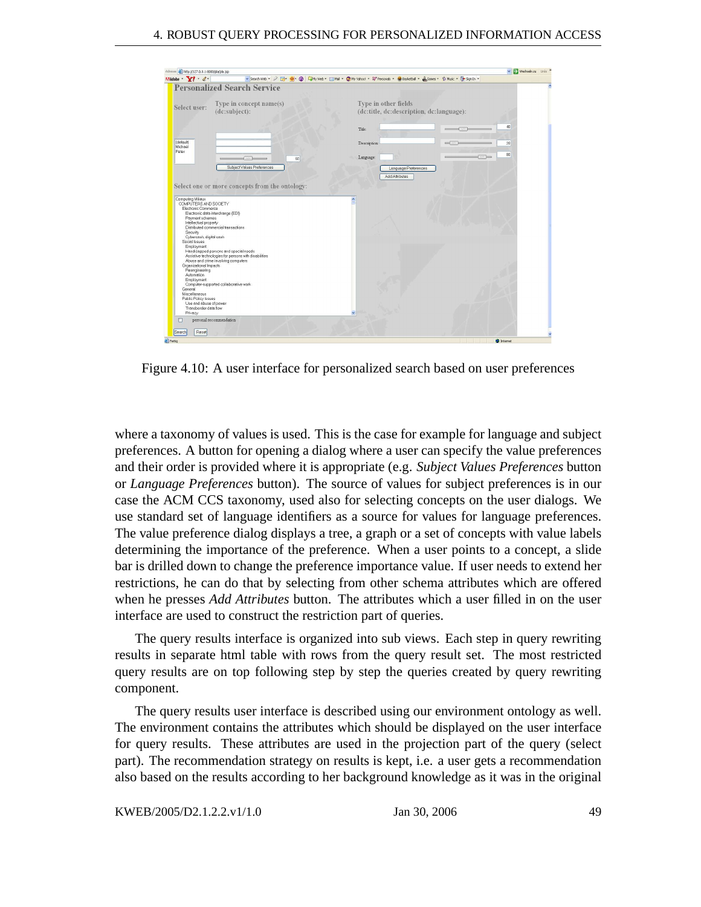Figure 4.10: A user interface for personalized search based on user preferences

where a taxonomy of values is used. This is the case for example for language and subject preferences. A button for opening a dialog where a user can specify the value preferences and their order is provided where it is appropriate (e.g. *Subject Values Preferences* button or *Language Preferences* button). The source of values for subject preferences is in our case the ACM CCS taxonomy, used also for selecting concepts on the user dialogs. We use standard set of language identifiers as a source for values for language preferences. The value preference dialog displays a tree, a graph or a set of concepts with value labels determining the importance of the preference. When a user points to a concept, a slide bar is drilled down to change the preference importance value. If user needs to extend her restrictions, he can do that by selecting from other schema attributes which are offered when he presses *Add Attributes* button. The attributes which a user filled in on the user interface are used to construct the restriction part of queries.

The query results interface is organized into sub views. Each step in query rewriting results in separate html table with rows from the query result set. The most restricted query results are on top following step by step the queries created by query rewriting component.

The query results user interface is described using our environment ontology as well. The environment contains the attributes which should be displayed on the user interface for query results. These attributes are used in the projection part of the query (select part). The recommendation strategy on results is kept, i.e. a user gets a recommendation also based on the results according to her background knowledge as it was in the original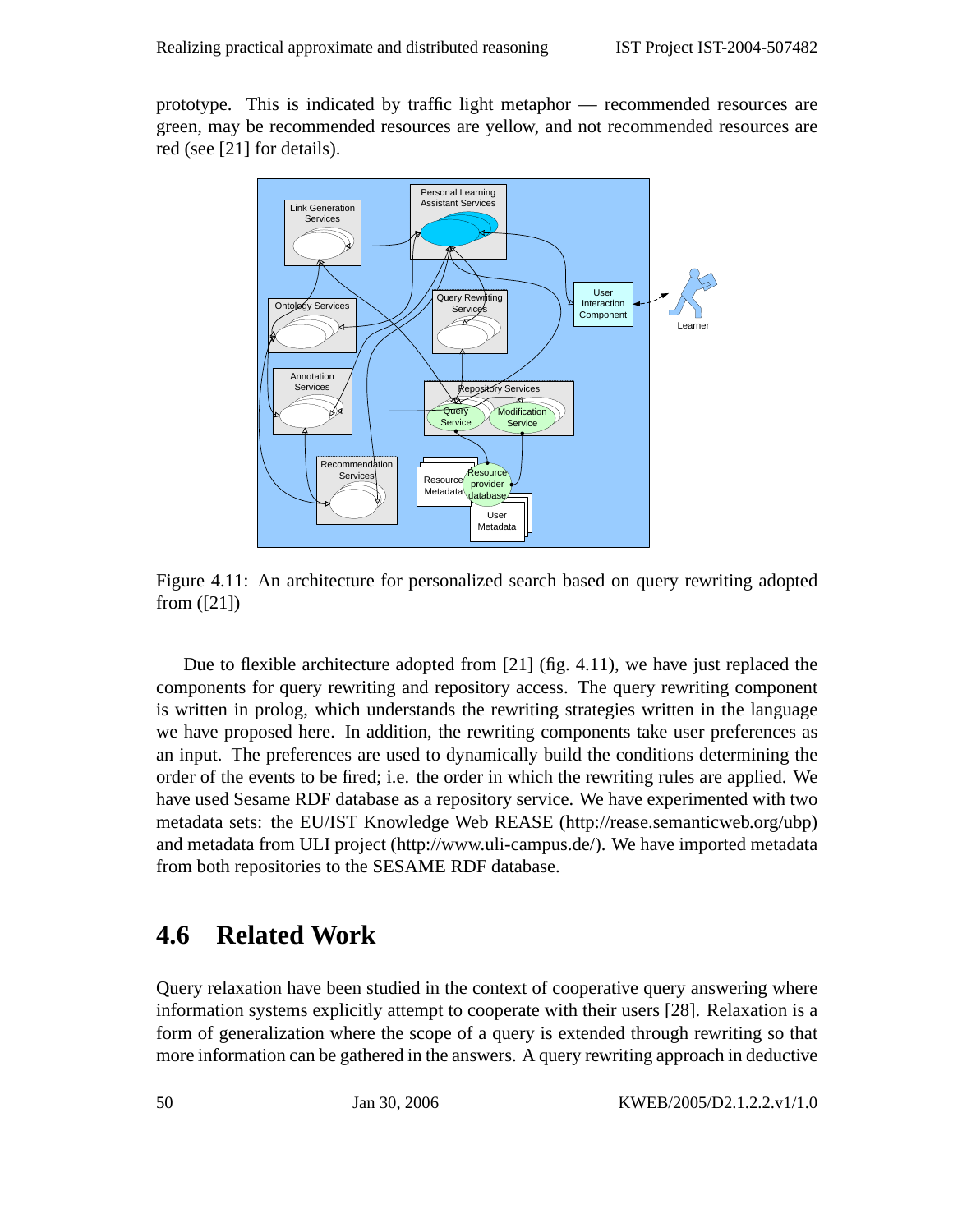prototype. This is indicated by traffic light metaphor — recommended resources are green, may be recommended resources are yellow, and not recommended resources are red (see [21] for details).

Figure 4.11: An architecture for personalized search based on query rewriting adopted from ([21])

Due to flexible architecture adopted from [21] (fig. 4.11), we have just replaced the components for query rewriting and repository access. The query rewriting component is written in prolog, which understands the rewriting strategies written in the language we have proposed here. In addition, the rewriting components take user preferences as an input. The preferences are used to dynamically build the conditions determining the order of the events to be fired; i.e. the order in which the rewriting rules are applied. We have used Sesame RDF database as a repository service. We have experimented with two metadata sets: the EU/IST Knowledge Web REASE (http://rease.semanticweb.org/ubp) and metadata from ULI project (http://www.uli-campus.de/). We have imported metadata from both repositories to the SESAME RDF database.

## 4.6 Related Work

Query relaxation have been studied in the context of cooperative query answering where information systems explicitly attempt to cooperate with their users [28]. Relaxation is a form of generalization where the scope of a query is extended through rewriting so that more information can be gathered in the answers. A query rewriting approach in deductive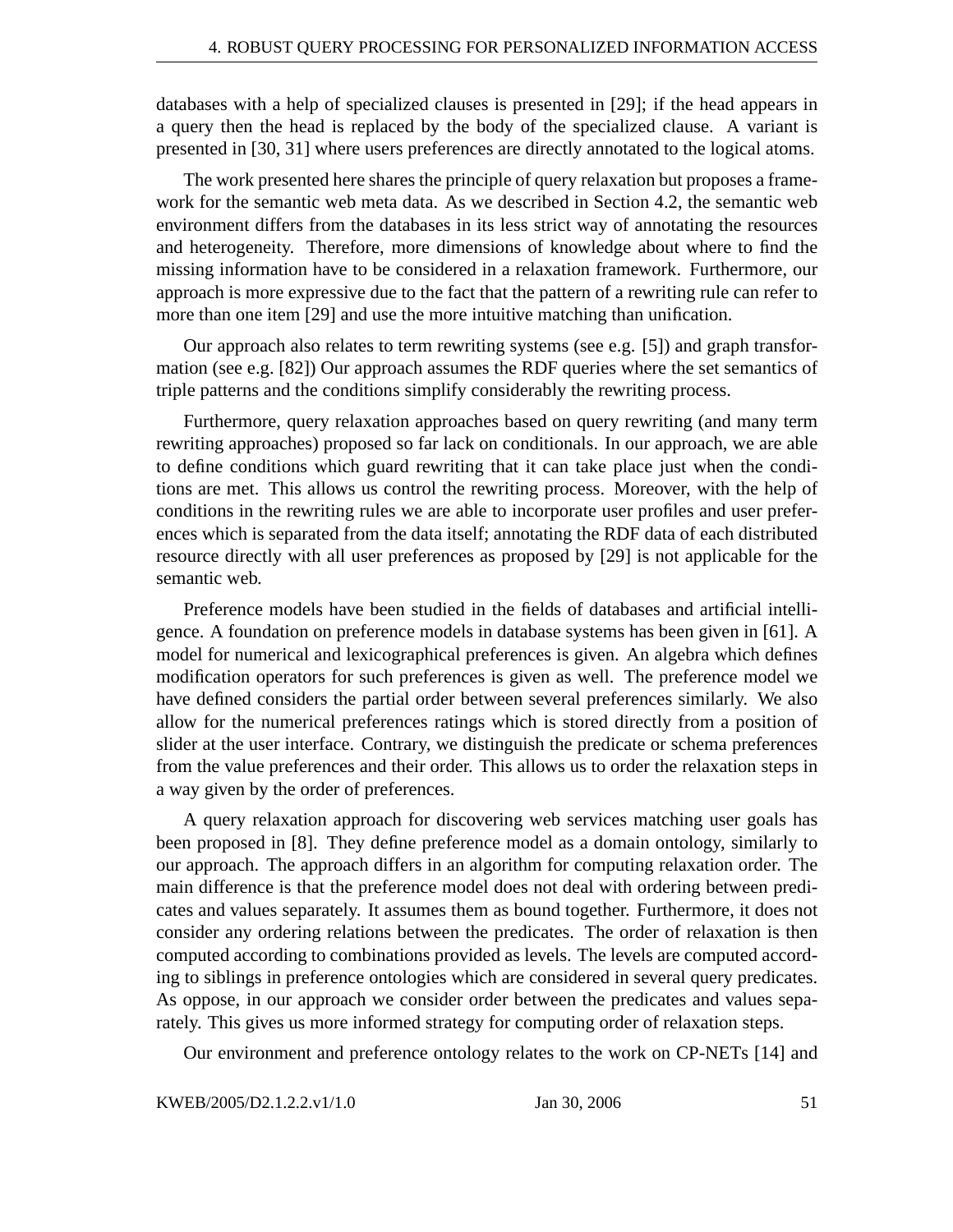databases with a help of specialized clauses is presented in [29]; if the head appears in a query then the head is replaced by the body of the specialized clause. A variant is presented in [30, 31] where users preferences are directly annotated to the logical atoms.

The work presented here shares the principle of query relaxation but proposes a framework for the semantic web meta data. As we described in Section 4.2, the semantic web environment differs from the databases in its less strict way of annotating the resources and heterogeneity. Therefore, more dimensions of knowledge about where to find the missing information have to be considered in a relaxation framework. Furthermore, our approach is more expressive due to the fact that the pattern of a rewriting rule can refer to more than one item [29] and use the more intuitive matching than unification.

Our approach also relates to term rewriting systems (see e.g. [5]) and graph transformation (see e.g. [82]) Our approach assumes the RDF queries where the set semantics of triple patterns and the conditions simplify considerably the rewriting process.

Furthermore, query relaxation approaches based on query rewriting (and many term rewriting approaches) proposed so far lack on conditionals. In our approach, we are able to define conditions which guard rewriting that it can take place just when the conditions are met. This allows us control the rewriting process. Moreover, with the help of conditions in the rewriting rules we are able to incorporate user profiles and user preferences which is separated from the data itself; annotating the RDF data of each distributed resource directly with all user preferences as proposed by [29] is not applicable for the semantic web.

Preference models have been studied in the fields of databases and artificial intelligence. A foundation on preference models in database systems has been given in [61]. A model for numerical and lexicographical preferences is given. An algebra which defines modification operators for such preferences is given as well. The preference model we have defined considers the partial order between several preferences similarly. We also allow for the numerical preferences ratings which is stored directly from a position of slider at the user interface. Contrary, we distinguish the predicate or schema preferences from the value preferences and their order. This allows us to order the relaxation steps in a way given by the order of preferences.

A query relaxation approach for discovering web services matching user goals has been proposed in [8]. They define preference model as a domain ontology, similarly to our approach. The approach differs in an algorithm for computing relaxation order. The main difference is that the preference model does not deal with ordering between predicates and values separately. It assumes them as bound together. Furthermore, it does not consider any ordering relations between the predicates. The order of relaxation is then computed according to combinations provided as levels. The levels are computed according to siblings in preference ontologies which are considered in several query predicates. As oppose, in our approach we consider order between the predicates and values separately. This gives us more informed strategy for computing order of relaxation steps.

Our environment and preference ontology relates to the work on CP-NETs [14] and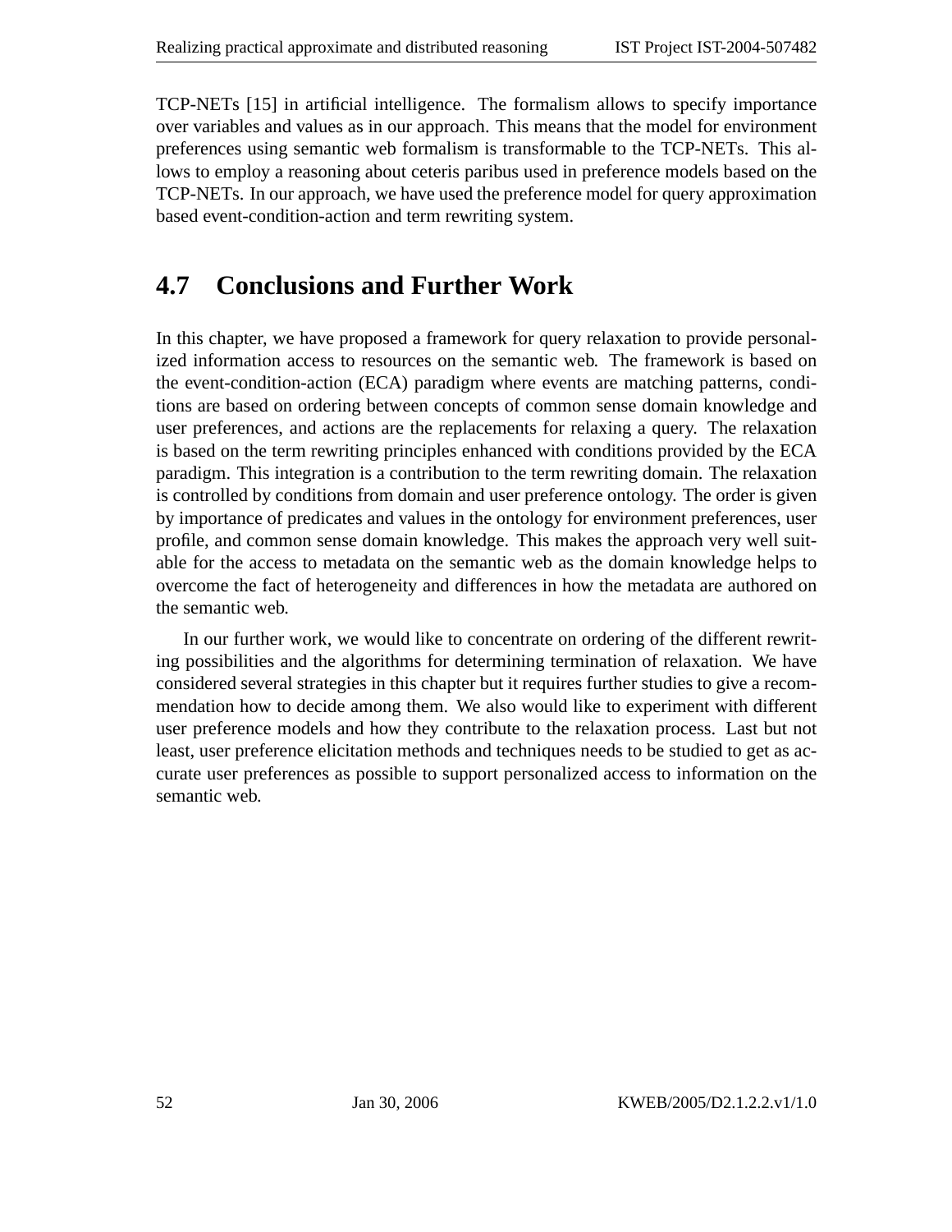TCP-NETs [15] in artificial intelligence. The formalism allows to specify importance over variables and values as in our approach. This means that the model for environment preferences using semantic web formalism is transformable to the TCP-NETs. This allows to employ a reasoning about ceteris paribus used in preference models based on the TCP-NETs. In our approach, we have used the preference model for query approximation based event-condition-action and term rewriting system.

## 4.7 Conclusions and Further Work

In this chapter, we have proposed a framework for query relaxation to provide personalized information access to resources on the semantic web. The framework is based on the event-condition-action (ECA) paradigm where events are matching patterns, conditions are based on ordering between concepts of common sense domain knowledge and user preferences, and actions are the replacements for relaxing a query. The relaxation is based on the term rewriting principles enhanced with conditions provided by the ECA paradigm. This integration is a contribution to the term rewriting domain. The relaxation is controlled by conditions from domain and user preference ontology. The order is given by importance of predicates and values in the ontology for environment preferences, user profile, and common sense domain knowledge. This makes the approach very well suitable for the access to metadata on the semantic web as the domain knowledge helps to overcome the fact of heterogeneity and differences in how the metadata are authored on the semantic web.

In our further work, we would like to concentrate on ordering of the different rewriting possibilities and the algorithms for determining termination of relaxation. We have considered several strategies in this chapter but it requires further studies to give a recommendation how to decide among them. We also would like to experiment with different user preference models and how they contribute to the relaxation process. Last but not least, user preference elicitation methods and techniques needs to be studied to get as accurate user preferences as possible to support personalized access to information on the semantic web.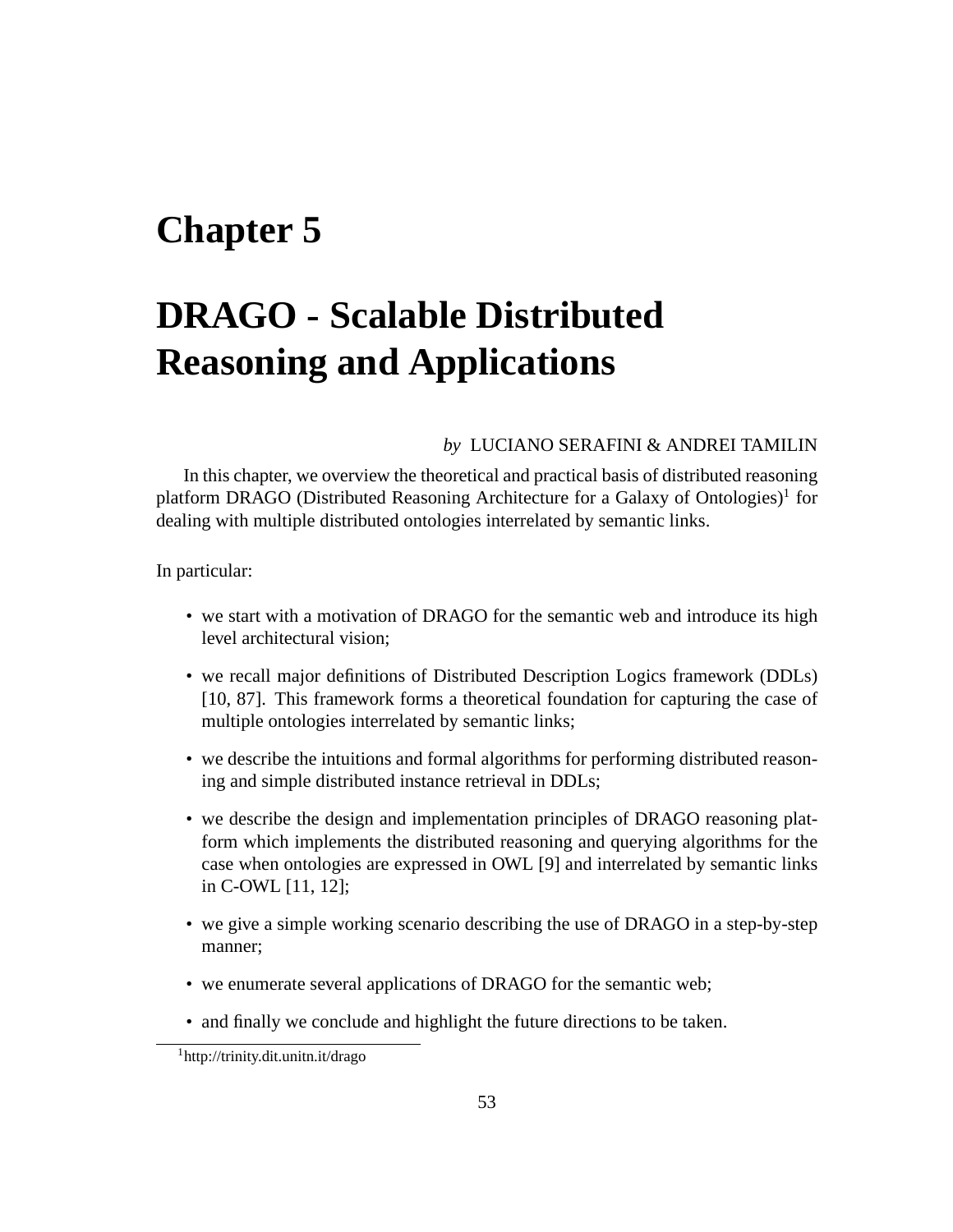# Chapter 5

# DRAGO - Scalable Distributed Reasoning and Applications

*by* LUCIANO SERAFINI & ANDREI TAMILIN

In this chapter, we overview the theoretical and practical basis of distributed reasoning platform DRAGO (Distributed Reasoning Architecture for a Galaxy of Ontologies)[1] for dealing with multiple distributed ontologies interrelated by semantic links.

In particular:

- we start with a motivation of DRAGO for the semantic web and introduce its high level architectural vision;
- we recall major definitions of Distributed Description Logics framework (DDLs) [10, 87]. This framework forms a theoretical foundation for capturing the case of multiple ontologies interrelated by semantic links;
- we describe the intuitions and formal algorithms for performing distributed reasoning and simple distributed instance retrieval in DDLs;
- we describe the design and implementation principles of DRAGO reasoning platform which implements the distributed reasoning and querying algorithms for the case when ontologies are expressed in OWL [9] and interrelated by semantic links in C-OWL [11, 12];
- we give a simple working scenario describing the use of DRAGO in a step-by-step manner;
- we enumerate several applications of DRAGO for the semantic web;
- and finally we conclude and highlight the future directions to be taken.

[1] http://trinity.dit.unitn.it/drago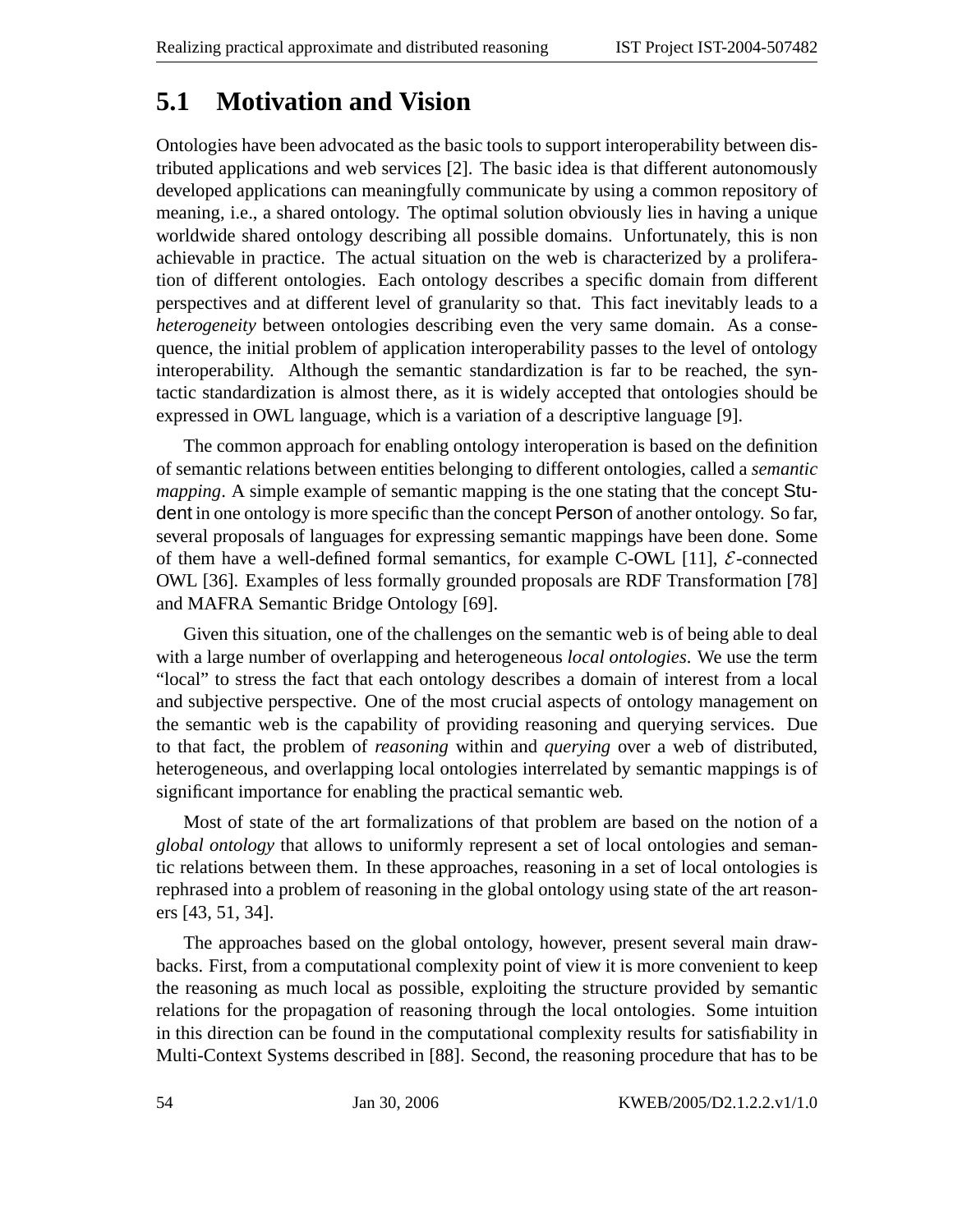## 5.1 Motivation and Vision

Ontologies have been advocated as the basic tools to support interoperability between distributed applications and web services [2]. The basic idea is that different autonomously developed applications can meaningfully communicate by using a common repository of meaning, i.e., a shared ontology. The optimal solution obviously lies in having a unique worldwide shared ontology describing all possible domains. Unfortunately, this is non achievable in practice. The actual situation on the web is characterized by a proliferation of different ontologies. Each ontology describes a specific domain from different perspectives and at different level of granularity so that. This fact inevitably leads to a *heterogeneity* between ontologies describing even the very same domain. As a consequence, the initial problem of application interoperability passes to the level of ontology interoperability. Although the semantic standardization is far to be reached, the syntactic standardization is almost there, as it is widely accepted that ontologies should be expressed in OWL language, which is a variation of a descriptive language [9].

The common approach for enabling ontology interoperation is based on the definition of semantic relations between entities belonging to different ontologies, called a *semantic mapping*. A simple example of semantic mapping is the one stating that the concept Student in one ontology is more specific than the concept Person of another ontology. So far, several proposals of languages for expressing semantic mappings have been done. Some of them have a well-defined formal semantics, for example C-OWL [11], $\mathcal{E}$-connected OWL [36]. Examples of less formally grounded proposals are RDF Transformation [78] and MAFRA Semantic Bridge Ontology [69].

Given this situation, one of the challenges on the semantic web is of being able to deal with a large number of overlapping and heterogeneous *local ontologies*. We use the term "local" to stress the fact that each ontology describes a domain of interest from a local and subjective perspective. One of the most crucial aspects of ontology management on the semantic web is the capability of providing reasoning and querying services. Due to that fact, the problem of *reasoning* within and *querying* over a web of distributed, heterogeneous, and overlapping local ontologies interrelated by semantic mappings is of significant importance for enabling the practical semantic web.

Most of state of the art formalizations of that problem are based on the notion of a *global ontology* that allows to uniformly represent a set of local ontologies and semantic relations between them. In these approaches, reasoning in a set of local ontologies is rephrased into a problem of reasoning in the global ontology using state of the art reasoners [43, 51, 34].

The approaches based on the global ontology, however, present several main drawbacks. First, from a computational complexity point of view it is more convenient to keep the reasoning as much local as possible, exploiting the structure provided by semantic relations for the propagation of reasoning through the local ontologies. Some intuition in this direction can be found in the computational complexity results for satisfiability in Multi-Context Systems described in [88]. Second, the reasoning procedure that has to be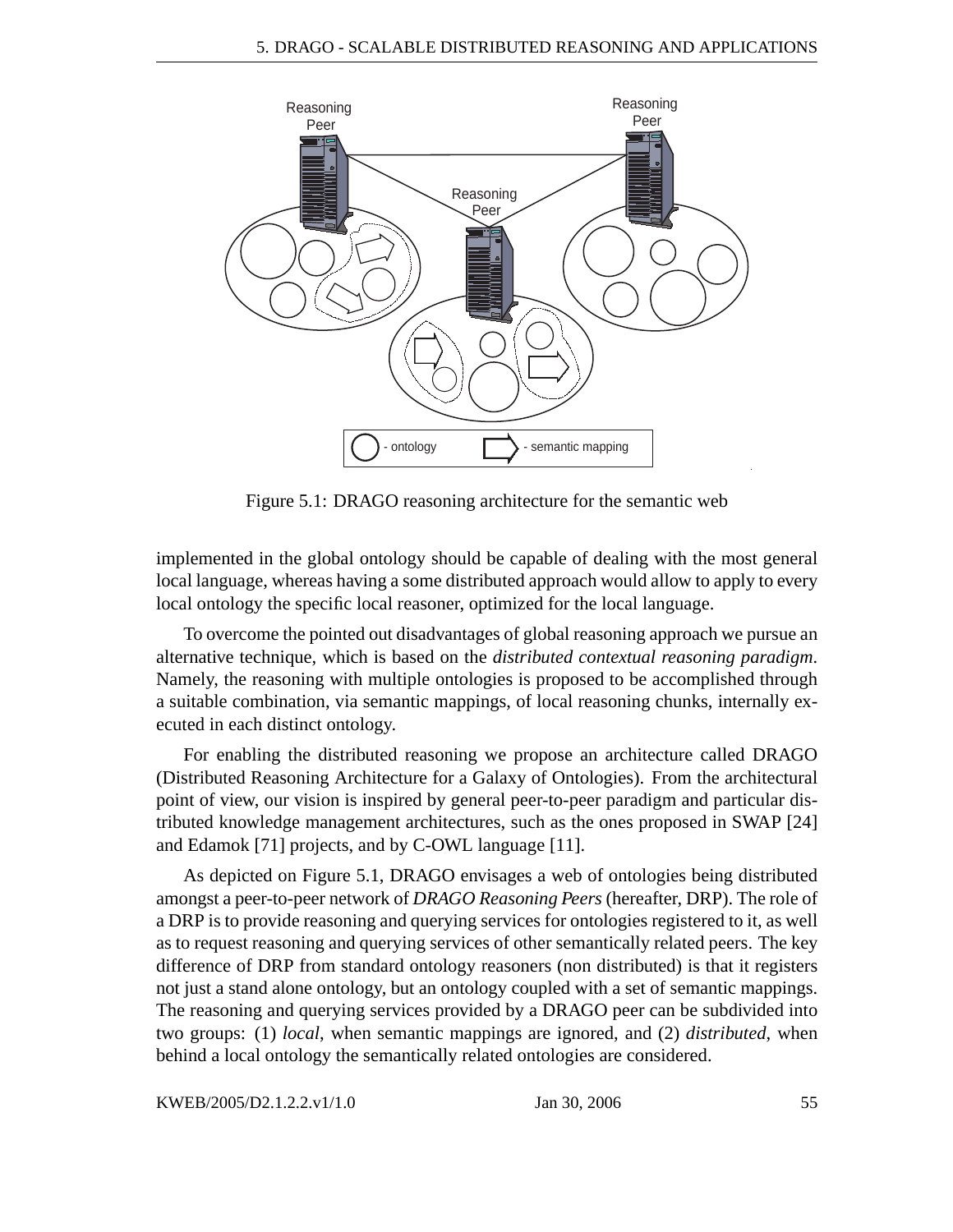Figure 5.1: DRAGO reasoning architecture for the semantic web

implemented in the global ontology should be capable of dealing with the most general local language, whereas having a some distributed approach would allow to apply to every local ontology the specific local reasoner, optimized for the local language.

To overcome the pointed out disadvantages of global reasoning approach we pursue an alternative technique, which is based on the *distributed contextual reasoning paradigm*. Namely, the reasoning with multiple ontologies is proposed to be accomplished through a suitable combination, via semantic mappings, of local reasoning chunks, internally executed in each distinct ontology.

For enabling the distributed reasoning we propose an architecture called DRAGO (Distributed Reasoning Architecture for a Galaxy of Ontologies). From the architectural point of view, our vision is inspired by general peer-to-peer paradigm and particular distributed knowledge management architectures, such as the ones proposed in SWAP [24] and Edamok [71] projects, and by C-OWL language [11].

As depicted on Figure 5.1, DRAGO envisages a web of ontologies being distributed amongst a peer-to-peer network of *DRAGO Reasoning Peers* (hereafter, DRP). The role of a DRP is to provide reasoning and querying services for ontologies registered to it, as well as to request reasoning and querying services of other semantically related peers. The key difference of DRP from standard ontology reasoners (non distributed) is that it registers not just a stand alone ontology, but an ontology coupled with a set of semantic mappings. The reasoning and querying services provided by a DRAGO peer can be subdivided into two groups: (1) *local*, when semantic mappings are ignored, and (2) *distributed*, when behind a local ontology the semantically related ontologies are considered.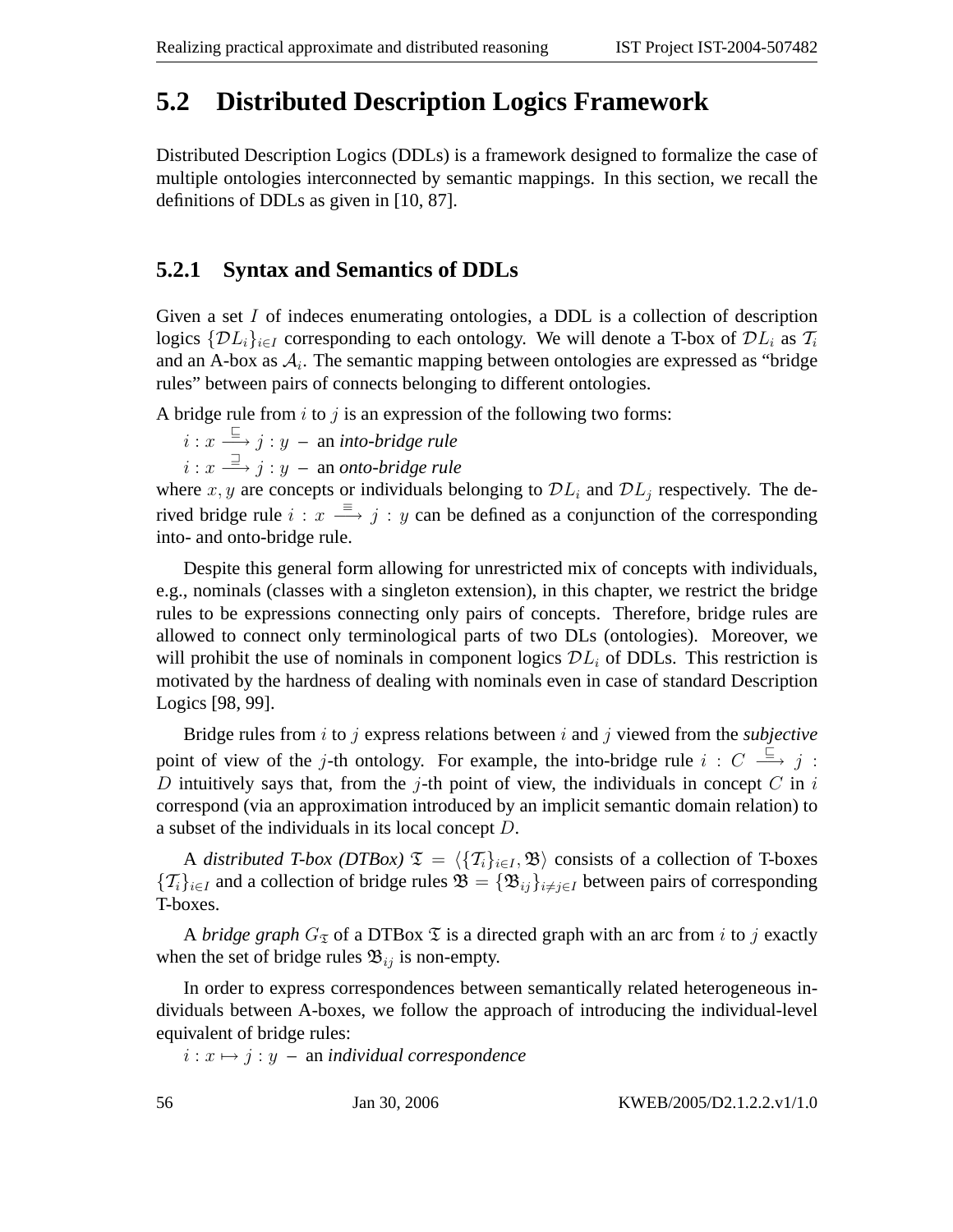## 5.2 Distributed Description Logics Framework

Distributed Description Logics (DDLs) is a framework designed to formalize the case of multiple ontologies interconnected by semantic mappings. In this section, we recall the definitions of DDLs as given in [10, 87].

### 5.2.1 Syntax and Semantics of DDLs

Given a set $I$ of indeces enumerating ontologies, a DDL is a collection of description logics $\{\mathcal{D}L_i\}_{i \in I}$ corresponding to each ontology. We will denote a T-box of $\mathcal{D}L_i$ as $\mathcal{T}_i$ and an A-box as $\mathcal{A}_i$. The semantic mapping between ontologies are expressed as "bridge rules" between pairs of connects belonging to different ontologies.

A bridge rule from $i$ to $j$ is an expression of the following two forms:

$i : x \xrightarrow{\sqsubseteq} j : y$ – an *into-bridge rule*

$i : x \xrightarrow{\sqsupseteq} j : y$ – an *onto-bridge rule*

where $x, y$ are concepts or individuals belonging to $\mathcal{D}L_i$ and $\mathcal{D}L_j$ respectively. The derived bridge rule $i : x \xrightarrow{\equiv} j : y$ can be defined as a conjunction of the corresponding into- and onto-bridge rule.

Despite this general form allowing for unrestricted mix of concepts with individuals, e.g., nominals (classes with a singleton extension), in this chapter, we restrict the bridge rules to be expressions connecting only pairs of concepts. Therefore, bridge rules are allowed to connect only terminological parts of two DLs (ontologies). Moreover, we will prohibit the use of nominals in component logics $\mathcal{D}L_i$ of DDLs. This restriction is motivated by the hardness of dealing with nominals even in case of standard Description Logics [98, 99].

Bridge rules from $i$ to $j$ express relations between $i$ and $j$ viewed from the *subjective* point of view of the $j$-th ontology. For example, the into-bridge rule $i : C \xrightarrow{\sqsubseteq} j : D$ intuitively says that, from the $j$-th point of view, the individuals in concept $C$ in $i$ correspond (via an approximation introduced by an implicit semantic domain relation) to a subset of the individuals in its local concept $D$.

A *distributed T-box (DTBox)* $\mathfrak{T} = \langle \{\mathcal{T}_i\}_{i \in I}, \mathfrak{B} \rangle$ consists of a collection of T-boxes $\{\mathcal{T}_i\}_{i \in I}$ and a collection of bridge rules $\mathfrak{B} = \{\mathfrak{B}_{ij}\}_{i \neq j \in I}$ between pairs of corresponding T-boxes.

A *bridge graph* $G_{\mathfrak{T}}$ of a DTBox $\mathfrak{T}$ is a directed graph with an arc from $i$ to $j$ exactly when the set of bridge rules $\mathfrak{B}_{ij}$ is non-empty.

In order to express correspondences between semantically related heterogeneous individuals between A-boxes, we follow the approach of introducing the individual-level equivalent of bridge rules:

$i : x \mapsto j : y$ – an *individual correspondence*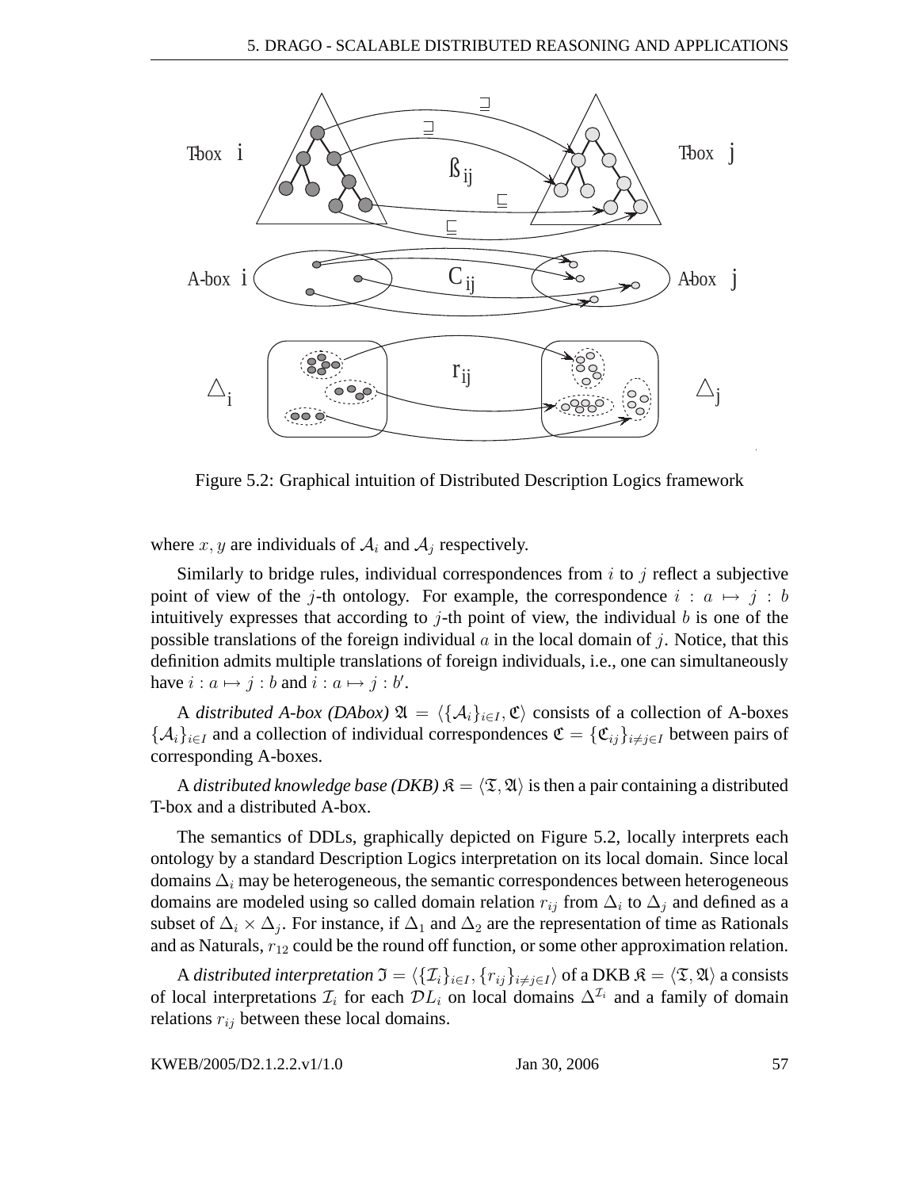Figure 5.2: Graphical intuition of Distributed Description Logics framework

where $x, y$ are individuals of $\mathcal{A}_i$ and $\mathcal{A}_j$ respectively.

Similarly to bridge rules, individual correspondences from $i$ to $j$ reflect a subjective point of view of the $j$-th ontology. For example, the correspondence $i : a \mapsto j : b$ intuitively expresses that according to $j$-th point of view, the individual $b$ is one of the possible translations of the foreign individual $a$ in the local domain of $j$. Notice, that this definition admits multiple translations of foreign individuals, i.e., one can simultaneously have $i : a \mapsto j : b$ and $i : a \mapsto j : b'$.

A *distributed A-box (DAbox)* $\mathfrak{A} = \langle \{\mathcal{A}_i\}_{i \in I}, \mathfrak{C} \rangle$ consists of a collection of A-boxes $\{\mathcal{A}_i\}_{i \in I}$ and a collection of individual correspondences $\mathfrak{C} = \{\mathfrak{C}_{ij}\}_{i \neq j \in I}$ between pairs of corresponding A-boxes.

A *distributed knowledge base (DKB)* $\mathfrak{K} = \langle \mathfrak{T}, \mathfrak{A} \rangle$ is then a pair containing a distributed T-box and a distributed A-box.

The semantics of DDLs, graphically depicted on Figure 5.2, locally interprets each ontology by a standard Description Logics interpretation on its local domain. Since local domains $\Delta_i$ may be heterogeneous, the semantic correspondences between heterogeneous domains are modeled using so called domain relation $r_{ij}$ from $\Delta_i$ to $\Delta_j$ and defined as a subset of $\Delta_i \times \Delta_j$. For instance, if $\Delta_1$ and $\Delta_2$ are the representation of time as Rationals and as Naturals, $r_{12}$ could be the round off function, or some other approximation relation.

A *distributed interpretation* $\mathfrak{I} = \langle \{\mathcal{I}_i\}_{i \in I}, \{r_{ij}\}_{i \neq j \in I} \rangle$ of a DKB $\mathfrak{K} = \langle \mathfrak{T}, \mathfrak{A} \rangle$ a consists of local interpretations $\mathcal{I}_i$ for each $\mathcal{DL}_i$ on local domains $\Delta^{\mathcal{I}_i}$ and a family of domain relations $r_{ij}$ between these local domains.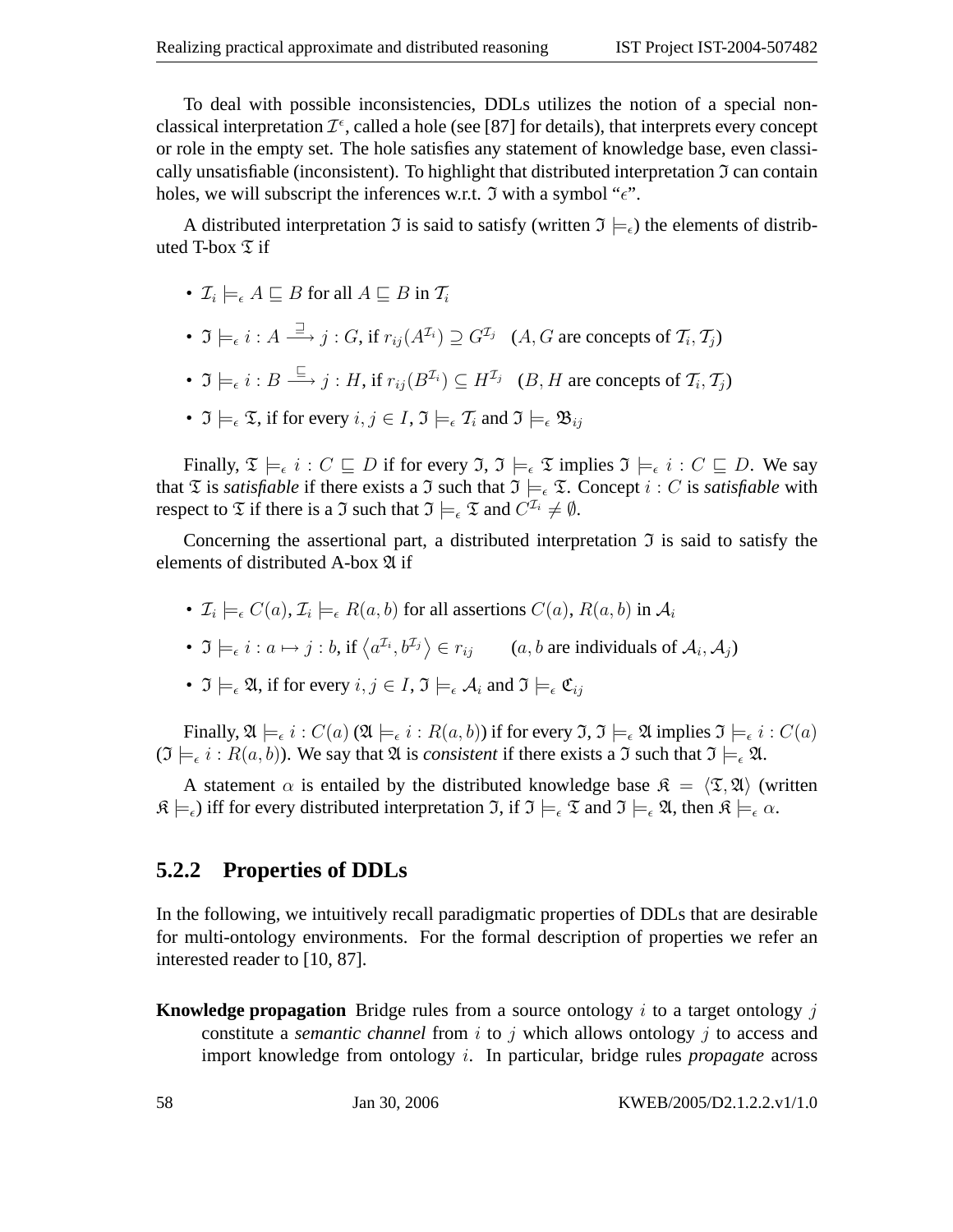To deal with possible inconsistencies, DDLs utilizes the notion of a special non-classical interpretation $\mathcal{I}^\epsilon$, called a hole (see [87] for details), that interprets every concept or role in the empty set. The hole satisfies any statement of knowledge base, even classically unsatisfiable (inconsistent). To highlight that distributed interpretation $\mathfrak{I}$ can contain holes, we will subscript the inferences w.r.t. $\mathfrak{I}$ with a symbol "$\epsilon$".

A distributed interpretation $\mathfrak{I}$ is said to satisfy (written $\mathfrak{I} \models_\epsilon$) the elements of distributed T-box $\mathfrak{T}$ if

- $\mathcal{I}_i \models_\epsilon A \sqsubseteq B$ for all $A \sqsubseteq B$ in $\mathcal{T}_i$
- $\mathfrak{I} \models_\epsilon i : A \xrightarrow{\sqsupseteq} j : G$, if $r_{ij}(A^{\mathcal{I}_i}) \supseteq G^{\mathcal{I}_j}$ ($A, G$ are concepts of $\mathcal{T}_i, \mathcal{T}_j$)
- $\mathfrak{I} \models_\epsilon i : B \xrightarrow{\sqsubseteq} j : H$, if $r_{ij}(B^{\mathcal{I}_i}) \subseteq H^{\mathcal{I}_j}$ ($B, H$ are concepts of $\mathcal{T}_i, \mathcal{T}_j$)
- $\mathfrak{I} \models_\epsilon \mathfrak{T}$, if for every $i, j \in I$, $\mathfrak{I} \models_\epsilon \mathcal{T}_i$ and $\mathfrak{I} \models_\epsilon \mathfrak{B}_{ij}$

Finally, $\mathfrak{T} \models_\epsilon i : C \sqsubseteq D$ if for every $\mathfrak{I}$, $\mathfrak{I} \models_\epsilon \mathfrak{T}$ implies $\mathfrak{I} \models_\epsilon i : C \sqsubseteq D$. We say that $\mathfrak{T}$ is *satisfiable* if there exists a $\mathfrak{I}$ such that $\mathfrak{I} \models_\epsilon \mathfrak{T}$. Concept $i : C$ is *satisfiable* with respect to $\mathfrak{T}$ if there is a $\mathfrak{I}$ such that $\mathfrak{I} \models_\epsilon \mathfrak{T}$ and $C^{\mathcal{I}_i} \neq \emptyset$.

Concerning the assertional part, a distributed interpretation $\mathfrak{I}$ is said to satisfy the elements of distributed A-box $\mathfrak{A}$ if

- $\mathcal{I}_i \models_\epsilon C(a)$, $\mathcal{I}_i \models_\epsilon R(a, b)$ for all assertions $C(a)$, $R(a, b)$ in $\mathcal{A}_i$
- $\mathfrak{I} \models_\epsilon i : a \mapsto j : b$, if $\langle a^{\mathcal{I}_i}, b^{\mathcal{I}_j} \rangle \in r_{ij}$ ($a, b$ are individuals of $\mathcal{A}_i, \mathcal{A}_j$)
- $\mathfrak{I} \models_\epsilon \mathfrak{A}$, if for every $i, j \in I$, $\mathfrak{I} \models_\epsilon \mathcal{A}_i$ and $\mathfrak{I} \models_\epsilon \mathfrak{C}_{ij}$

Finally, $\mathfrak{A} \models_\epsilon i : C(a)$ ($\mathfrak{A} \models_\epsilon i : R(a, b)$) if for every $\mathfrak{I}$, $\mathfrak{I} \models_\epsilon \mathfrak{A}$ implies $\mathfrak{I} \models_\epsilon i : C(a)$ ($\mathfrak{I} \models_\epsilon i : R(a, b)$). We say that $\mathfrak{A}$ is *consistent* if there exists a $\mathfrak{I}$ such that $\mathfrak{I} \models_\epsilon \mathfrak{A}$.

A statement $\alpha$ is entailed by the distributed knowledge base $\mathfrak{K} = \langle \mathfrak{T}, \mathfrak{A} \rangle$ (written $\mathfrak{K} \models_\epsilon$) iff for every distributed interpretation $\mathfrak{I}$, if $\mathfrak{I} \models_\epsilon \mathfrak{T}$ and $\mathfrak{I} \models_\epsilon \mathfrak{A}$, then $\mathfrak{K} \models_\epsilon \alpha$.

### 5.2.2 Properties of DDLs

In the following, we intuitively recall paradigmatic properties of DDLs that are desirable for multi-ontology environments. For the formal description of properties we refer an interested reader to [10, 87].

**Knowledge propagation** Bridge rules from a source ontology $i$ to a target ontology $j$ constitute a *semantic channel* from $i$ to $j$ which allows ontology $j$ to access and import knowledge from ontology $i$. In particular, bridge rules *propagate* across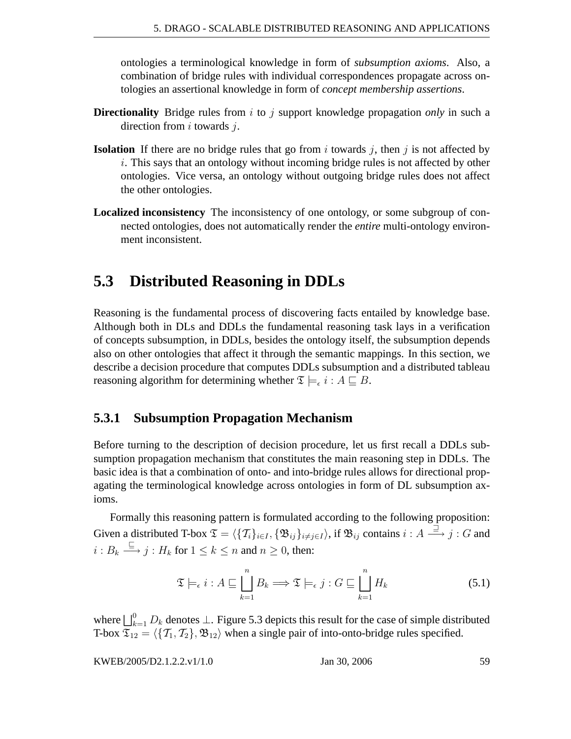ontologies a terminological knowledge in form of *subsumption axioms*. Also, a combination of bridge rules with individual correspondences propagate across ontologies an assertional knowledge in form of *concept membership assertions*.

**Directionality** Bridge rules from $i$ to $j$ support knowledge propagation *only* in such a direction from $i$ towards $j$.

**Isolation** If there are no bridge rules that go from $i$ towards $j$, then $j$ is not affected by $i$. This says that an ontology without incoming bridge rules is not affected by other ontologies. Vice versa, an ontology without outgoing bridge rules does not affect the other ontologies.

**Localized inconsistency** The inconsistency of one ontology, or some subgroup of connected ontologies, does not automatically render the *entire* multi-ontology environment inconsistent.

## 5.3 Distributed Reasoning in DDLs

Reasoning is the fundamental process of discovering facts entailed by knowledge base. Although both in DLs and DDLs the fundamental reasoning task lays in a verification of concepts subsumption, in DDLs, besides the ontology itself, the subsumption depends also on other ontologies that affect it through the semantic mappings. In this section, we describe a decision procedure that computes DDLs subsumption and a distributed tableau reasoning algorithm for determining whether $\mathfrak{T} \models_{\epsilon} i : A \sqsubseteq B$.

### 5.3.1 Subsumption Propagation Mechanism

Before turning to the description of decision procedure, let us first recall a DDLs subsumption propagation mechanism that constitutes the main reasoning step in DDLs. The basic idea is that a combination of onto- and into-bridge rules allows for directional propagating the terminological knowledge across ontologies in form of DL subsumption axioms.

Formally this reasoning pattern is formulated according to the following proposition: Given a distributed T-box $\mathfrak{T} = \langle \{\mathcal{T}_i\}_{i \in I}, \{\mathfrak{B}_{ij}\}_{i \neq j \in I} \rangle$, if $\mathfrak{B}_{ij}$ contains $i : A \xrightarrow{\sqsupseteq} j : G$ and $i : B_k \xrightarrow{\sqsubseteq} j : H_k$ for $1 \leq k \leq n$ and $n \geq 0$, then:

$$\mathfrak{T} \models_{\epsilon} i : A \sqsubseteq \bigsqcup_{k=1}^{n} B_k \Longrightarrow \mathfrak{T} \models_{\epsilon} j : G \sqsubseteq \bigsqcup_{k=1}^{n} H_k \tag{5.1}$$

where $\bigsqcup_{k=1}^{0} D_k$ denotes $\bot$. Figure 5.3 depicts this result for the case of simple distributed T-box $\mathfrak{T}_{12} = \langle \{\mathcal{T}_1, \mathcal{T}_2\}, \mathfrak{B}_{12} \rangle$ when a single pair of into-onto-bridge rules specified.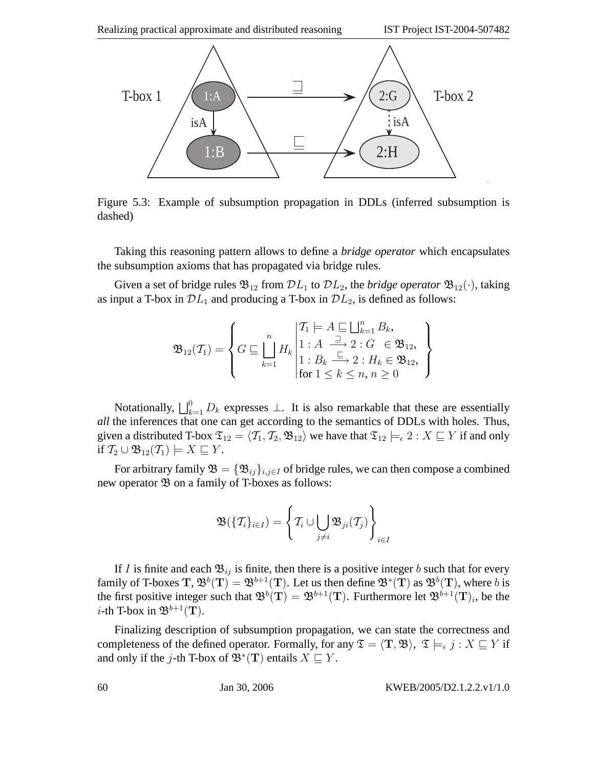Figure 5.3: Example of subsumption propagation in DDLs (inferred subsumption is dashed)

Taking this reasoning pattern allows to define a *bridge operator* which encapsulates the subsumption axioms that has propagated via bridge rules.

Given a set of bridge rules $\mathfrak{B}_{12}$ from $\mathcal{D}L_1$ to $\mathcal{D}L_2$, the *bridge operator* $\mathfrak{B}_{12}(\cdot)$, taking as input a T-box in $\mathcal{D}L_1$ and producing a T-box in $\mathcal{D}L_2$, is defined as follows:

$$\mathfrak{B}_{12}(\mathcal{T}_1) = \left\{ G \sqsubseteq \bigsqcup_{k=1}^{n} H_k \;\middle|\; \begin{array}{l} \mathcal{T}_1 \models A \sqsubseteq \bigsqcup_{k=1}^{n} B_k, \\ 1 : A \xrightarrow{\sqsupseteq} 2 : G \;\; \in \mathfrak{B}_{12}, \\ 1 : B_k \xrightarrow{\sqsubseteq} 2 : H_k \in \mathfrak{B}_{12}, \\ \text{for } 1 \leq k \leq n, \, n \geq 0 \end{array} \right\}$$

Notationally, $\bigsqcup_{k=1}^{0} D_k$ expresses $\bot$. It is also remarkable that these are essentially *all* the inferences that one can get according to the semantics of DDLs with holes. Thus, given a distributed T-box $\mathfrak{T}_{12} = \langle \mathcal{T}_1, \mathcal{T}_2, \mathfrak{B}_{12} \rangle$ we have that $\mathfrak{T}_{12} \models_\epsilon 2 : X \sqsubseteq Y$ if and only if $\mathcal{T}_2 \cup \mathfrak{B}_{12}(\mathcal{T}_1) \models X \sqsubseteq Y$.

For arbitrary family $\mathfrak{B} = \{\mathfrak{B}_{ij}\}_{i,j \in I}$ of bridge rules, we can then compose a combined new operator $\mathfrak{B}$ on a family of T-boxes as follows:

$$\mathfrak{B}(\{\mathcal{T}_i\}_{i \in I}) = \left\{ \mathcal{T}_i \cup \bigcup_{j \neq i} \mathfrak{B}_{ji}(\mathcal{T}_j) \right\}_{i \in I}$$

If $I$ is finite and each $\mathfrak{B}_{ij}$ is finite, then there is a positive integer $b$ such that for every family of T-boxes $\mathbf{T}$, $\mathfrak{B}^b(\mathbf{T}) = \mathfrak{B}^{b+1}(\mathbf{T})$. Let us then define $\mathfrak{B}^*(\mathbf{T})$ as $\mathfrak{B}^b(\mathbf{T})$, where $b$ is the first positive integer such that $\mathfrak{B}^b(\mathbf{T}) = \mathfrak{B}^{b+1}(\mathbf{T})$. Furthermore let $\mathfrak{B}^{b+1}(\mathbf{T})_i$, be the $i$-th T-box in $\mathfrak{B}^{b+1}(\mathbf{T})$.

Finalizing description of subsumption propagation, we can state the correctness and completeness of the defined operator. Formally, for any $\mathfrak{T} = \langle \mathbf{T}, \mathfrak{B} \rangle$, $\mathfrak{T} \models_\epsilon j : X \sqsubseteq Y$ if and only if the $j$-th T-box of $\mathfrak{B}^*(\mathbf{T})$ entails $X \sqsubseteq Y$.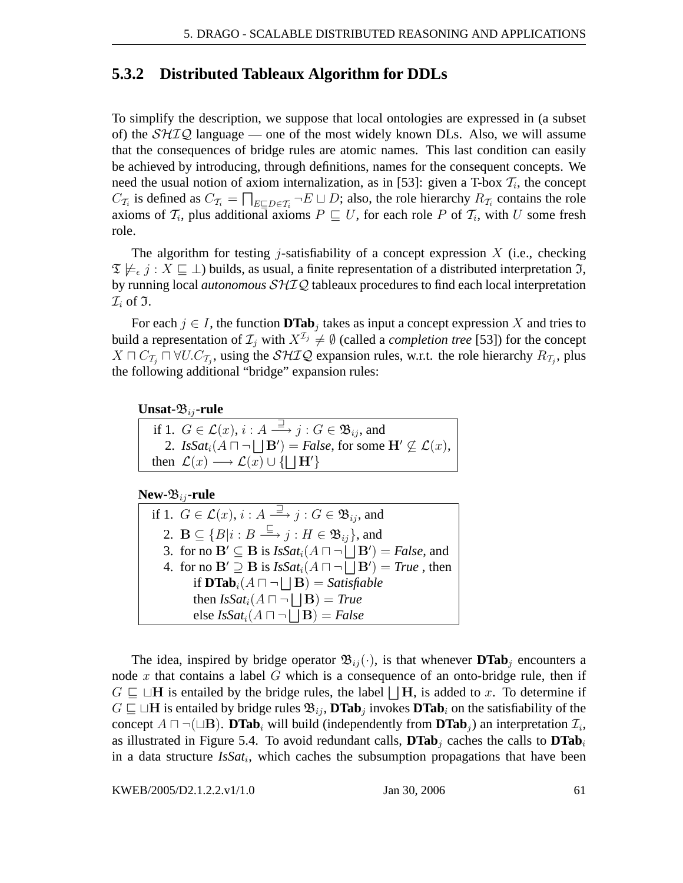### 5.3.2 Distributed Tableaux Algorithm for DDLs

To simplify the description, we suppose that local ontologies are expressed in (a subset of) the $\mathcal{SHIQ}$ language — one of the most widely known DLs. Also, we will assume that the consequences of bridge rules are atomic names. This last condition can easily be achieved by introducing, through definitions, names for the consequent concepts. We need the usual notion of axiom internalization, as in [53]: given a T-box $\mathcal{T}_i$, the concept $C_{\mathcal{T}_i}$ is defined as $C_{\mathcal{T}_i} = \bigsqcap_{E \sqsubseteq D \in \mathcal{T}_i} \neg E \sqcup D$; also, the role hierarchy $R_{\mathcal{T}_i}$ contains the role axioms of $\mathcal{T}_i$, plus additional axioms $P \sqsubseteq U$, for each role $P$ of $\mathcal{T}_i$, with $U$ some fresh role.

The algorithm for testing $j$-satisfiability of a concept expression $X$ (i.e., checking $\mathfrak{T} \not\models_\epsilon j : X \sqsubseteq \bot$) builds, as usual, a finite representation of a distributed interpretation $\mathfrak{I}$, by running local *autonomous* $\mathcal{SHIQ}$ tableaux procedures to find each local interpretation $\mathcal{I}_i$ of $\mathfrak{I}$.

For each $j \in I$, the function **DTab**$_j$ takes as input a concept expression $X$ and tries to build a representation of $\mathcal{I}_j$ with $X^{\mathcal{I}_j} \neq \emptyset$ (called a *completion tree* [53]) for the concept $X \sqcap C_{\mathcal{T}_j} \sqcap \forall U.C_{\mathcal{T}_j}$, using the $\mathcal{SHIQ}$ expansion rules, w.r.t. the role hierarchy $R_{\mathcal{T}_j}$, plus the following additional "bridge" expansion rules:

**Unsat-$\mathfrak{B}_{ij}$-rule**

if 1. $G \in \mathcal{L}(x)$, $i : A \xrightarrow{\sqsupseteq} j : G \in \mathfrak{B}_{ij}$, and
   2. *IsSat*$_i(A \sqcap \neg \bigsqcup \mathbf{B}') =$ *False*, for some $\mathbf{H}' \not\subseteq \mathcal{L}(x)$,
then $\mathcal{L}(x) \longrightarrow \mathcal{L}(x) \cup \{\bigsqcup \mathbf{H}'\}$

**New-$\mathfrak{B}_{ij}$-rule**

if 1. $G \in \mathcal{L}(x)$, $i : A \xrightarrow{\sqsupseteq} j : G \in \mathfrak{B}_{ij}$, and
   2. $\mathbf{B} \subseteq \{B | i : B \xrightarrow{\sqsubseteq} j : H \in \mathfrak{B}_{ij}\}$, and
   3. for no $\mathbf{B}' \subseteq \mathbf{B}$ is *IsSat*$_i(A \sqcap \neg \bigsqcup \mathbf{B}') =$ *False*, and
   4. for no $\mathbf{B}' \supseteq \mathbf{B}$ is *IsSat*$_i(A \sqcap \neg \bigsqcup \mathbf{B}') =$ *True* , then
      if **DTab**$_i(A \sqcap \neg \bigsqcup \mathbf{B}) =$ *Satisfiable*
      then *IsSat*$_i(A \sqcap \neg \bigsqcup \mathbf{B}) =$ *True*
      else *IsSat*$_i(A \sqcap \neg \bigsqcup \mathbf{B}) =$ *False*

The idea, inspired by bridge operator $\mathfrak{B}_{ij}(\cdot)$, is that whenever **DTab**$_j$ encounters a node $x$ that contains a label $G$ which is a consequence of an onto-bridge rule, then if $G \sqsubseteq \sqcup\mathbf{H}$ is entailed by the bridge rules, the label $\bigsqcup \mathbf{H}$, is added to $x$. To determine if $G \sqsubseteq \sqcup\mathbf{H}$ is entailed by bridge rules $\mathfrak{B}_{ij}$, **DTab**$_j$ invokes **DTab**$_i$ on the satisfiability of the concept $A \sqcap \neg(\sqcup\mathbf{B})$. **DTab**$_i$ will build (independently from **DTab**$_j$) an interpretation $\mathcal{I}_i$, as illustrated in Figure 5.4. To avoid redundant calls, **DTab**$_j$ caches the calls to **DTab**$_i$ in a data structure *IsSat*$_i$, which caches the subsumption propagations that have been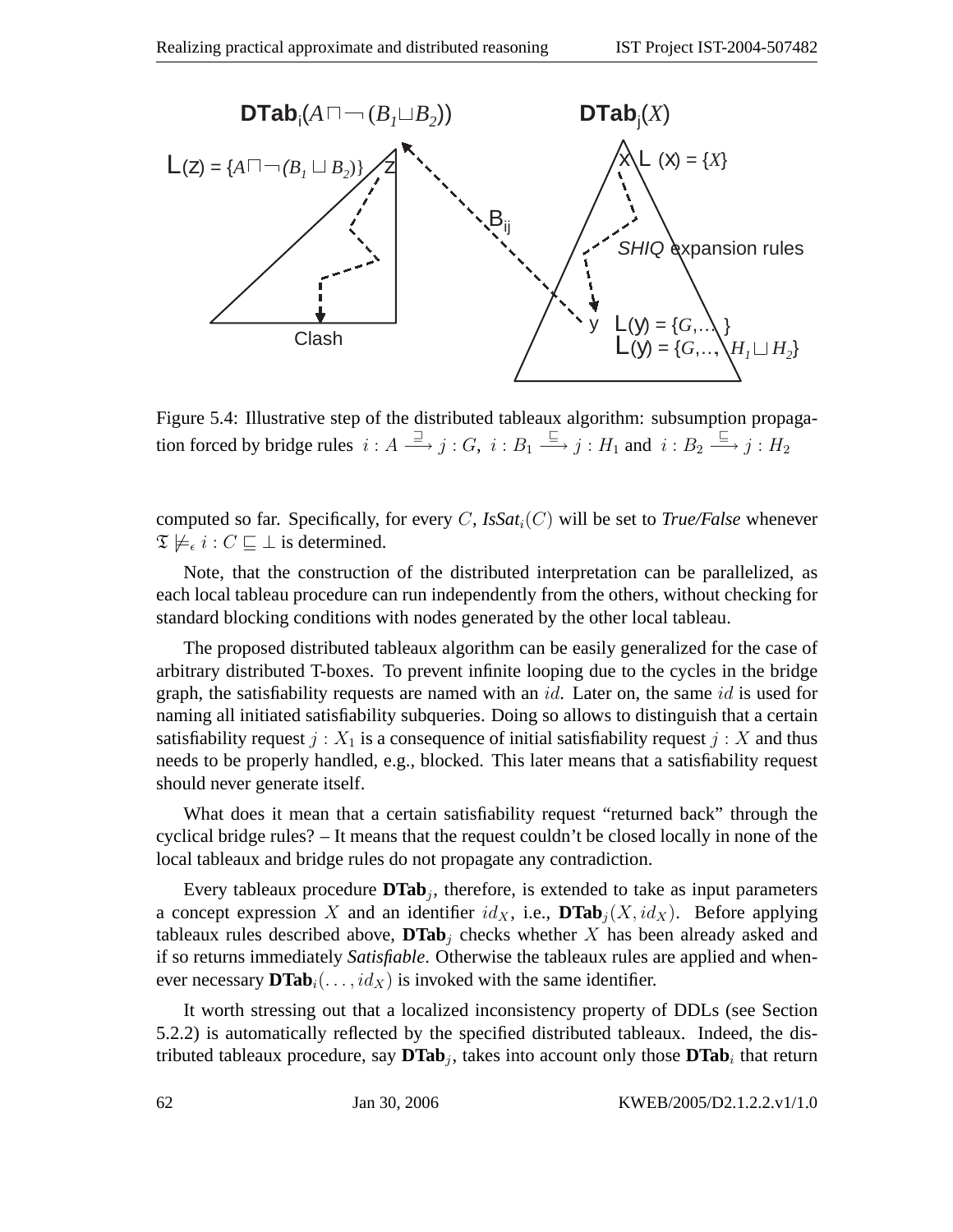Figure 5.4: Illustrative step of the distributed tableaux algorithm: subsumption propagation forced by bridge rules $i : A \xrightarrow{\sqsupseteq} j : G$, $i : B_1 \xrightarrow{\sqsubseteq} j : H_1$ and $i : B_2 \xrightarrow{\sqsubseteq} j : H_2$

computed so far. Specifically, for every $C$, *IsSat*$_i(C)$ will be set to *True/False* whenever $\mathfrak{T} \not\models_\epsilon i : C \sqsubseteq \bot$ is determined.

Note, that the construction of the distributed interpretation can be parallelized, as each local tableau procedure can run independently from the others, without checking for standard blocking conditions with nodes generated by the other local tableau.

The proposed distributed tableaux algorithm can be easily generalized for the case of arbitrary distributed T-boxes. To prevent infinite looping due to the cycles in the bridge graph, the satisfiability requests are named with an $id$. Later on, the same $id$ is used for naming all initiated satisfiability subqueries. Doing so allows to distinguish that a certain satisfiability request $j : X_1$ is a consequence of initial satisfiability request $j : X$ and thus needs to be properly handled, e.g., blocked. This later means that a satisfiability request should never generate itself.

What does it mean that a certain satisfiability request "returned back" through the cyclical bridge rules? – It means that the request couldn't be closed locally in none of the local tableaux and bridge rules do not propagate any contradiction.

Every tableaux procedure **DTab**$_j$, therefore, is extended to take as input parameters a concept expression $X$ and an identifier $id_X$, i.e., **DTab**$_j(X, id_X)$. Before applying tableaux rules described above, **DTab**$_j$ checks whether $X$ has been already asked and if so returns immediately *Satisfiable*. Otherwise the tableaux rules are applied and whenever necessary **DTab**$_i(\ldots, id_X)$ is invoked with the same identifier.

It worth stressing out that a localized inconsistency property of DDLs (see Section 5.2.2) is automatically reflected by the specified distributed tableaux. Indeed, the distributed tableaux procedure, say **DTab**$_j$, takes into account only those **DTab**$_i$ that return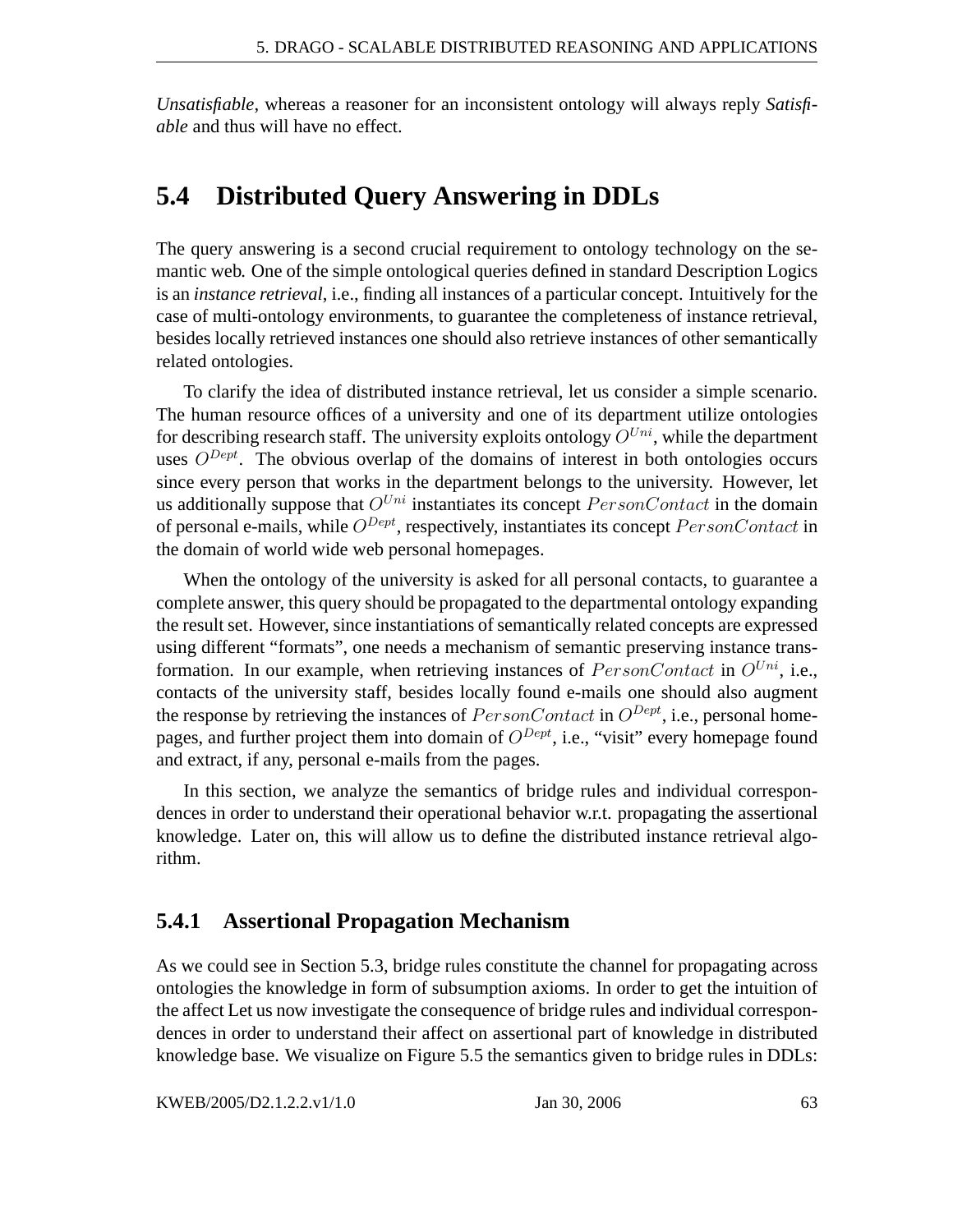*Unsatisfiable*, whereas a reasoner for an inconsistent ontology will always reply *Satisfiable* and thus will have no effect.

## 5.4 Distributed Query Answering in DDLs

The query answering is a second crucial requirement to ontology technology on the semantic web. One of the simple ontological queries defined in standard Description Logics is an *instance retrieval*, i.e., finding all instances of a particular concept. Intuitively for the case of multi-ontology environments, to guarantee the completeness of instance retrieval, besides locally retrieved instances one should also retrieve instances of other semantically related ontologies.

To clarify the idea of distributed instance retrieval, let us consider a simple scenario. The human resource offices of a university and one of its department utilize ontologies for describing research staff. The university exploits ontology $O^{Uni}$, while the department uses $O^{Dept}$. The obvious overlap of the domains of interest in both ontologies occurs since every person that works in the department belongs to the university. However, let us additionally suppose that $O^{Uni}$ instantiates its concept $PersonContact$ in the domain of personal e-mails, while $O^{Dept}$, respectively, instantiates its concept $PersonContact$ in the domain of world wide web personal homepages.

When the ontology of the university is asked for all personal contacts, to guarantee a complete answer, this query should be propagated to the departmental ontology expanding the result set. However, since instantiations of semantically related concepts are expressed using different "formats", one needs a mechanism of semantic preserving instance transformation. In our example, when retrieving instances of $PersonContact$ in $O^{Uni}$, i.e., contacts of the university staff, besides locally found e-mails one should also augment the response by retrieving the instances of $PersonContact$ in $O^{Dept}$, i.e., personal homepages, and further project them into domain of $O^{Dept}$, i.e., "visit" every homepage found and extract, if any, personal e-mails from the pages.

In this section, we analyze the semantics of bridge rules and individual correspondences in order to understand their operational behavior w.r.t. propagating the assertional knowledge. Later on, this will allow us to define the distributed instance retrieval algorithm.

### 5.4.1 Assertional Propagation Mechanism

As we could see in Section 5.3, bridge rules constitute the channel for propagating across ontologies the knowledge in form of subsumption axioms. In order to get the intuition of the affect Let us now investigate the consequence of bridge rules and individual correspondences in order to understand their affect on assertional part of knowledge in distributed knowledge base. We visualize on Figure 5.5 the semantics given to bridge rules in DDLs: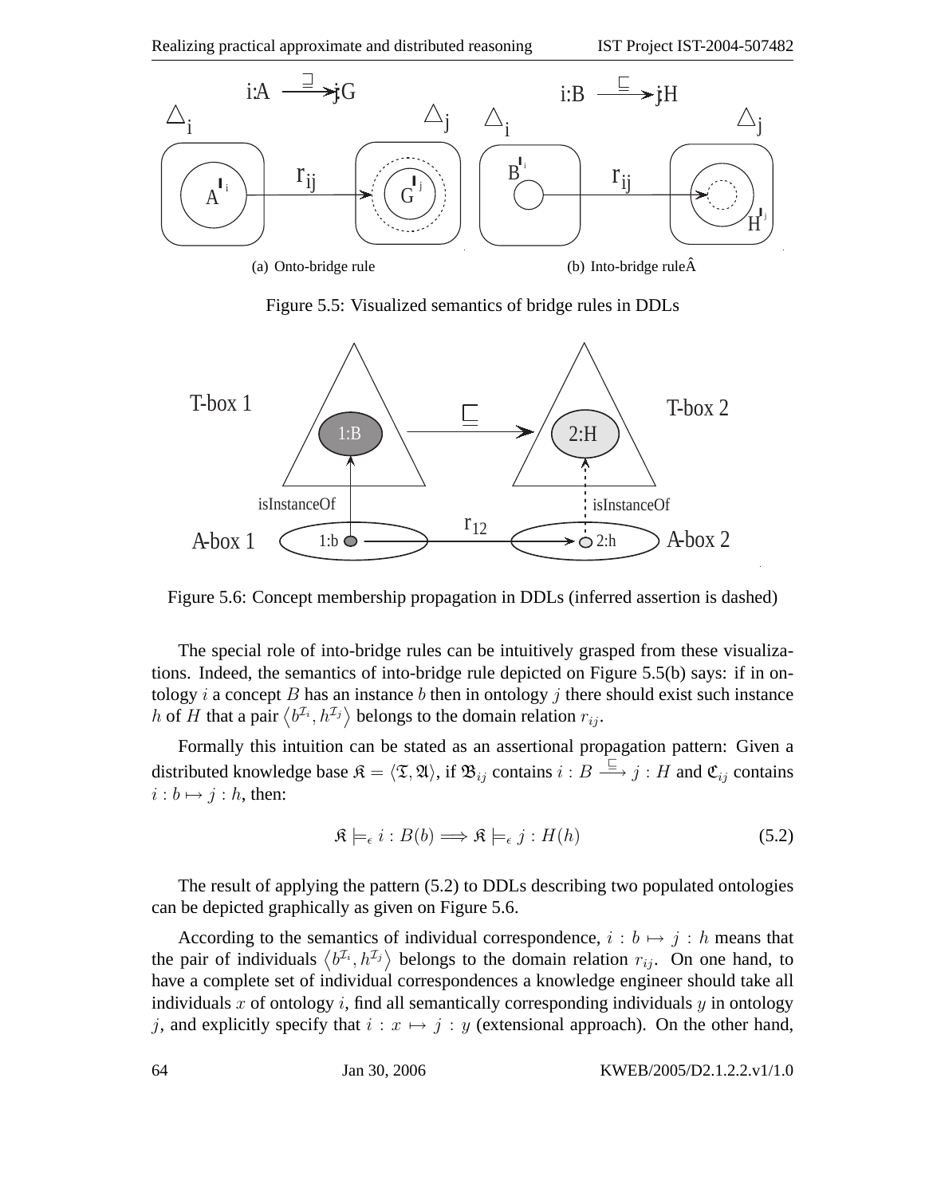(a) Onto-bridge rule (b) Into-bridge ruleÂ

Figure 5.5: Visualized semantics of bridge rules in DDLs

Figure 5.6: Concept membership propagation in DDLs (inferred assertion is dashed)

The special role of into-bridge rules can be intuitively grasped from these visualizations. Indeed, the semantics of into-bridge rule depicted on Figure 5.5(b) says: if in ontology $i$ a concept $B$ has an instance $b$ then in ontology $j$ there should exist such instance $h$ of $H$ that a pair $\langle b^{\mathcal{I}_i}, h^{\mathcal{I}_j} \rangle$ belongs to the domain relation $r_{ij}$.

Formally this intuition can be stated as an assertional propagation pattern: Given a distributed knowledge base $\mathfrak{K} = \langle \mathfrak{T}, \mathfrak{A} \rangle$, if $\mathfrak{B}_{ij}$ contains $i : B \xrightarrow{\sqsubseteq} j : H$ and $\mathfrak{C}_{ij}$ contains $i : b \mapsto j : h$, then:

$$\mathfrak{K} \models_{\epsilon} i : B(b) \Longrightarrow \mathfrak{K} \models_{\epsilon} j : H(h) \tag{5.2}$$

The result of applying the pattern (5.2) to DDLs describing two populated ontologies can be depicted graphically as given on Figure 5.6.

According to the semantics of individual correspondence, $i : b \mapsto j : h$ means that the pair of individuals $\langle b^{\mathcal{I}_i}, h^{\mathcal{I}_j} \rangle$ belongs to the domain relation $r_{ij}$. On one hand, to have a complete set of individual correspondences a knowledge engineer should take all individuals $x$ of ontology $i$, find all semantically corresponding individuals $y$ in ontology $j$, and explicitly specify that $i : x \mapsto j : y$ (extensional approach). On the other hand,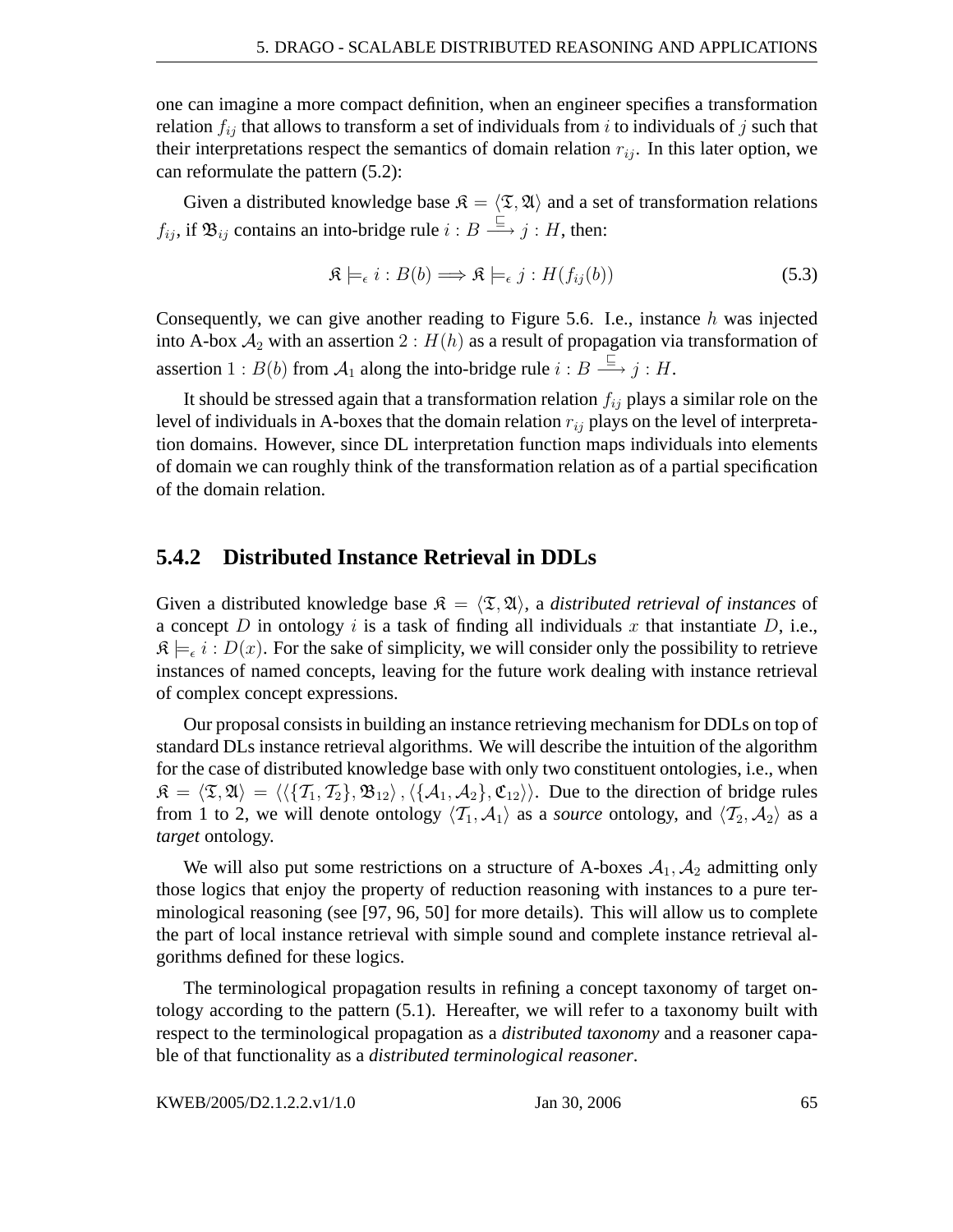one can imagine a more compact definition, when an engineer specifies a transformation relation $f_{ij}$ that allows to transform a set of individuals from $i$ to individuals of $j$ such that their interpretations respect the semantics of domain relation $r_{ij}$. In this later option, we can reformulate the pattern (5.2):

Given a distributed knowledge base $\mathfrak{K} = \langle \mathfrak{T}, \mathfrak{A} \rangle$ and a set of transformation relations $f_{ij}$, if $\mathfrak{B}_{ij}$ contains an into-bridge rule $i : B \xrightarrow{\sqsubseteq} j : H$, then:

$$\mathfrak{K} \models_{\epsilon} i : B(b) \Longrightarrow \mathfrak{K} \models_{\epsilon} j : H(f_{ij}(b)) \tag{5.3}$$

Consequently, we can give another reading to Figure 5.6. I.e., instance $h$ was injected into A-box $\mathcal{A}_2$ with an assertion $2 : H(h)$ as a result of propagation via transformation of assertion $1 : B(b)$ from $\mathcal{A}_1$ along the into-bridge rule $i : B \xrightarrow{\sqsubseteq} j : H$.

It should be stressed again that a transformation relation $f_{ij}$ plays a similar role on the level of individuals in A-boxes that the domain relation $r_{ij}$ plays on the level of interpretation domains. However, since DL interpretation function maps individuals into elements of domain we can roughly think of the transformation relation as of a partial specification of the domain relation.

### 5.4.2 Distributed Instance Retrieval in DDLs

Given a distributed knowledge base $\mathfrak{K} = \langle \mathfrak{T}, \mathfrak{A} \rangle$, a *distributed retrieval of instances* of a concept $D$ in ontology $i$ is a task of finding all individuals $x$ that instantiate $D$, i.e., $\mathfrak{K} \models_{\epsilon} i : D(x)$. For the sake of simplicity, we will consider only the possibility to retrieve instances of named concepts, leaving for the future work dealing with instance retrieval of complex concept expressions.

Our proposal consists in building an instance retrieving mechanism for DDLs on top of standard DLs instance retrieval algorithms. We will describe the intuition of the algorithm for the case of distributed knowledge base with only two constituent ontologies, i.e., when $\mathfrak{K} = \langle \mathfrak{T}, \mathfrak{A} \rangle = \langle \langle \{\mathcal{T}_1, \mathcal{T}_2\}, \mathfrak{B}_{12} \rangle, \langle \{\mathcal{A}_1, \mathcal{A}_2\}, \mathfrak{C}_{12} \rangle \rangle$. Due to the direction of bridge rules from 1 to 2, we will denote ontology $\langle \mathcal{T}_1, \mathcal{A}_1 \rangle$ as a *source* ontology, and $\langle \mathcal{T}_2, \mathcal{A}_2 \rangle$ as a *target* ontology.

We will also put some restrictions on a structure of A-boxes $\mathcal{A}_1, \mathcal{A}_2$ admitting only those logics that enjoy the property of reduction reasoning with instances to a pure terminological reasoning (see [97, 96, 50] for more details). This will allow us to complete the part of local instance retrieval with simple sound and complete instance retrieval algorithms defined for these logics.

The terminological propagation results in refining a concept taxonomy of target ontology according to the pattern (5.1). Hereafter, we will refer to a taxonomy built with respect to the terminological propagation as a *distributed taxonomy* and a reasoner capable of that functionality as a *distributed terminological reasoner*.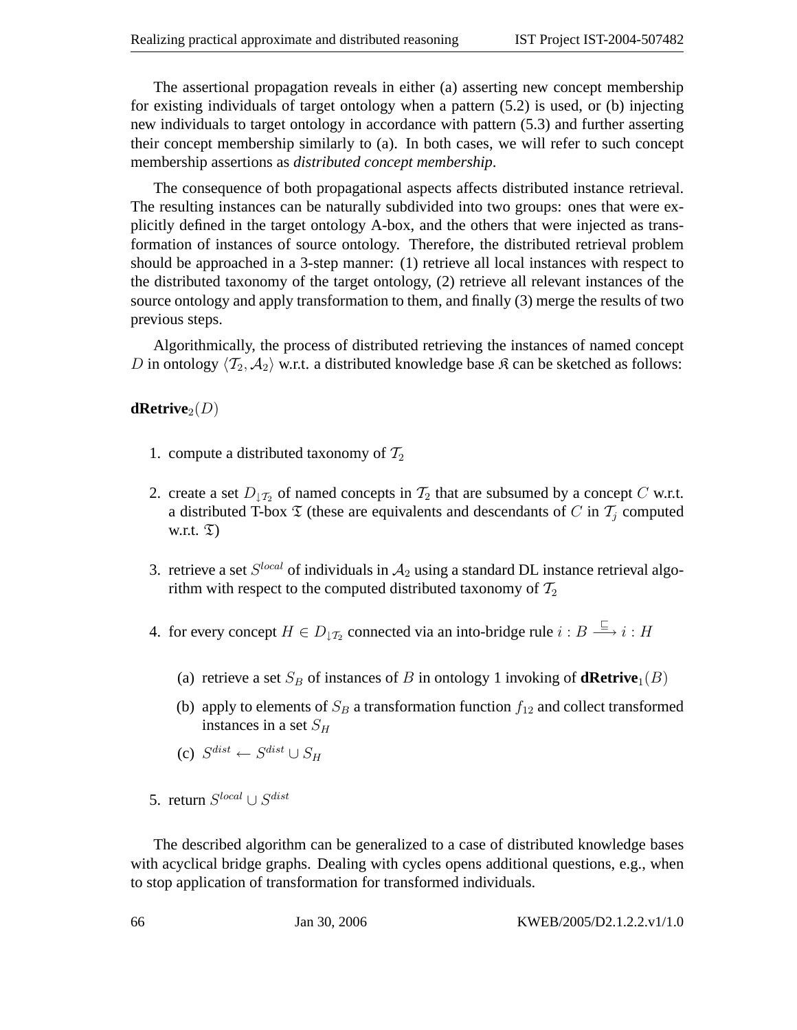The assertional propagation reveals in either (a) asserting new concept membership for existing individuals of target ontology when a pattern (5.2) is used, or (b) injecting new individuals to target ontology in accordance with pattern (5.3) and further asserting their concept membership similarly to (a). In both cases, we will refer to such concept membership assertions as *distributed concept membership*.

The consequence of both propagational aspects affects distributed instance retrieval. The resulting instances can be naturally subdivided into two groups: ones that were explicitly defined in the target ontology A-box, and the others that were injected as transformation of instances of source ontology. Therefore, the distributed retrieval problem should be approached in a 3-step manner: (1) retrieve all local instances with respect to the distributed taxonomy of the target ontology, (2) retrieve all relevant instances of the source ontology and apply transformation to them, and finally (3) merge the results of two previous steps.

Algorithmically, the process of distributed retrieving the instances of named concept $D$ in ontology $\langle \mathcal{T}_2, \mathcal{A}_2 \rangle$ w.r.t. a distributed knowledge base $\mathfrak{K}$ can be sketched as follows:

**dRetrive**$_2(D)$

1. compute a distributed taxonomy of $\mathcal{T}_2$
2. create a set $D_{\downarrow \mathcal{T}_2}$ of named concepts in $\mathcal{T}_2$ that are subsumed by a concept $C$ w.r.t. a distributed T-box $\mathfrak{T}$ (these are equivalents and descendants of $C$ in $\mathcal{T}_j$ computed w.r.t. $\mathfrak{T}$)
3. retrieve a set $S^{local}$ of individuals in $\mathcal{A}_2$ using a standard DL instance retrieval algorithm with respect to the computed distributed taxonomy of $\mathcal{T}_2$
4. for every concept $H \in D_{\downarrow \mathcal{T}_2}$ connected via an into-bridge rule $i : B \xrightarrow{\sqsubseteq} i : H$
   (a) retrieve a set $S_B$ of instances of $B$ in ontology 1 invoking of **dRetrive**$_1(B)$
   (b) apply to elements of $S_B$ a transformation function $f_{12}$ and collect transformed instances in a set $S_H$
   (c) $S^{dist} \leftarrow S^{dist} \cup S_H$
5. return $S^{local} \cup S^{dist}$

The described algorithm can be generalized to a case of distributed knowledge bases with acyclical bridge graphs. Dealing with cycles opens additional questions, e.g., when to stop application of transformation for transformed individuals.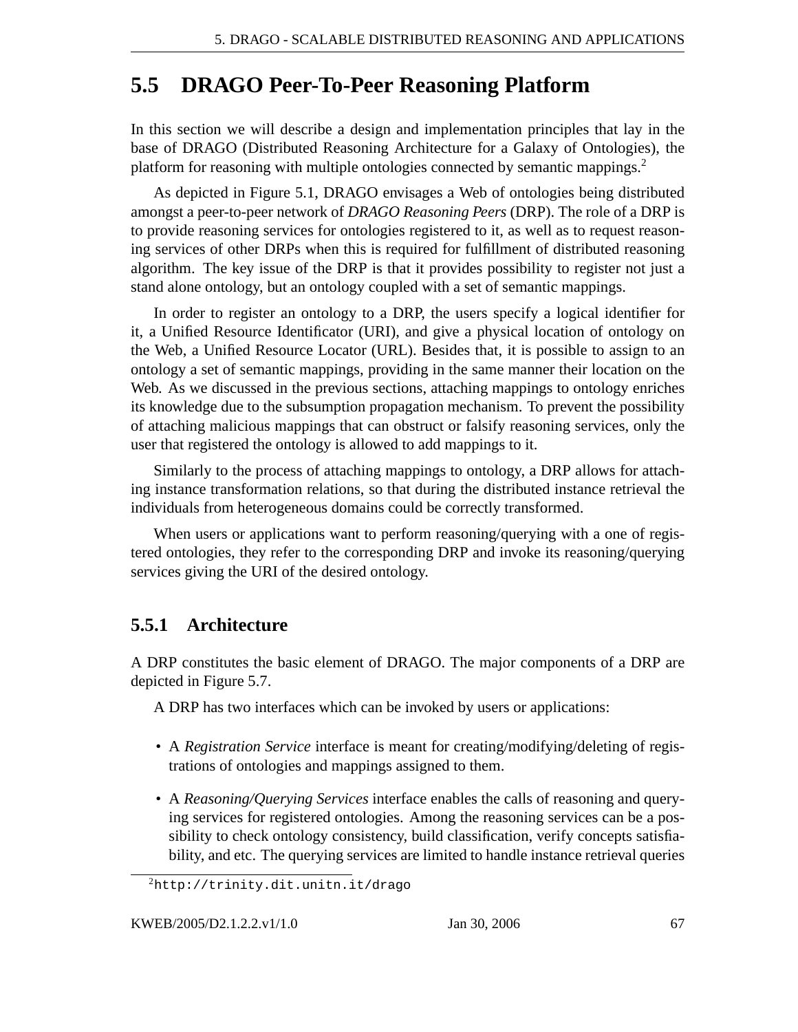## 5.5 DRAGO Peer-To-Peer Reasoning Platform

In this section we will describe a design and implementation principles that lay in the base of DRAGO (Distributed Reasoning Architecture for a Galaxy of Ontologies), the platform for reasoning with multiple ontologies connected by semantic mappings.[2]

As depicted in Figure 5.1, DRAGO envisages a Web of ontologies being distributed amongst a peer-to-peer network of *DRAGO Reasoning Peers* (DRP). The role of a DRP is to provide reasoning services for ontologies registered to it, as well as to request reasoning services of other DRPs when this is required for fulfillment of distributed reasoning algorithm. The key issue of the DRP is that it provides possibility to register not just a stand alone ontology, but an ontology coupled with a set of semantic mappings.

In order to register an ontology to a DRP, the users specify a logical identifier for it, a Unified Resource Identificator (URI), and give a physical location of ontology on the Web, a Unified Resource Locator (URL). Besides that, it is possible to assign to an ontology a set of semantic mappings, providing in the same manner their location on the Web. As we discussed in the previous sections, attaching mappings to ontology enriches its knowledge due to the subsumption propagation mechanism. To prevent the possibility of attaching malicious mappings that can obstruct or falsify reasoning services, only the user that registered the ontology is allowed to add mappings to it.

Similarly to the process of attaching mappings to ontology, a DRP allows for attaching instance transformation relations, so that during the distributed instance retrieval the individuals from heterogeneous domains could be correctly transformed.

When users or applications want to perform reasoning/querying with a one of registered ontologies, they refer to the corresponding DRP and invoke its reasoning/querying services giving the URI of the desired ontology.

### 5.5.1 Architecture

A DRP constitutes the basic element of DRAGO. The major components of a DRP are depicted in Figure 5.7.

A DRP has two interfaces which can be invoked by users or applications:

- A *Registration Service* interface is meant for creating/modifying/deleting of registrations of ontologies and mappings assigned to them.
- A *Reasoning/Querying Services* interface enables the calls of reasoning and querying services for registered ontologies. Among the reasoning services can be a possibility to check ontology consistency, build classification, verify concepts satisfiability, and etc. The querying services are limited to handle instance retrieval queries

[2] http://trinity.dit.unitn.it/drago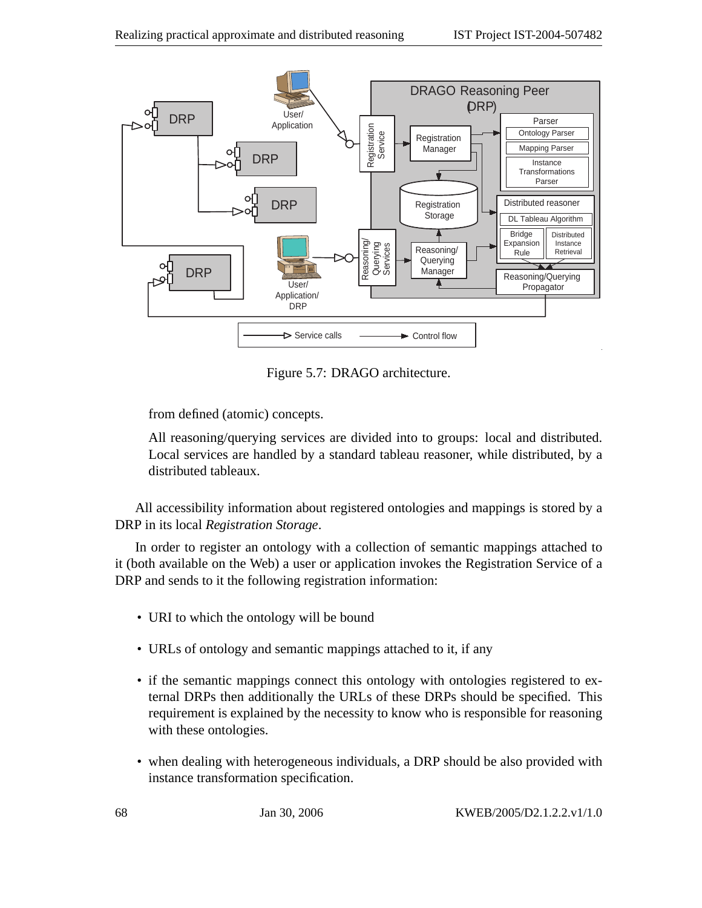Figure 5.7: DRAGO architecture.

from defined (atomic) concepts.

All reasoning/querying services are divided into to groups: local and distributed. Local services are handled by a standard tableau reasoner, while distributed, by a distributed tableaux.

All accessibility information about registered ontologies and mappings is stored by a DRP in its local *Registration Storage*.

In order to register an ontology with a collection of semantic mappings attached to it (both available on the Web) a user or application invokes the Registration Service of a DRP and sends to it the following registration information:

- URI to which the ontology will be bound
- URLs of ontology and semantic mappings attached to it, if any
- if the semantic mappings connect this ontology with ontologies registered to external DRPs then additionally the URLs of these DRPs should be specified. This requirement is explained by the necessity to know who is responsible for reasoning with these ontologies.
- when dealing with heterogeneous individuals, a DRP should be also provided with instance transformation specification.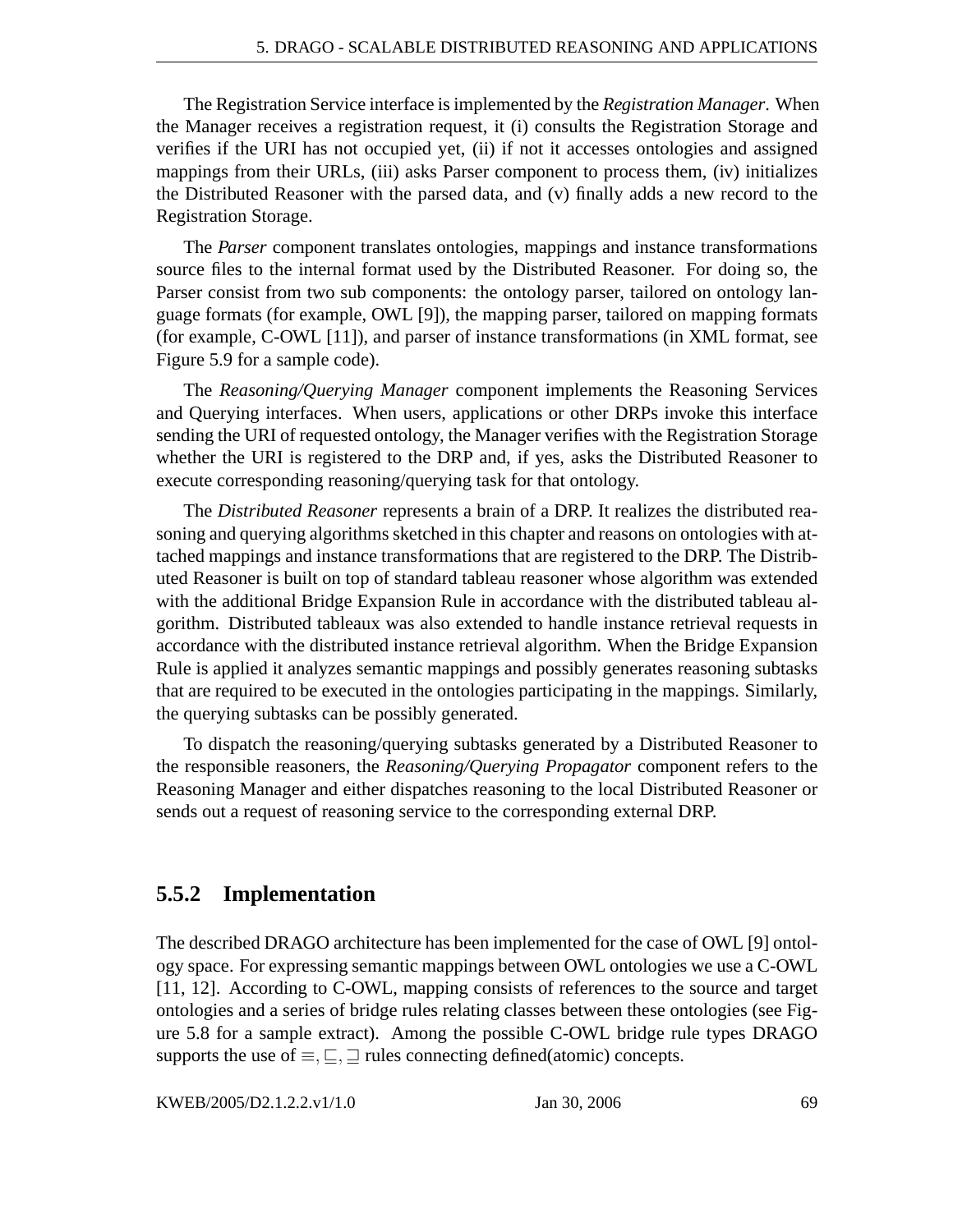The Registration Service interface is implemented by the *Registration Manager*. When the Manager receives a registration request, it (i) consults the Registration Storage and verifies if the URI has not occupied yet, (ii) if not it accesses ontologies and assigned mappings from their URLs, (iii) asks Parser component to process them, (iv) initializes the Distributed Reasoner with the parsed data, and (v) finally adds a new record to the Registration Storage.

The *Parser* component translates ontologies, mappings and instance transformations source files to the internal format used by the Distributed Reasoner. For doing so, the Parser consist from two sub components: the ontology parser, tailored on ontology language formats (for example, OWL [9]), the mapping parser, tailored on mapping formats (for example, C-OWL [11]), and parser of instance transformations (in XML format, see Figure 5.9 for a sample code).

The *Reasoning/Querying Manager* component implements the Reasoning Services and Querying interfaces. When users, applications or other DRPs invoke this interface sending the URI of requested ontology, the Manager verifies with the Registration Storage whether the URI is registered to the DRP and, if yes, asks the Distributed Reasoner to execute corresponding reasoning/querying task for that ontology.

The *Distributed Reasoner* represents a brain of a DRP. It realizes the distributed reasoning and querying algorithms sketched in this chapter and reasons on ontologies with attached mappings and instance transformations that are registered to the DRP. The Distributed Reasoner is built on top of standard tableau reasoner whose algorithm was extended with the additional Bridge Expansion Rule in accordance with the distributed tableau algorithm. Distributed tableaux was also extended to handle instance retrieval requests in accordance with the distributed instance retrieval algorithm. When the Bridge Expansion Rule is applied it analyzes semantic mappings and possibly generates reasoning subtasks that are required to be executed in the ontologies participating in the mappings. Similarly, the querying subtasks can be possibly generated.

To dispatch the reasoning/querying subtasks generated by a Distributed Reasoner to the responsible reasoners, the *Reasoning/Querying Propagator* component refers to the Reasoning Manager and either dispatches reasoning to the local Distributed Reasoner or sends out a request of reasoning service to the corresponding external DRP.

### 5.5.2 Implementation

The described DRAGO architecture has been implemented for the case of OWL [9] ontology space. For expressing semantic mappings between OWL ontologies we use a C-OWL [11, 12]. According to C-OWL, mapping consists of references to the source and target ontologies and a series of bridge rules relating classes between these ontologies (see Figure 5.8 for a sample extract). Among the possible C-OWL bridge rule types DRAGO supports the use of $\equiv, \sqsubseteq, \sqsupseteq$ rules connecting defined(atomic) concepts.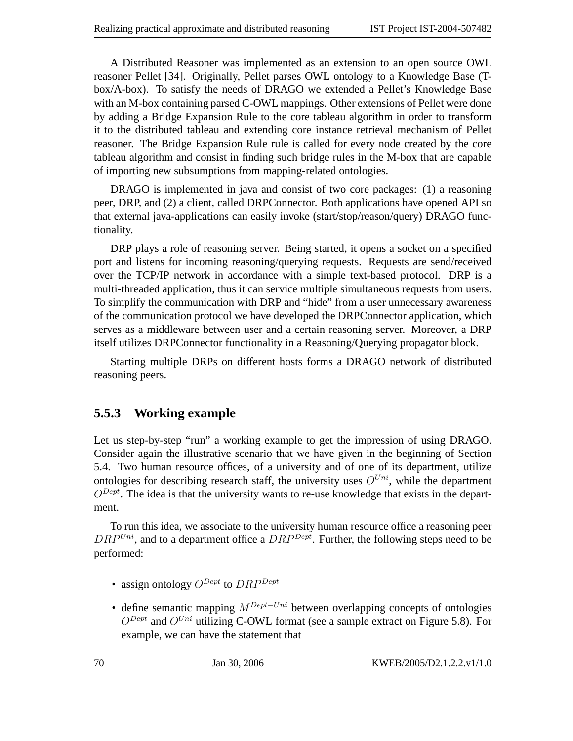A Distributed Reasoner was implemented as an extension to an open source OWL reasoner Pellet [34]. Originally, Pellet parses OWL ontology to a Knowledge Base (T-box/A-box). To satisfy the needs of DRAGO we extended a Pellet's Knowledge Base with an M-box containing parsed C-OWL mappings. Other extensions of Pellet were done by adding a Bridge Expansion Rule to the core tableau algorithm in order to transform it to the distributed tableau and extending core instance retrieval mechanism of Pellet reasoner. The Bridge Expansion Rule rule is called for every node created by the core tableau algorithm and consist in finding such bridge rules in the M-box that are capable of importing new subsumptions from mapping-related ontologies.

DRAGO is implemented in java and consist of two core packages: (1) a reasoning peer, DRP, and (2) a client, called DRPConnector. Both applications have opened API so that external java-applications can easily invoke (start/stop/reason/query) DRAGO functionality.

DRP plays a role of reasoning server. Being started, it opens a socket on a specified port and listens for incoming reasoning/querying requests. Requests are send/received over the TCP/IP network in accordance with a simple text-based protocol. DRP is a multi-threaded application, thus it can service multiple simultaneous requests from users. To simplify the communication with DRP and "hide" from a user unnecessary awareness of the communication protocol we have developed the DRPConnector application, which serves as a middleware between user and a certain reasoning server. Moreover, a DRP itself utilizes DRPConnector functionality in a Reasoning/Querying propagator block.

Starting multiple DRPs on different hosts forms a DRAGO network of distributed reasoning peers.

### 5.5.3 Working example

Let us step-by-step "run" a working example to get the impression of using DRAGO. Consider again the illustrative scenario that we have given in the beginning of Section 5.4. Two human resource offices, of a university and of one of its department, utilize ontologies for describing research staff, the university uses $O^{Uni}$, while the department $O^{Dept}$. The idea is that the university wants to re-use knowledge that exists in the department.

To run this idea, we associate to the university human resource office a reasoning peer $DRP^{Uni}$, and to a department office a $DRP^{Dept}$. Further, the following steps need to be performed:

- assign ontology $O^{Dept}$ to $DRP^{Dept}$
- define semantic mapping $M^{Dept-Uni}$ between overlapping concepts of ontologies $O^{Dept}$ and $O^{Uni}$ utilizing C-OWL format (see a sample extract on Figure 5.8). For example, we can have the statement that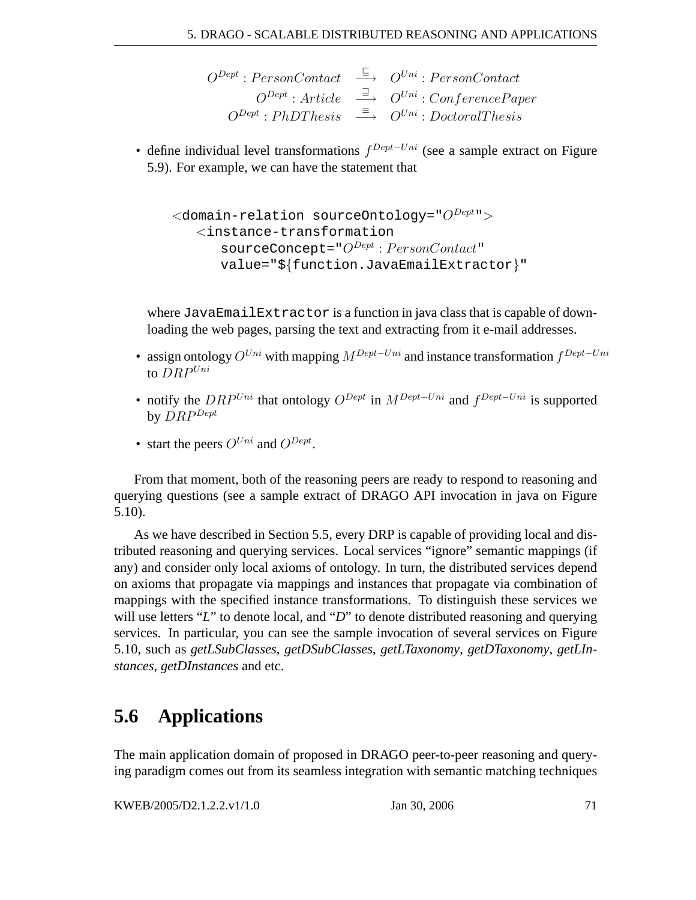$$O^{Dept} : PersonContact \stackrel{\sqsubseteq}{\longrightarrow} O^{Uni} : PersonContact$$
$$O^{Dept} : Article \stackrel{\sqsupseteq}{\longrightarrow} O^{Uni} : ConferencePaper$$
$$O^{Dept} : PhDThesis \stackrel{\equiv}{\longrightarrow} O^{Uni} : DoctoralThesis$$

- define individual level transformations $f^{Dept-Uni}$ (see a sample extract on Figure 5.9). For example, we can have the statement that

  ```
  <domain-relation sourceOntology="O^Dept">
     <instance-transformation
        sourceConcept="O^Dept : PersonContact"
        value="${function.JavaEmailExtractor}"
  ```

  where `JavaEmailExtractor` is a function in java class that is capable of downloading the web pages, parsing the text and extracting from it e-mail addresses.

- assign ontology $O^{Uni}$ with mapping $M^{Dept-Uni}$ and instance transformation $f^{Dept-Uni}$ to $DRP^{Uni}$
- notify the $DRP^{Uni}$ that ontology $O^{Dept}$ in $M^{Dept-Uni}$ and $f^{Dept-Uni}$ is supported by $DRP^{Dept}$
- start the peers $O^{Uni}$ and $O^{Dept}$.

From that moment, both of the reasoning peers are ready to respond to reasoning and querying questions (see a sample extract of DRAGO API invocation in java on Figure 5.10).

As we have described in Section 5.5, every DRP is capable of providing local and distributed reasoning and querying services. Local services "ignore" semantic mappings (if any) and consider only local axioms of ontology. In turn, the distributed services depend on axioms that propagate via mappings and instances that propagate via combination of mappings with the specified instance transformations. To distinguish these services we will use letters "*L*" to denote local, and "*D*" to denote distributed reasoning and querying services. In particular, you can see the sample invocation of several services on Figure 5.10, such as *getLSubClasses*, *getDSubClasses*, *getLTaxonomy*, *getDTaxonomy*, *getLInstances*, *getDInstances* and etc.

## 5.6 Applications

The main application domain of proposed in DRAGO peer-to-peer reasoning and querying paradigm comes out from its seamless integration with semantic matching techniques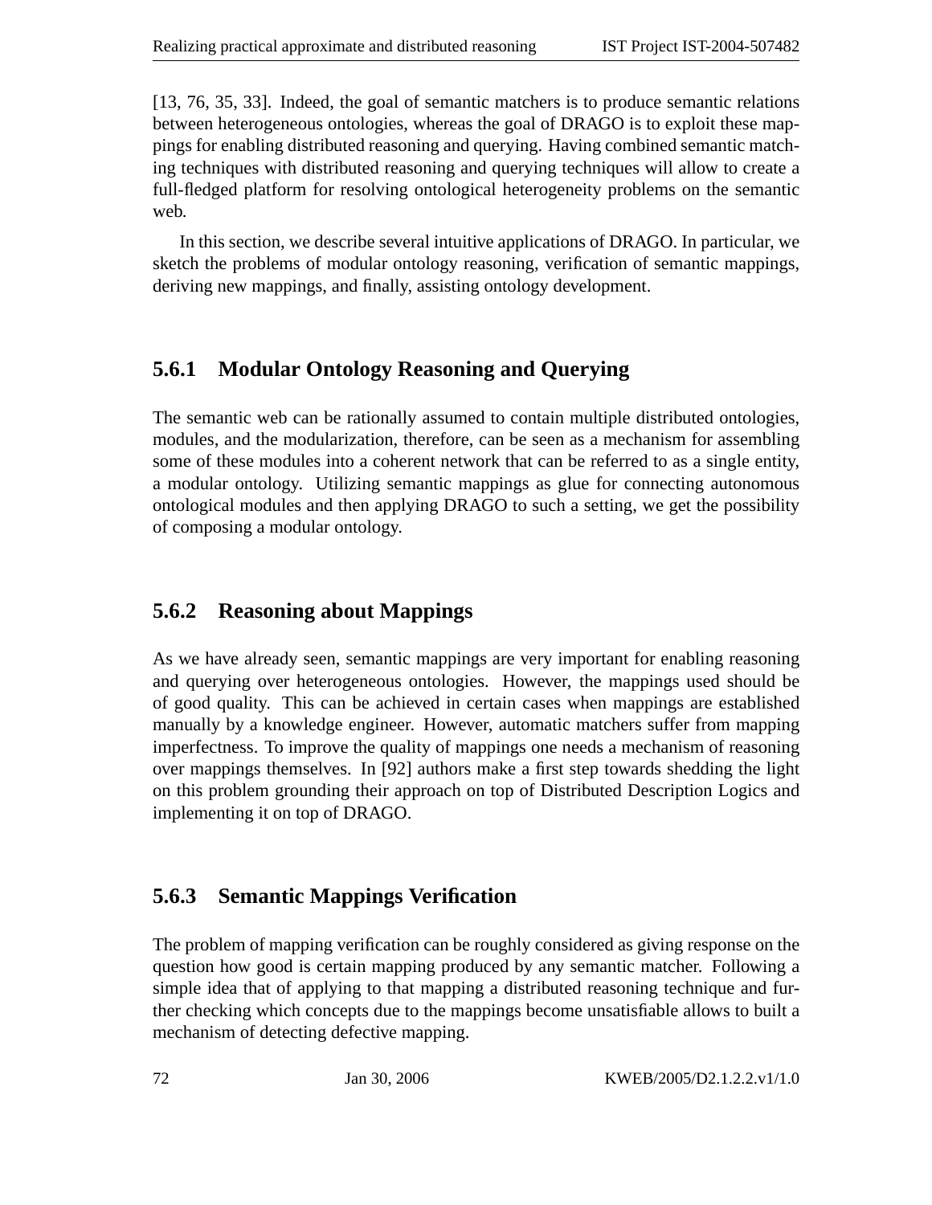[13, 76, 35, 33]. Indeed, the goal of semantic matchers is to produce semantic relations between heterogeneous ontologies, whereas the goal of DRAGO is to exploit these mappings for enabling distributed reasoning and querying. Having combined semantic matching techniques with distributed reasoning and querying techniques will allow to create a full-fledged platform for resolving ontological heterogeneity problems on the semantic web.

In this section, we describe several intuitive applications of DRAGO. In particular, we sketch the problems of modular ontology reasoning, verification of semantic mappings, deriving new mappings, and finally, assisting ontology development.

### 5.6.1 Modular Ontology Reasoning and Querying

The semantic web can be rationally assumed to contain multiple distributed ontologies, modules, and the modularization, therefore, can be seen as a mechanism for assembling some of these modules into a coherent network that can be referred to as a single entity, a modular ontology. Utilizing semantic mappings as glue for connecting autonomous ontological modules and then applying DRAGO to such a setting, we get the possibility of composing a modular ontology.

### 5.6.2 Reasoning about Mappings

As we have already seen, semantic mappings are very important for enabling reasoning and querying over heterogeneous ontologies. However, the mappings used should be of good quality. This can be achieved in certain cases when mappings are established manually by a knowledge engineer. However, automatic matchers suffer from mapping imperfectness. To improve the quality of mappings one needs a mechanism of reasoning over mappings themselves. In [92] authors make a first step towards shedding the light on this problem grounding their approach on top of Distributed Description Logics and implementing it on top of DRAGO.

### 5.6.3 Semantic Mappings Verification

The problem of mapping verification can be roughly considered as giving response on the question how good is certain mapping produced by any semantic matcher. Following a simple idea that of applying to that mapping a distributed reasoning technique and further checking which concepts due to the mappings become unsatisfiable allows to built a mechanism of detecting defective mapping.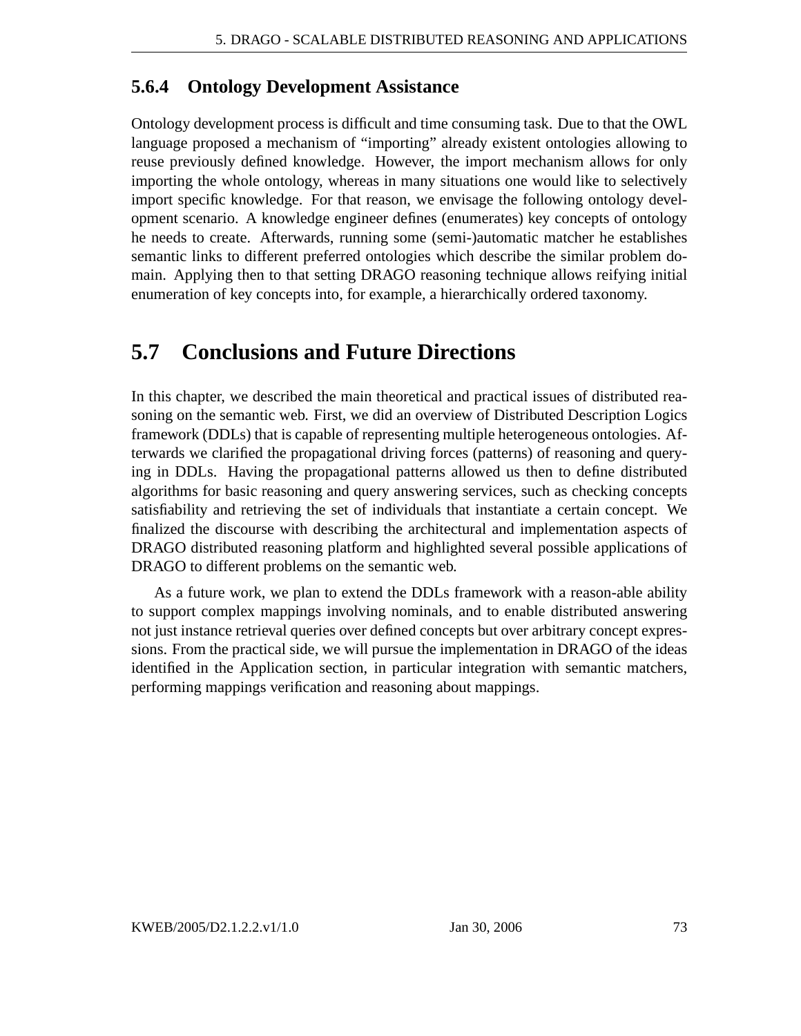### 5.6.4 Ontology Development Assistance

Ontology development process is difficult and time consuming task. Due to that the OWL language proposed a mechanism of "importing" already existent ontologies allowing to reuse previously defined knowledge. However, the import mechanism allows for only importing the whole ontology, whereas in many situations one would like to selectively import specific knowledge. For that reason, we envisage the following ontology development scenario. A knowledge engineer defines (enumerates) key concepts of ontology he needs to create. Afterwards, running some (semi-)automatic matcher he establishes semantic links to different preferred ontologies which describe the similar problem domain. Applying then to that setting DRAGO reasoning technique allows reifying initial enumeration of key concepts into, for example, a hierarchically ordered taxonomy.

## 5.7 Conclusions and Future Directions

In this chapter, we described the main theoretical and practical issues of distributed reasoning on the semantic web. First, we did an overview of Distributed Description Logics framework (DDLs) that is capable of representing multiple heterogeneous ontologies. Afterwards we clarified the propagational driving forces (patterns) of reasoning and querying in DDLs. Having the propagational patterns allowed us then to define distributed algorithms for basic reasoning and query answering services, such as checking concepts satisfiability and retrieving the set of individuals that instantiate a certain concept. We finalized the discourse with describing the architectural and implementation aspects of DRAGO distributed reasoning platform and highlighted several possible applications of DRAGO to different problems on the semantic web.

As a future work, we plan to extend the DDLs framework with a reason-able ability to support complex mappings involving nominals, and to enable distributed answering not just instance retrieval queries over defined concepts but over arbitrary concept expressions. From the practical side, we will pursue the implementation in DRAGO of the ideas identified in the Application section, in particular integration with semantic matchers, performing mappings verification and reasoning about mappings.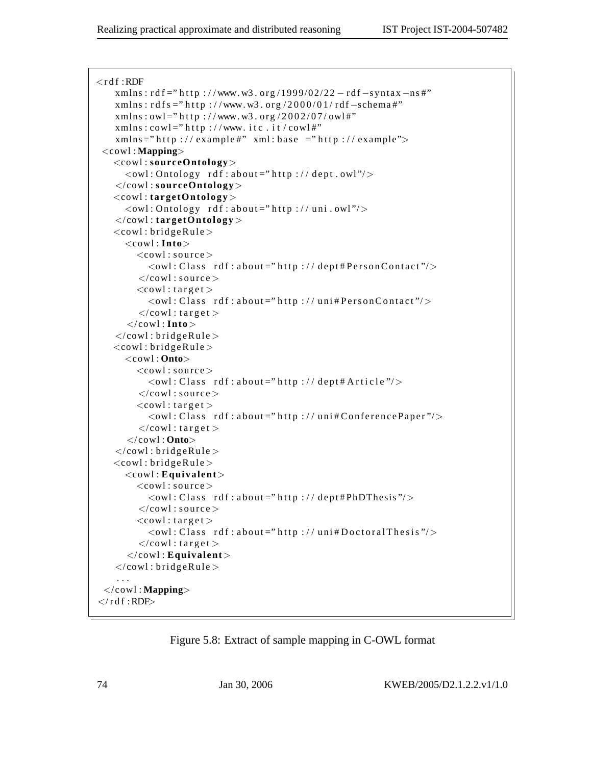```
<rdf:RDF
    xmlns:rdf="http://www.w3.org/1999/02/22-rdf-syntax-ns#"
    xmlns:rdfs="http://www.w3.org/2000/01/rdf-schema#"
    xmlns:owl="http://www.w3.org/2002/07/owl#"
    xmlns:cowl="http://www.itc.it/cowl#"
    xmlns="http://example#" xml:base ="http://example">
 <cowl:Mapping>
   <cowl:sourceOntology>
     <owl:Ontology rdf:about="http://dept.owl"/>
   </cowl:sourceOntology>
   <cowl:targetOntology>
     <owl:Ontology rdf:about="http://uni.owl"/>
   </cowl:targetOntology>
   <cowl:bridgeRule>
     <cowl:Into>
       <cowl:source>
         <owl:Class rdf:about="http://dept#PersonContact"/>
       </cowl:source>
       <cowl:target>
         <owl:Class rdf:about="http://uni#PersonContact"/>
       </cowl:target>
     </cowl:Into>
   </cowl:bridgeRule>
   <cowl:bridgeRule>
     <cowl:Onto>
       <cowl:source>
         <owl:Class rdf:about="http://dept#Article"/>
       </cowl:source>
       <cowl:target>
         <owl:Class rdf:about="http://uni#ConferencePaper"/>
       </cowl:target>
     </cowl:Onto>
   </cowl:bridgeRule>
   <cowl:bridgeRule>
     <cowl:Equivalent>
       <cowl:source>
         <owl:Class rdf:about="http://dept#PhDThesis"/>
       </cowl:source>
       <cowl:target>
         <owl:Class rdf:about="http://uni#DoctoralThesis"/>
       </cowl:target>
     </cowl:Equivalent>
   </cowl:bridgeRule>
   ...
 </cowl:Mapping>
</rdf:RDF>
```

Figure 5.8: Extract of sample mapping in C-OWL format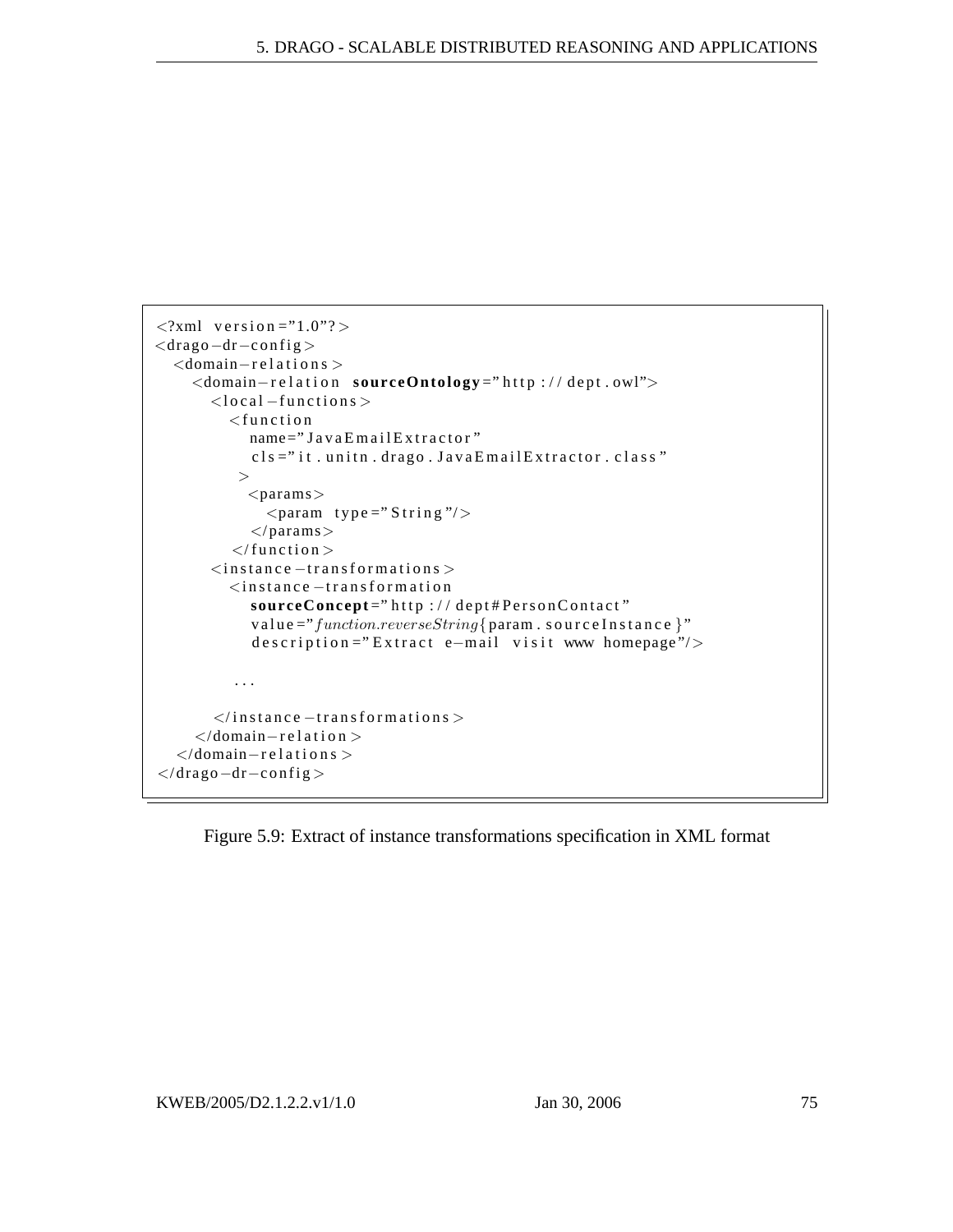```xml
<?xml version="1.0"?>
<drago-dr-config>
  <domain-relations>
    <domain-relation sourceOntology="http://dept.owl">
      <local-functions>
        <function
          name="JavaEmailExtractor"
          cls="it.unitn.drago.JavaEmailExtractor.class"
        >
          <params>
            <param type="String"/>
          </params>
        </function>
      <instance-transformations>
        <instance-transformation
          sourceConcept="http://dept#PersonContact"
          value="function.reverseString{param.sourceInstance}"
          description="Extract e-mail visit www homepage"/>

        ...

      </instance-transformations>
    </domain-relation>
  </domain-relations>
</drago-dr-config>
```

Figure 5.9: Extract of instance transformations specification in XML format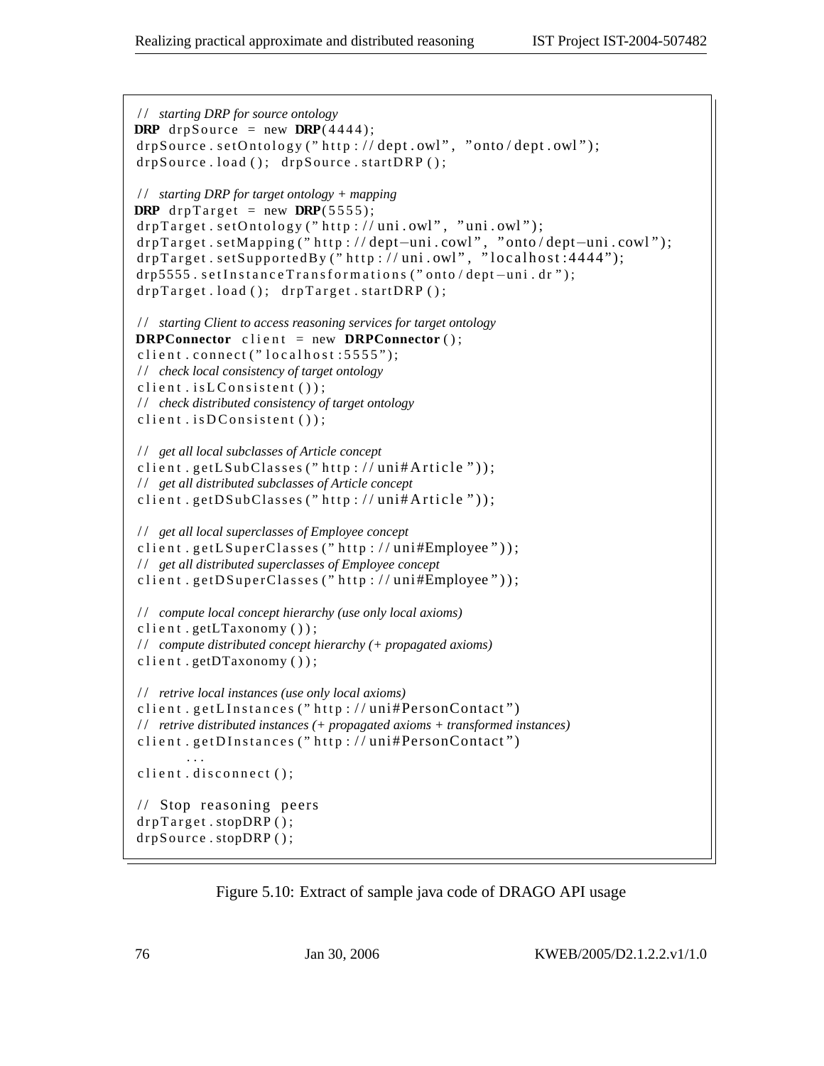```
// starting DRP for source ontology
DRP drpSource = new DRP(4444);
drpSource.setOntology("http://dept.owl", "onto/dept.owl");
drpSource.load(); drpSource.startDRP();

// starting DRP for target ontology + mapping
DRP drpTarget = new DRP(5555);
drpTarget.setOntology("http://uni.owl", "uni.owl");
drpTarget.setMapping("http://dept-uni.cowl", "onto/dept-uni.cowl");
drpTarget.setSupportedBy("http://uni.owl", "localhost:4444");
drp5555.setInstanceTransformations("onto/dept-uni.dr");
drpTarget.load(); drpTarget.startDRP();

// starting Client to access reasoning services for target ontology
DRPConnector client = new DRPConnector();
client.connect("localhost:5555");
// check local consistency of target ontology
client.isLConsistent());
// check distributed consistency of target ontology
client.isDConsistent());

// get all local subclasses of Article concept
client.getLSubClasses("http://uni#Article"));
// get all distributed subclasses of Article concept
client.getDSubClasses("http://uni#Article"));

// get all local superclasses of Employee concept
client.getLSuperClasses("http://uni#Employee"));
// get all distributed superclasses of Employee concept
client.getDSuperClasses("http://uni#Employee"));

// compute local concept hierarchy (use only local axioms)
client.getLTaxonomy());
// compute distributed concept hierarchy (+ propagated axioms)
client.getDTaxonomy());

// retrive local instances (use only local axioms)
client.getLInstances("http://uni#PersonContact")
// retrive distributed instances (+ propagated axioms + transformed instances)
client.getDInstances("http://uni#PersonContact")
        ...
client.disconnect();

// Stop reasoning peers
drpTarget.stopDRP();
drpSource.stopDRP();
```

Figure 5.10: Extract of sample java code of DRAGO API usage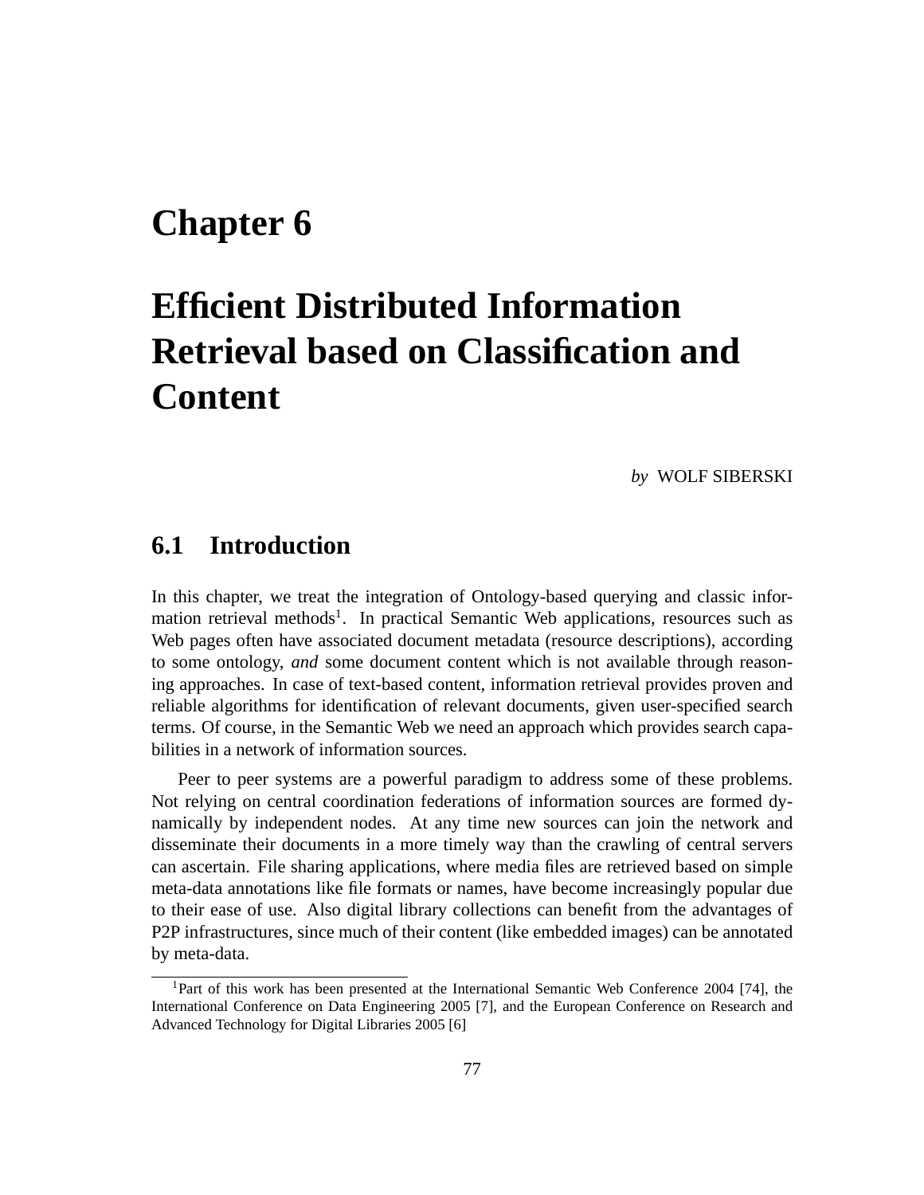# Chapter 6

# Efficient Distributed Information Retrieval based on Classification and Content

*by* WOLF SIBERSKI

## 6.1 Introduction

In this chapter, we treat the integration of Ontology-based querying and classic information retrieval methods[1]. In practical Semantic Web applications, resources such as Web pages often have associated document metadata (resource descriptions), according to some ontology, *and* some document content which is not available through reasoning approaches. In case of text-based content, information retrieval provides proven and reliable algorithms for identification of relevant documents, given user-specified search terms. Of course, in the Semantic Web we need an approach which provides search capabilities in a network of information sources.

Peer to peer systems are a powerful paradigm to address some of these problems. Not relying on central coordination federations of information sources are formed dynamically by independent nodes. At any time new sources can join the network and disseminate their documents in a more timely way than the crawling of central servers can ascertain. File sharing applications, where media files are retrieved based on simple meta-data annotations like file formats or names, have become increasingly popular due to their ease of use. Also digital library collections can benefit from the advantages of P2P infrastructures, since much of their content (like embedded images) can be annotated by meta-data.

[1] Part of this work has been presented at the International Semantic Web Conference 2004 [74], the International Conference on Data Engineering 2005 [7], and the European Conference on Research and Advanced Technology for Digital Libraries 2005 [6]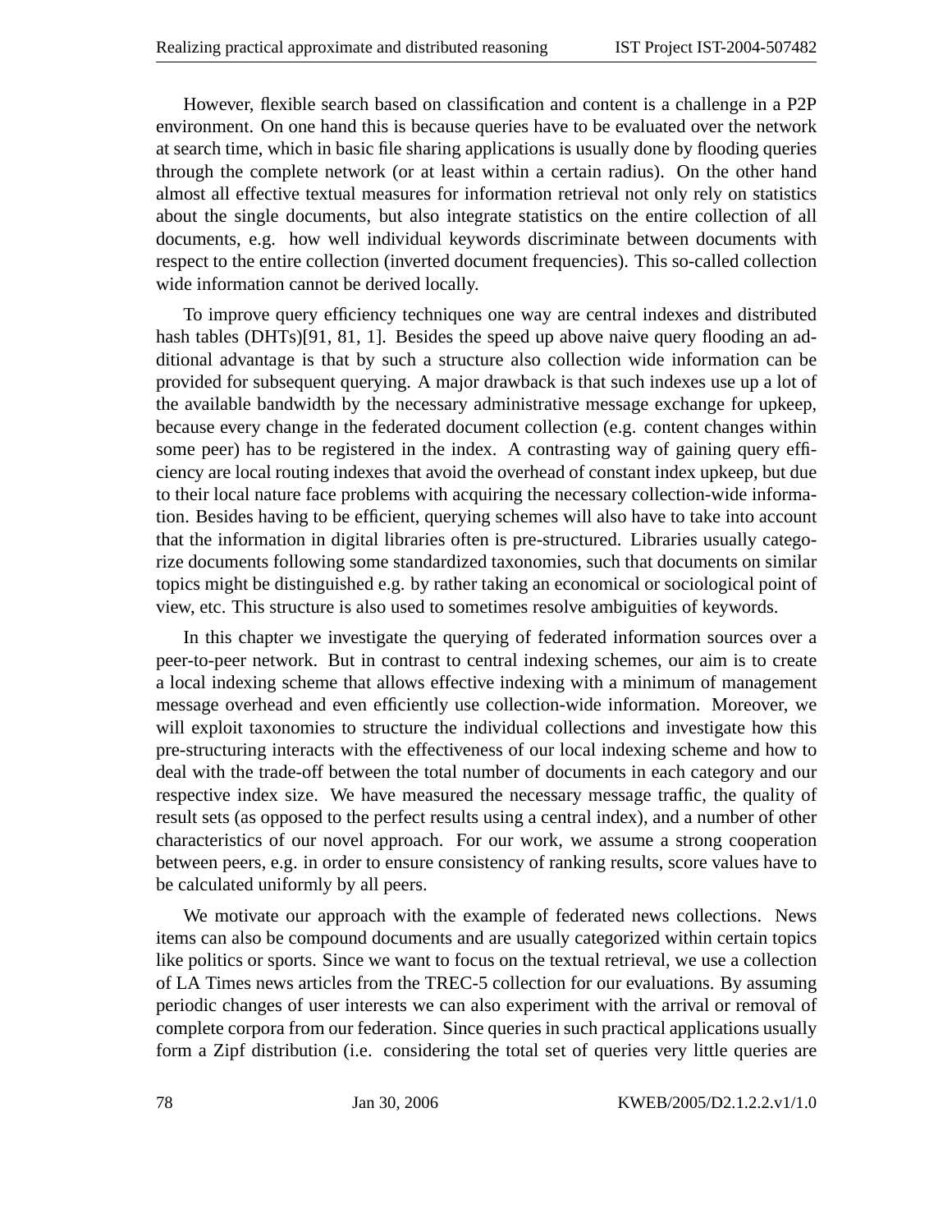However, flexible search based on classification and content is a challenge in a P2P environment. On one hand this is because queries have to be evaluated over the network at search time, which in basic file sharing applications is usually done by flooding queries through the complete network (or at least within a certain radius). On the other hand almost all effective textual measures for information retrieval not only rely on statistics about the single documents, but also integrate statistics on the entire collection of all documents, e.g. how well individual keywords discriminate between documents with respect to the entire collection (inverted document frequencies). This so-called collection wide information cannot be derived locally.

To improve query efficiency techniques one way are central indexes and distributed hash tables (DHTs)[91, 81, 1]. Besides the speed up above naive query flooding an additional advantage is that by such a structure also collection wide information can be provided for subsequent querying. A major drawback is that such indexes use up a lot of the available bandwidth by the necessary administrative message exchange for upkeep, because every change in the federated document collection (e.g. content changes within some peer) has to be registered in the index. A contrasting way of gaining query efficiency are local routing indexes that avoid the overhead of constant index upkeep, but due to their local nature face problems with acquiring the necessary collection-wide information. Besides having to be efficient, querying schemes will also have to take into account that the information in digital libraries often is pre-structured. Libraries usually categorize documents following some standardized taxonomies, such that documents on similar topics might be distinguished e.g. by rather taking an economical or sociological point of view, etc. This structure is also used to sometimes resolve ambiguities of keywords.

In this chapter we investigate the querying of federated information sources over a peer-to-peer network. But in contrast to central indexing schemes, our aim is to create a local indexing scheme that allows effective indexing with a minimum of management message overhead and even efficiently use collection-wide information. Moreover, we will exploit taxonomies to structure the individual collections and investigate how this pre-structuring interacts with the effectiveness of our local indexing scheme and how to deal with the trade-off between the total number of documents in each category and our respective index size. We have measured the necessary message traffic, the quality of result sets (as opposed to the perfect results using a central index), and a number of other characteristics of our novel approach. For our work, we assume a strong cooperation between peers, e.g. in order to ensure consistency of ranking results, score values have to be calculated uniformly by all peers.

We motivate our approach with the example of federated news collections. News items can also be compound documents and are usually categorized within certain topics like politics or sports. Since we want to focus on the textual retrieval, we use a collection of LA Times news articles from the TREC-5 collection for our evaluations. By assuming periodic changes of user interests we can also experiment with the arrival or removal of complete corpora from our federation. Since queries in such practical applications usually form a Zipf distribution (i.e. considering the total set of queries very little queries are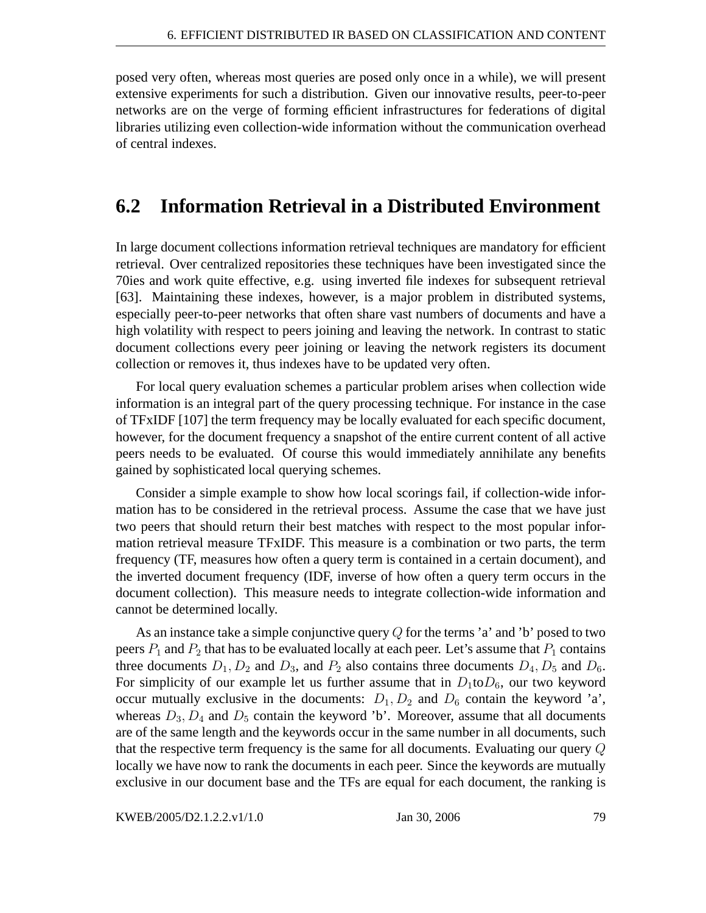posed very often, whereas most queries are posed only once in a while), we will present extensive experiments for such a distribution. Given our innovative results, peer-to-peer networks are on the verge of forming efficient infrastructures for federations of digital libraries utilizing even collection-wide information without the communication overhead of central indexes.

## 6.2 Information Retrieval in a Distributed Environment

In large document collections information retrieval techniques are mandatory for efficient retrieval. Over centralized repositories these techniques have been investigated since the 70ies and work quite effective, e.g. using inverted file indexes for subsequent retrieval [63]. Maintaining these indexes, however, is a major problem in distributed systems, especially peer-to-peer networks that often share vast numbers of documents and have a high volatility with respect to peers joining and leaving the network. In contrast to static document collections every peer joining or leaving the network registers its document collection or removes it, thus indexes have to be updated very often.

For local query evaluation schemes a particular problem arises when collection wide information is an integral part of the query processing technique. For instance in the case of TFxIDF [107] the term frequency may be locally evaluated for each specific document, however, for the document frequency a snapshot of the entire current content of all active peers needs to be evaluated. Of course this would immediately annihilate any benefits gained by sophisticated local querying schemes.

Consider a simple example to show how local scorings fail, if collection-wide information has to be considered in the retrieval process. Assume the case that we have just two peers that should return their best matches with respect to the most popular information retrieval measure TFxIDF. This measure is a combination or two parts, the term frequency (TF, measures how often a query term is contained in a certain document), and the inverted document frequency (IDF, inverse of how often a query term occurs in the document collection). This measure needs to integrate collection-wide information and cannot be determined locally.

As an instance take a simple conjunctive query $Q$ for the terms 'a' and 'b' posed to two peers $P_1$ and $P_2$ that has to be evaluated locally at each peer. Let's assume that $P_1$ contains three documents $D_1, D_2$ and $D_3$, and $P_2$ also contains three documents $D_4, D_5$ and $D_6$. For simplicity of our example let us further assume that in $D_1$to$D_6$, our two keyword occur mutually exclusive in the documents: $D_1, D_2$ and $D_6$ contain the keyword 'a', whereas $D_3, D_4$ and $D_5$ contain the keyword 'b'. Moreover, assume that all documents are of the same length and the keywords occur in the same number in all documents, such that the respective term frequency is the same for all documents. Evaluating our query $Q$ locally we have now to rank the documents in each peer. Since the keywords are mutually exclusive in our document base and the TFs are equal for each document, the ranking is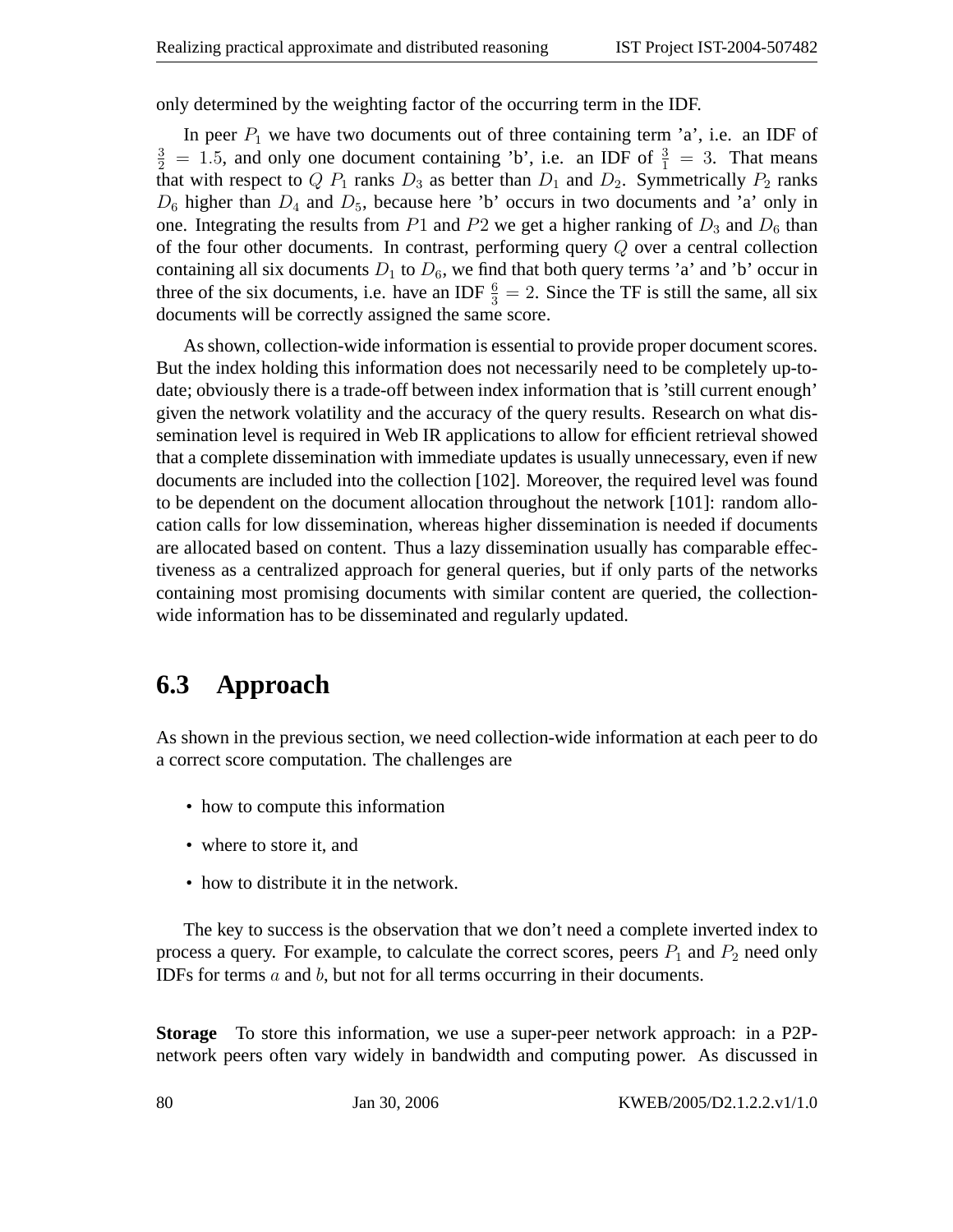only determined by the weighting factor of the occurring term in the IDF.

In peer $P_1$ we have two documents out of three containing term 'a', i.e. an IDF of $\frac{3}{2} = 1.5$, and only one document containing 'b', i.e. an IDF of $\frac{3}{1} = 3$. That means that with respect to $Q$ $P_1$ ranks $D_3$ as better than $D_1$ and $D_2$. Symmetrically $P_2$ ranks $D_6$ higher than $D_4$ and $D_5$, because here 'b' occurs in two documents and 'a' only in one. Integrating the results from $P1$ and $P2$ we get a higher ranking of $D_3$ and $D_6$ than of the four other documents. In contrast, performing query $Q$ over a central collection containing all six documents $D_1$ to $D_6$, we find that both query terms 'a' and 'b' occur in three of the six documents, i.e. have an IDF $\frac{6}{3} = 2$. Since the TF is still the same, all six documents will be correctly assigned the same score.

As shown, collection-wide information is essential to provide proper document scores. But the index holding this information does not necessarily need to be completely up-to-date; obviously there is a trade-off between index information that is 'still current enough' given the network volatility and the accuracy of the query results. Research on what dissemination level is required in Web IR applications to allow for efficient retrieval showed that a complete dissemination with immediate updates is usually unnecessary, even if new documents are included into the collection [102]. Moreover, the required level was found to be dependent on the document allocation throughout the network [101]: random allocation calls for low dissemination, whereas higher dissemination is needed if documents are allocated based on content. Thus a lazy dissemination usually has comparable effectiveness as a centralized approach for general queries, but if only parts of the networks containing most promising documents with similar content are queried, the collection-wide information has to be disseminated and regularly updated.

## 6.3 Approach

As shown in the previous section, we need collection-wide information at each peer to do a correct score computation. The challenges are

- how to compute this information
- where to store it, and
- how to distribute it in the network.

The key to success is the observation that we don't need a complete inverted index to process a query. For example, to calculate the correct scores, peers $P_1$ and $P_2$ need only IDFs for terms $a$ and $b$, but not for all terms occurring in their documents.

**Storage** To store this information, we use a super-peer network approach: in a P2P-network peers often vary widely in bandwidth and computing power. As discussed in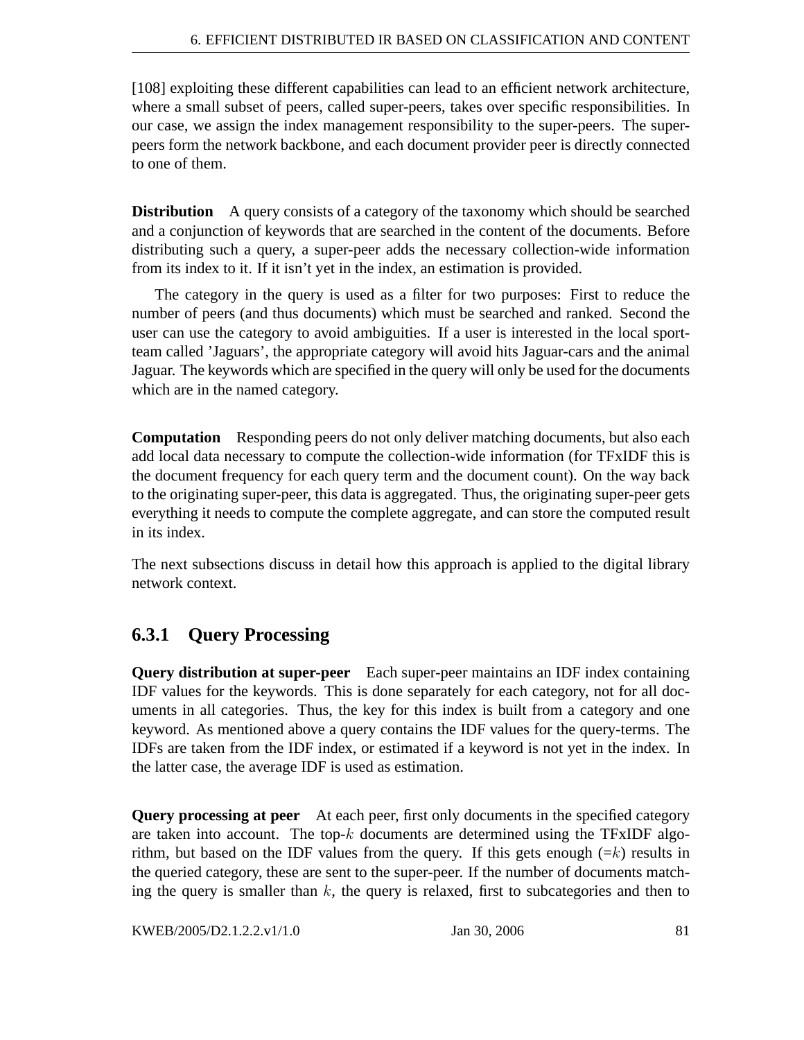[108] exploiting these different capabilities can lead to an efficient network architecture, where a small subset of peers, called super-peers, takes over specific responsibilities. In our case, we assign the index management responsibility to the super-peers. The super-peers form the network backbone, and each document provider peer is directly connected to one of them.

**Distribution** A query consists of a category of the taxonomy which should be searched and a conjunction of keywords that are searched in the content of the documents. Before distributing such a query, a super-peer adds the necessary collection-wide information from its index to it. If it isn't yet in the index, an estimation is provided.

The category in the query is used as a filter for two purposes: First to reduce the number of peers (and thus documents) which must be searched and ranked. Second the user can use the category to avoid ambiguities. If a user is interested in the local sport-team called 'Jaguars', the appropriate category will avoid hits Jaguar-cars and the animal Jaguar. The keywords which are specified in the query will only be used for the documents which are in the named category.

**Computation** Responding peers do not only deliver matching documents, but also each add local data necessary to compute the collection-wide information (for TFxIDF this is the document frequency for each query term and the document count). On the way back to the originating super-peer, this data is aggregated. Thus, the originating super-peer gets everything it needs to compute the complete aggregate, and can store the computed result in its index.

The next subsections discuss in detail how this approach is applied to the digital library network context.

### 6.3.1 Query Processing

**Query distribution at super-peer** Each super-peer maintains an IDF index containing IDF values for the keywords. This is done separately for each category, not for all documents in all categories. Thus, the key for this index is built from a category and one keyword. As mentioned above a query contains the IDF values for the query-terms. The IDFs are taken from the IDF index, or estimated if a keyword is not yet in the index. In the latter case, the average IDF is used as estimation.

**Query processing at peer** At each peer, first only documents in the specified category are taken into account. The top-$k$ documents are determined using the TFxIDF algorithm, but based on the IDF values from the query. If this gets enough (=$k$) results in the queried category, these are sent to the super-peer. If the number of documents matching the query is smaller than $k$, the query is relaxed, first to subcategories and then to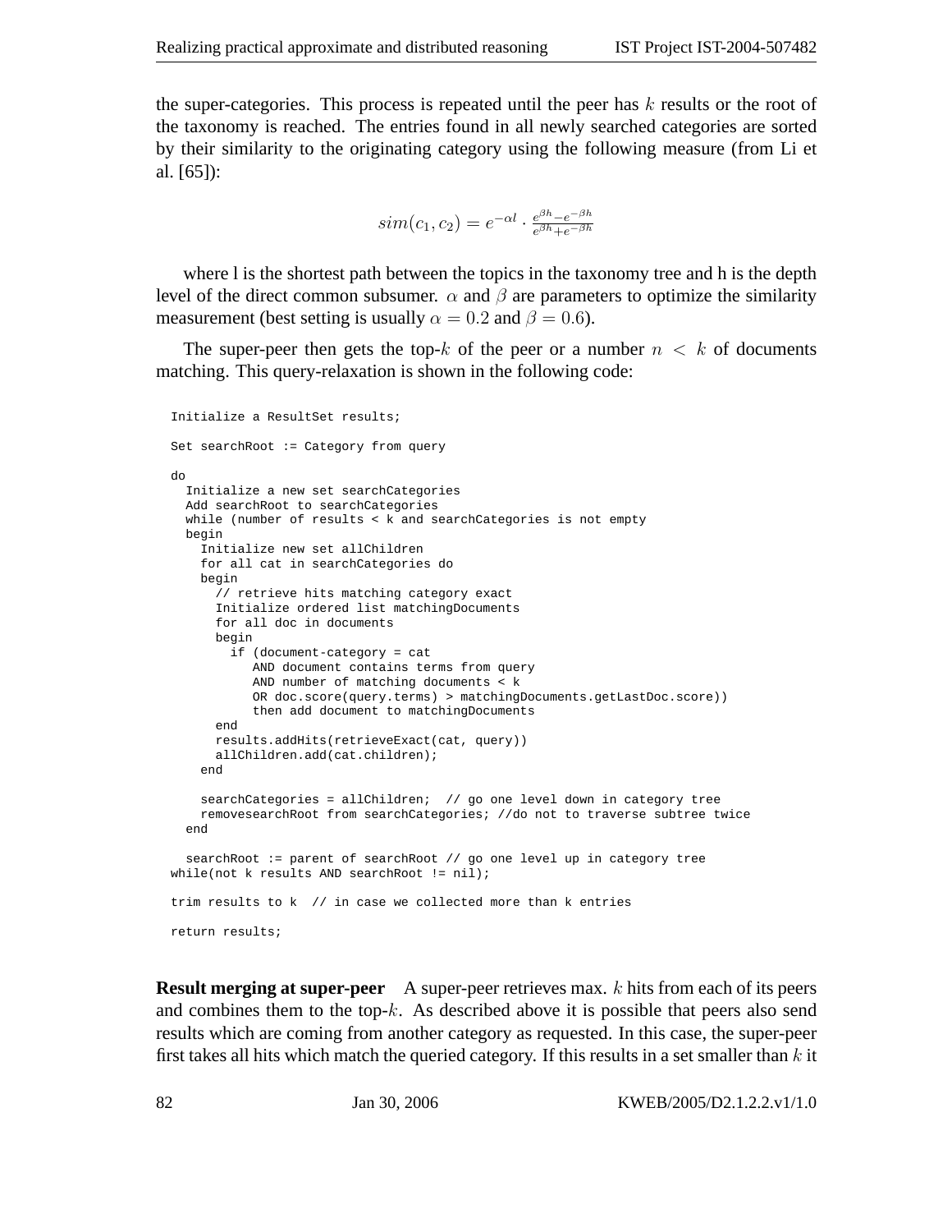the super-categories. This process is repeated until the peer has $k$ results or the root of the taxonomy is reached. The entries found in all newly searched categories are sorted by their similarity to the originating category using the following measure (from Li et al. [65]):

$$sim(c_1, c_2) = e^{-\alpha l} \cdot \frac{e^{\beta h} - e^{-\beta h}}{e^{\beta h} + e^{-\beta h}}$$

where l is the shortest path between the topics in the taxonomy tree and h is the depth level of the direct common subsumer. $\alpha$ and $\beta$ are parameters to optimize the similarity measurement (best setting is usually $\alpha = 0.2$ and $\beta = 0.6$).

The super-peer then gets the top-$k$ of the peer or a number $n < k$ of documents matching. This query-relaxation is shown in the following code:

```
Initialize a ResultSet results;

Set searchRoot := Category from query

do
  Initialize a new set searchCategories
  Add searchRoot to searchCategories
  while (number of results < k and searchCategories is not empty
  begin
    Initialize new set allChildren
    for all cat in searchCategories do
    begin
      // retrieve hits matching category exact
      Initialize ordered list matchingDocuments
      for all doc in documents
      begin
        if (document-category = cat
           AND document contains terms from query
           AND number of matching documents < k
           OR doc.score(query.terms) > matchingDocuments.getLastDoc.score))
           then add document to matchingDocuments
      end
      results.addHits(retrieveExact(cat, query))
      allChildren.add(cat.children);
    end

    searchCategories = allChildren;  // go one level down in category tree
    removesearchRoot from searchCategories; //do not to traverse subtree twice
  end

  searchRoot := parent of searchRoot // go one level up in category tree
while(not k results AND searchRoot != nil);

trim results to k  // in case we collected more than k entries

return results;
```

**Result merging at super-peer** A super-peer retrieves max. $k$ hits from each of its peers and combines them to the top-$k$. As described above it is possible that peers also send results which are coming from another category as requested. In this case, the super-peer first takes all hits which match the queried category. If this results in a set smaller than $k$ it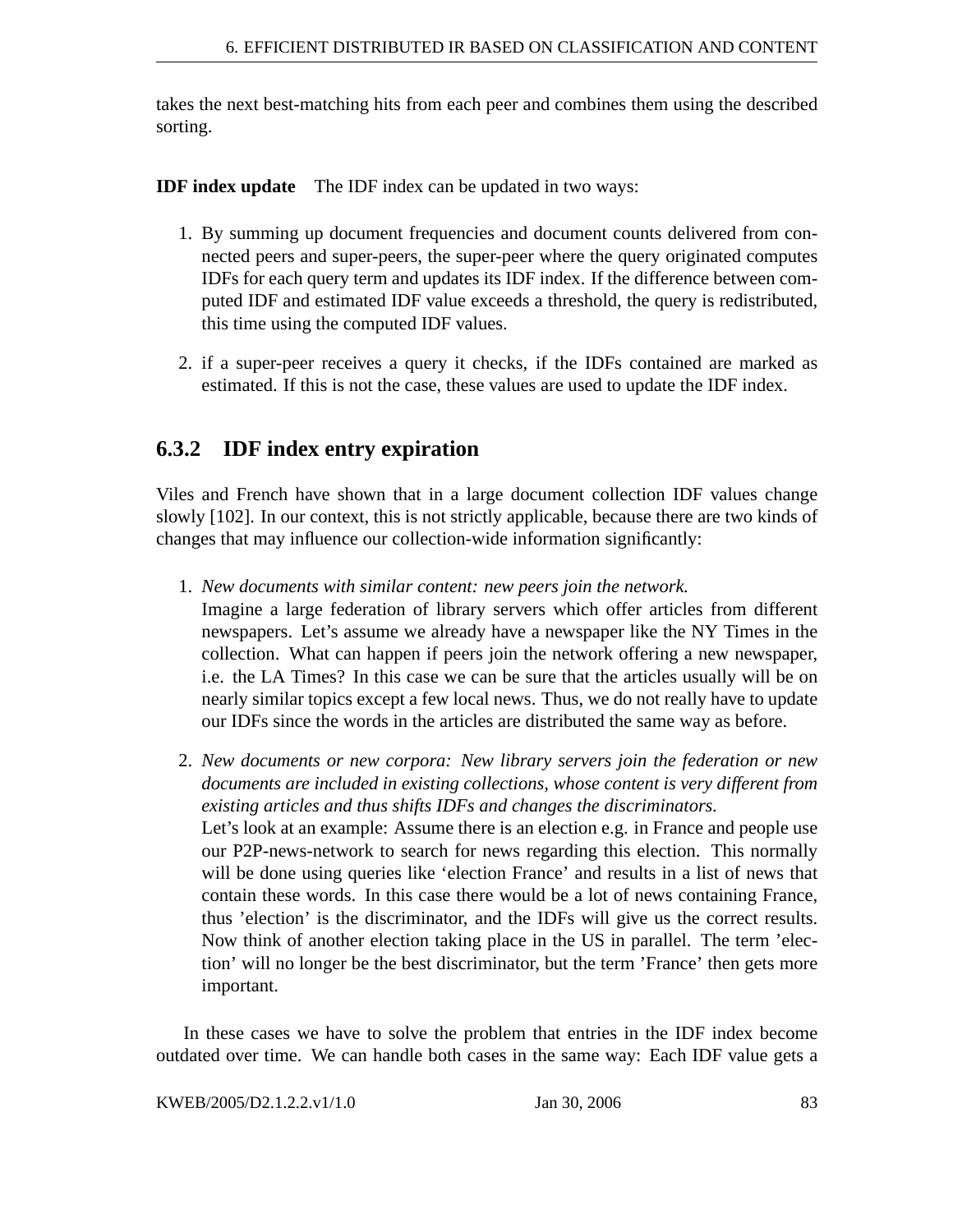takes the next best-matching hits from each peer and combines them using the described sorting.

**IDF index update** The IDF index can be updated in two ways:

1. By summing up document frequencies and document counts delivered from connected peers and super-peers, the super-peer where the query originated computes IDFs for each query term and updates its IDF index. If the difference between computed IDF and estimated IDF value exceeds a threshold, the query is redistributed, this time using the computed IDF values.

2. if a super-peer receives a query it checks, if the IDFs contained are marked as estimated. If this is not the case, these values are used to update the IDF index.

### 6.3.2 IDF index entry expiration

Viles and French have shown that in a large document collection IDF values change slowly [102]. In our context, this is not strictly applicable, because there are two kinds of changes that may influence our collection-wide information significantly:

1. *New documents with similar content: new peers join the network.*
   Imagine a large federation of library servers which offer articles from different newspapers. Let's assume we already have a newspaper like the NY Times in the collection. What can happen if peers join the network offering a new newspaper, i.e. the LA Times? In this case we can be sure that the articles usually will be on nearly similar topics except a few local news. Thus, we do not really have to update our IDFs since the words in the articles are distributed the same way as before.

2. *New documents or new corpora: New library servers join the federation or new documents are included in existing collections, whose content is very different from existing articles and thus shifts IDFs and changes the discriminators.*
   Let's look at an example: Assume there is an election e.g. in France and people use our P2P-news-network to search for news regarding this election. This normally will be done using queries like 'election France' and results in a list of news that contain these words. In this case there would be a lot of news containing France, thus 'election' is the discriminator, and the IDFs will give us the correct results. Now think of another election taking place in the US in parallel. The term 'election' will no longer be the best discriminator, but the term 'France' then gets more important.

In these cases we have to solve the problem that entries in the IDF index become outdated over time. We can handle both cases in the same way: Each IDF value gets a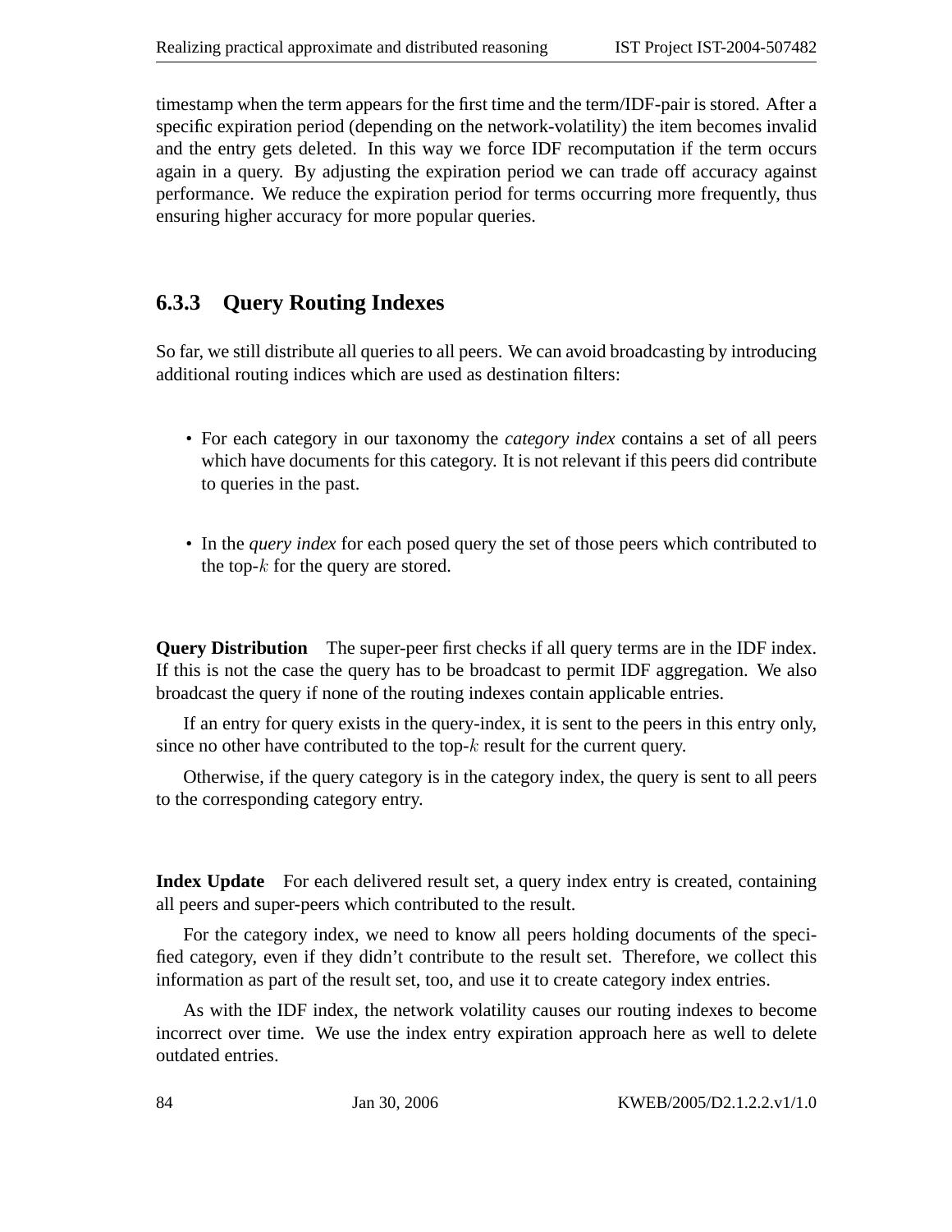timestamp when the term appears for the first time and the term/IDF-pair is stored. After a specific expiration period (depending on the network-volatility) the item becomes invalid and the entry gets deleted. In this way we force IDF recomputation if the term occurs again in a query. By adjusting the expiration period we can trade off accuracy against performance. We reduce the expiration period for terms occurring more frequently, thus ensuring higher accuracy for more popular queries.

### 6.3.3 Query Routing Indexes

So far, we still distribute all queries to all peers. We can avoid broadcasting by introducing additional routing indices which are used as destination filters:

- For each category in our taxonomy the *category index* contains a set of all peers which have documents for this category. It is not relevant if this peers did contribute to queries in the past.
- In the *query index* for each posed query the set of those peers which contributed to the top-$k$ for the query are stored.

**Query Distribution** The super-peer first checks if all query terms are in the IDF index. If this is not the case the query has to be broadcast to permit IDF aggregation. We also broadcast the query if none of the routing indexes contain applicable entries.

If an entry for query exists in the query-index, it is sent to the peers in this entry only, since no other have contributed to the top-$k$ result for the current query.

Otherwise, if the query category is in the category index, the query is sent to all peers to the corresponding category entry.

**Index Update** For each delivered result set, a query index entry is created, containing all peers and super-peers which contributed to the result.

For the category index, we need to know all peers holding documents of the specified category, even if they didn't contribute to the result set. Therefore, we collect this information as part of the result set, too, and use it to create category index entries.

As with the IDF index, the network volatility causes our routing indexes to become incorrect over time. We use the index entry expiration approach here as well to delete outdated entries.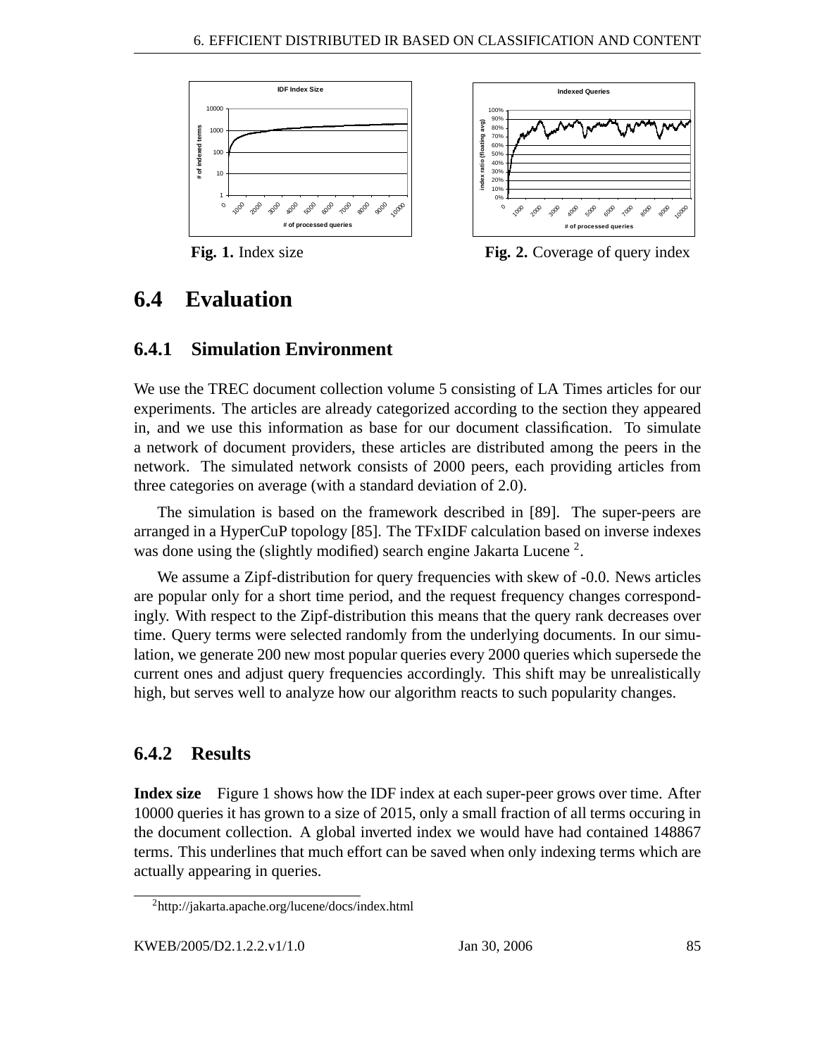Fig. 1. Index size

Fig. 2. Coverage of query index

## 6.4 Evaluation

### 6.4.1 Simulation Environment

We use the TREC document collection volume 5 consisting of LA Times articles for our experiments. The articles are already categorized according to the section they appeared in, and we use this information as base for our document classification. To simulate a network of document providers, these articles are distributed among the peers in the network. The simulated network consists of 2000 peers, each providing articles from three categories on average (with a standard deviation of 2.0).

The simulation is based on the framework described in [89]. The super-peers are arranged in a HyperCuP topology [85]. The TFxIDF calculation based on inverse indexes was done using the (slightly modified) search engine Jakarta Lucene [2].

We assume a Zipf-distribution for query frequencies with skew of -0.0. News articles are popular only for a short time period, and the request frequency changes correspondingly. With respect to the Zipf-distribution this means that the query rank decreases over time. Query terms were selected randomly from the underlying documents. In our simulation, we generate 200 new most popular queries every 2000 queries which supersede the current ones and adjust query frequencies accordingly. This shift may be unrealistically high, but serves well to analyze how our algorithm reacts to such popularity changes.

### 6.4.2 Results

**Index size** Figure 1 shows how the IDF index at each super-peer grows over time. After 10000 queries it has grown to a size of 2015, only a small fraction of all terms occuring in the document collection. A global inverted index we would have had contained 148867 terms. This underlines that much effort can be saved when only indexing terms which are actually appearing in queries.

[2] http://jakarta.apache.org/lucene/docs/index.html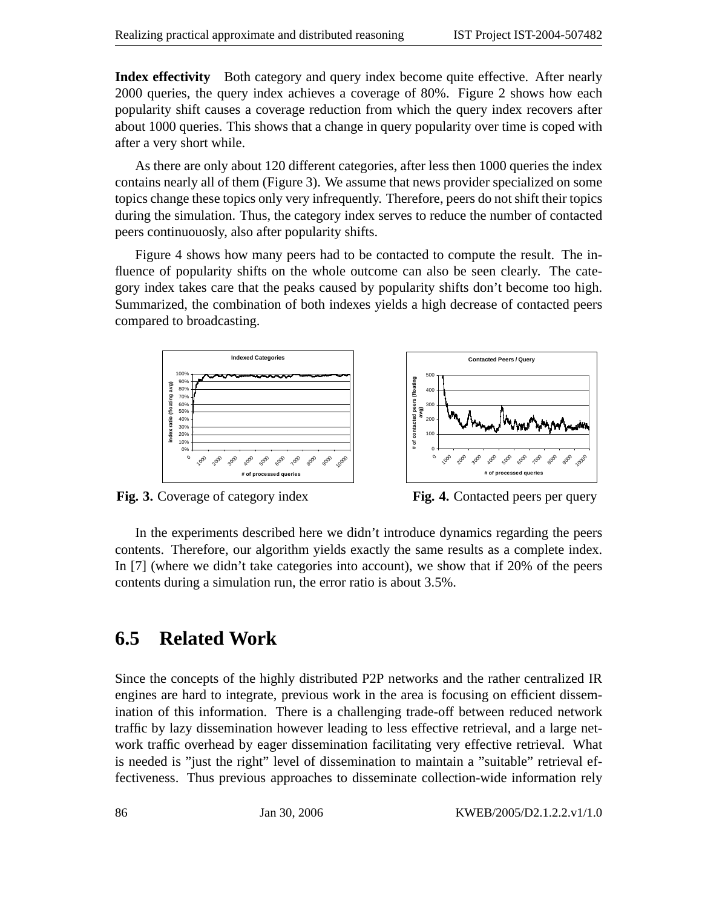**Index effectivity** Both category and query index become quite effective. After nearly 2000 queries, the query index achieves a coverage of 80%. Figure 2 shows how each popularity shift causes a coverage reduction from which the query index recovers after about 1000 queries. This shows that a change in query popularity over time is coped with after a very short while.

As there are only about 120 different categories, after less then 1000 queries the index contains nearly all of them (Figure 3). We assume that news provider specialized on some topics change these topics only very infrequently. Therefore, peers do not shift their topics during the simulation. Thus, the category index serves to reduce the number of contacted peers continuouosly, also after popularity shifts.

Figure 4 shows how many peers had to be contacted to compute the result. The influence of popularity shifts on the whole outcome can also be seen clearly. The category index takes care that the peaks caused by popularity shifts don't become too high. Summarized, the combination of both indexes yields a high decrease of contacted peers compared to broadcasting.

**Fig. 3.** Coverage of category index

**Fig. 4.** Contacted peers per query

In the experiments described here we didn't introduce dynamics regarding the peers contents. Therefore, our algorithm yields exactly the same results as a complete index. In [7] (where we didn't take categories into account), we show that if 20% of the peers contents during a simulation run, the error ratio is about 3.5%.

## 6.5 Related Work

Since the concepts of the highly distributed P2P networks and the rather centralized IR engines are hard to integrate, previous work in the area is focusing on efficient dissemination of this information. There is a challenging trade-off between reduced network traffic by lazy dissemination however leading to less effective retrieval, and a large network traffic overhead by eager dissemination facilitating very effective retrieval. What is needed is "just the right" level of dissemination to maintain a "suitable" retrieval effectiveness. Thus previous approaches to disseminate collection-wide information rely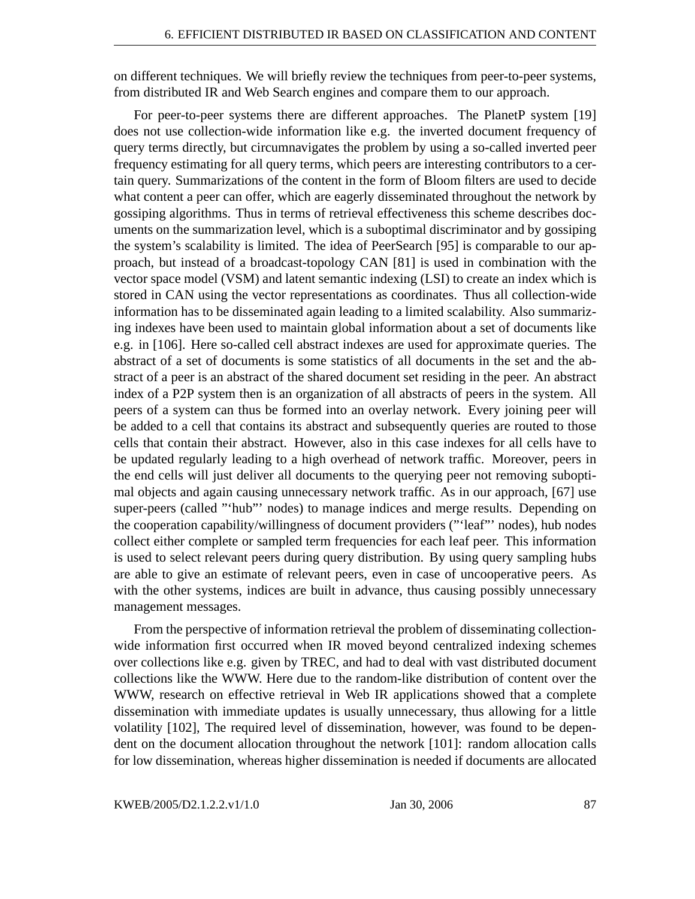on different techniques. We will briefly review the techniques from peer-to-peer systems, from distributed IR and Web Search engines and compare them to our approach.

For peer-to-peer systems there are different approaches. The PlanetP system [19] does not use collection-wide information like e.g. the inverted document frequency of query terms directly, but circumnavigates the problem by using a so-called inverted peer frequency estimating for all query terms, which peers are interesting contributors to a certain query. Summarizations of the content in the form of Bloom filters are used to decide what content a peer can offer, which are eagerly disseminated throughout the network by gossiping algorithms. Thus in terms of retrieval effectiveness this scheme describes documents on the summarization level, which is a suboptimal discriminator and by gossiping the system's scalability is limited. The idea of PeerSearch [95] is comparable to our approach, but instead of a broadcast-topology CAN [81] is used in combination with the vector space model (VSM) and latent semantic indexing (LSI) to create an index which is stored in CAN using the vector representations as coordinates. Thus all collection-wide information has to be disseminated again leading to a limited scalability. Also summarizing indexes have been used to maintain global information about a set of documents like e.g. in [106]. Here so-called cell abstract indexes are used for approximate queries. The abstract of a set of documents is some statistics of all documents in the set and the abstract of a peer is an abstract of the shared document set residing in the peer. An abstract index of a P2P system then is an organization of all abstracts of peers in the system. All peers of a system can thus be formed into an overlay network. Every joining peer will be added to a cell that contains its abstract and subsequently queries are routed to those cells that contain their abstract. However, also in this case indexes for all cells have to be updated regularly leading to a high overhead of network traffic. Moreover, peers in the end cells will just deliver all documents to the querying peer not removing suboptimal objects and again causing unnecessary network traffic. As in our approach, [67] use super-peers (called "'hub"' nodes) to manage indices and merge results. Depending on the cooperation capability/willingness of document providers ("'leaf"' nodes), hub nodes collect either complete or sampled term frequencies for each leaf peer. This information is used to select relevant peers during query distribution. By using query sampling hubs are able to give an estimate of relevant peers, even in case of uncooperative peers. As with the other systems, indices are built in advance, thus causing possibly unnecessary management messages.

From the perspective of information retrieval the problem of disseminating collection-wide information first occurred when IR moved beyond centralized indexing schemes over collections like e.g. given by TREC, and had to deal with vast distributed document collections like the WWW. Here due to the random-like distribution of content over the WWW, research on effective retrieval in Web IR applications showed that a complete dissemination with immediate updates is usually unnecessary, thus allowing for a little volatility [102], The required level of dissemination, however, was found to be dependent on the document allocation throughout the network [101]: random allocation calls for low dissemination, whereas higher dissemination is needed if documents are allocated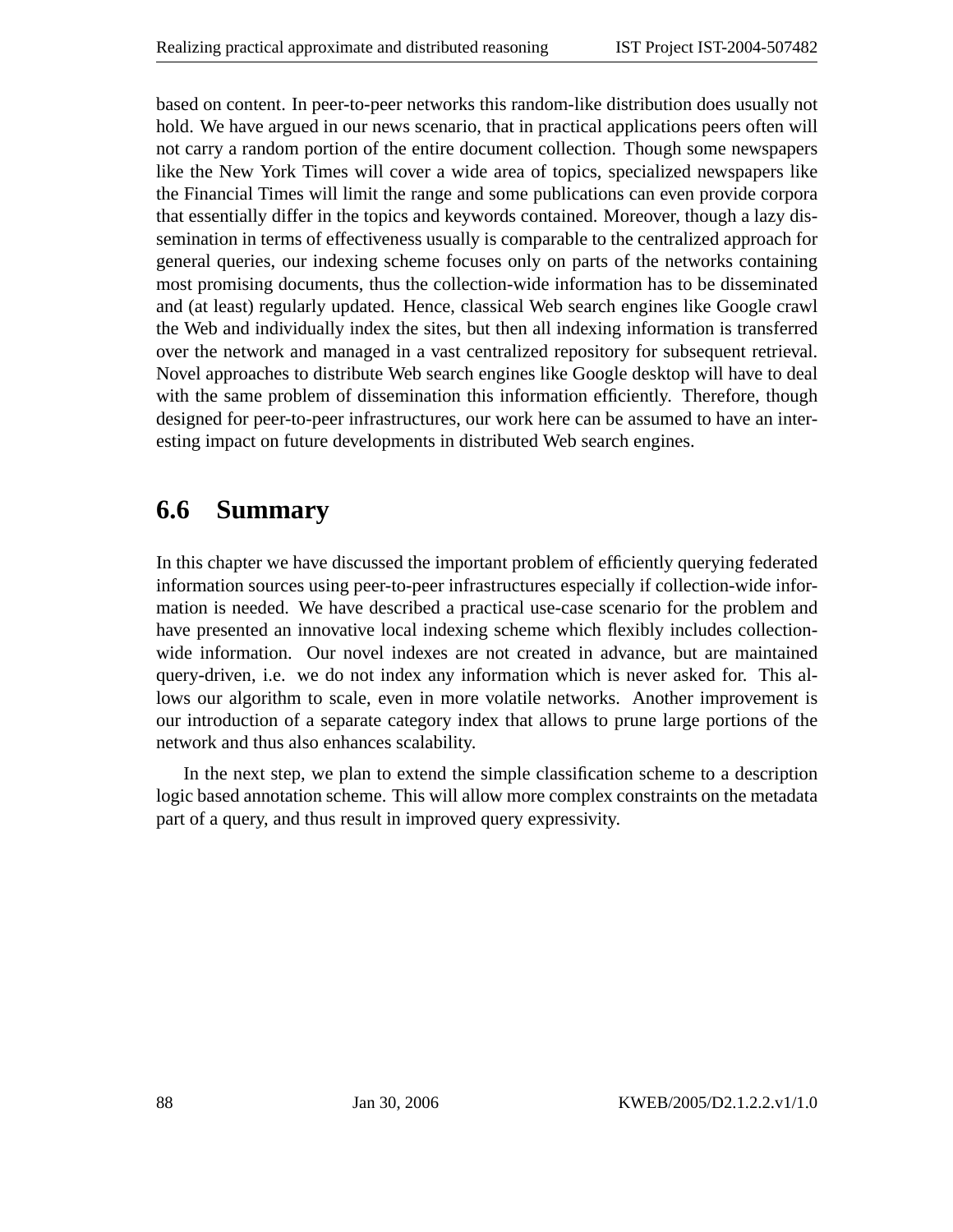based on content. In peer-to-peer networks this random-like distribution does usually not hold. We have argued in our news scenario, that in practical applications peers often will not carry a random portion of the entire document collection. Though some newspapers like the New York Times will cover a wide area of topics, specialized newspapers like the Financial Times will limit the range and some publications can even provide corpora that essentially differ in the topics and keywords contained. Moreover, though a lazy dissemination in terms of effectiveness usually is comparable to the centralized approach for general queries, our indexing scheme focuses only on parts of the networks containing most promising documents, thus the collection-wide information has to be disseminated and (at least) regularly updated. Hence, classical Web search engines like Google crawl the Web and individually index the sites, but then all indexing information is transferred over the network and managed in a vast centralized repository for subsequent retrieval. Novel approaches to distribute Web search engines like Google desktop will have to deal with the same problem of dissemination this information efficiently. Therefore, though designed for peer-to-peer infrastructures, our work here can be assumed to have an interesting impact on future developments in distributed Web search engines.

## 6.6 Summary

In this chapter we have discussed the important problem of efficiently querying federated information sources using peer-to-peer infrastructures especially if collection-wide information is needed. We have described a practical use-case scenario for the problem and have presented an innovative local indexing scheme which flexibly includes collection-wide information. Our novel indexes are not created in advance, but are maintained query-driven, i.e. we do not index any information which is never asked for. This allows our algorithm to scale, even in more volatile networks. Another improvement is our introduction of a separate category index that allows to prune large portions of the network and thus also enhances scalability.

In the next step, we plan to extend the simple classification scheme to a description logic based annotation scheme. This will allow more complex constraints on the metadata part of a query, and thus result in improved query expressivity.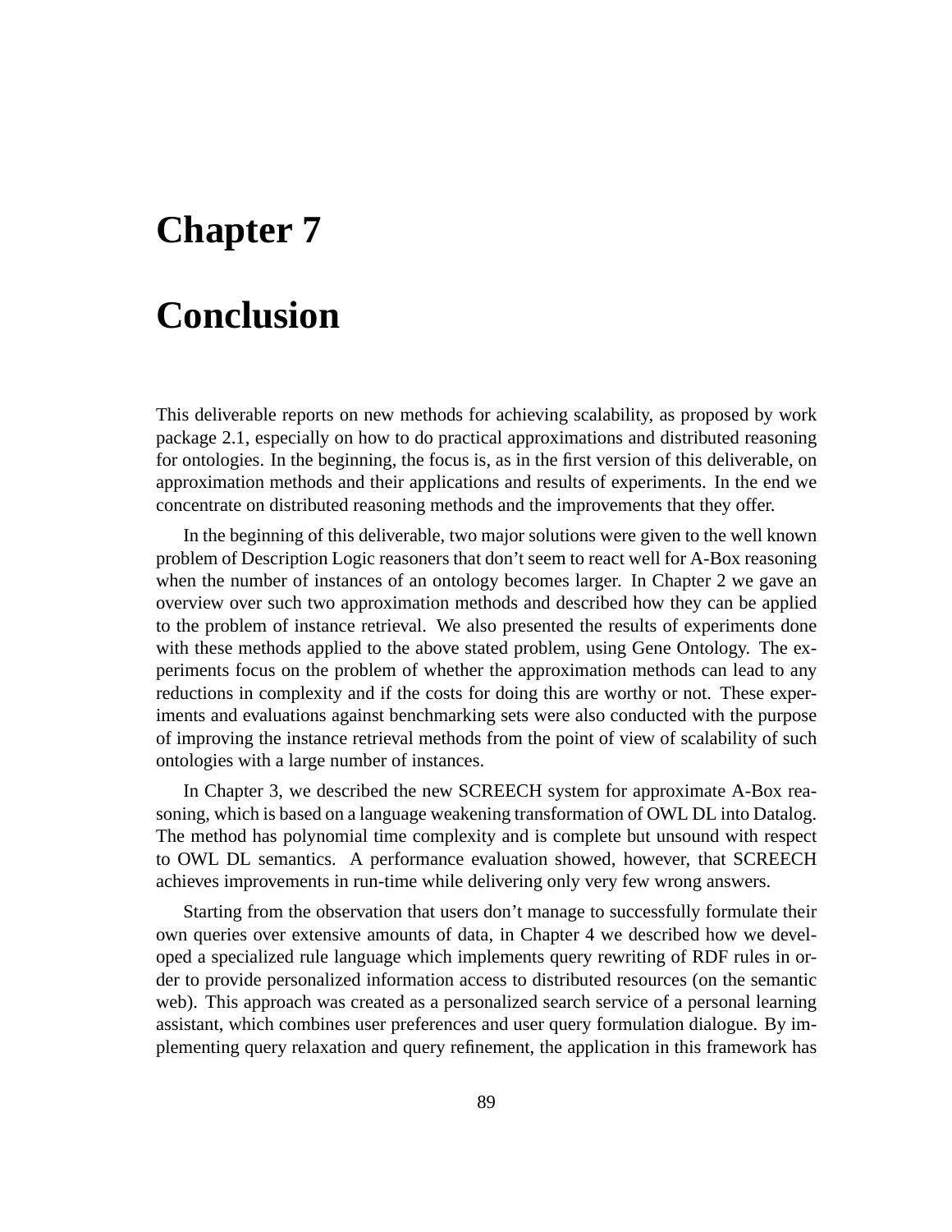# Chapter 7

# Conclusion

This deliverable reports on new methods for achieving scalability, as proposed by work package 2.1, especially on how to do practical approximations and distributed reasoning for ontologies. In the beginning, the focus is, as in the first version of this deliverable, on approximation methods and their applications and results of experiments. In the end we concentrate on distributed reasoning methods and the improvements that they offer.

In the beginning of this deliverable, two major solutions were given to the well known problem of Description Logic reasoners that don't seem to react well for A-Box reasoning when the number of instances of an ontology becomes larger. In Chapter 2 we gave an overview over such two approximation methods and described how they can be applied to the problem of instance retrieval. We also presented the results of experiments done with these methods applied to the above stated problem, using Gene Ontology. The experiments focus on the problem of whether the approximation methods can lead to any reductions in complexity and if the costs for doing this are worthy or not. These experiments and evaluations against benchmarking sets were also conducted with the purpose of improving the instance retrieval methods from the point of view of scalability of such ontologies with a large number of instances.

In Chapter 3, we described the new SCREECH system for approximate A-Box reasoning, which is based on a language weakening transformation of OWL DL into Datalog. The method has polynomial time complexity and is complete but unsound with respect to OWL DL semantics. A performance evaluation showed, however, that SCREECH achieves improvements in run-time while delivering only very few wrong answers.

Starting from the observation that users don't manage to successfully formulate their own queries over extensive amounts of data, in Chapter 4 we described how we developed a specialized rule language which implements query rewriting of RDF rules in order to provide personalized information access to distributed resources (on the semantic web). This approach was created as a personalized search service of a personal learning assistant, which combines user preferences and user query formulation dialogue. By implementing query relaxation and query refinement, the application in this framework has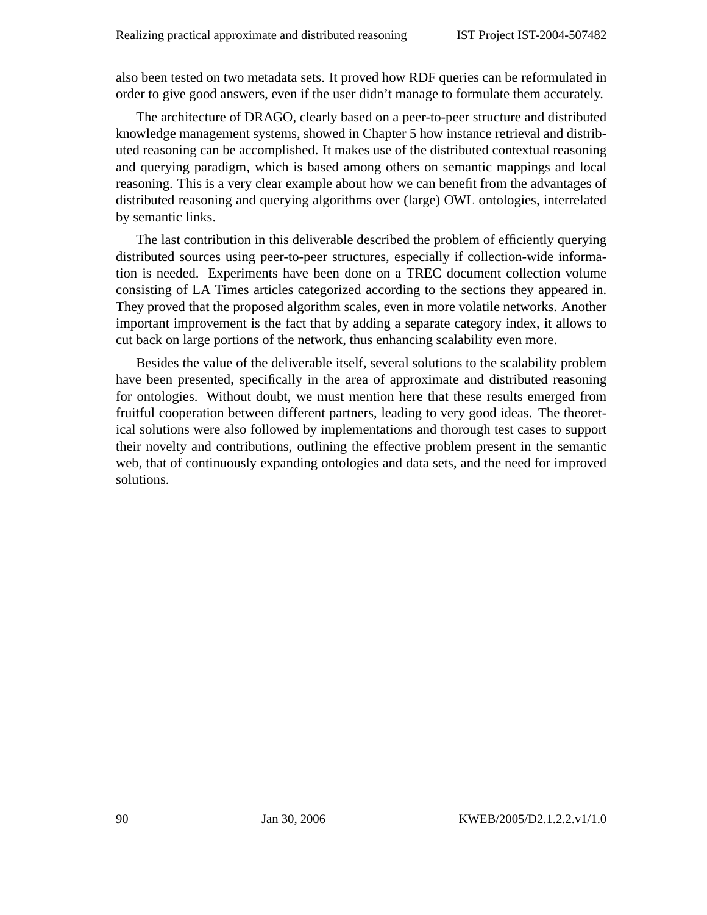also been tested on two metadata sets. It proved how RDF queries can be reformulated in order to give good answers, even if the user didn't manage to formulate them accurately.

The architecture of DRAGO, clearly based on a peer-to-peer structure and distributed knowledge management systems, showed in Chapter 5 how instance retrieval and distributed reasoning can be accomplished. It makes use of the distributed contextual reasoning and querying paradigm, which is based among others on semantic mappings and local reasoning. This is a very clear example about how we can benefit from the advantages of distributed reasoning and querying algorithms over (large) OWL ontologies, interrelated by semantic links.

The last contribution in this deliverable described the problem of efficiently querying distributed sources using peer-to-peer structures, especially if collection-wide information is needed. Experiments have been done on a TREC document collection volume consisting of LA Times articles categorized according to the sections they appeared in. They proved that the proposed algorithm scales, even in more volatile networks. Another important improvement is the fact that by adding a separate category index, it allows to cut back on large portions of the network, thus enhancing scalability even more.

Besides the value of the deliverable itself, several solutions to the scalability problem have been presented, specifically in the area of approximate and distributed reasoning for ontologies. Without doubt, we must mention here that these results emerged from fruitful cooperation between different partners, leading to very good ideas. The theoretical solutions were also followed by implementations and thorough test cases to support their novelty and contributions, outlining the effective problem present in the semantic web, that of continuously expanding ontologies and data sets, and the need for improved solutions.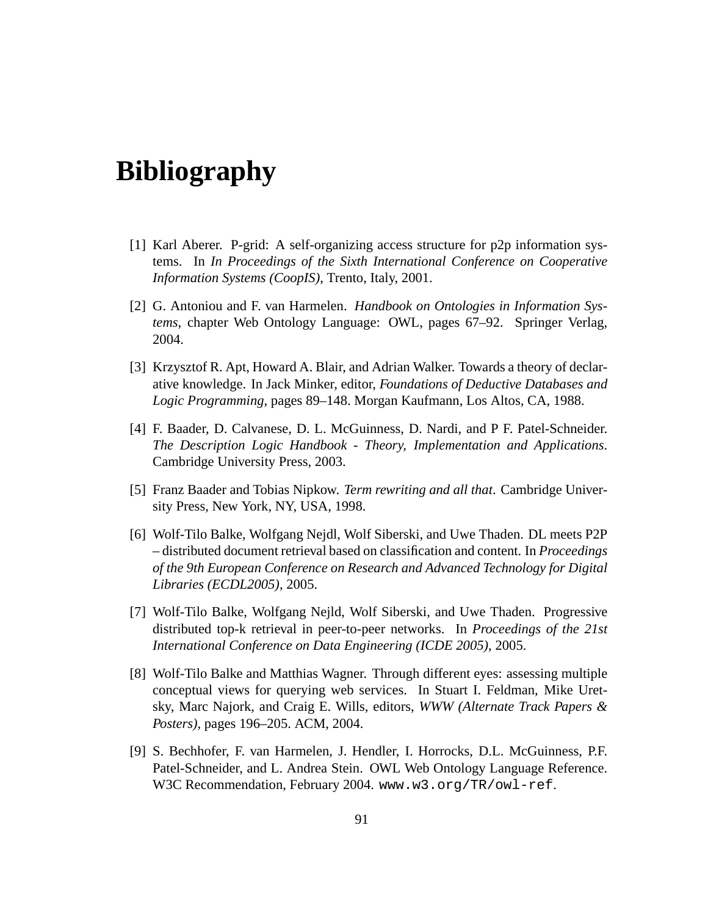# Bibliography

[1] Karl Aberer. P-grid: A self-organizing access structure for p2p information systems. In *In Proceedings of the Sixth International Conference on Cooperative Information Systems (CoopIS)*, Trento, Italy, 2001.

[2] G. Antoniou and F. van Harmelen. *Handbook on Ontologies in Information Systems*, chapter Web Ontology Language: OWL, pages 67–92. Springer Verlag, 2004.

[3] Krzysztof R. Apt, Howard A. Blair, and Adrian Walker. Towards a theory of declarative knowledge. In Jack Minker, editor, *Foundations of Deductive Databases and Logic Programming*, pages 89–148. Morgan Kaufmann, Los Altos, CA, 1988.

[4] F. Baader, D. Calvanese, D. L. McGuinness, D. Nardi, and P F. Patel-Schneider. *The Description Logic Handbook - Theory, Implementation and Applications*. Cambridge University Press, 2003.

[5] Franz Baader and Tobias Nipkow. *Term rewriting and all that*. Cambridge University Press, New York, NY, USA, 1998.

[6] Wolf-Tilo Balke, Wolfgang Nejdl, Wolf Siberski, and Uwe Thaden. DL meets P2P – distributed document retrieval based on classification and content. In *Proceedings of the 9th European Conference on Research and Advanced Technology for Digital Libraries (ECDL2005)*, 2005.

[7] Wolf-Tilo Balke, Wolfgang Nejld, Wolf Siberski, and Uwe Thaden. Progressive distributed top-k retrieval in peer-to-peer networks. In *Proceedings of the 21st International Conference on Data Engineering (ICDE 2005)*, 2005.

[8] Wolf-Tilo Balke and Matthias Wagner. Through different eyes: assessing multiple conceptual views for querying web services. In Stuart I. Feldman, Mike Uretsky, Marc Najork, and Craig E. Wills, editors, *WWW (Alternate Track Papers & Posters)*, pages 196–205. ACM, 2004.

[9] S. Bechhofer, F. van Harmelen, J. Hendler, I. Horrocks, D.L. McGuinness, P.F. Patel-Schneider, and L. Andrea Stein. OWL Web Ontology Language Reference. W3C Recommendation, February 2004. `www.w3.org/TR/owl-ref`.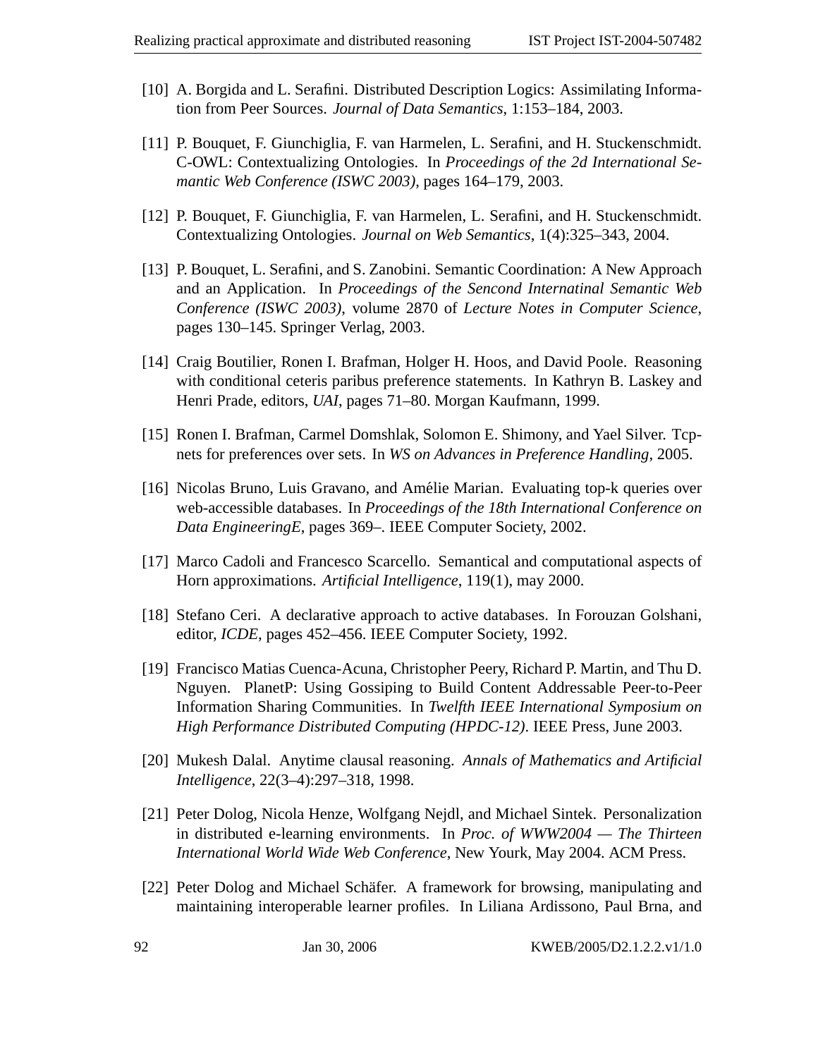[10] A. Borgida and L. Serafini. Distributed Description Logics: Assimilating Information from Peer Sources. *Journal of Data Semantics*, 1:153–184, 2003.

[11] P. Bouquet, F. Giunchiglia, F. van Harmelen, L. Serafini, and H. Stuckenschmidt. C-OWL: Contextualizing Ontologies. In *Proceedings of the 2d International Semantic Web Conference (ISWC 2003)*, pages 164–179, 2003.

[12] P. Bouquet, F. Giunchiglia, F. van Harmelen, L. Serafini, and H. Stuckenschmidt. Contextualizing Ontologies. *Journal on Web Semantics*, 1(4):325–343, 2004.

[13] P. Bouquet, L. Serafini, and S. Zanobini. Semantic Coordination: A New Approach and an Application. In *Proceedings of the Sencond Internatinal Semantic Web Conference (ISWC 2003)*, volume 2870 of *Lecture Notes in Computer Science*, pages 130–145. Springer Verlag, 2003.

[14] Craig Boutilier, Ronen I. Brafman, Holger H. Hoos, and David Poole. Reasoning with conditional ceteris paribus preference statements. In Kathryn B. Laskey and Henri Prade, editors, *UAI*, pages 71–80. Morgan Kaufmann, 1999.

[15] Ronen I. Brafman, Carmel Domshlak, Solomon E. Shimony, and Yael Silver. Tcp-nets for preferences over sets. In *WS on Advances in Preference Handling*, 2005.

[16] Nicolas Bruno, Luis Gravano, and Amélie Marian. Evaluating top-k queries over web-accessible databases. In *Proceedings of the 18th International Conference on Data EngineeringE*, pages 369–. IEEE Computer Society, 2002.

[17] Marco Cadoli and Francesco Scarcello. Semantical and computational aspects of Horn approximations. *Artificial Intelligence*, 119(1), may 2000.

[18] Stefano Ceri. A declarative approach to active databases. In Forouzan Golshani, editor, *ICDE*, pages 452–456. IEEE Computer Society, 1992.

[19] Francisco Matias Cuenca-Acuna, Christopher Peery, Richard P. Martin, and Thu D. Nguyen. PlanetP: Using Gossiping to Build Content Addressable Peer-to-Peer Information Sharing Communities. In *Twelfth IEEE International Symposium on High Performance Distributed Computing (HPDC-12)*. IEEE Press, June 2003.

[20] Mukesh Dalal. Anytime clausal reasoning. *Annals of Mathematics and Artificial Intelligence*, 22(3–4):297–318, 1998.

[21] Peter Dolog, Nicola Henze, Wolfgang Nejdl, and Michael Sintek. Personalization in distributed e-learning environments. In *Proc. of WWW2004 — The Thirteen International World Wide Web Conference*, New Yourk, May 2004. ACM Press.

[22] Peter Dolog and Michael Schäfer. A framework for browsing, manipulating and maintaining interoperable learner profiles. In Liliana Ardissono, Paul Brna, and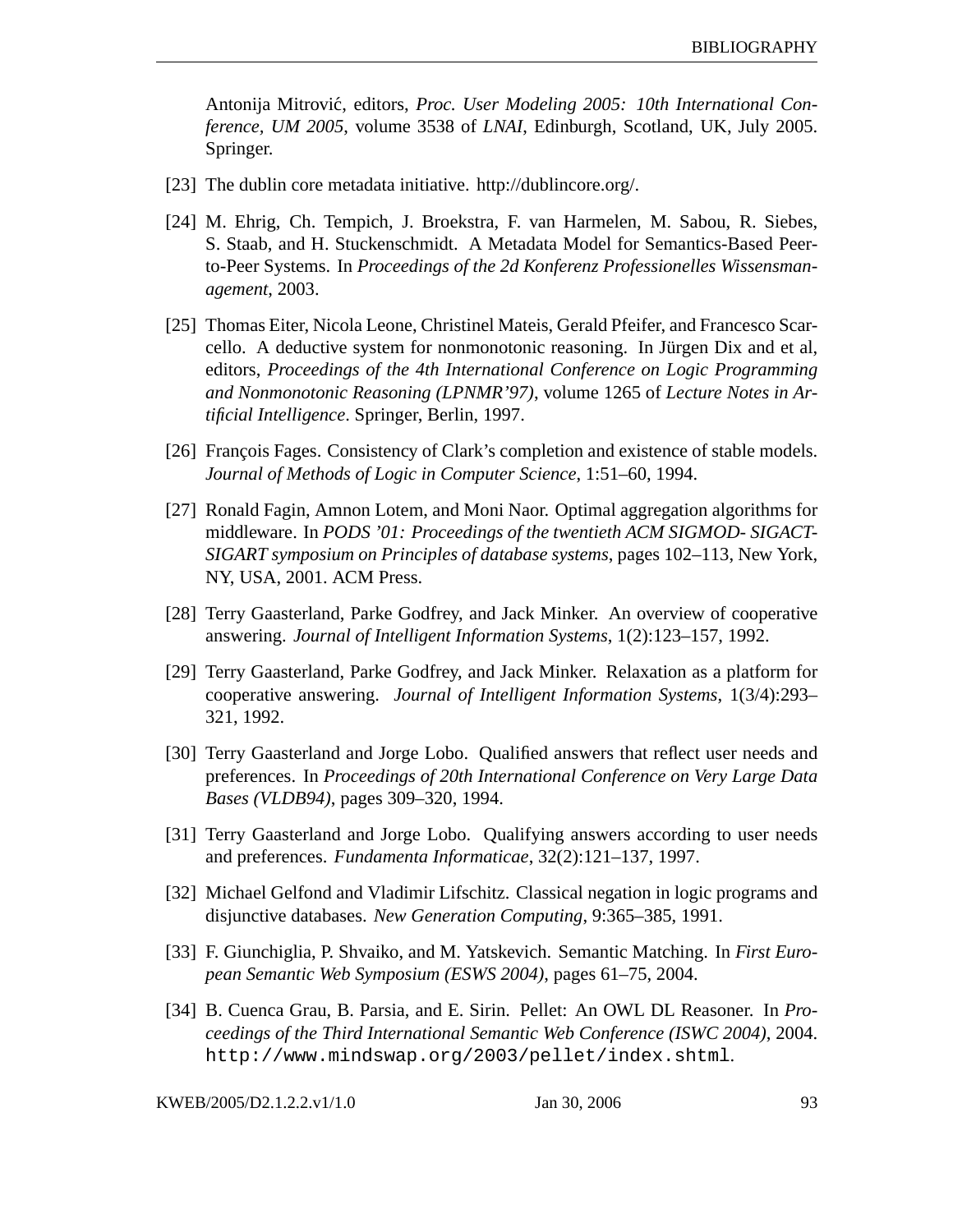Antonija Mitrović, editors, *Proc. User Modeling 2005: 10th International Conference, UM 2005*, volume 3538 of *LNAI*, Edinburgh, Scotland, UK, July 2005. Springer.

[23] The dublin core metadata initiative. http://dublincore.org/.

[24] M. Ehrig, Ch. Tempich, J. Broekstra, F. van Harmelen, M. Sabou, R. Siebes, S. Staab, and H. Stuckenschmidt. A Metadata Model for Semantics-Based Peer-to-Peer Systems. In *Proceedings of the 2d Konferenz Professionelles Wissensmanagement*, 2003.

[25] Thomas Eiter, Nicola Leone, Christinel Mateis, Gerald Pfeifer, and Francesco Scarcello. A deductive system for nonmonotonic reasoning. In Jürgen Dix and et al, editors, *Proceedings of the 4th International Conference on Logic Programming and Nonmonotonic Reasoning (LPNMR'97)*, volume 1265 of *Lecture Notes in Artificial Intelligence*. Springer, Berlin, 1997.

[26] François Fages. Consistency of Clark's completion and existence of stable models. *Journal of Methods of Logic in Computer Science*, 1:51–60, 1994.

[27] Ronald Fagin, Amnon Lotem, and Moni Naor. Optimal aggregation algorithms for middleware. In *PODS '01: Proceedings of the twentieth ACM SIGMOD- SIGACT-SIGART symposium on Principles of database systems*, pages 102–113, New York, NY, USA, 2001. ACM Press.

[28] Terry Gaasterland, Parke Godfrey, and Jack Minker. An overview of cooperative answering. *Journal of Intelligent Information Systems*, 1(2):123–157, 1992.

[29] Terry Gaasterland, Parke Godfrey, and Jack Minker. Relaxation as a platform for cooperative answering. *Journal of Intelligent Information Systems*, 1(3/4):293–321, 1992.

[30] Terry Gaasterland and Jorge Lobo. Qualified answers that reflect user needs and preferences. In *Proceedings of 20th International Conference on Very Large Data Bases (VLDB94)*, pages 309–320, 1994.

[31] Terry Gaasterland and Jorge Lobo. Qualifying answers according to user needs and preferences. *Fundamenta Informaticae*, 32(2):121–137, 1997.

[32] Michael Gelfond and Vladimir Lifschitz. Classical negation in logic programs and disjunctive databases. *New Generation Computing*, 9:365–385, 1991.

[33] F. Giunchiglia, P. Shvaiko, and M. Yatskevich. Semantic Matching. In *First European Semantic Web Symposium (ESWS 2004)*, pages 61–75, 2004.

[34] B. Cuenca Grau, B. Parsia, and E. Sirin. Pellet: An OWL DL Reasoner. In *Proceedings of the Third International Semantic Web Conference (ISWC 2004)*, 2004. `http://www.mindswap.org/2003/pellet/index.shtml`.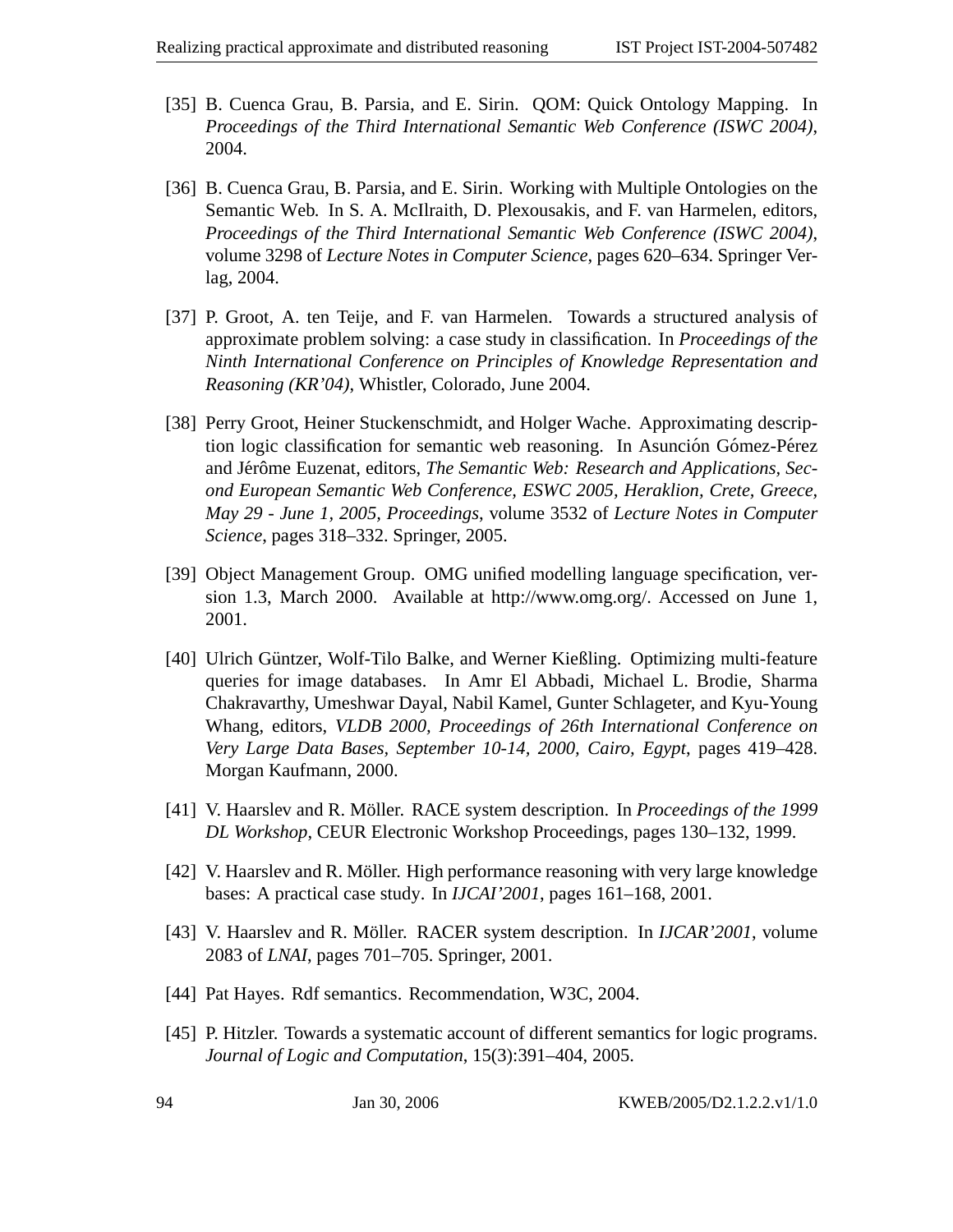[35] B. Cuenca Grau, B. Parsia, and E. Sirin. QOM: Quick Ontology Mapping. In *Proceedings of the Third International Semantic Web Conference (ISWC 2004)*, 2004.

[36] B. Cuenca Grau, B. Parsia, and E. Sirin. Working with Multiple Ontologies on the Semantic Web. In S. A. McIlraith, D. Plexousakis, and F. van Harmelen, editors, *Proceedings of the Third International Semantic Web Conference (ISWC 2004)*, volume 3298 of *Lecture Notes in Computer Science*, pages 620–634. Springer Verlag, 2004.

[37] P. Groot, A. ten Teije, and F. van Harmelen. Towards a structured analysis of approximate problem solving: a case study in classification. In *Proceedings of the Ninth International Conference on Principles of Knowledge Representation and Reasoning (KR'04)*, Whistler, Colorado, June 2004.

[38] Perry Groot, Heiner Stuckenschmidt, and Holger Wache. Approximating description logic classification for semantic web reasoning. In Asunción Gómez-Pérez and Jérôme Euzenat, editors, *The Semantic Web: Research and Applications, Second European Semantic Web Conference, ESWC 2005, Heraklion, Crete, Greece, May 29 - June 1, 2005, Proceedings*, volume 3532 of *Lecture Notes in Computer Science*, pages 318–332. Springer, 2005.

[39] Object Management Group. OMG unified modelling language specification, version 1.3, March 2000. Available at http://www.omg.org/. Accessed on June 1, 2001.

[40] Ulrich Güntzer, Wolf-Tilo Balke, and Werner Kießling. Optimizing multi-feature queries for image databases. In Amr El Abbadi, Michael L. Brodie, Sharma Chakravarthy, Umeshwar Dayal, Nabil Kamel, Gunter Schlageter, and Kyu-Young Whang, editors, *VLDB 2000, Proceedings of 26th International Conference on Very Large Data Bases, September 10-14, 2000, Cairo, Egypt*, pages 419–428. Morgan Kaufmann, 2000.

[41] V. Haarslev and R. Möller. RACE system description. In *Proceedings of the 1999 DL Workshop*, CEUR Electronic Workshop Proceedings, pages 130–132, 1999.

[42] V. Haarslev and R. Möller. High performance reasoning with very large knowledge bases: A practical case study. In *IJCAI'2001*, pages 161–168, 2001.

[43] V. Haarslev and R. Möller. RACER system description. In *IJCAR'2001*, volume 2083 of *LNAI*, pages 701–705. Springer, 2001.

[44] Pat Hayes. Rdf semantics. Recommendation, W3C, 2004.

[45] P. Hitzler. Towards a systematic account of different semantics for logic programs. *Journal of Logic and Computation*, 15(3):391–404, 2005.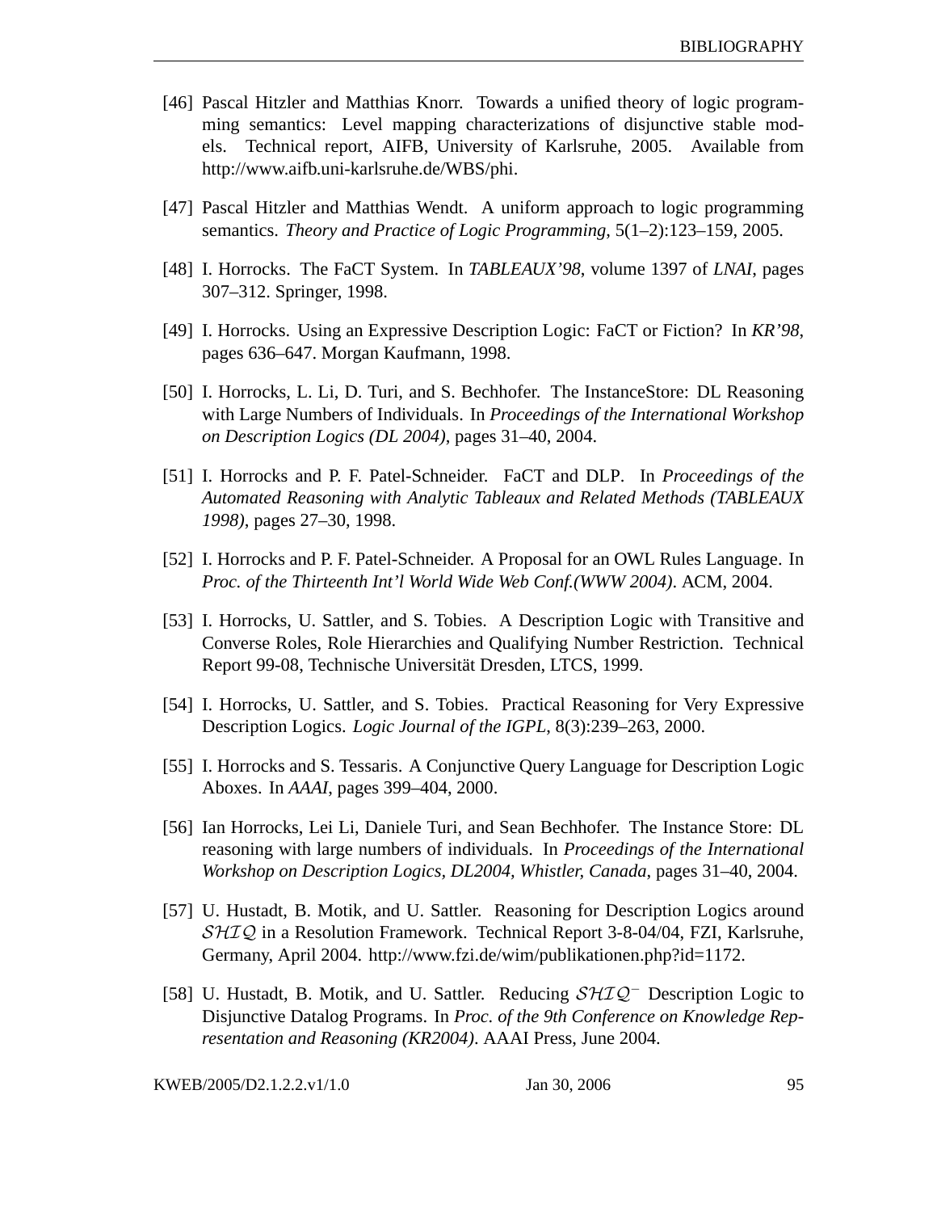[46] Pascal Hitzler and Matthias Knorr. Towards a unified theory of logic programming semantics: Level mapping characterizations of disjunctive stable models. Technical report, AIFB, University of Karlsruhe, 2005. Available from http://www.aifb.uni-karlsruhe.de/WBS/phi.

[47] Pascal Hitzler and Matthias Wendt. A uniform approach to logic programming semantics. *Theory and Practice of Logic Programming*, 5(1–2):123–159, 2005.

[48] I. Horrocks. The FaCT System. In *TABLEAUX'98*, volume 1397 of *LNAI*, pages 307–312. Springer, 1998.

[49] I. Horrocks. Using an Expressive Description Logic: FaCT or Fiction? In *KR'98*, pages 636–647. Morgan Kaufmann, 1998.

[50] I. Horrocks, L. Li, D. Turi, and S. Bechhofer. The InstanceStore: DL Reasoning with Large Numbers of Individuals. In *Proceedings of the International Workshop on Description Logics (DL 2004)*, pages 31–40, 2004.

[51] I. Horrocks and P. F. Patel-Schneider. FaCT and DLP. In *Proceedings of the Automated Reasoning with Analytic Tableaux and Related Methods (TABLEAUX 1998)*, pages 27–30, 1998.

[52] I. Horrocks and P. F. Patel-Schneider. A Proposal for an OWL Rules Language. In *Proc. of the Thirteenth Int'l World Wide Web Conf.(WWW 2004)*. ACM, 2004.

[53] I. Horrocks, U. Sattler, and S. Tobies. A Description Logic with Transitive and Converse Roles, Role Hierarchies and Qualifying Number Restriction. Technical Report 99-08, Technische Universität Dresden, LTCS, 1999.

[54] I. Horrocks, U. Sattler, and S. Tobies. Practical Reasoning for Very Expressive Description Logics. *Logic Journal of the IGPL*, 8(3):239–263, 2000.

[55] I. Horrocks and S. Tessaris. A Conjunctive Query Language for Description Logic Aboxes. In *AAAI*, pages 399–404, 2000.

[56] Ian Horrocks, Lei Li, Daniele Turi, and Sean Bechhofer. The Instance Store: DL reasoning with large numbers of individuals. In *Proceedings of the International Workshop on Description Logics, DL2004, Whistler, Canada*, pages 31–40, 2004.

[57] U. Hustadt, B. Motik, and U. Sattler. Reasoning for Description Logics around $\mathcal{SHIQ}$ in a Resolution Framework. Technical Report 3-8-04/04, FZI, Karlsruhe, Germany, April 2004. http://www.fzi.de/wim/publikationen.php?id=1172.

[58] U. Hustadt, B. Motik, and U. Sattler. Reducing $\mathcal{SHIQ}^-$ Description Logic to Disjunctive Datalog Programs. In *Proc. of the 9th Conference on Knowledge Representation and Reasoning (KR2004)*. AAAI Press, June 2004.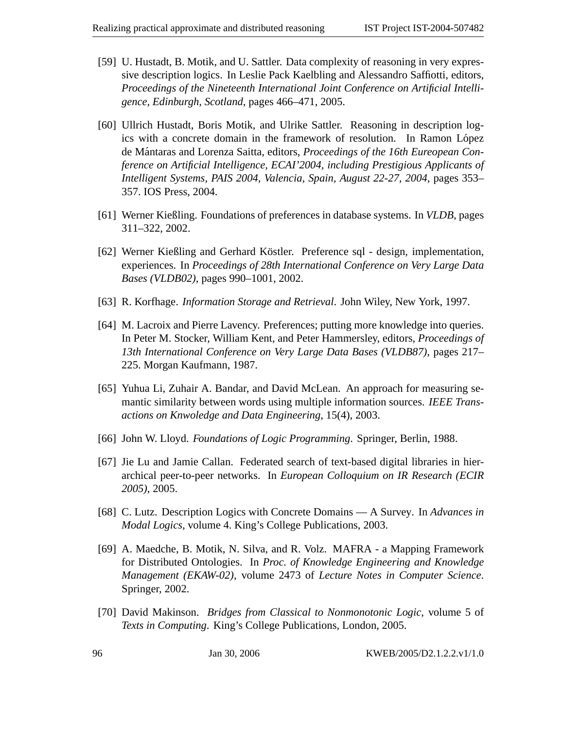[59] U. Hustadt, B. Motik, and U. Sattler. Data complexity of reasoning in very expressive description logics. In Leslie Pack Kaelbling and Alessandro Saffiotti, editors, *Proceedings of the Nineteenth International Joint Conference on Artificial Intelligence, Edinburgh, Scotland*, pages 466–471, 2005.

[60] Ullrich Hustadt, Boris Motik, and Ulrike Sattler. Reasoning in description logics with a concrete domain in the framework of resolution. In Ramon López de Mántaras and Lorenza Saitta, editors, *Proceedings of the 16th Eureopean Conference on Artificial Intelligence, ECAI'2004, including Prestigious Applicants of Intelligent Systems, PAIS 2004, Valencia, Spain, August 22-27, 2004*, pages 353–357. IOS Press, 2004.

[61] Werner Kießling. Foundations of preferences in database systems. In *VLDB*, pages 311–322, 2002.

[62] Werner Kießling and Gerhard Köstler. Preference sql - design, implementation, experiences. In *Proceedings of 28th International Conference on Very Large Data Bases (VLDB02)*, pages 990–1001, 2002.

[63] R. Korfhage. *Information Storage and Retrieval*. John Wiley, New York, 1997.

[64] M. Lacroix and Pierre Lavency. Preferences; putting more knowledge into queries. In Peter M. Stocker, William Kent, and Peter Hammersley, editors, *Proceedings of 13th International Conference on Very Large Data Bases (VLDB87)*, pages 217–225. Morgan Kaufmann, 1987.

[65] Yuhua Li, Zuhair A. Bandar, and David McLean. An approach for measuring semantic similarity between words using multiple information sources. *IEEE Transactions on Knwoledge and Data Engineering*, 15(4), 2003.

[66] John W. Lloyd. *Foundations of Logic Programming*. Springer, Berlin, 1988.

[67] Jie Lu and Jamie Callan. Federated search of text-based digital libraries in hierarchical peer-to-peer networks. In *European Colloquium on IR Research (ECIR 2005)*, 2005.

[68] C. Lutz. Description Logics with Concrete Domains — A Survey. In *Advances in Modal Logics*, volume 4. King's College Publications, 2003.

[69] A. Maedche, B. Motik, N. Silva, and R. Volz. MAFRA - a Mapping Framework for Distributed Ontologies. In *Proc. of Knowledge Engineering and Knowledge Management (EKAW-02)*, volume 2473 of *Lecture Notes in Computer Science*. Springer, 2002.

[70] David Makinson. *Bridges from Classical to Nonmonotonic Logic*, volume 5 of *Texts in Computing*. King's College Publications, London, 2005.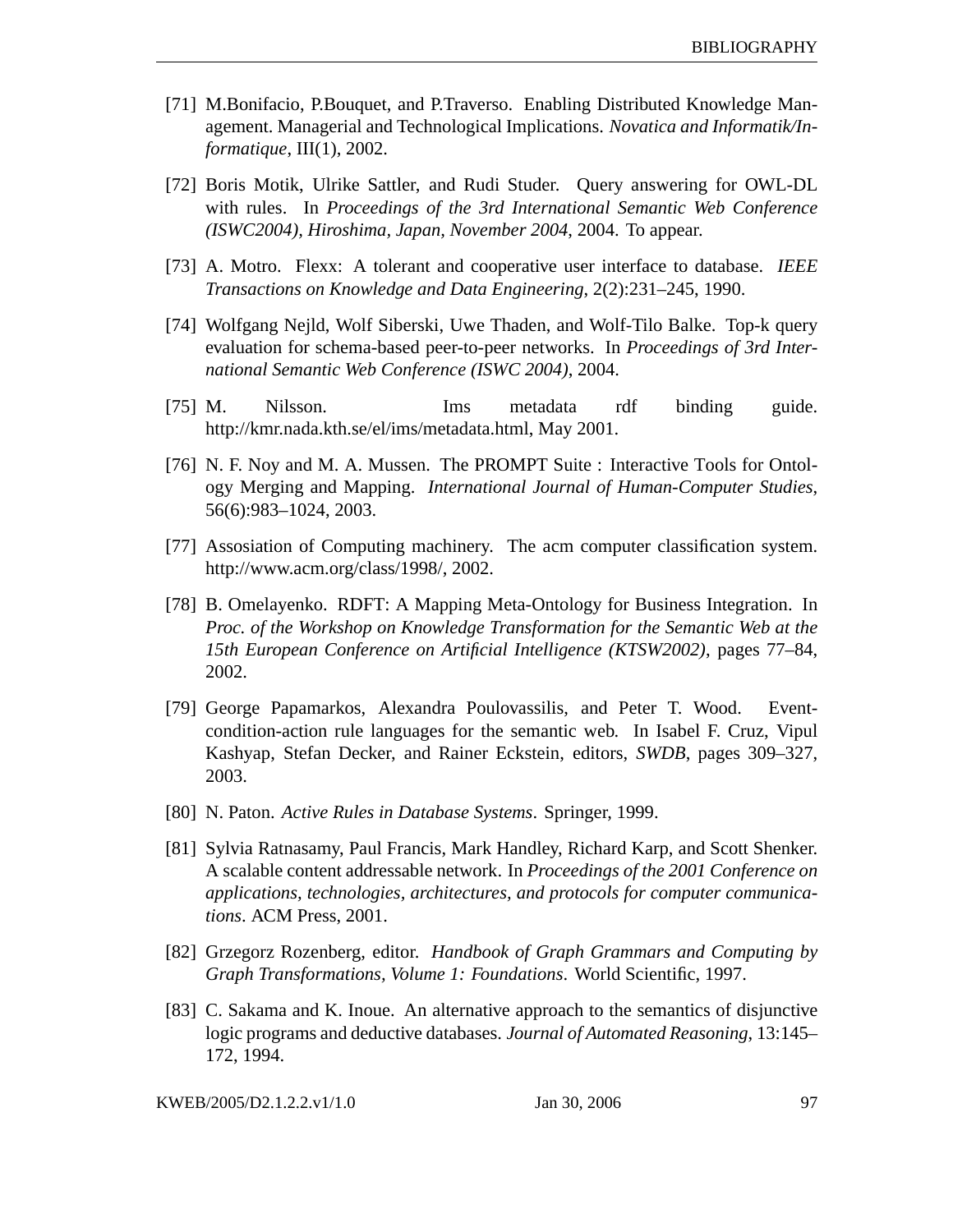[71] M.Bonifacio, P.Bouquet, and P.Traverso. Enabling Distributed Knowledge Management. Managerial and Technological Implications. *Novatica and Informatik/Informatique*, III(1), 2002.

[72] Boris Motik, Ulrike Sattler, and Rudi Studer. Query answering for OWL-DL with rules. In *Proceedings of the 3rd International Semantic Web Conference (ISWC2004), Hiroshima, Japan, November 2004*, 2004. To appear.

[73] A. Motro. Flexx: A tolerant and cooperative user interface to database. *IEEE Transactions on Knowledge and Data Engineering*, 2(2):231–245, 1990.

[74] Wolfgang Nejld, Wolf Siberski, Uwe Thaden, and Wolf-Tilo Balke. Top-k query evaluation for schema-based peer-to-peer networks. In *Proceedings of 3rd International Semantic Web Conference (ISWC 2004)*, 2004.

[75] M. Nilsson. Ims metadata rdf binding guide. http://kmr.nada.kth.se/el/ims/metadata.html, May 2001.

[76] N. F. Noy and M. A. Mussen. The PROMPT Suite : Interactive Tools for Ontology Merging and Mapping. *International Journal of Human-Computer Studies*, 56(6):983–1024, 2003.

[77] Assosiation of Computing machinery. The acm computer classification system. http://www.acm.org/class/1998/, 2002.

[78] B. Omelayenko. RDFT: A Mapping Meta-Ontology for Business Integration. In *Proc. of the Workshop on Knowledge Transformation for the Semantic Web at the 15th European Conference on Artificial Intelligence (KTSW2002)*, pages 77–84, 2002.

[79] George Papamarkos, Alexandra Poulovassilis, and Peter T. Wood. Event-condition-action rule languages for the semantic web. In Isabel F. Cruz, Vipul Kashyap, Stefan Decker, and Rainer Eckstein, editors, *SWDB*, pages 309–327, 2003.

[80] N. Paton. *Active Rules in Database Systems*. Springer, 1999.

[81] Sylvia Ratnasamy, Paul Francis, Mark Handley, Richard Karp, and Scott Shenker. A scalable content addressable network. In *Proceedings of the 2001 Conference on applications, technologies, architectures, and protocols for computer communications*. ACM Press, 2001.

[82] Grzegorz Rozenberg, editor. *Handbook of Graph Grammars and Computing by Graph Transformations, Volume 1: Foundations*. World Scientific, 1997.

[83] C. Sakama and K. Inoue. An alternative approach to the semantics of disjunctive logic programs and deductive databases. *Journal of Automated Reasoning*, 13:145–172, 1994.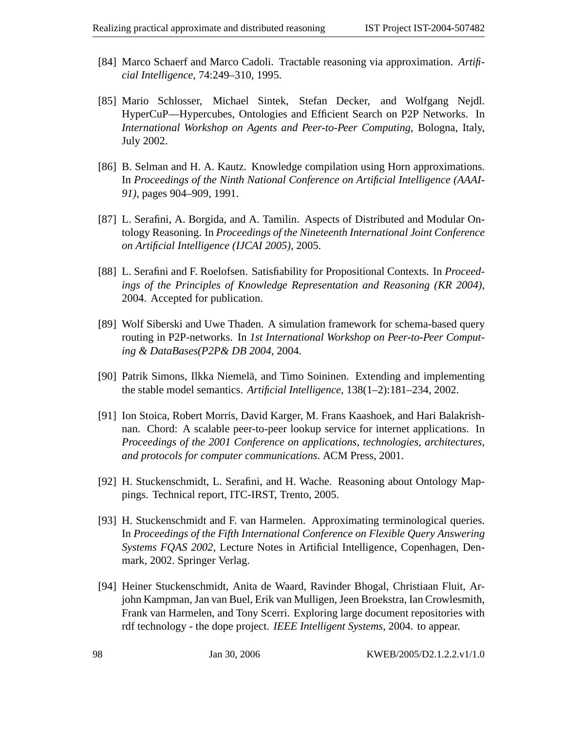[84] Marco Schaerf and Marco Cadoli. Tractable reasoning via approximation. *Artificial Intelligence*, 74:249–310, 1995.

[85] Mario Schlosser, Michael Sintek, Stefan Decker, and Wolfgang Nejdl. HyperCuP—Hypercubes, Ontologies and Efficient Search on P2P Networks. In *International Workshop on Agents and Peer-to-Peer Computing*, Bologna, Italy, July 2002.

[86] B. Selman and H. A. Kautz. Knowledge compilation using Horn approximations. In *Proceedings of the Ninth National Conference on Artificial Intelligence (AAAI-91)*, pages 904–909, 1991.

[87] L. Serafini, A. Borgida, and A. Tamilin. Aspects of Distributed and Modular Ontology Reasoning. In *Proceedings of the Nineteenth International Joint Conference on Artificial Intelligence (IJCAI 2005)*, 2005.

[88] L. Serafini and F. Roelofsen. Satisfiability for Propositional Contexts. In *Proceedings of the Principles of Knowledge Representation and Reasoning (KR 2004)*, 2004. Accepted for publication.

[89] Wolf Siberski and Uwe Thaden. A simulation framework for schema-based query routing in P2P-networks. In *1st International Workshop on Peer-to-Peer Computing & DataBases(P2P& DB 2004*, 2004.

[90] Patrik Simons, Ilkka Niemelä, and Timo Soininen. Extending and implementing the stable model semantics. *Artificial Intelligence*, 138(1–2):181–234, 2002.

[91] Ion Stoica, Robert Morris, David Karger, M. Frans Kaashoek, and Hari Balakrishnan. Chord: A scalable peer-to-peer lookup service for internet applications. In *Proceedings of the 2001 Conference on applications, technologies, architectures, and protocols for computer communications*. ACM Press, 2001.

[92] H. Stuckenschmidt, L. Serafini, and H. Wache. Reasoning about Ontology Mappings. Technical report, ITC-IRST, Trento, 2005.

[93] H. Stuckenschmidt and F. van Harmelen. Approximating terminological queries. In *Proceedings of the Fifth International Conference on Flexible Query Answering Systems FQAS 2002*, Lecture Notes in Artificial Intelligence, Copenhagen, Denmark, 2002. Springer Verlag.

[94] Heiner Stuckenschmidt, Anita de Waard, Ravinder Bhogal, Christiaan Fluit, Arjohn Kampman, Jan van Buel, Erik van Mulligen, Jeen Broekstra, Ian Crowlesmith, Frank van Harmelen, and Tony Scerri. Exploring large document repositories with rdf technology - the dope project. *IEEE Intelligent Systems*, 2004. to appear.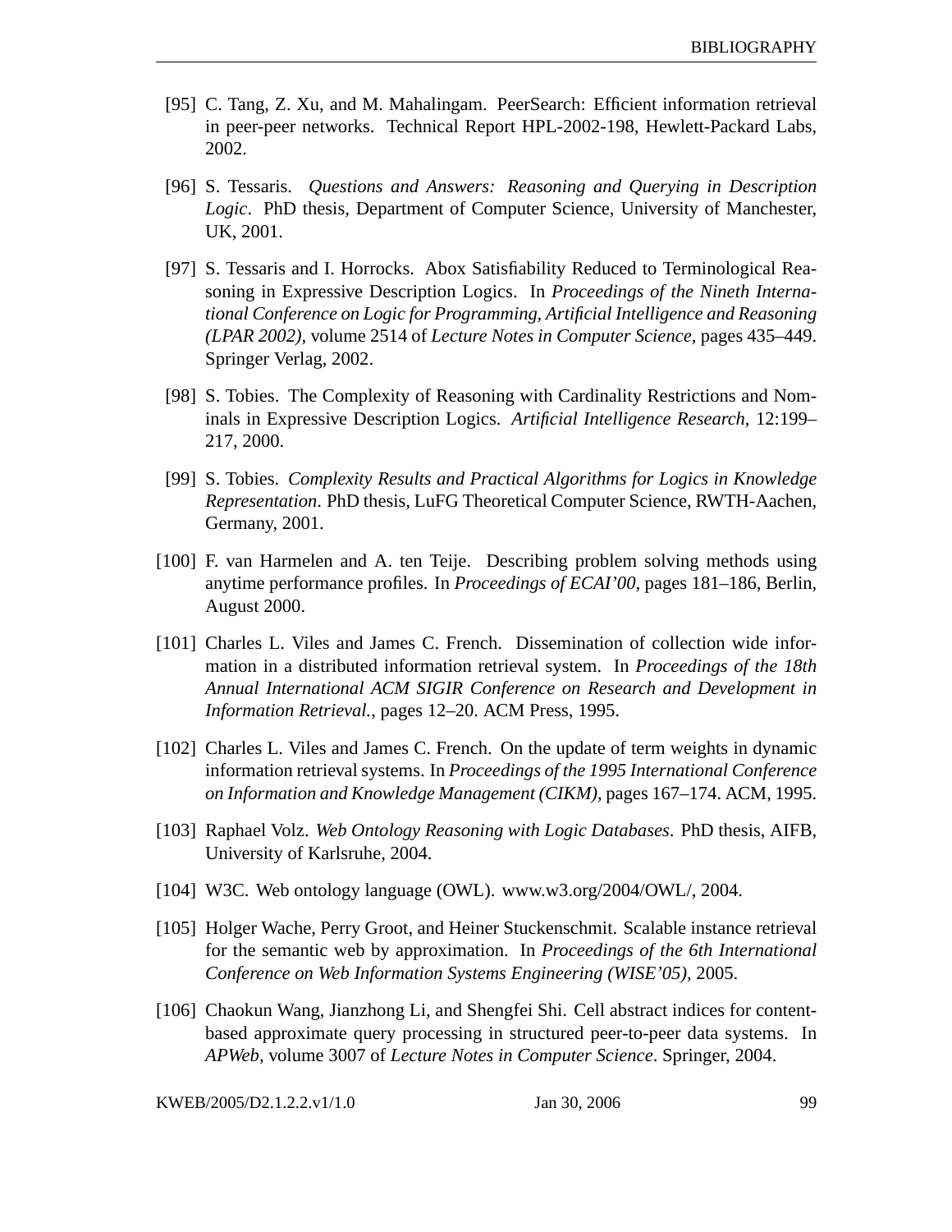[95] C. Tang, Z. Xu, and M. Mahalingam. PeerSearch: Efficient information retrieval in peer-peer networks. Technical Report HPL-2002-198, Hewlett-Packard Labs, 2002.

[96] S. Tessaris. *Questions and Answers: Reasoning and Querying in Description Logic*. PhD thesis, Department of Computer Science, University of Manchester, UK, 2001.

[97] S. Tessaris and I. Horrocks. Abox Satisfiability Reduced to Terminological Reasoning in Expressive Description Logics. In *Proceedings of the Nineth International Conference on Logic for Programming, Artificial Intelligence and Reasoning (LPAR 2002)*, volume 2514 of *Lecture Notes in Computer Science*, pages 435–449. Springer Verlag, 2002.

[98] S. Tobies. The Complexity of Reasoning with Cardinality Restrictions and Nominals in Expressive Description Logics. *Artificial Intelligence Research*, 12:199–217, 2000.

[99] S. Tobies. *Complexity Results and Practical Algorithms for Logics in Knowledge Representation*. PhD thesis, LuFG Theoretical Computer Science, RWTH-Aachen, Germany, 2001.

[100] F. van Harmelen and A. ten Teije. Describing problem solving methods using anytime performance profiles. In *Proceedings of ECAI'00*, pages 181–186, Berlin, August 2000.

[101] Charles L. Viles and James C. French. Dissemination of collection wide information in a distributed information retrieval system. In *Proceedings of the 18th Annual International ACM SIGIR Conference on Research and Development in Information Retrieval.*, pages 12–20. ACM Press, 1995.

[102] Charles L. Viles and James C. French. On the update of term weights in dynamic information retrieval systems. In *Proceedings of the 1995 International Conference on Information and Knowledge Management (CIKM)*, pages 167–174. ACM, 1995.

[103] Raphael Volz. *Web Ontology Reasoning with Logic Databases*. PhD thesis, AIFB, University of Karlsruhe, 2004.

[104] W3C. Web ontology language (OWL). www.w3.org/2004/OWL/, 2004.

[105] Holger Wache, Perry Groot, and Heiner Stuckenschmit. Scalable instance retrieval for the semantic web by approximation. In *Proceedings of the 6th International Conference on Web Information Systems Engineering (WISE'05)*, 2005.

[106] Chaokun Wang, Jianzhong Li, and Shengfei Shi. Cell abstract indices for content-based approximate query processing in structured peer-to-peer data systems. In *APWeb*, volume 3007 of *Lecture Notes in Computer Science*. Springer, 2004.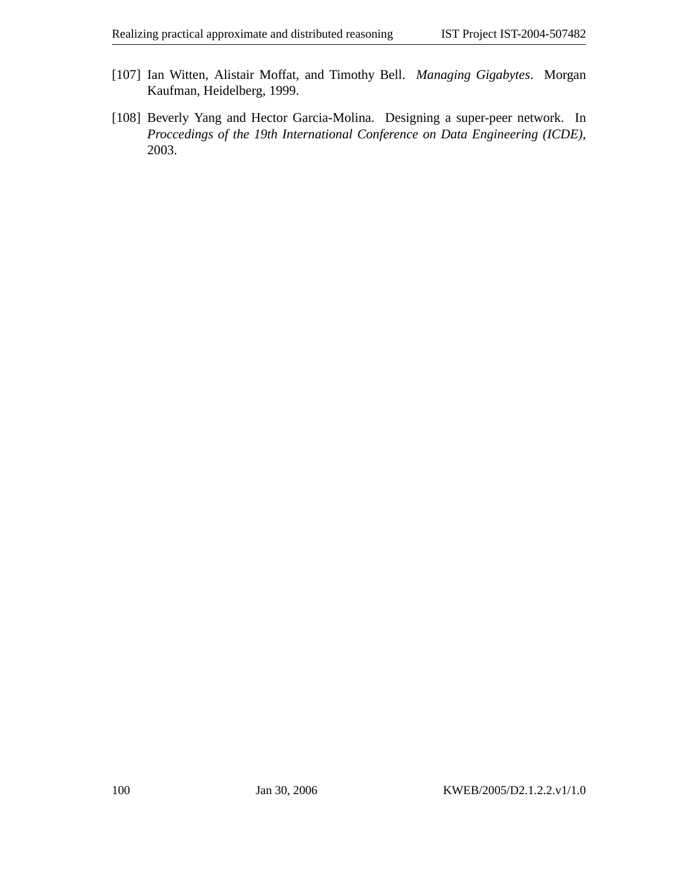[107] Ian Witten, Alistair Moffat, and Timothy Bell. *Managing Gigabytes*. Morgan Kaufman, Heidelberg, 1999.

[108] Beverly Yang and Hector Garcia-Molina. Designing a super-peer network. In *Proccedings of the 19th International Conference on Data Engineering (ICDE)*, 2003.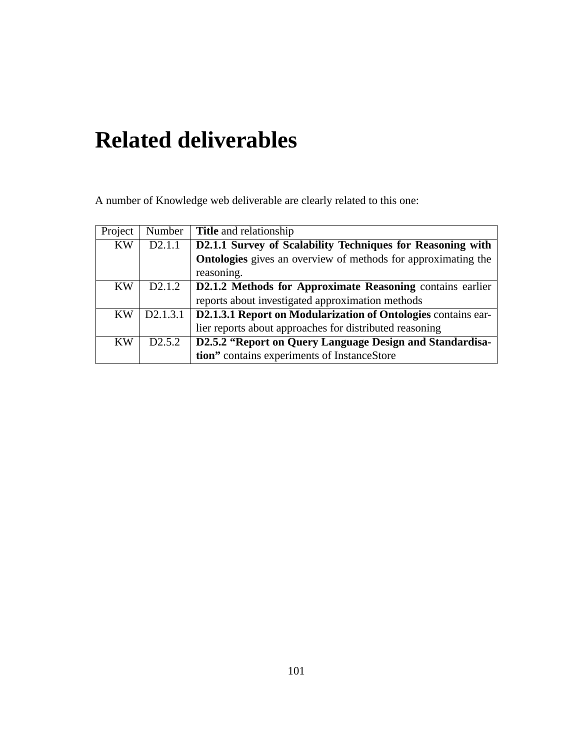# Related deliverables

A number of Knowledge web deliverable are clearly related to this one:

| Project | Number | **Title** and relationship |
|---|---|---|
| KW | D2.1.1 | **D2.1.1 Survey of Scalability Techniques for Reasoning with Ontologies** gives an overview of methods for approximating the reasoning. |
| KW | D2.1.2 | **D2.1.2 Methods for Approximate Reasoning** contains earlier reports about investigated approximation methods |
| KW | D2.1.3.1 | **D2.1.3.1 Report on Modularization of Ontologies** contains earlier reports about approaches for distributed reasoning |
| KW | D2.5.2 | **D2.5.2 “Report on Query Language Design and Standardisation”** contains experiments of InstanceStore |